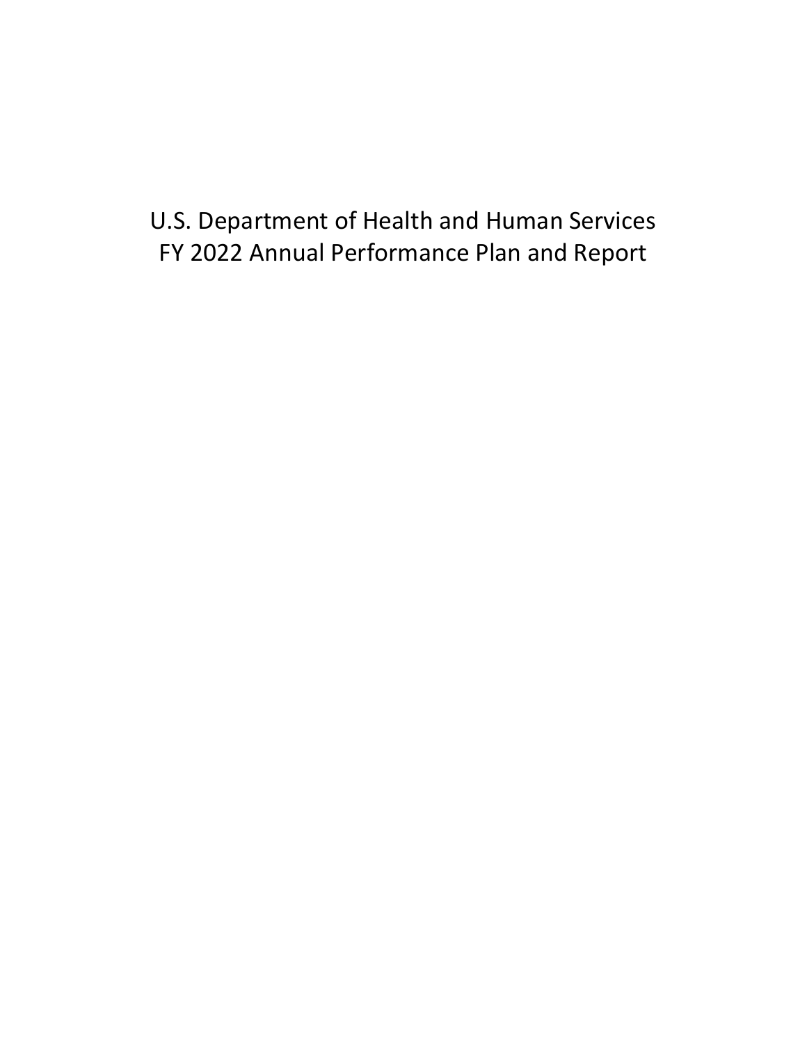# U.S. Department of Health and Human Services
# FY 2022 Annual Performance Plan and Report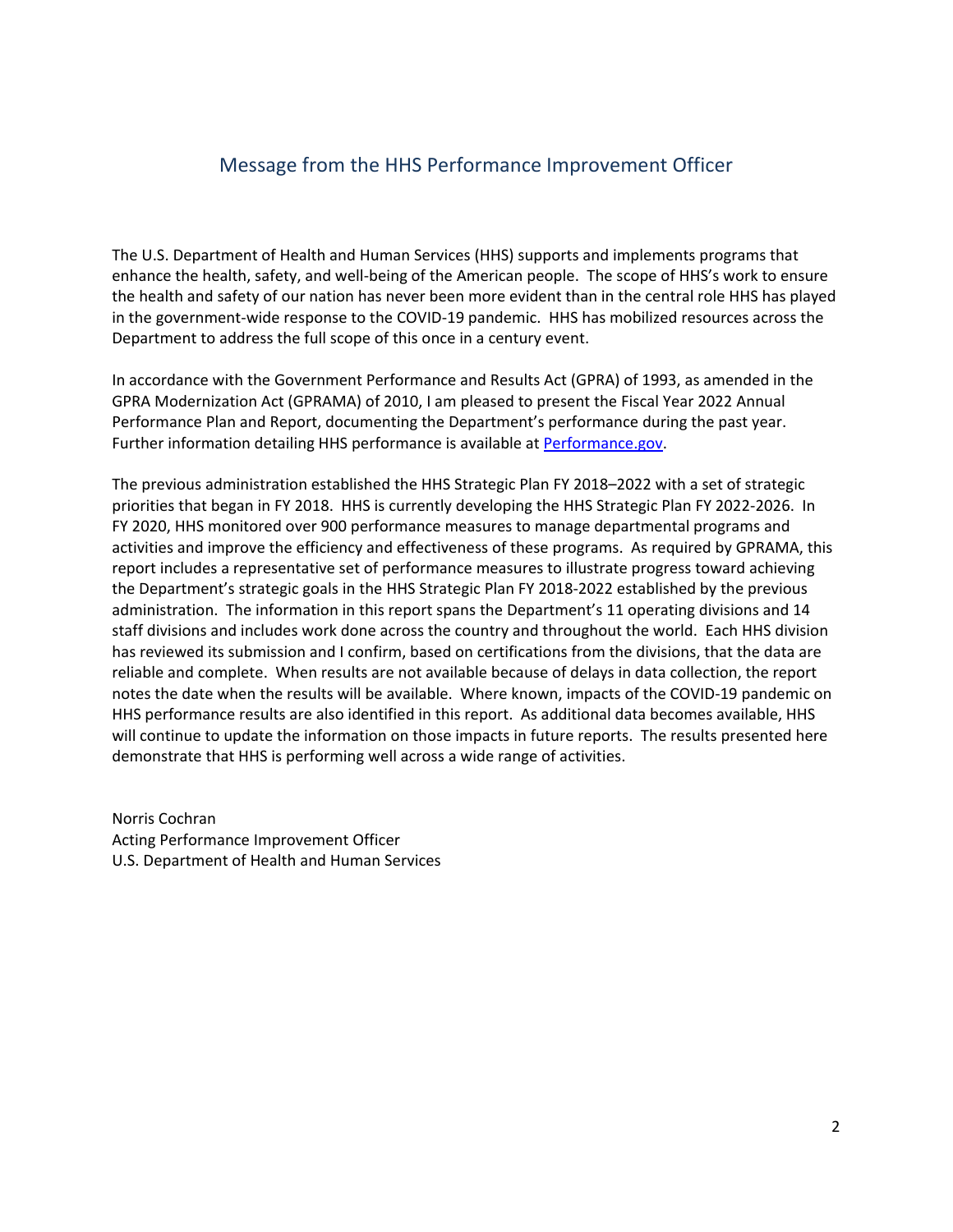## Message from the HHS Performance Improvement Officer

The U.S. Department of Health and Human Services (HHS) supports and implements programs that enhance the health, safety, and well-being of the American people. The scope of HHS's work to ensure the health and safety of our nation has never been more evident than in the central role HHS has played in the government-wide response to the COVID-19 pandemic. HHS has mobilized resources across the Department to address the full scope of this once in a century event.

In accordance with the Government Performance and Results Act (GPRA) of 1993, as amended in the GPRA Modernization Act (GPRAMA) of 2010, I am pleased to present the Fiscal Year 2022 Annual Performance Plan and Report, documenting the Department's performance during the past year. Further information detailing HHS performance is available at [Performance.gov](Performance.gov).

The previous administration established the HHS Strategic Plan FY 2018–2022 with a set of strategic priorities that began in FY 2018. HHS is currently developing the HHS Strategic Plan FY 2022-2026. In FY 2020, HHS monitored over 900 performance measures to manage departmental programs and activities and improve the efficiency and effectiveness of these programs. As required by GPRAMA, this report includes a representative set of performance measures to illustrate progress toward achieving the Department's strategic goals in the HHS Strategic Plan FY 2018-2022 established by the previous administration. The information in this report spans the Department's 11 operating divisions and 14 staff divisions and includes work done across the country and throughout the world. Each HHS division has reviewed its submission and I confirm, based on certifications from the divisions, that the data are reliable and complete. When results are not available because of delays in data collection, the report notes the date when the results will be available. Where known, impacts of the COVID-19 pandemic on HHS performance results are also identified in this report. As additional data becomes available, HHS will continue to update the information on those impacts in future reports. The results presented here demonstrate that HHS is performing well across a wide range of activities.

Norris Cochran
Acting Performance Improvement Officer
U.S. Department of Health and Human Services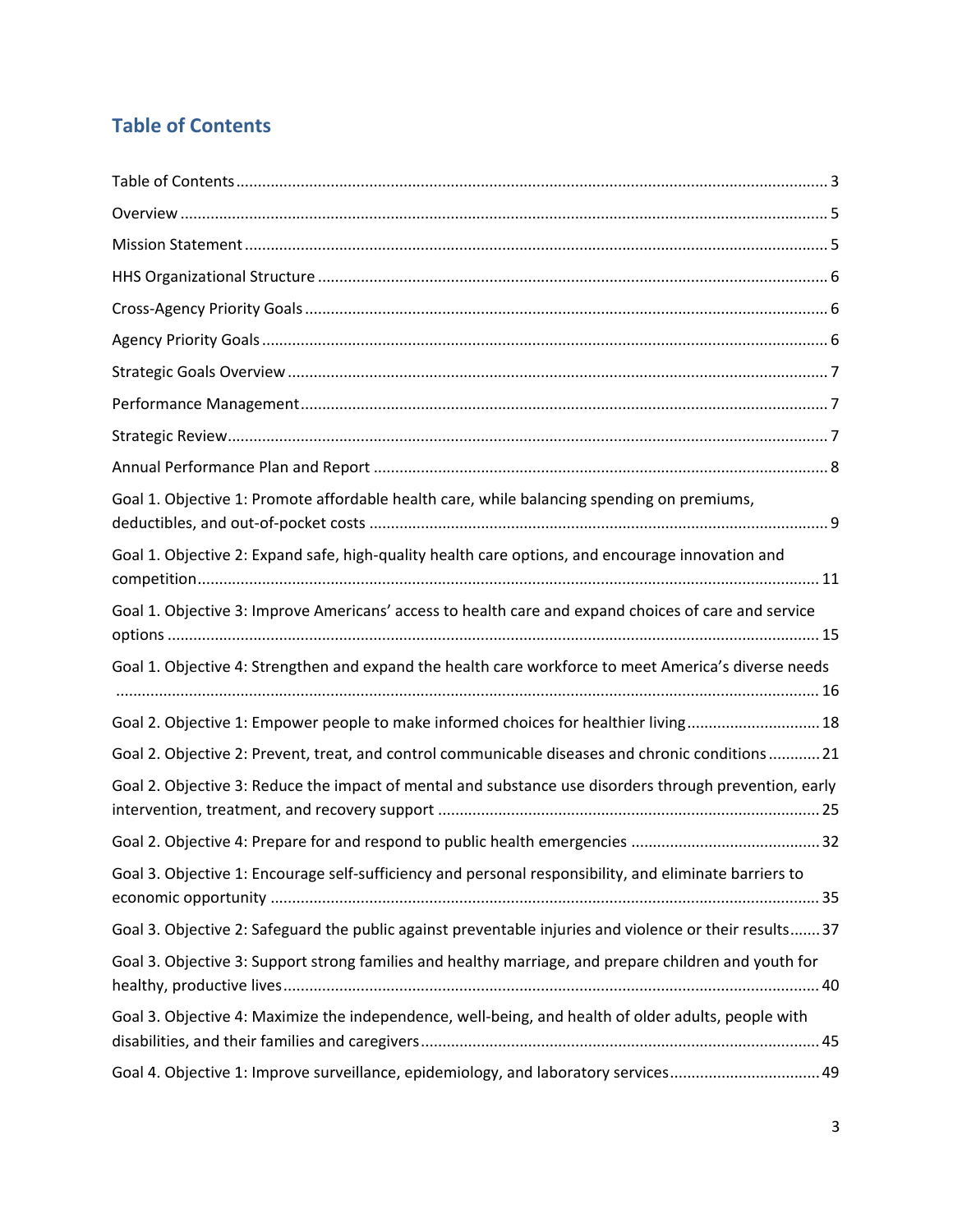## Table of Contents

Table of Contents ........................................................................................................................... 3

Overview ........................................................................................................................................ 5

Mission Statement .......................................................................................................................... 5

HHS Organizational Structure ........................................................................................................ 6

Cross-Agency Priority Goals ........................................................................................................... 6

Agency Priority Goals ..................................................................................................................... 6

Strategic Goals Overview ................................................................................................................ 7

Performance Management ............................................................................................................. 7

Strategic Review .............................................................................................................................. 7

Annual Performance Plan and Report ............................................................................................ 8

Goal 1. Objective 1: Promote affordable health care, while balancing spending on premiums, deductibles, and out-of-pocket costs ............................................................................................ 9

Goal 1. Objective 2: Expand safe, high-quality health care options, and encourage innovation and competition ................................................................................................................................ 11

Goal 1. Objective 3: Improve Americans' access to health care and expand choices of care and service options ....................................................................................................................................... 15

Goal 1. Objective 4: Strengthen and expand the health care workforce to meet America's diverse needs ......................................................................................................................................... 16

Goal 2. Objective 1: Empower people to make informed choices for healthier living ............................... 18

Goal 2. Objective 2: Prevent, treat, and control communicable diseases and chronic conditions ............ 21

Goal 2. Objective 3: Reduce the impact of mental and substance use disorders through prevention, early intervention, treatment, and recovery support ......................................................................................... 25

Goal 2. Objective 4: Prepare for and respond to public health emergencies ............................................ 32

Goal 3. Objective 1: Encourage self-sufficiency and personal responsibility, and eliminate barriers to economic opportunity ............................................................................................................................... 35

Goal 3. Objective 2: Safeguard the public against preventable injuries and violence or their results ....... 37

Goal 3. Objective 3: Support strong families and healthy marriage, and prepare children and youth for healthy, productive lives ............................................................................................................................ 40

Goal 3. Objective 4: Maximize the independence, well-being, and health of older adults, people with disabilities, and their families and caregivers ............................................................................................. 45

Goal 4. Objective 1: Improve surveillance, epidemiology, and laboratory services ................................... 49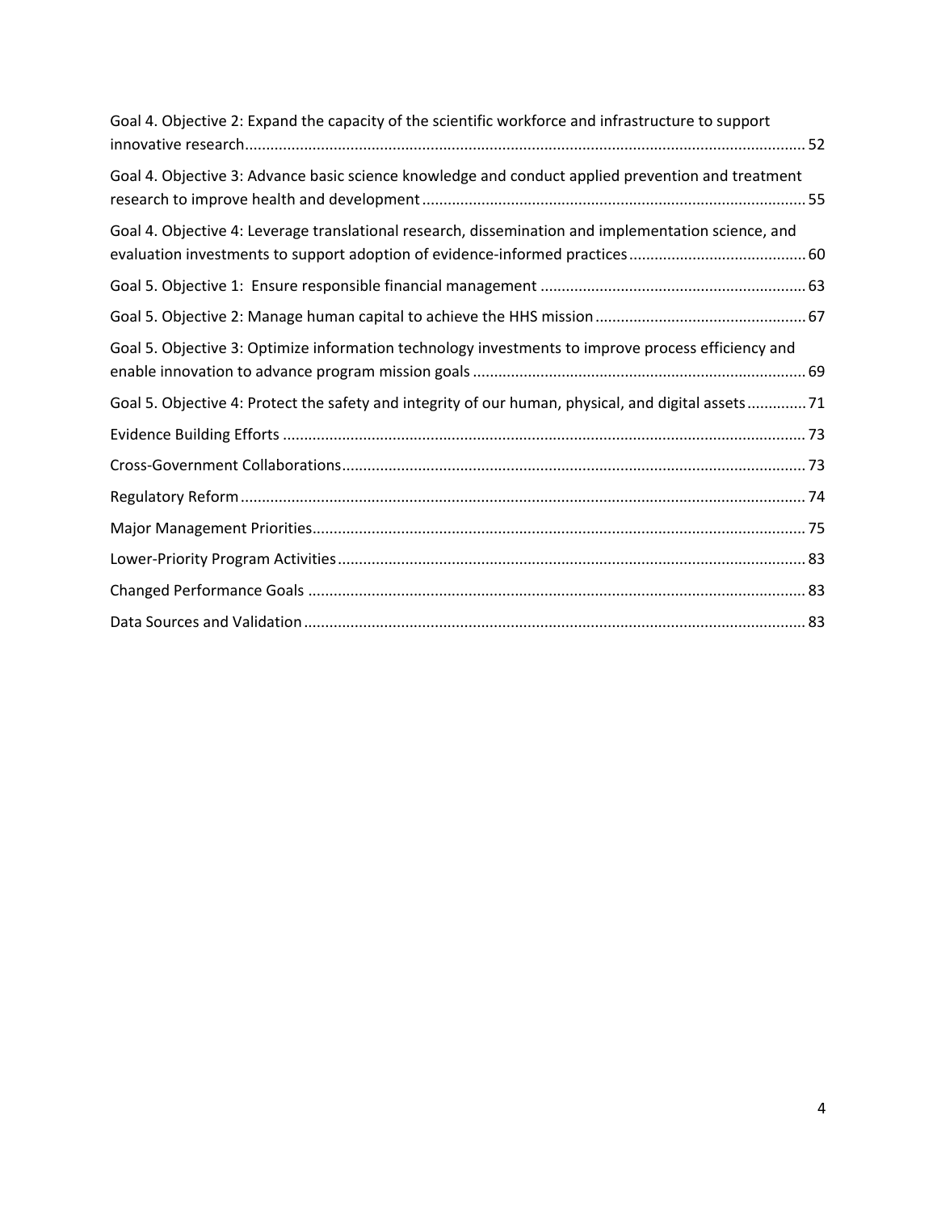Goal 4. Objective 2: Expand the capacity of the scientific workforce and infrastructure to support innovative research ..... 52

Goal 4. Objective 3: Advance basic science knowledge and conduct applied prevention and treatment research to improve health and development ..... 55

Goal 4. Objective 4: Leverage translational research, dissemination and implementation science, and evaluation investments to support adoption of evidence-informed practices ..... 60

Goal 5. Objective 1: Ensure responsible financial management ..... 63

Goal 5. Objective 2: Manage human capital to achieve the HHS mission ..... 67

Goal 5. Objective 3: Optimize information technology investments to improve process efficiency and enable innovation to advance program mission goals ..... 69

Goal 5. Objective 4: Protect the safety and integrity of our human, physical, and digital assets ..... 71

Evidence Building Efforts ..... 73

Cross-Government Collaborations ..... 73

Regulatory Reform ..... 74

Major Management Priorities ..... 75

Lower-Priority Program Activities ..... 83

Changed Performance Goals ..... 83

Data Sources and Validation ..... 83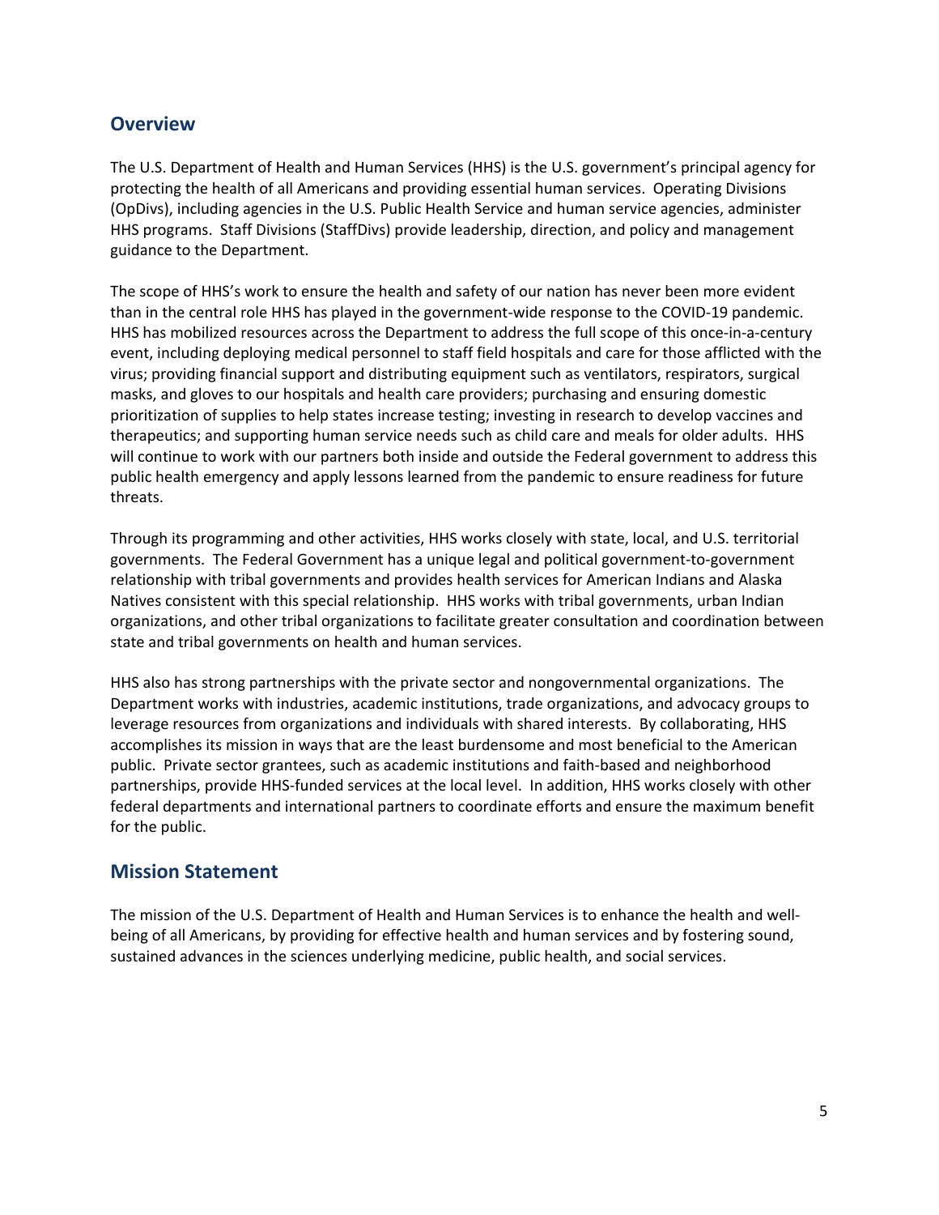## Overview

The U.S. Department of Health and Human Services (HHS) is the U.S. government's principal agency for protecting the health of all Americans and providing essential human services. Operating Divisions (OpDivs), including agencies in the U.S. Public Health Service and human service agencies, administer HHS programs. Staff Divisions (StaffDivs) provide leadership, direction, and policy and management guidance to the Department.

The scope of HHS's work to ensure the health and safety of our nation has never been more evident than in the central role HHS has played in the government-wide response to the COVID-19 pandemic. HHS has mobilized resources across the Department to address the full scope of this once-in-a-century event, including deploying medical personnel to staff field hospitals and care for those afflicted with the virus; providing financial support and distributing equipment such as ventilators, respirators, surgical masks, and gloves to our hospitals and health care providers; purchasing and ensuring domestic prioritization of supplies to help states increase testing; investing in research to develop vaccines and therapeutics; and supporting human service needs such as child care and meals for older adults. HHS will continue to work with our partners both inside and outside the Federal government to address this public health emergency and apply lessons learned from the pandemic to ensure readiness for future threats.

Through its programming and other activities, HHS works closely with state, local, and U.S. territorial governments. The Federal Government has a unique legal and political government-to-government relationship with tribal governments and provides health services for American Indians and Alaska Natives consistent with this special relationship. HHS works with tribal governments, urban Indian organizations, and other tribal organizations to facilitate greater consultation and coordination between state and tribal governments on health and human services.

HHS also has strong partnerships with the private sector and nongovernmental organizations. The Department works with industries, academic institutions, trade organizations, and advocacy groups to leverage resources from organizations and individuals with shared interests. By collaborating, HHS accomplishes its mission in ways that are the least burdensome and most beneficial to the American public. Private sector grantees, such as academic institutions and faith-based and neighborhood partnerships, provide HHS-funded services at the local level. In addition, HHS works closely with other federal departments and international partners to coordinate efforts and ensure the maximum benefit for the public.

## Mission Statement

The mission of the U.S. Department of Health and Human Services is to enhance the health and well-being of all Americans, by providing for effective health and human services and by fostering sound, sustained advances in the sciences underlying medicine, public health, and social services.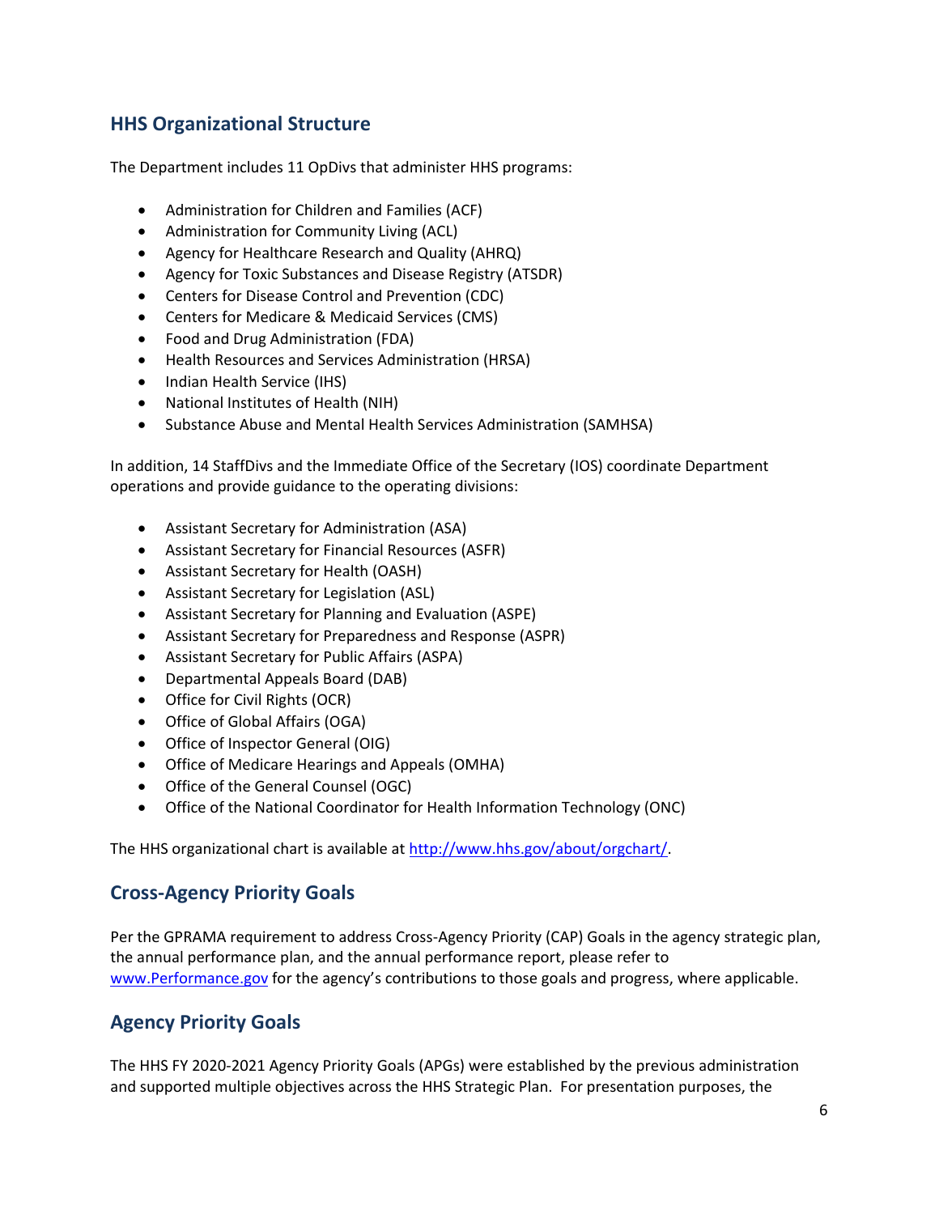## HHS Organizational Structure

The Department includes 11 OpDivs that administer HHS programs:

- Administration for Children and Families (ACF)
- Administration for Community Living (ACL)
- Agency for Healthcare Research and Quality (AHRQ)
- Agency for Toxic Substances and Disease Registry (ATSDR)
- Centers for Disease Control and Prevention (CDC)
- Centers for Medicare & Medicaid Services (CMS)
- Food and Drug Administration (FDA)
- Health Resources and Services Administration (HRSA)
- Indian Health Service (IHS)
- National Institutes of Health (NIH)
- Substance Abuse and Mental Health Services Administration (SAMHSA)

In addition, 14 StaffDivs and the Immediate Office of the Secretary (IOS) coordinate Department operations and provide guidance to the operating divisions:

- Assistant Secretary for Administration (ASA)
- Assistant Secretary for Financial Resources (ASFR)
- Assistant Secretary for Health (OASH)
- Assistant Secretary for Legislation (ASL)
- Assistant Secretary for Planning and Evaluation (ASPE)
- Assistant Secretary for Preparedness and Response (ASPR)
- Assistant Secretary for Public Affairs (ASPA)
- Departmental Appeals Board (DAB)
- Office for Civil Rights (OCR)
- Office of Global Affairs (OGA)
- Office of Inspector General (OIG)
- Office of Medicare Hearings and Appeals (OMHA)
- Office of the General Counsel (OGC)
- Office of the National Coordinator for Health Information Technology (ONC)

The HHS organizational chart is available at http://www.hhs.gov/about/orgchart/.

## Cross-Agency Priority Goals

Per the GPRAMA requirement to address Cross-Agency Priority (CAP) Goals in the agency strategic plan, the annual performance plan, and the annual performance report, please refer to www.Performance.gov for the agency's contributions to those goals and progress, where applicable.

## Agency Priority Goals

The HHS FY 2020-2021 Agency Priority Goals (APGs) were established by the previous administration and supported multiple objectives across the HHS Strategic Plan. For presentation purposes, the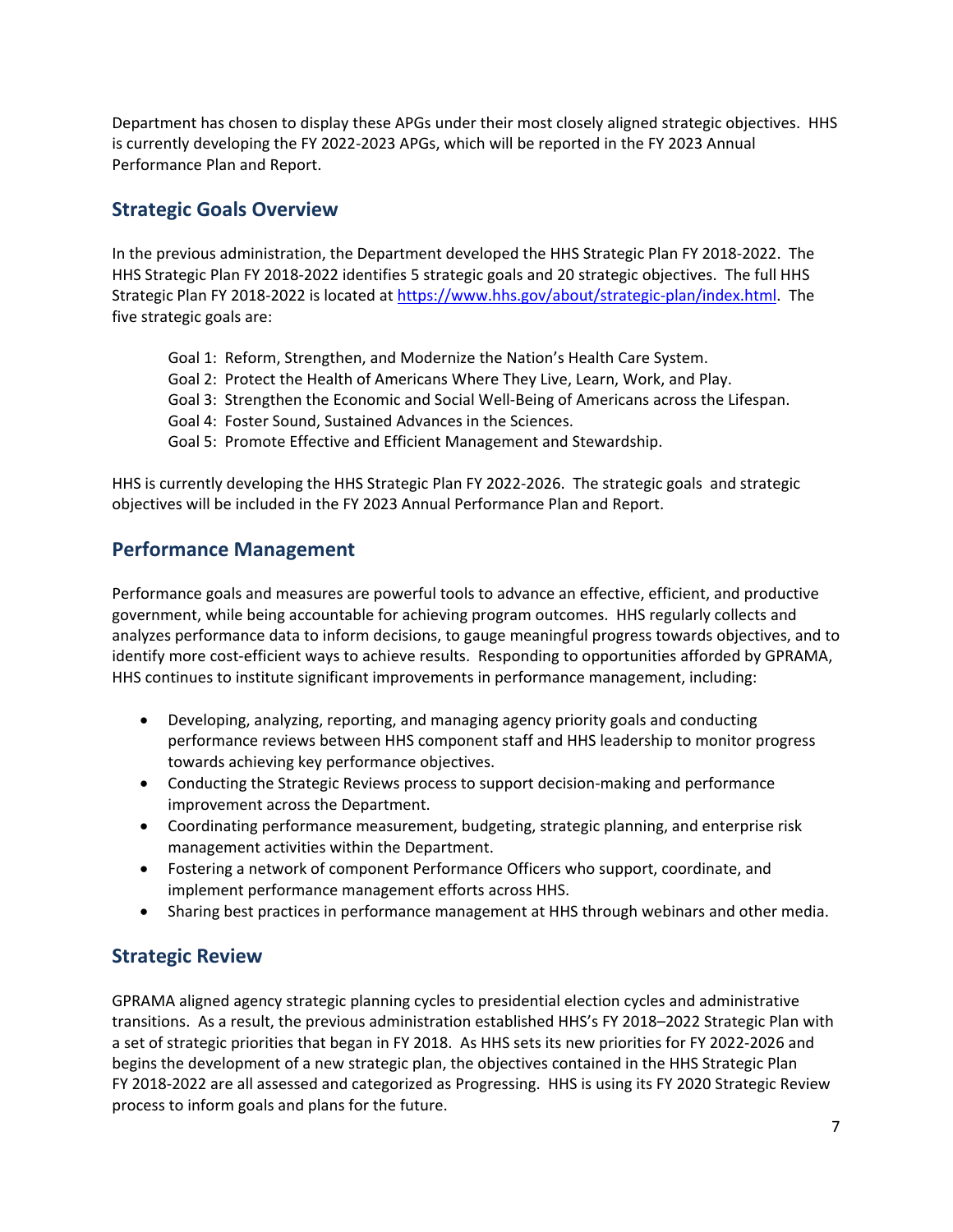Department has chosen to display these APGs under their most closely aligned strategic objectives. HHS is currently developing the FY 2022-2023 APGs, which will be reported in the FY 2023 Annual Performance Plan and Report.

## Strategic Goals Overview

In the previous administration, the Department developed the HHS Strategic Plan FY 2018-2022. The HHS Strategic Plan FY 2018-2022 identifies 5 strategic goals and 20 strategic objectives. The full HHS Strategic Plan FY 2018-2022 is located at [https://www.hhs.gov/about/strategic-plan/index.html](https://www.hhs.gov/about/strategic-plan/index.html). The five strategic goals are:

Goal 1: Reform, Strengthen, and Modernize the Nation's Health Care System.
Goal 2: Protect the Health of Americans Where They Live, Learn, Work, and Play.
Goal 3: Strengthen the Economic and Social Well-Being of Americans across the Lifespan.
Goal 4: Foster Sound, Sustained Advances in the Sciences.
Goal 5: Promote Effective and Efficient Management and Stewardship.

HHS is currently developing the HHS Strategic Plan FY 2022-2026. The strategic goals and strategic objectives will be included in the FY 2023 Annual Performance Plan and Report.

## Performance Management

Performance goals and measures are powerful tools to advance an effective, efficient, and productive government, while being accountable for achieving program outcomes. HHS regularly collects and analyzes performance data to inform decisions, to gauge meaningful progress towards objectives, and to identify more cost-efficient ways to achieve results. Responding to opportunities afforded by GPRAMA, HHS continues to institute significant improvements in performance management, including:

- Developing, analyzing, reporting, and managing agency priority goals and conducting performance reviews between HHS component staff and HHS leadership to monitor progress towards achieving key performance objectives.
- Conducting the Strategic Reviews process to support decision-making and performance improvement across the Department.
- Coordinating performance measurement, budgeting, strategic planning, and enterprise risk management activities within the Department.
- Fostering a network of component Performance Officers who support, coordinate, and implement performance management efforts across HHS.
- Sharing best practices in performance management at HHS through webinars and other media.

## Strategic Review

GPRAMA aligned agency strategic planning cycles to presidential election cycles and administrative transitions. As a result, the previous administration established HHS's FY 2018–2022 Strategic Plan with a set of strategic priorities that began in FY 2018. As HHS sets its new priorities for FY 2022-2026 and begins the development of a new strategic plan, the objectives contained in the HHS Strategic Plan FY 2018-2022 are all assessed and categorized as Progressing. HHS is using its FY 2020 Strategic Review process to inform goals and plans for the future.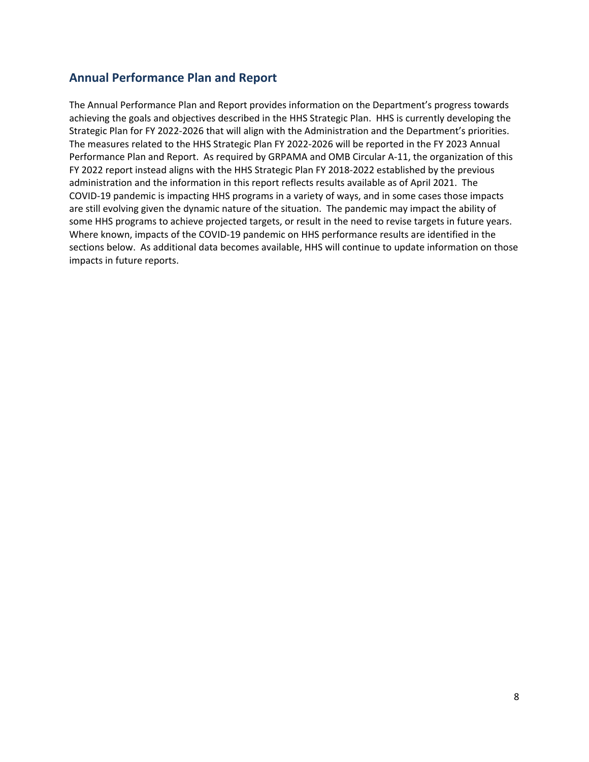## Annual Performance Plan and Report

The Annual Performance Plan and Report provides information on the Department's progress towards achieving the goals and objectives described in the HHS Strategic Plan. HHS is currently developing the Strategic Plan for FY 2022-2026 that will align with the Administration and the Department's priorities. The measures related to the HHS Strategic Plan FY 2022-2026 will be reported in the FY 2023 Annual Performance Plan and Report. As required by GRPAMA and OMB Circular A-11, the organization of this FY 2022 report instead aligns with the HHS Strategic Plan FY 2018-2022 established by the previous administration and the information in this report reflects results available as of April 2021. The COVID-19 pandemic is impacting HHS programs in a variety of ways, and in some cases those impacts are still evolving given the dynamic nature of the situation. The pandemic may impact the ability of some HHS programs to achieve projected targets, or result in the need to revise targets in future years. Where known, impacts of the COVID-19 pandemic on HHS performance results are identified in the sections below. As additional data becomes available, HHS will continue to update information on those impacts in future reports.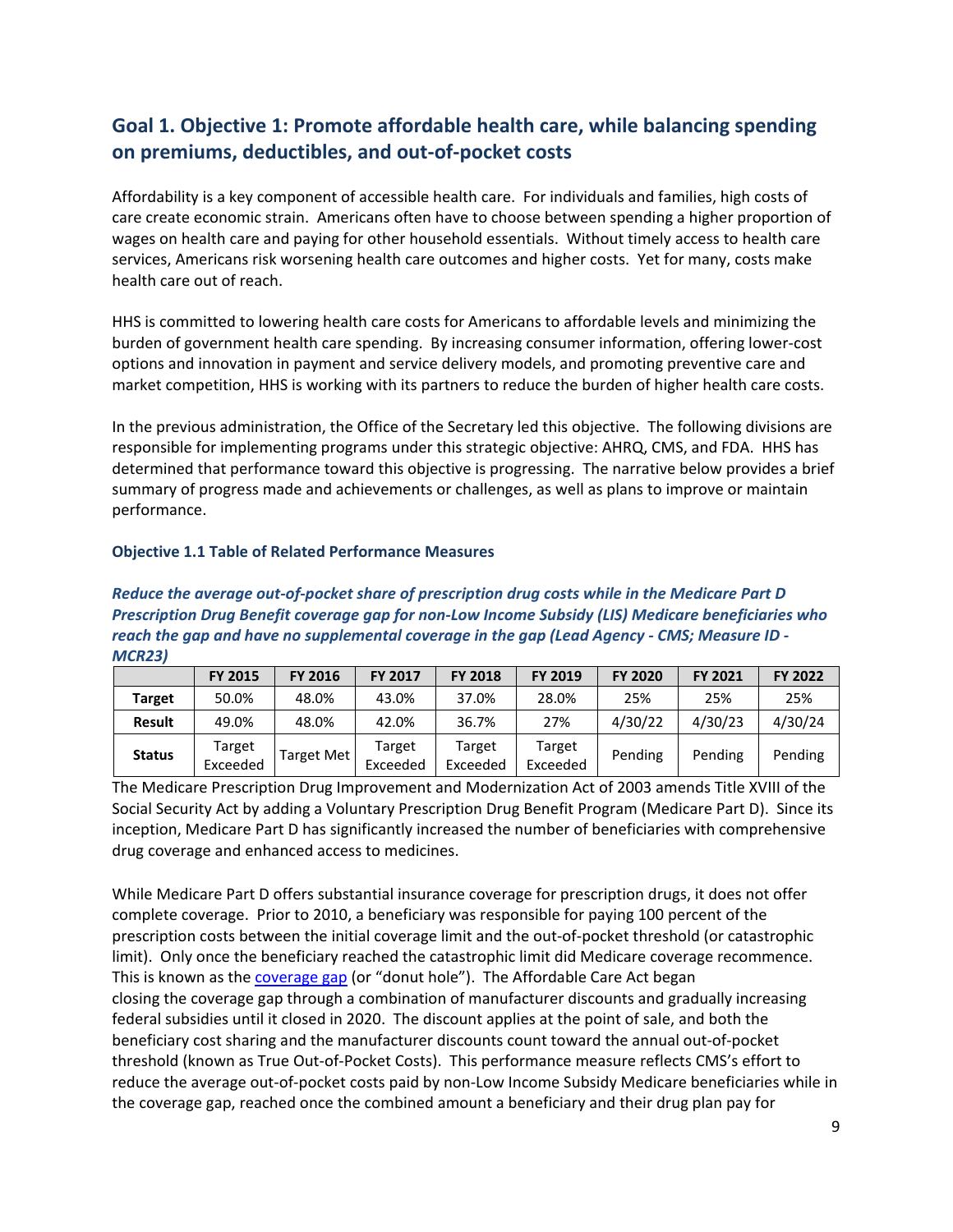## Goal 1. Objective 1: Promote affordable health care, while balancing spending on premiums, deductibles, and out-of-pocket costs

Affordability is a key component of accessible health care. For individuals and families, high costs of care create economic strain. Americans often have to choose between spending a higher proportion of wages on health care and paying for other household essentials. Without timely access to health care services, Americans risk worsening health care outcomes and higher costs. Yet for many, costs make health care out of reach.

HHS is committed to lowering health care costs for Americans to affordable levels and minimizing the burden of government health care spending. By increasing consumer information, offering lower-cost options and innovation in payment and service delivery models, and promoting preventive care and market competition, HHS is working with its partners to reduce the burden of higher health care costs.

In the previous administration, the Office of the Secretary led this objective. The following divisions are responsible for implementing programs under this strategic objective: AHRQ, CMS, and FDA. HHS has determined that performance toward this objective is progressing. The narrative below provides a brief summary of progress made and achievements or challenges, as well as plans to improve or maintain performance.

### Objective 1.1 Table of Related Performance Measures

***Reduce the average out-of-pocket share of prescription drug costs while in the Medicare Part D Prescription Drug Benefit coverage gap for non-Low Income Subsidy (LIS) Medicare beneficiaries who reach the gap and have no supplemental coverage in the gap (Lead Agency - CMS; Measure ID - MCR23)***

| | FY 2015 | FY 2016 | FY 2017 | FY 2018 | FY 2019 | FY 2020 | FY 2021 | FY 2022 |
|---|---|---|---|---|---|---|---|---|
| **Target** | 50.0% | 48.0% | 43.0% | 37.0% | 28.0% | 25% | 25% | 25% |
| **Result** | 49.0% | 48.0% | 42.0% | 36.7% | 27% | 4/30/22 | 4/30/23 | 4/30/24 |
| **Status** | Target Exceeded | Target Met | Target Exceeded | Target Exceeded | Target Exceeded | Pending | Pending | Pending |

The Medicare Prescription Drug Improvement and Modernization Act of 2003 amends Title XVIII of the Social Security Act by adding a Voluntary Prescription Drug Benefit Program (Medicare Part D). Since its inception, Medicare Part D has significantly increased the number of beneficiaries with comprehensive drug coverage and enhanced access to medicines.

While Medicare Part D offers substantial insurance coverage for prescription drugs, it does not offer complete coverage. Prior to 2010, a beneficiary was responsible for paying 100 percent of the prescription costs between the initial coverage limit and the out-of-pocket threshold (or catastrophic limit). Only once the beneficiary reached the catastrophic limit did Medicare coverage recommence. This is known as the coverage gap (or "donut hole"). The Affordable Care Act began closing the coverage gap through a combination of manufacturer discounts and gradually increasing federal subsidies until it closed in 2020. The discount applies at the point of sale, and both the beneficiary cost sharing and the manufacturer discounts count toward the annual out-of-pocket threshold (known as True Out-of-Pocket Costs). This performance measure reflects CMS's effort to reduce the average out-of-pocket costs paid by non-Low Income Subsidy Medicare beneficiaries while in the coverage gap, reached once the combined amount a beneficiary and their drug plan pay for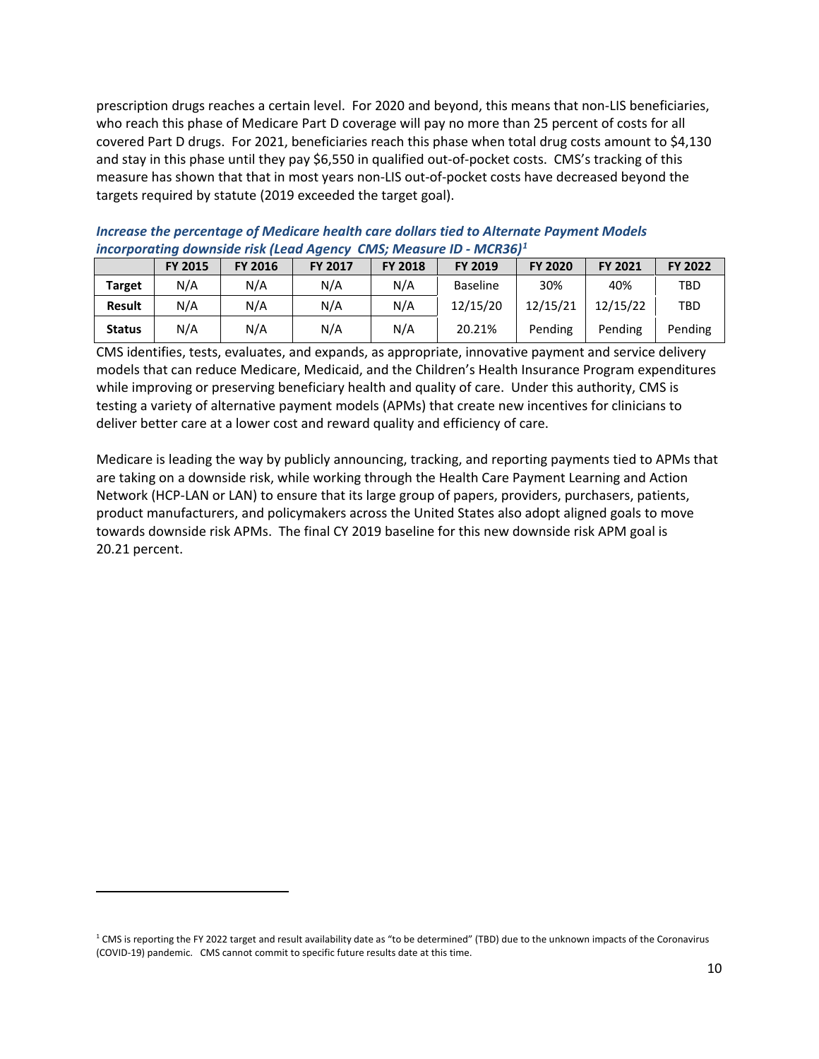prescription drugs reaches a certain level. For 2020 and beyond, this means that non-LIS beneficiaries, who reach this phase of Medicare Part D coverage will pay no more than 25 percent of costs for all covered Part D drugs. For 2021, beneficiaries reach this phase when total drug costs amount to $4,130 and stay in this phase until they pay $6,550 in qualified out-of-pocket costs. CMS's tracking of this measure has shown that that in most years non-LIS out-of-pocket costs have decreased beyond the targets required by statute (2019 exceeded the target goal).

***Increase the percentage of Medicare health care dollars tied to Alternate Payment Models incorporating downside risk (Lead Agency CMS; Measure ID - MCR36)[1]***

| | FY 2015 | FY 2016 | FY 2017 | FY 2018 | FY 2019 | FY 2020 | FY 2021 | FY 2022 |
|---|---|---|---|---|---|---|---|---|
| **Target** | N/A | N/A | N/A | N/A | Baseline | 30% | 40% | TBD |
| **Result** | N/A | N/A | N/A | N/A | 12/15/20 | 12/15/21 | 12/15/22 | TBD |
| **Status** | N/A | N/A | N/A | N/A | 20.21% | Pending | Pending | Pending |

CMS identifies, tests, evaluates, and expands, as appropriate, innovative payment and service delivery models that can reduce Medicare, Medicaid, and the Children's Health Insurance Program expenditures while improving or preserving beneficiary health and quality of care. Under this authority, CMS is testing a variety of alternative payment models (APMs) that create new incentives for clinicians to deliver better care at a lower cost and reward quality and efficiency of care.

Medicare is leading the way by publicly announcing, tracking, and reporting payments tied to APMs that are taking on a downside risk, while working through the Health Care Payment Learning and Action Network (HCP-LAN or LAN) to ensure that its large group of papers, providers, purchasers, patients, product manufacturers, and policymakers across the United States also adopt aligned goals to move towards downside risk APMs. The final CY 2019 baseline for this new downside risk APM goal is 20.21 percent.

[1] CMS is reporting the FY 2022 target and result availability date as "to be determined" (TBD) due to the unknown impacts of the Coronavirus (COVID-19) pandemic. CMS cannot commit to specific future results date at this time.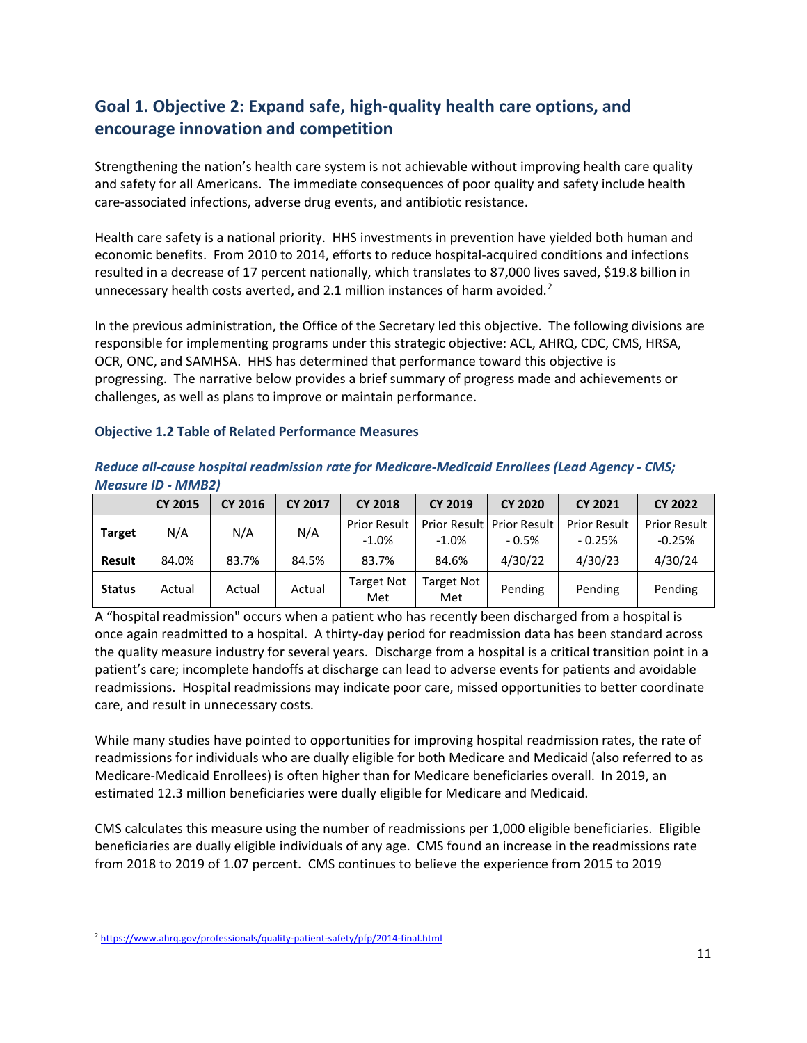## Goal 1. Objective 2: Expand safe, high-quality health care options, and encourage innovation and competition

Strengthening the nation's health care system is not achievable without improving health care quality and safety for all Americans. The immediate consequences of poor quality and safety include health care-associated infections, adverse drug events, and antibiotic resistance.

Health care safety is a national priority. HHS investments in prevention have yielded both human and economic benefits. From 2010 to 2014, efforts to reduce hospital-acquired conditions and infections resulted in a decrease of 17 percent nationally, which translates to 87,000 lives saved, $19.8 billion in unnecessary health costs averted, and 2.1 million instances of harm avoided.[2]

In the previous administration, the Office of the Secretary led this objective. The following divisions are responsible for implementing programs under this strategic objective: ACL, AHRQ, CDC, CMS, HRSA, OCR, ONC, and SAMHSA. HHS has determined that performance toward this objective is progressing. The narrative below provides a brief summary of progress made and achievements or challenges, as well as plans to improve or maintain performance.

### Objective 1.2 Table of Related Performance Measures

***Reduce all-cause hospital readmission rate for Medicare-Medicaid Enrollees (Lead Agency - CMS; Measure ID - MMB2)***

| | CY 2015 | CY 2016 | CY 2017 | CY 2018 | CY 2019 | CY 2020 | CY 2021 | CY 2022 |
|---|---|---|---|---|---|---|---|---|
| **Target** | N/A | N/A | N/A | Prior Result -1.0% | Prior Result -1.0% | Prior Result - 0.5% | Prior Result - 0.25% | Prior Result -0.25% |
| **Result** | 84.0% | 83.7% | 84.5% | 83.7% | 84.6% | 4/30/22 | 4/30/23 | 4/30/24 |
| **Status** | Actual | Actual | Actual | Target Not Met | Target Not Met | Pending | Pending | Pending |

A "hospital readmission" occurs when a patient who has recently been discharged from a hospital is once again readmitted to a hospital. A thirty-day period for readmission data has been standard across the quality measure industry for several years. Discharge from a hospital is a critical transition point in a patient's care; incomplete handoffs at discharge can lead to adverse events for patients and avoidable readmissions. Hospital readmissions may indicate poor care, missed opportunities to better coordinate care, and result in unnecessary costs.

While many studies have pointed to opportunities for improving hospital readmission rates, the rate of readmissions for individuals who are dually eligible for both Medicare and Medicaid (also referred to as Medicare-Medicaid Enrollees) is often higher than for Medicare beneficiaries overall. In 2019, an estimated 12.3 million beneficiaries were dually eligible for Medicare and Medicaid.

CMS calculates this measure using the number of readmissions per 1,000 eligible beneficiaries. Eligible beneficiaries are dually eligible individuals of any age. CMS found an increase in the readmissions rate from 2018 to 2019 of 1.07 percent. CMS continues to believe the experience from 2015 to 2019

---

[2] https://www.ahrq.gov/professionals/quality-patient-safety/pfp/2014-final.html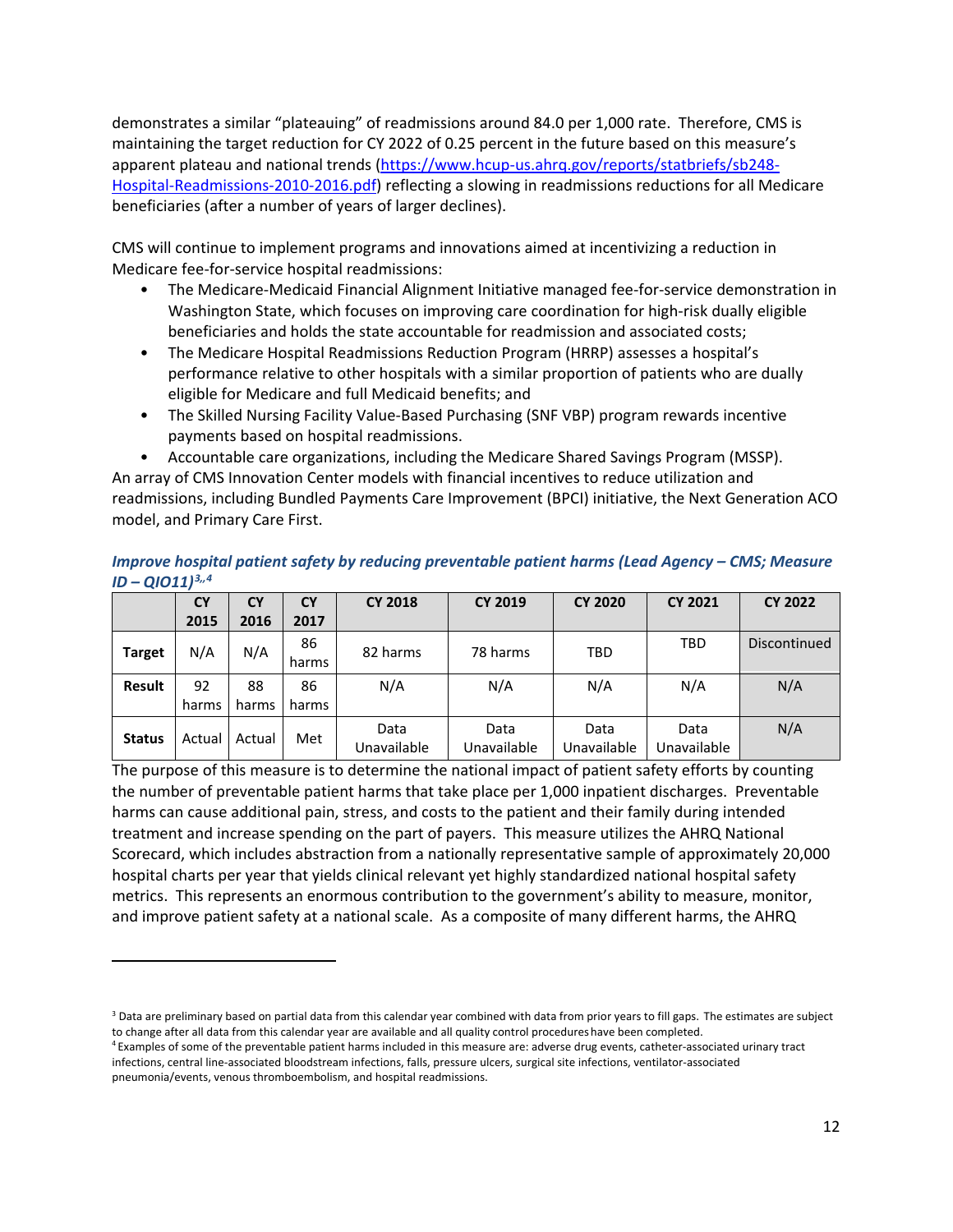demonstrates a similar "plateauing" of readmissions around 84.0 per 1,000 rate. Therefore, CMS is maintaining the target reduction for CY 2022 of 0.25 percent in the future based on this measure's apparent plateau and national trends (https://www.hcup-us.ahrq.gov/reports/statbriefs/sb248-Hospital-Readmissions-2010-2016.pdf) reflecting a slowing in readmissions reductions for all Medicare beneficiaries (after a number of years of larger declines).

CMS will continue to implement programs and innovations aimed at incentivizing a reduction in Medicare fee-for-service hospital readmissions:

- The Medicare-Medicaid Financial Alignment Initiative managed fee-for-service demonstration in Washington State, which focuses on improving care coordination for high-risk dually eligible beneficiaries and holds the state accountable for readmission and associated costs;
- The Medicare Hospital Readmissions Reduction Program (HRRP) assesses a hospital's performance relative to other hospitals with a similar proportion of patients who are dually eligible for Medicare and full Medicaid benefits; and
- The Skilled Nursing Facility Value-Based Purchasing (SNF VBP) program rewards incentive payments based on hospital readmissions.
- Accountable care organizations, including the Medicare Shared Savings Program (MSSP).

An array of CMS Innovation Center models with financial incentives to reduce utilization and readmissions, including Bundled Payments Care Improvement (BPCI) initiative, the Next Generation ACO model, and Primary Care First.

***Improve hospital patient safety by reducing preventable patient harms (Lead Agency – CMS; Measure ID – QIO11)[3,4]***

| | CY 2015 | CY 2016 | CY 2017 | CY 2018 | CY 2019 | CY 2020 | CY 2021 | CY 2022 |
|---|---|---|---|---|---|---|---|---|
| **Target** | N/A | N/A | 86 harms | 82 harms | 78 harms | TBD | TBD | Discontinued |
| **Result** | 92 harms | 88 harms | 86 harms | N/A | N/A | N/A | N/A | N/A |
| **Status** | Actual | Actual | Met | Data Unavailable | Data Unavailable | Data Unavailable | Data Unavailable | N/A |

The purpose of this measure is to determine the national impact of patient safety efforts by counting the number of preventable patient harms that take place per 1,000 inpatient discharges. Preventable harms can cause additional pain, stress, and costs to the patient and their family during intended treatment and increase spending on the part of payers. This measure utilizes the AHRQ National Scorecard, which includes abstraction from a nationally representative sample of approximately 20,000 hospital charts per year that yields clinical relevant yet highly standardized national hospital safety metrics. This represents an enormous contribution to the government's ability to measure, monitor, and improve patient safety at a national scale. As a composite of many different harms, the AHRQ

[3] Data are preliminary based on partial data from this calendar year combined with data from prior years to fill gaps. The estimates are subject to change after all data from this calendar year are available and all quality control procedures have been completed.

[4] Examples of some of the preventable patient harms included in this measure are: adverse drug events, catheter-associated urinary tract infections, central line-associated bloodstream infections, falls, pressure ulcers, surgical site infections, ventilator-associated pneumonia/events, venous thromboembolism, and hospital readmissions.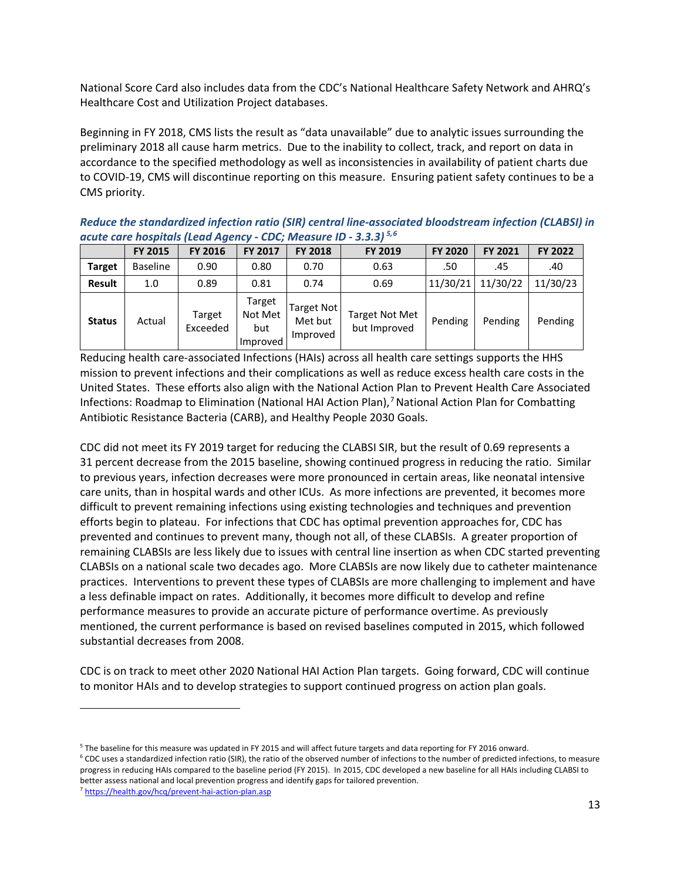National Score Card also includes data from the CDC's National Healthcare Safety Network and AHRQ's Healthcare Cost and Utilization Project databases.

Beginning in FY 2018, CMS lists the result as "data unavailable" due to analytic issues surrounding the preliminary 2018 all cause harm metrics. Due to the inability to collect, track, and report on data in accordance to the specified methodology as well as inconsistencies in availability of patient charts due to COVID-19, CMS will discontinue reporting on this measure. Ensuring patient safety continues to be a CMS priority.

***Reduce the standardized infection ratio (SIR) central line-associated bloodstream infection (CLABSI) in acute care hospitals (Lead Agency - CDC; Measure ID - 3.3.3)*** [5,6]

| | FY 2015 | FY 2016 | FY 2017 | FY 2018 | FY 2019 | FY 2020 | FY 2021 | FY 2022 |
|---|---|---|---|---|---|---|---|---|
| **Target** | Baseline | 0.90 | 0.80 | 0.70 | 0.63 | .50 | .45 | .40 |
| **Result** | 1.0 | 0.89 | 0.81 | 0.74 | 0.69 | 11/30/21 | 11/30/22 | 11/30/23 |
| **Status** | Actual | Target Exceeded | Target Not Met but Improved | Target Not Met but Improved | Target Not Met but Improved | Pending | Pending | Pending |

Reducing health care-associated Infections (HAIs) across all health care settings supports the HHS mission to prevent infections and their complications as well as reduce excess health care costs in the United States. These efforts also align with the National Action Plan to Prevent Health Care Associated Infections: Roadmap to Elimination (National HAI Action Plan),[7] National Action Plan for Combatting Antibiotic Resistance Bacteria (CARB), and Healthy People 2030 Goals.

CDC did not meet its FY 2019 target for reducing the CLABSI SIR, but the result of 0.69 represents a 31 percent decrease from the 2015 baseline, showing continued progress in reducing the ratio. Similar to previous years, infection decreases were more pronounced in certain areas, like neonatal intensive care units, than in hospital wards and other ICUs. As more infections are prevented, it becomes more difficult to prevent remaining infections using existing technologies and techniques and prevention efforts begin to plateau. For infections that CDC has optimal prevention approaches for, CDC has prevented and continues to prevent many, though not all, of these CLABSIs. A greater proportion of remaining CLABSIs are less likely due to issues with central line insertion as when CDC started preventing CLABSIs on a national scale two decades ago. More CLABSIs are now likely due to catheter maintenance practices. Interventions to prevent these types of CLABSIs are more challenging to implement and have a less definable impact on rates. Additionally, it becomes more difficult to develop and refine performance measures to provide an accurate picture of performance overtime. As previously mentioned, the current performance is based on revised baselines computed in 2015, which followed substantial decreases from 2008.

CDC is on track to meet other 2020 National HAI Action Plan targets. Going forward, CDC will continue to monitor HAIs and to develop strategies to support continued progress on action plan goals.

---

[5] The baseline for this measure was updated in FY 2015 and will affect future targets and data reporting for FY 2016 onward.

[6] CDC uses a standardized infection ratio (SIR), the ratio of the observed number of infections to the number of predicted infections, to measure progress in reducing HAIs compared to the baseline period (FY 2015). In 2015, CDC developed a new baseline for all HAIs including CLABSI to better assess national and local prevention progress and identify gaps for tailored prevention.

[7] https://health.gov/hcq/prevent-hai-action-plan.asp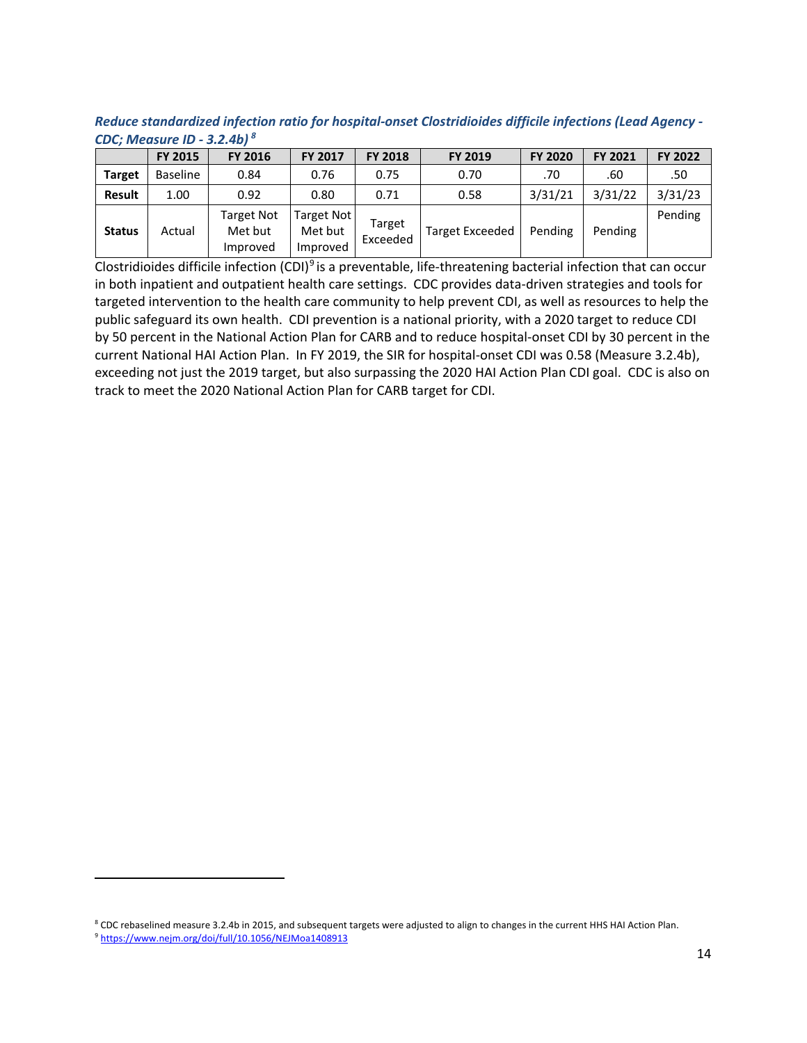***Reduce standardized infection ratio for hospital-onset Clostridioides difficile infections (Lead Agency - CDC; Measure ID - 3.2.4b)*** [8]

| | FY 2015 | FY 2016 | FY 2017 | FY 2018 | FY 2019 | FY 2020 | FY 2021 | FY 2022 |
|---|---|---|---|---|---|---|---|---|
| **Target** | Baseline | 0.84 | 0.76 | 0.75 | 0.70 | .70 | .60 | .50 |
| **Result** | 1.00 | 0.92 | 0.80 | 0.71 | 0.58 | 3/31/21 | 3/31/22 | 3/31/23 |
| **Status** | Actual | Target Not Met but Improved | Target Not Met but Improved | Target Exceeded | Target Exceeded | Pending | Pending | Pending |

Clostridioides difficile infection (CDI)[9] is a preventable, life-threatening bacterial infection that can occur in both inpatient and outpatient health care settings. CDC provides data-driven strategies and tools for targeted intervention to the health care community to help prevent CDI, as well as resources to help the public safeguard its own health. CDI prevention is a national priority, with a 2020 target to reduce CDI by 50 percent in the National Action Plan for CARB and to reduce hospital-onset CDI by 30 percent in the current National HAI Action Plan. In FY 2019, the SIR for hospital-onset CDI was 0.58 (Measure 3.2.4b), exceeding not just the 2019 target, but also surpassing the 2020 HAI Action Plan CDI goal. CDC is also on track to meet the 2020 National Action Plan for CARB target for CDI.

[8] CDC rebaselined measure 3.2.4b in 2015, and subsequent targets were adjusted to align to changes in the current HHS HAI Action Plan.

[9] https://www.nejm.org/doi/full/10.1056/NEJMoa1408913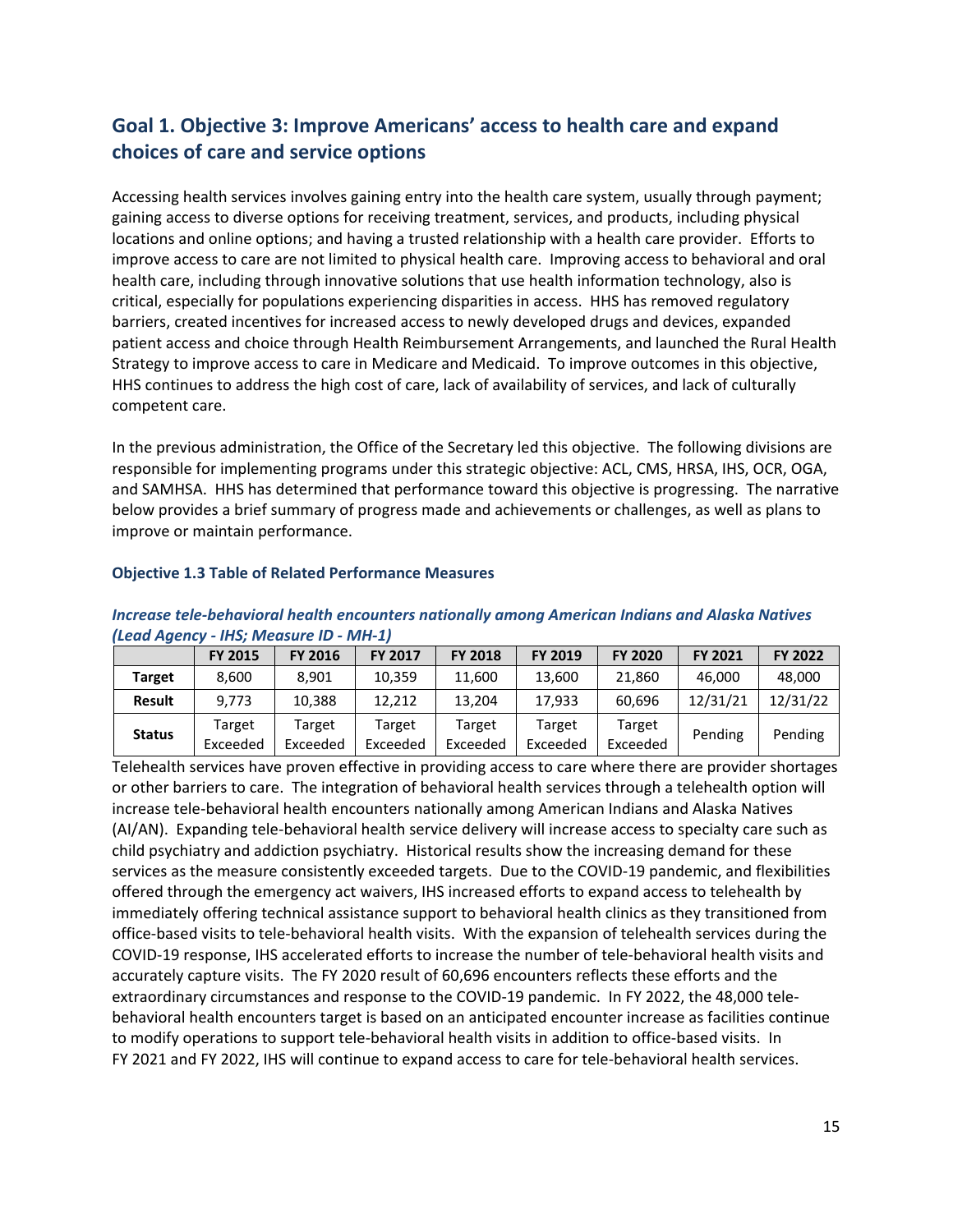## Goal 1. Objective 3: Improve Americans' access to health care and expand choices of care and service options

Accessing health services involves gaining entry into the health care system, usually through payment; gaining access to diverse options for receiving treatment, services, and products, including physical locations and online options; and having a trusted relationship with a health care provider. Efforts to improve access to care are not limited to physical health care. Improving access to behavioral and oral health care, including through innovative solutions that use health information technology, also is critical, especially for populations experiencing disparities in access. HHS has removed regulatory barriers, created incentives for increased access to newly developed drugs and devices, expanded patient access and choice through Health Reimbursement Arrangements, and launched the Rural Health Strategy to improve access to care in Medicare and Medicaid. To improve outcomes in this objective, HHS continues to address the high cost of care, lack of availability of services, and lack of culturally competent care.

In the previous administration, the Office of the Secretary led this objective. The following divisions are responsible for implementing programs under this strategic objective: ACL, CMS, HRSA, IHS, OCR, OGA, and SAMHSA. HHS has determined that performance toward this objective is progressing. The narrative below provides a brief summary of progress made and achievements or challenges, as well as plans to improve or maintain performance.

#### Objective 1.3 Table of Related Performance Measures

***Increase tele-behavioral health encounters nationally among American Indians and Alaska Natives (Lead Agency - IHS; Measure ID - MH-1)***

| | FY 2015 | FY 2016 | FY 2017 | FY 2018 | FY 2019 | FY 2020 | FY 2021 | FY 2022 |
|---|---|---|---|---|---|---|---|---|
| **Target** | 8,600 | 8,901 | 10,359 | 11,600 | 13,600 | 21,860 | 46,000 | 48,000 |
| **Result** | 9,773 | 10,388 | 12,212 | 13,204 | 17,933 | 60,696 | 12/31/21 | 12/31/22 |
| **Status** | Target Exceeded | Target Exceeded | Target Exceeded | Target Exceeded | Target Exceeded | Target Exceeded | Pending | Pending |

Telehealth services have proven effective in providing access to care where there are provider shortages or other barriers to care. The integration of behavioral health services through a telehealth option will increase tele-behavioral health encounters nationally among American Indians and Alaska Natives (AI/AN). Expanding tele-behavioral health service delivery will increase access to specialty care such as child psychiatry and addiction psychiatry. Historical results show the increasing demand for these services as the measure consistently exceeded targets. Due to the COVID-19 pandemic, and flexibilities offered through the emergency act waivers, IHS increased efforts to expand access to telehealth by immediately offering technical assistance support to behavioral health clinics as they transitioned from office-based visits to tele-behavioral health visits. With the expansion of telehealth services during the COVID-19 response, IHS accelerated efforts to increase the number of tele-behavioral health visits and accurately capture visits. The FY 2020 result of 60,696 encounters reflects these efforts and the extraordinary circumstances and response to the COVID-19 pandemic. In FY 2022, the 48,000 tele-behavioral health encounters target is based on an anticipated encounter increase as facilities continue to modify operations to support tele-behavioral health visits in addition to office-based visits. In FY 2021 and FY 2022, IHS will continue to expand access to care for tele-behavioral health services.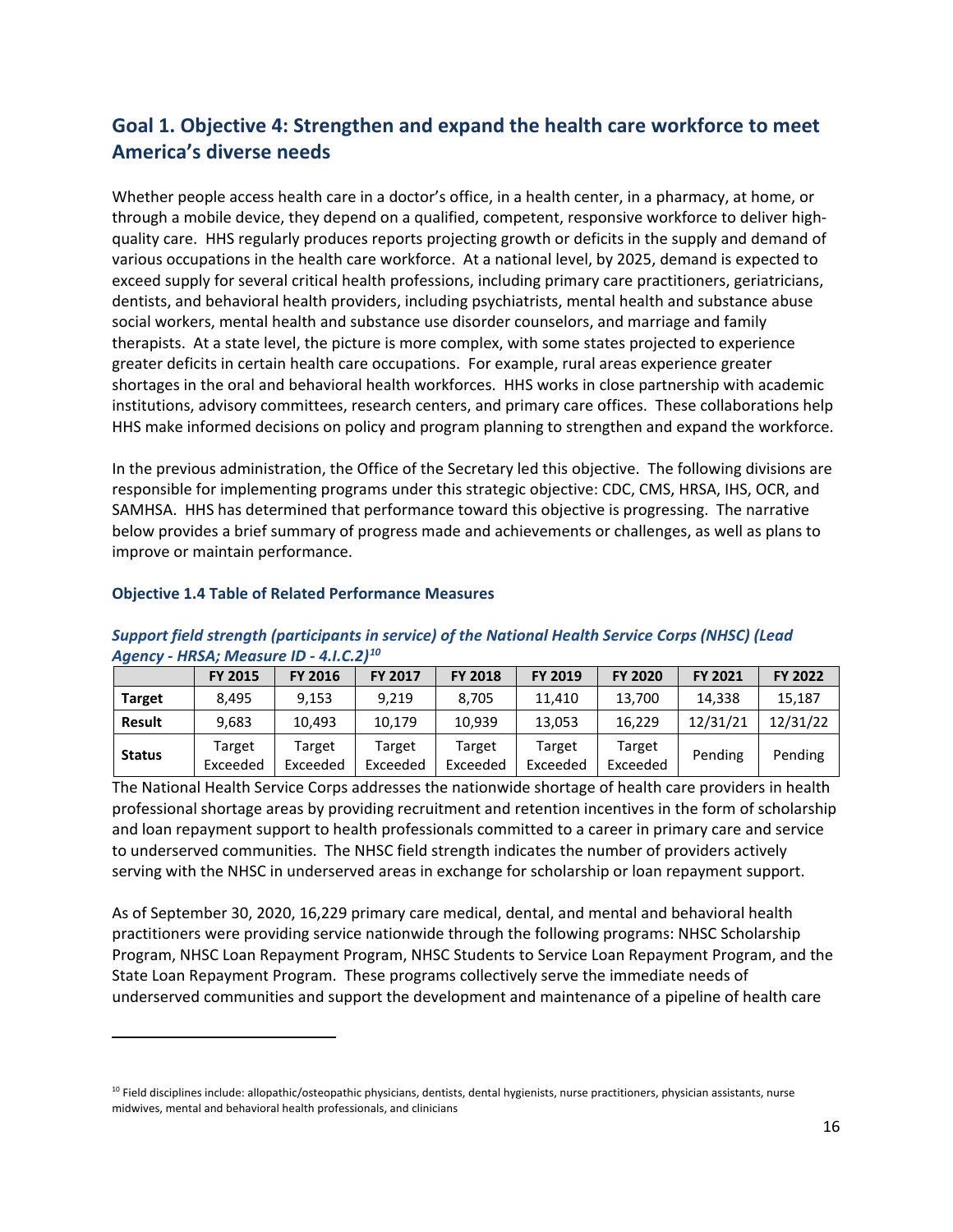## Goal 1. Objective 4: Strengthen and expand the health care workforce to meet America's diverse needs

Whether people access health care in a doctor's office, in a health center, in a pharmacy, at home, or through a mobile device, they depend on a qualified, competent, responsive workforce to deliver high-quality care. HHS regularly produces reports projecting growth or deficits in the supply and demand of various occupations in the health care workforce. At a national level, by 2025, demand is expected to exceed supply for several critical health professions, including primary care practitioners, geriatricians, dentists, and behavioral health providers, including psychiatrists, mental health and substance abuse social workers, mental health and substance use disorder counselors, and marriage and family therapists. At a state level, the picture is more complex, with some states projected to experience greater deficits in certain health care occupations. For example, rural areas experience greater shortages in the oral and behavioral health workforces. HHS works in close partnership with academic institutions, advisory committees, research centers, and primary care offices. These collaborations help HHS make informed decisions on policy and program planning to strengthen and expand the workforce.

In the previous administration, the Office of the Secretary led this objective. The following divisions are responsible for implementing programs under this strategic objective: CDC, CMS, HRSA, IHS, OCR, and SAMHSA. HHS has determined that performance toward this objective is progressing. The narrative below provides a brief summary of progress made and achievements or challenges, as well as plans to improve or maintain performance.

### Objective 1.4 Table of Related Performance Measures

***Support field strength (participants in service) of the National Health Service Corps (NHSC) (Lead Agency - HRSA; Measure ID - 4.I.C.2)[10]***

| | FY 2015 | FY 2016 | FY 2017 | FY 2018 | FY 2019 | FY 2020 | FY 2021 | FY 2022 |
|---|---|---|---|---|---|---|---|---|
| **Target** | 8,495 | 9,153 | 9,219 | 8,705 | 11,410 | 13,700 | 14,338 | 15,187 |
| **Result** | 9,683 | 10,493 | 10,179 | 10,939 | 13,053 | 16,229 | 12/31/21 | 12/31/22 |
| **Status** | Target Exceeded | Target Exceeded | Target Exceeded | Target Exceeded | Target Exceeded | Target Exceeded | Pending | Pending |

The National Health Service Corps addresses the nationwide shortage of health care providers in health professional shortage areas by providing recruitment and retention incentives in the form of scholarship and loan repayment support to health professionals committed to a career in primary care and service to underserved communities. The NHSC field strength indicates the number of providers actively serving with the NHSC in underserved areas in exchange for scholarship or loan repayment support.

As of September 30, 2020, 16,229 primary care medical, dental, and mental and behavioral health practitioners were providing service nationwide through the following programs: NHSC Scholarship Program, NHSC Loan Repayment Program, NHSC Students to Service Loan Repayment Program, and the State Loan Repayment Program. These programs collectively serve the immediate needs of underserved communities and support the development and maintenance of a pipeline of health care

[10] Field disciplines include: allopathic/osteopathic physicians, dentists, dental hygienists, nurse practitioners, physician assistants, nurse midwives, mental and behavioral health professionals, and clinicians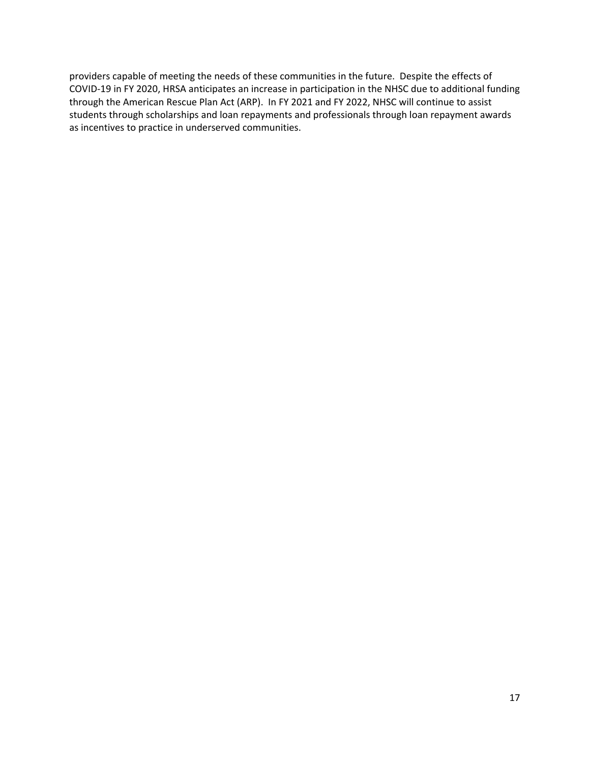providers capable of meeting the needs of these communities in the future. Despite the effects of COVID-19 in FY 2020, HRSA anticipates an increase in participation in the NHSC due to additional funding through the American Rescue Plan Act (ARP). In FY 2021 and FY 2022, NHSC will continue to assist students through scholarships and loan repayments and professionals through loan repayment awards as incentives to practice in underserved communities.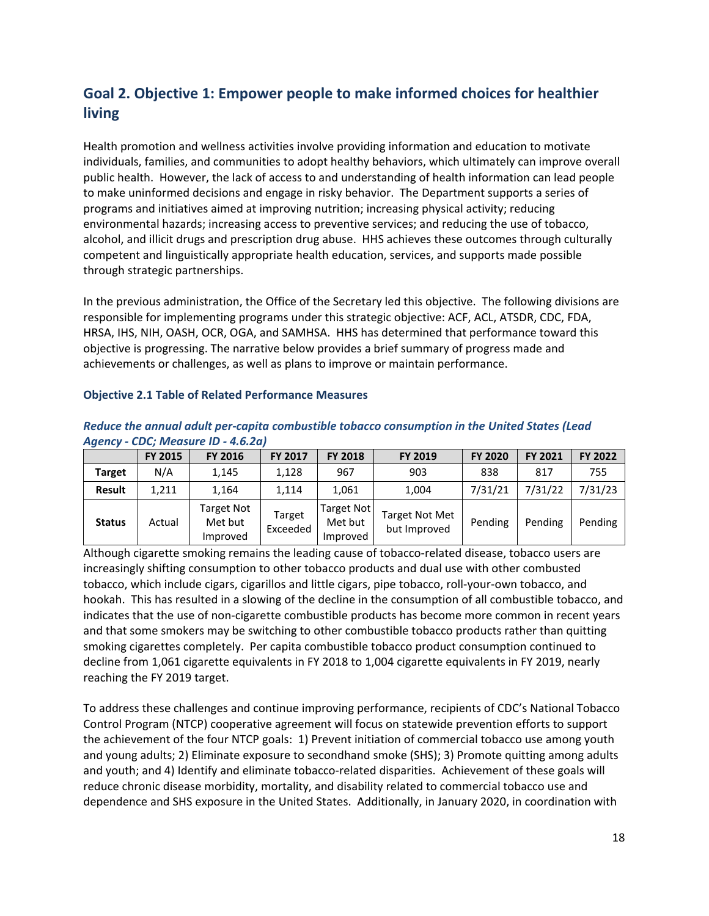## Goal 2. Objective 1: Empower people to make informed choices for healthier living

Health promotion and wellness activities involve providing information and education to motivate individuals, families, and communities to adopt healthy behaviors, which ultimately can improve overall public health. However, the lack of access to and understanding of health information can lead people to make uninformed decisions and engage in risky behavior. The Department supports a series of programs and initiatives aimed at improving nutrition; increasing physical activity; reducing environmental hazards; increasing access to preventive services; and reducing the use of tobacco, alcohol, and illicit drugs and prescription drug abuse. HHS achieves these outcomes through culturally competent and linguistically appropriate health education, services, and supports made possible through strategic partnerships.

In the previous administration, the Office of the Secretary led this objective. The following divisions are responsible for implementing programs under this strategic objective: ACF, ACL, ATSDR, CDC, FDA, HRSA, IHS, NIH, OASH, OCR, OGA, and SAMHSA. HHS has determined that performance toward this objective is progressing. The narrative below provides a brief summary of progress made and achievements or challenges, as well as plans to improve or maintain performance.

#### Objective 2.1 Table of Related Performance Measures

***Reduce the annual adult per-capita combustible tobacco consumption in the United States (Lead Agency - CDC; Measure ID - 4.6.2a)***

| | FY 2015 | FY 2016 | FY 2017 | FY 2018 | FY 2019 | FY 2020 | FY 2021 | FY 2022 |
|---|---|---|---|---|---|---|---|---|
| **Target** | N/A | 1,145 | 1,128 | 967 | 903 | 838 | 817 | 755 |
| **Result** | 1,211 | 1,164 | 1,114 | 1,061 | 1,004 | 7/31/21 | 7/31/22 | 7/31/23 |
| **Status** | Actual | Target Not Met but Improved | Target Exceeded | Target Not Met but Improved | Target Not Met but Improved | Pending | Pending | Pending |

Although cigarette smoking remains the leading cause of tobacco-related disease, tobacco users are increasingly shifting consumption to other tobacco products and dual use with other combusted tobacco, which include cigars, cigarillos and little cigars, pipe tobacco, roll-your-own tobacco, and hookah. This has resulted in a slowing of the decline in the consumption of all combustible tobacco, and indicates that the use of non-cigarette combustible products has become more common in recent years and that some smokers may be switching to other combustible tobacco products rather than quitting smoking cigarettes completely. Per capita combustible tobacco product consumption continued to decline from 1,061 cigarette equivalents in FY 2018 to 1,004 cigarette equivalents in FY 2019, nearly reaching the FY 2019 target.

To address these challenges and continue improving performance, recipients of CDC's National Tobacco Control Program (NTCP) cooperative agreement will focus on statewide prevention efforts to support the achievement of the four NTCP goals: 1) Prevent initiation of commercial tobacco use among youth and young adults; 2) Eliminate exposure to secondhand smoke (SHS); 3) Promote quitting among adults and youth; and 4) Identify and eliminate tobacco-related disparities. Achievement of these goals will reduce chronic disease morbidity, mortality, and disability related to commercial tobacco use and dependence and SHS exposure in the United States. Additionally, in January 2020, in coordination with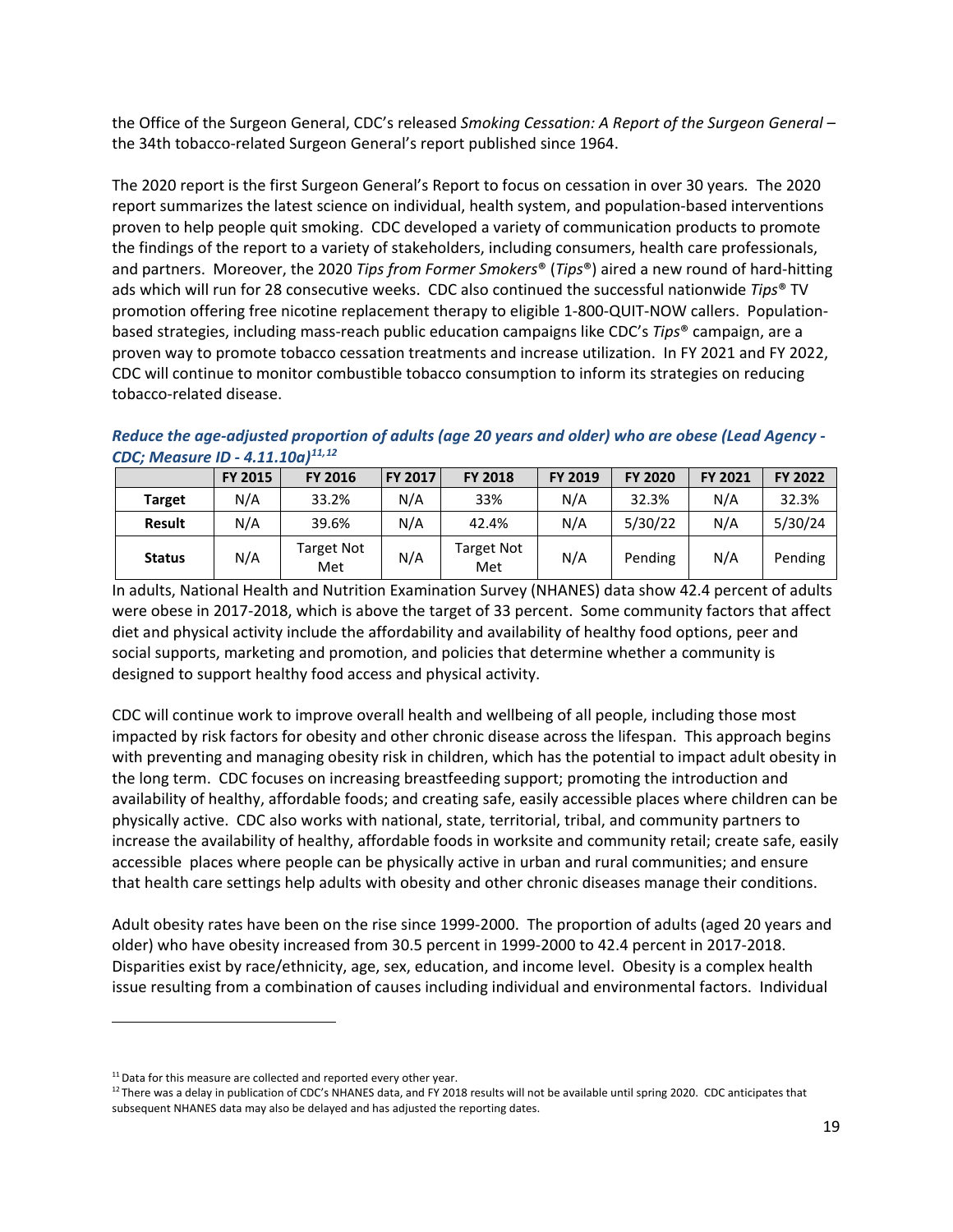the Office of the Surgeon General, CDC's released *Smoking Cessation: A Report of the Surgeon General* – the 34th tobacco-related Surgeon General's report published since 1964.

The 2020 report is the first Surgeon General's Report to focus on cessation in over 30 years. The 2020 report summarizes the latest science on individual, health system, and population-based interventions proven to help people quit smoking. CDC developed a variety of communication products to promote the findings of the report to a variety of stakeholders, including consumers, health care professionals, and partners. Moreover, the 2020 *Tips from Former Smokers®* (*Tips®*) aired a new round of hard-hitting ads which will run for 28 consecutive weeks. CDC also continued the successful nationwide *Tips®* TV promotion offering free nicotine replacement therapy to eligible 1-800-QUIT-NOW callers. Population-based strategies, including mass-reach public education campaigns like CDC's *Tips®* campaign, are a proven way to promote tobacco cessation treatments and increase utilization. In FY 2021 and FY 2022, CDC will continue to monitor combustible tobacco consumption to inform its strategies on reducing tobacco-related disease.

***Reduce the age-adjusted proportion of adults (age 20 years and older) who are obese (Lead Agency - CDC; Measure ID - 4.11.10a)[11,12]***

| | FY 2015 | FY 2016 | FY 2017 | FY 2018 | FY 2019 | FY 2020 | FY 2021 | FY 2022 |
|---|---|---|---|---|---|---|---|---|
| **Target** | N/A | 33.2% | N/A | 33% | N/A | 32.3% | N/A | 32.3% |
| **Result** | N/A | 39.6% | N/A | 42.4% | N/A | 5/30/22 | N/A | 5/30/24 |
| **Status** | N/A | Target Not Met | N/A | Target Not Met | N/A | Pending | N/A | Pending |

In adults, National Health and Nutrition Examination Survey (NHANES) data show 42.4 percent of adults were obese in 2017-2018, which is above the target of 33 percent. Some community factors that affect diet and physical activity include the affordability and availability of healthy food options, peer and social supports, marketing and promotion, and policies that determine whether a community is designed to support healthy food access and physical activity.

CDC will continue work to improve overall health and wellbeing of all people, including those most impacted by risk factors for obesity and other chronic disease across the lifespan. This approach begins with preventing and managing obesity risk in children, which has the potential to impact adult obesity in the long term. CDC focuses on increasing breastfeeding support; promoting the introduction and availability of healthy, affordable foods; and creating safe, easily accessible places where children can be physically active. CDC also works with national, state, territorial, tribal, and community partners to increase the availability of healthy, affordable foods in worksite and community retail; create safe, easily accessible places where people can be physically active in urban and rural communities; and ensure that health care settings help adults with obesity and other chronic diseases manage their conditions.

Adult obesity rates have been on the rise since 1999-2000. The proportion of adults (aged 20 years and older) who have obesity increased from 30.5 percent in 1999-2000 to 42.4 percent in 2017-2018. Disparities exist by race/ethnicity, age, sex, education, and income level. Obesity is a complex health issue resulting from a combination of causes including individual and environmental factors. Individual

[11] Data for this measure are collected and reported every other year.

[12] There was a delay in publication of CDC's NHANES data, and FY 2018 results will not be available until spring 2020. CDC anticipates that subsequent NHANES data may also be delayed and has adjusted the reporting dates.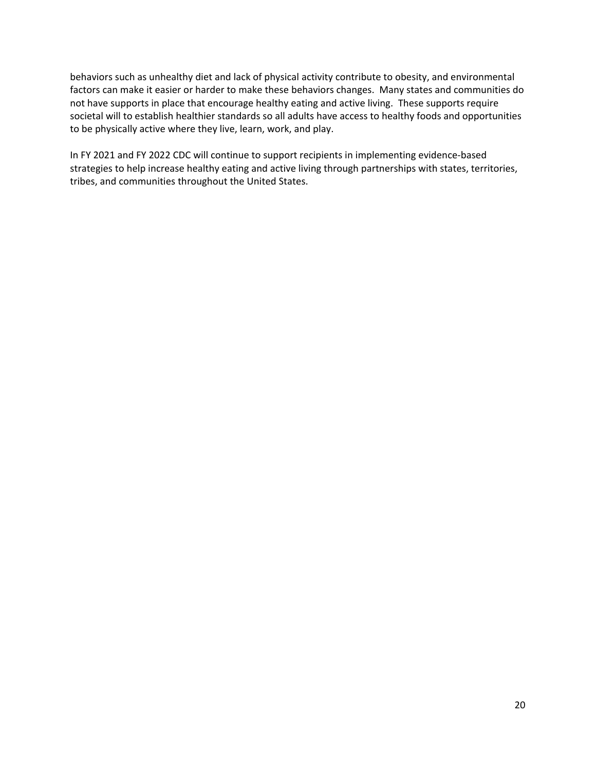behaviors such as unhealthy diet and lack of physical activity contribute to obesity, and environmental factors can make it easier or harder to make these behaviors changes. Many states and communities do not have supports in place that encourage healthy eating and active living. These supports require societal will to establish healthier standards so all adults have access to healthy foods and opportunities to be physically active where they live, learn, work, and play.

In FY 2021 and FY 2022 CDC will continue to support recipients in implementing evidence-based strategies to help increase healthy eating and active living through partnerships with states, territories, tribes, and communities throughout the United States.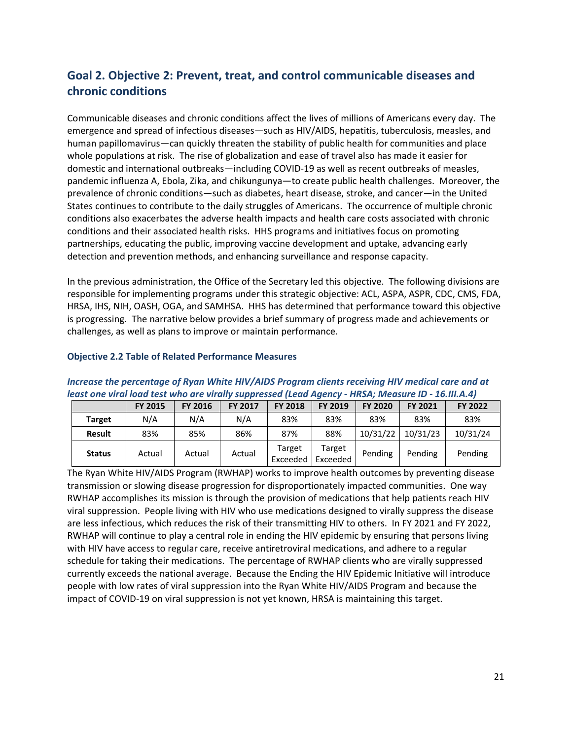## Goal 2. Objective 2: Prevent, treat, and control communicable diseases and chronic conditions

Communicable diseases and chronic conditions affect the lives of millions of Americans every day. The emergence and spread of infectious diseases—such as HIV/AIDS, hepatitis, tuberculosis, measles, and human papillomavirus—can quickly threaten the stability of public health for communities and place whole populations at risk. The rise of globalization and ease of travel also has made it easier for domestic and international outbreaks—including COVID-19 as well as recent outbreaks of measles, pandemic influenza A, Ebola, Zika, and chikungunya—to create public health challenges. Moreover, the prevalence of chronic conditions—such as diabetes, heart disease, stroke, and cancer—in the United States continues to contribute to the daily struggles of Americans. The occurrence of multiple chronic conditions also exacerbates the adverse health impacts and health care costs associated with chronic conditions and their associated health risks. HHS programs and initiatives focus on promoting partnerships, educating the public, improving vaccine development and uptake, advancing early detection and prevention methods, and enhancing surveillance and response capacity.

In the previous administration, the Office of the Secretary led this objective. The following divisions are responsible for implementing programs under this strategic objective: ACL, ASPA, ASPR, CDC, CMS, FDA, HRSA, IHS, NIH, OASH, OGA, and SAMHSA. HHS has determined that performance toward this objective is progressing. The narrative below provides a brief summary of progress made and achievements or challenges, as well as plans to improve or maintain performance.

#### Objective 2.2 Table of Related Performance Measures

***Increase the percentage of Ryan White HIV/AIDS Program clients receiving HIV medical care and at least one viral load test who are virally suppressed (Lead Agency - HRSA; Measure ID - 16.III.A.4)***

| | FY 2015 | FY 2016 | FY 2017 | FY 2018 | FY 2019 | FY 2020 | FY 2021 | FY 2022 |
|---|---|---|---|---|---|---|---|---|
| **Target** | N/A | N/A | N/A | 83% | 83% | 83% | 83% | 83% |
| **Result** | 83% | 85% | 86% | 87% | 88% | 10/31/22 | 10/31/23 | 10/31/24 |
| **Status** | Actual | Actual | Actual | Target Exceeded | Target Exceeded | Pending | Pending | Pending |

The Ryan White HIV/AIDS Program (RWHAP) works to improve health outcomes by preventing disease transmission or slowing disease progression for disproportionately impacted communities. One way RWHAP accomplishes its mission is through the provision of medications that help patients reach HIV viral suppression. People living with HIV who use medications designed to virally suppress the disease are less infectious, which reduces the risk of their transmitting HIV to others. In FY 2021 and FY 2022, RWHAP will continue to play a central role in ending the HIV epidemic by ensuring that persons living with HIV have access to regular care, receive antiretroviral medications, and adhere to a regular schedule for taking their medications. The percentage of RWHAP clients who are virally suppressed currently exceeds the national average. Because the Ending the HIV Epidemic Initiative will introduce people with low rates of viral suppression into the Ryan White HIV/AIDS Program and because the impact of COVID-19 on viral suppression is not yet known, HRSA is maintaining this target.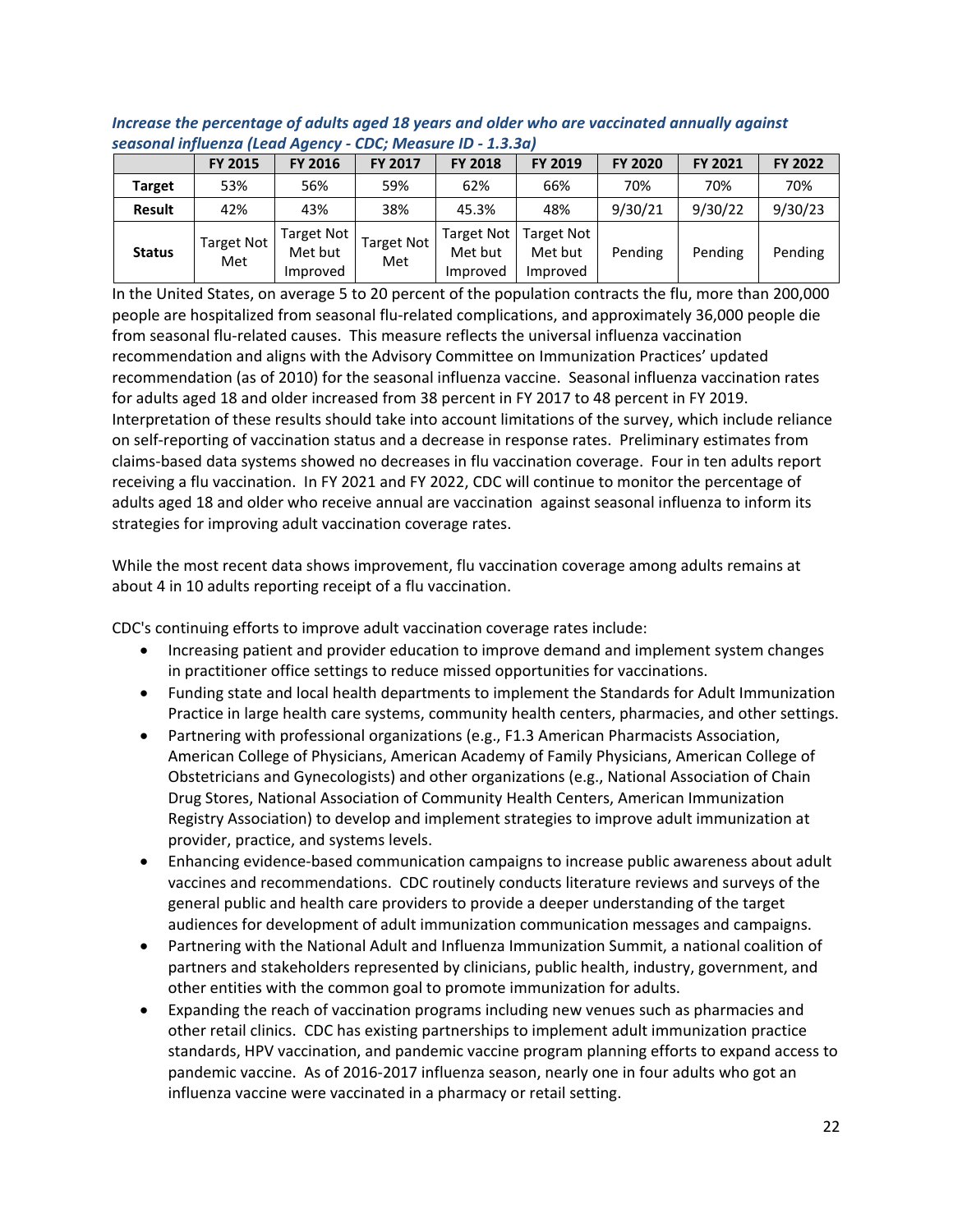***Increase the percentage of adults aged 18 years and older who are vaccinated annually against seasonal influenza (Lead Agency - CDC; Measure ID - 1.3.3a)***

| | FY 2015 | FY 2016 | FY 2017 | FY 2018 | FY 2019 | FY 2020 | FY 2021 | FY 2022 |
|---|---|---|---|---|---|---|---|---|
| **Target** | 53% | 56% | 59% | 62% | 66% | 70% | 70% | 70% |
| **Result** | 42% | 43% | 38% | 45.3% | 48% | 9/30/21 | 9/30/22 | 9/30/23 |
| **Status** | Target Not Met | Target Not Met but Improved | Target Not Met | Target Not Met but Improved | Target Not Met but Improved | Pending | Pending | Pending |

In the United States, on average 5 to 20 percent of the population contracts the flu, more than 200,000 people are hospitalized from seasonal flu-related complications, and approximately 36,000 people die from seasonal flu-related causes. This measure reflects the universal influenza vaccination recommendation and aligns with the Advisory Committee on Immunization Practices' updated recommendation (as of 2010) for the seasonal influenza vaccine. Seasonal influenza vaccination rates for adults aged 18 and older increased from 38 percent in FY 2017 to 48 percent in FY 2019. Interpretation of these results should take into account limitations of the survey, which include reliance on self-reporting of vaccination status and a decrease in response rates. Preliminary estimates from claims-based data systems showed no decreases in flu vaccination coverage. Four in ten adults report receiving a flu vaccination. In FY 2021 and FY 2022, CDC will continue to monitor the percentage of adults aged 18 and older who receive annual are vaccination against seasonal influenza to inform its strategies for improving adult vaccination coverage rates.

While the most recent data shows improvement, flu vaccination coverage among adults remains at about 4 in 10 adults reporting receipt of a flu vaccination.

CDC's continuing efforts to improve adult vaccination coverage rates include:

- Increasing patient and provider education to improve demand and implement system changes in practitioner office settings to reduce missed opportunities for vaccinations.
- Funding state and local health departments to implement the Standards for Adult Immunization Practice in large health care systems, community health centers, pharmacies, and other settings.
- Partnering with professional organizations (e.g., F1.3 American Pharmacists Association, American College of Physicians, American Academy of Family Physicians, American College of Obstetricians and Gynecologists) and other organizations (e.g., National Association of Chain Drug Stores, National Association of Community Health Centers, American Immunization Registry Association) to develop and implement strategies to improve adult immunization at provider, practice, and systems levels.
- Enhancing evidence-based communication campaigns to increase public awareness about adult vaccines and recommendations. CDC routinely conducts literature reviews and surveys of the general public and health care providers to provide a deeper understanding of the target audiences for development of adult immunization communication messages and campaigns.
- Partnering with the National Adult and Influenza Immunization Summit, a national coalition of partners and stakeholders represented by clinicians, public health, industry, government, and other entities with the common goal to promote immunization for adults.
- Expanding the reach of vaccination programs including new venues such as pharmacies and other retail clinics. CDC has existing partnerships to implement adult immunization practice standards, HPV vaccination, and pandemic vaccine program planning efforts to expand access to pandemic vaccine. As of 2016-2017 influenza season, nearly one in four adults who got an influenza vaccine were vaccinated in a pharmacy or retail setting.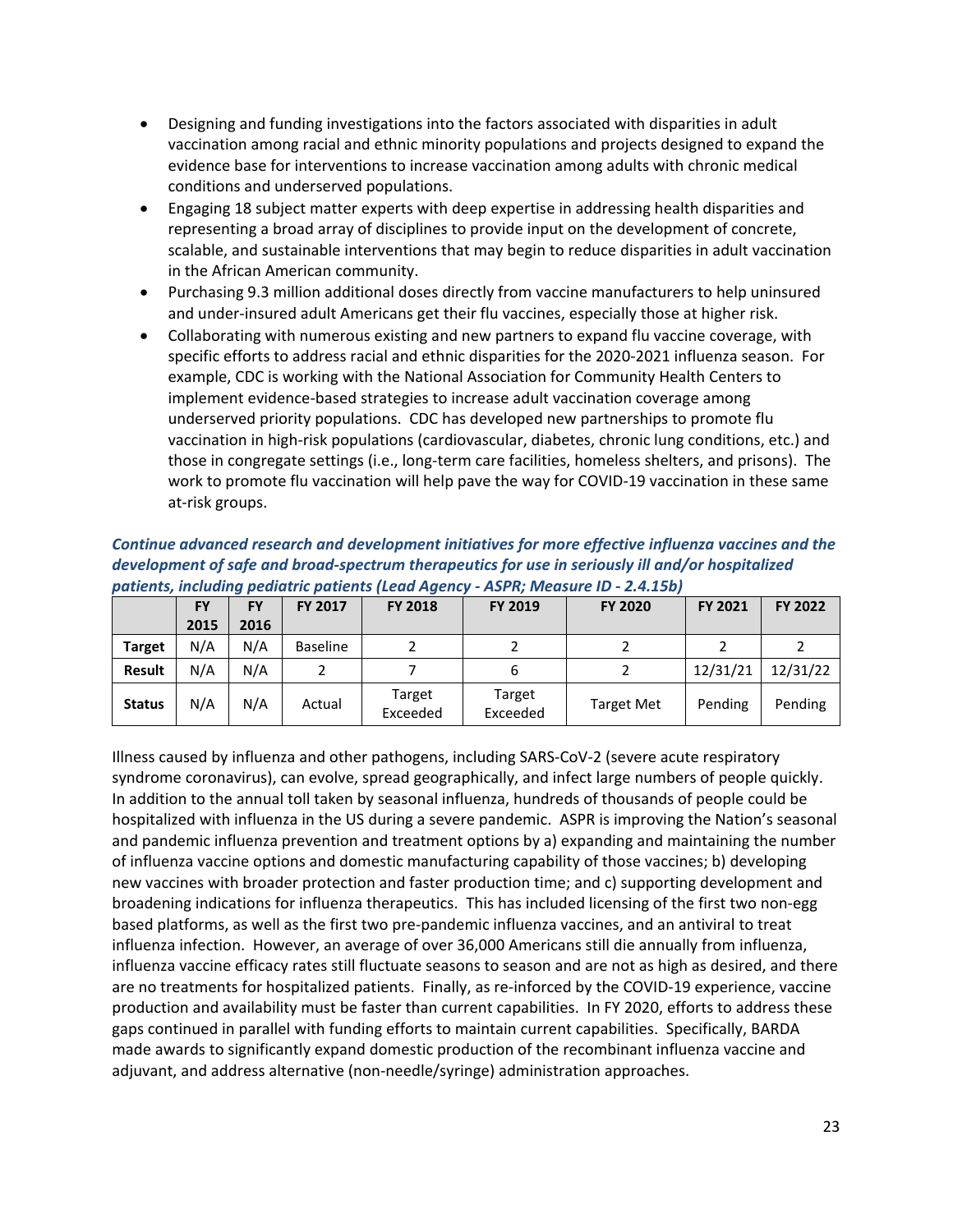- Designing and funding investigations into the factors associated with disparities in adult vaccination among racial and ethnic minority populations and projects designed to expand the evidence base for interventions to increase vaccination among adults with chronic medical conditions and underserved populations.
- Engaging 18 subject matter experts with deep expertise in addressing health disparities and representing a broad array of disciplines to provide input on the development of concrete, scalable, and sustainable interventions that may begin to reduce disparities in adult vaccination in the African American community.
- Purchasing 9.3 million additional doses directly from vaccine manufacturers to help uninsured and under-insured adult Americans get their flu vaccines, especially those at higher risk.
- Collaborating with numerous existing and new partners to expand flu vaccine coverage, with specific efforts to address racial and ethnic disparities for the 2020-2021 influenza season. For example, CDC is working with the National Association for Community Health Centers to implement evidence-based strategies to increase adult vaccination coverage among underserved priority populations. CDC has developed new partnerships to promote flu vaccination in high-risk populations (cardiovascular, diabetes, chronic lung conditions, etc.) and those in congregate settings (i.e., long-term care facilities, homeless shelters, and prisons). The work to promote flu vaccination will help pave the way for COVID-19 vaccination in these same at-risk groups.

***Continue advanced research and development initiatives for more effective influenza vaccines and the development of safe and broad-spectrum therapeutics for use in seriously ill and/or hospitalized patients, including pediatric patients (Lead Agency - ASPR; Measure ID - 2.4.15b)***

| | FY 2015 | FY 2016 | FY 2017 | FY 2018 | FY 2019 | FY 2020 | FY 2021 | FY 2022 |
|---|---|---|---|---|---|---|---|---|
| **Target** | N/A | N/A | Baseline | 2 | 2 | 2 | 2 | 2 |
| **Result** | N/A | N/A | 2 | 7 | 6 | 2 | 12/31/21 | 12/31/22 |
| **Status** | N/A | N/A | Actual | Target Exceeded | Target Exceeded | Target Met | Pending | Pending |

Illness caused by influenza and other pathogens, including SARS-CoV-2 (severe acute respiratory syndrome coronavirus), can evolve, spread geographically, and infect large numbers of people quickly. In addition to the annual toll taken by seasonal influenza, hundreds of thousands of people could be hospitalized with influenza in the US during a severe pandemic. ASPR is improving the Nation's seasonal and pandemic influenza prevention and treatment options by a) expanding and maintaining the number of influenza vaccine options and domestic manufacturing capability of those vaccines; b) developing new vaccines with broader protection and faster production time; and c) supporting development and broadening indications for influenza therapeutics. This has included licensing of the first two non-egg based platforms, as well as the first two pre-pandemic influenza vaccines, and an antiviral to treat influenza infection. However, an average of over 36,000 Americans still die annually from influenza, influenza vaccine efficacy rates still fluctuate seasons to season and are not as high as desired, and there are no treatments for hospitalized patients. Finally, as re-inforced by the COVID-19 experience, vaccine production and availability must be faster than current capabilities. In FY 2020, efforts to address these gaps continued in parallel with funding efforts to maintain current capabilities. Specifically, BARDA made awards to significantly expand domestic production of the recombinant influenza vaccine and adjuvant, and address alternative (non-needle/syringe) administration approaches.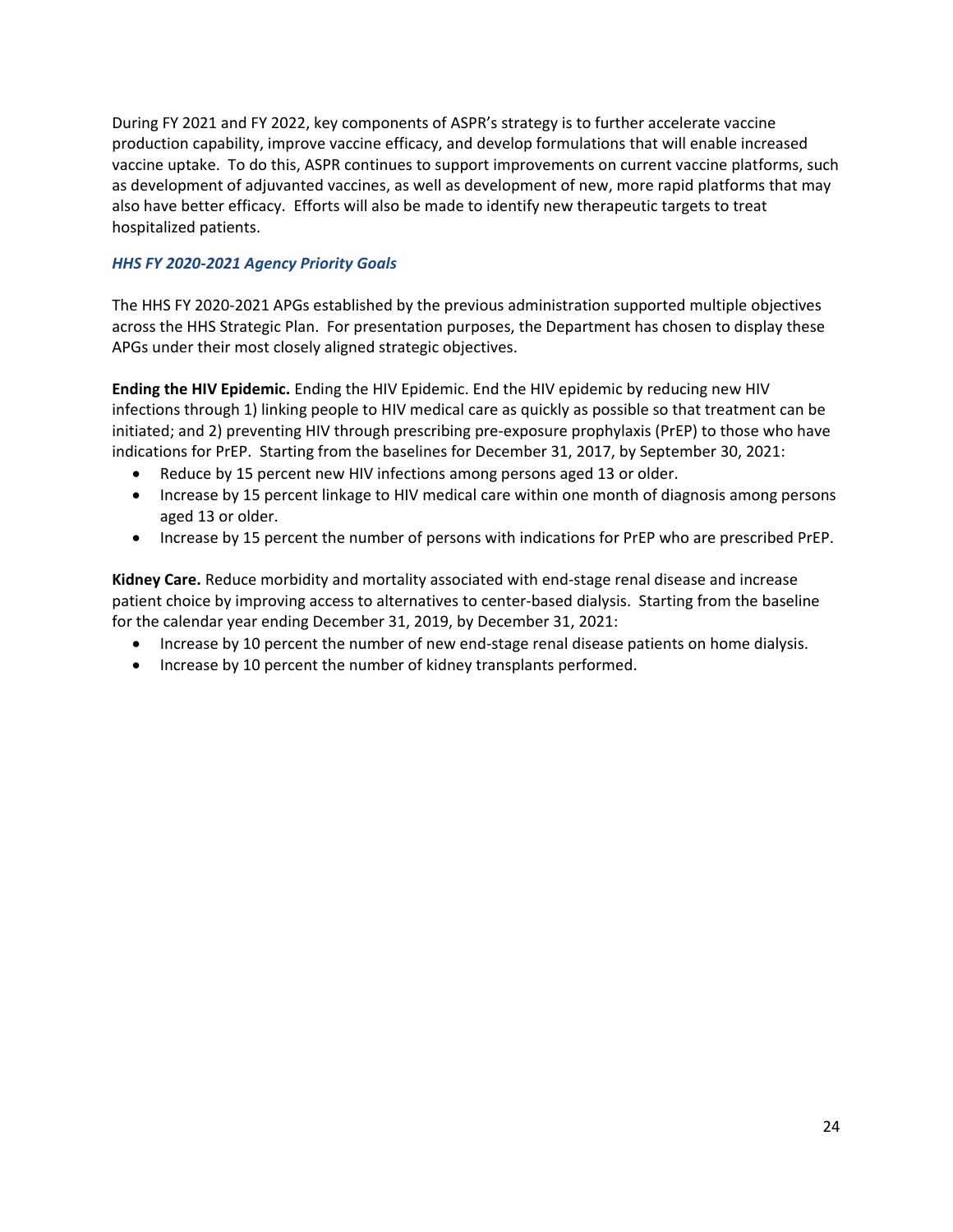During FY 2021 and FY 2022, key components of ASPR's strategy is to further accelerate vaccine production capability, improve vaccine efficacy, and develop formulations that will enable increased vaccine uptake. To do this, ASPR continues to support improvements on current vaccine platforms, such as development of adjuvanted vaccines, as well as development of new, more rapid platforms that may also have better efficacy. Efforts will also be made to identify new therapeutic targets to treat hospitalized patients.

### *HHS FY 2020-2021 Agency Priority Goals*

The HHS FY 2020-2021 APGs established by the previous administration supported multiple objectives across the HHS Strategic Plan. For presentation purposes, the Department has chosen to display these APGs under their most closely aligned strategic objectives.

**Ending the HIV Epidemic.** Ending the HIV Epidemic. End the HIV epidemic by reducing new HIV infections through 1) linking people to HIV medical care as quickly as possible so that treatment can be initiated; and 2) preventing HIV through prescribing pre-exposure prophylaxis (PrEP) to those who have indications for PrEP. Starting from the baselines for December 31, 2017, by September 30, 2021:

- Reduce by 15 percent new HIV infections among persons aged 13 or older.
- Increase by 15 percent linkage to HIV medical care within one month of diagnosis among persons aged 13 or older.
- Increase by 15 percent the number of persons with indications for PrEP who are prescribed PrEP.

**Kidney Care.** Reduce morbidity and mortality associated with end-stage renal disease and increase patient choice by improving access to alternatives to center-based dialysis. Starting from the baseline for the calendar year ending December 31, 2019, by December 31, 2021:

- Increase by 10 percent the number of new end-stage renal disease patients on home dialysis.
- Increase by 10 percent the number of kidney transplants performed.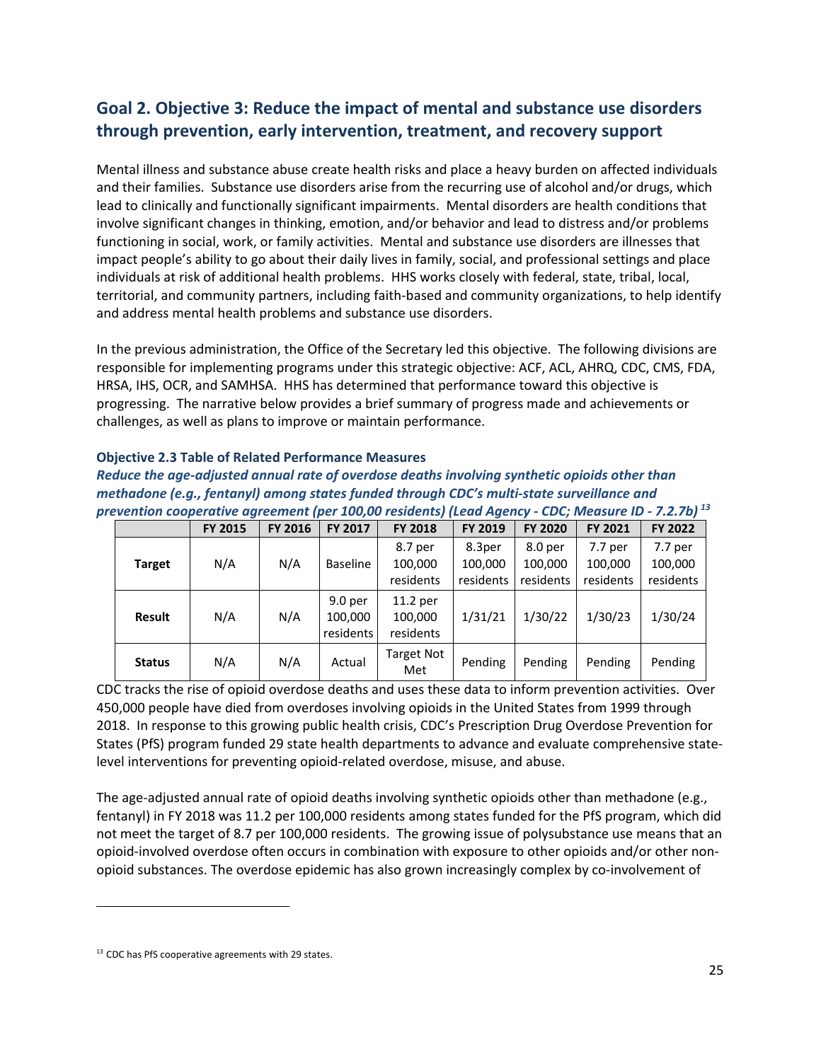## Goal 2. Objective 3: Reduce the impact of mental and substance use disorders through prevention, early intervention, treatment, and recovery support

Mental illness and substance abuse create health risks and place a heavy burden on affected individuals and their families. Substance use disorders arise from the recurring use of alcohol and/or drugs, which lead to clinically and functionally significant impairments. Mental disorders are health conditions that involve significant changes in thinking, emotion, and/or behavior and lead to distress and/or problems functioning in social, work, or family activities. Mental and substance use disorders are illnesses that impact people's ability to go about their daily lives in family, social, and professional settings and place individuals at risk of additional health problems. HHS works closely with federal, state, tribal, local, territorial, and community partners, including faith-based and community organizations, to help identify and address mental health problems and substance use disorders.

In the previous administration, the Office of the Secretary led this objective. The following divisions are responsible for implementing programs under this strategic objective: ACF, ACL, AHRQ, CDC, CMS, FDA, HRSA, IHS, OCR, and SAMHSA. HHS has determined that performance toward this objective is progressing. The narrative below provides a brief summary of progress made and achievements or challenges, as well as plans to improve or maintain performance.

#### Objective 2.3 Table of Related Performance Measures

***Reduce the age-adjusted annual rate of overdose deaths involving synthetic opioids other than methadone (e.g., fentanyl) among states funded through CDC's multi-state surveillance and prevention cooperative agreement (per 100,00 residents) (Lead Agency - CDC; Measure ID - 7.2.7b)*** [13]

| | FY 2015 | FY 2016 | FY 2017 | FY 2018 | FY 2019 | FY 2020 | FY 2021 | FY 2022 |
|---|---|---|---|---|---|---|---|---|
| **Target** | N/A | N/A | Baseline | 8.7 per 100,000 residents | 8.3per 100,000 residents | 8.0 per 100,000 residents | 7.7 per 100,000 residents | 7.7 per 100,000 residents |
| **Result** | N/A | N/A | 9.0 per 100,000 residents | 11.2 per 100,000 residents | 1/31/21 | 1/30/22 | 1/30/23 | 1/30/24 |
| **Status** | N/A | N/A | Actual | Target Not Met | Pending | Pending | Pending | Pending |

CDC tracks the rise of opioid overdose deaths and uses these data to inform prevention activities. Over 450,000 people have died from overdoses involving opioids in the United States from 1999 through 2018. In response to this growing public health crisis, CDC's Prescription Drug Overdose Prevention for States (PfS) program funded 29 state health departments to advance and evaluate comprehensive state-level interventions for preventing opioid-related overdose, misuse, and abuse.

The age-adjusted annual rate of opioid deaths involving synthetic opioids other than methadone (e.g., fentanyl) in FY 2018 was 11.2 per 100,000 residents among states funded for the PfS program, which did not meet the target of 8.7 per 100,000 residents. The growing issue of polysubstance use means that an opioid-involved overdose often occurs in combination with exposure to other opioids and/or other non-opioid substances. The overdose epidemic has also grown increasingly complex by co-involvement of

[13] CDC has PfS cooperative agreements with 29 states.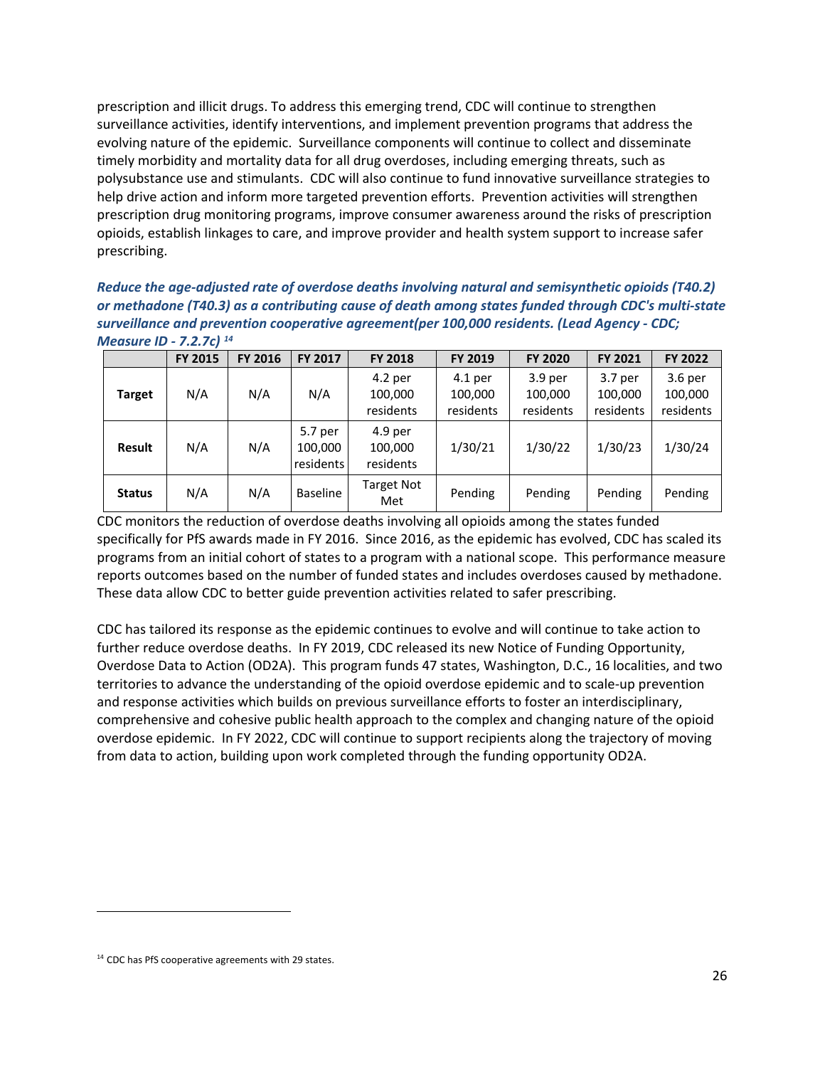prescription and illicit drugs. To address this emerging trend, CDC will continue to strengthen surveillance activities, identify interventions, and implement prevention programs that address the evolving nature of the epidemic. Surveillance components will continue to collect and disseminate timely morbidity and mortality data for all drug overdoses, including emerging threats, such as polysubstance use and stimulants. CDC will also continue to fund innovative surveillance strategies to help drive action and inform more targeted prevention efforts. Prevention activities will strengthen prescription drug monitoring programs, improve consumer awareness around the risks of prescription opioids, establish linkages to care, and improve provider and health system support to increase safer prescribing.

***Reduce the age-adjusted rate of overdose deaths involving natural and semisynthetic opioids (T40.2) or methadone (T40.3) as a contributing cause of death among states funded through CDC's multi-state surveillance and prevention cooperative agreement(per 100,000 residents. (Lead Agency - CDC; Measure ID - 7.2.7c)*** [14]

| | FY 2015 | FY 2016 | FY 2017 | FY 2018 | FY 2019 | FY 2020 | FY 2021 | FY 2022 |
|---|---|---|---|---|---|---|---|---|
| **Target** | N/A | N/A | N/A | 4.2 per 100,000 residents | 4.1 per 100,000 residents | 3.9 per 100,000 residents | 3.7 per 100,000 residents | 3.6 per 100,000 residents |
| **Result** | N/A | N/A | 5.7 per 100,000 residents | 4.9 per 100,000 residents | 1/30/21 | 1/30/22 | 1/30/23 | 1/30/24 |
| **Status** | N/A | N/A | Baseline | Target Not Met | Pending | Pending | Pending | Pending |

CDC monitors the reduction of overdose deaths involving all opioids among the states funded specifically for PfS awards made in FY 2016. Since 2016, as the epidemic has evolved, CDC has scaled its programs from an initial cohort of states to a program with a national scope. This performance measure reports outcomes based on the number of funded states and includes overdoses caused by methadone. These data allow CDC to better guide prevention activities related to safer prescribing.

CDC has tailored its response as the epidemic continues to evolve and will continue to take action to further reduce overdose deaths. In FY 2019, CDC released its new Notice of Funding Opportunity, Overdose Data to Action (OD2A). This program funds 47 states, Washington, D.C., 16 localities, and two territories to advance the understanding of the opioid overdose epidemic and to scale-up prevention and response activities which builds on previous surveillance efforts to foster an interdisciplinary, comprehensive and cohesive public health approach to the complex and changing nature of the opioid overdose epidemic. In FY 2022, CDC will continue to support recipients along the trajectory of moving from data to action, building upon work completed through the funding opportunity OD2A.

[14] CDC has PfS cooperative agreements with 29 states.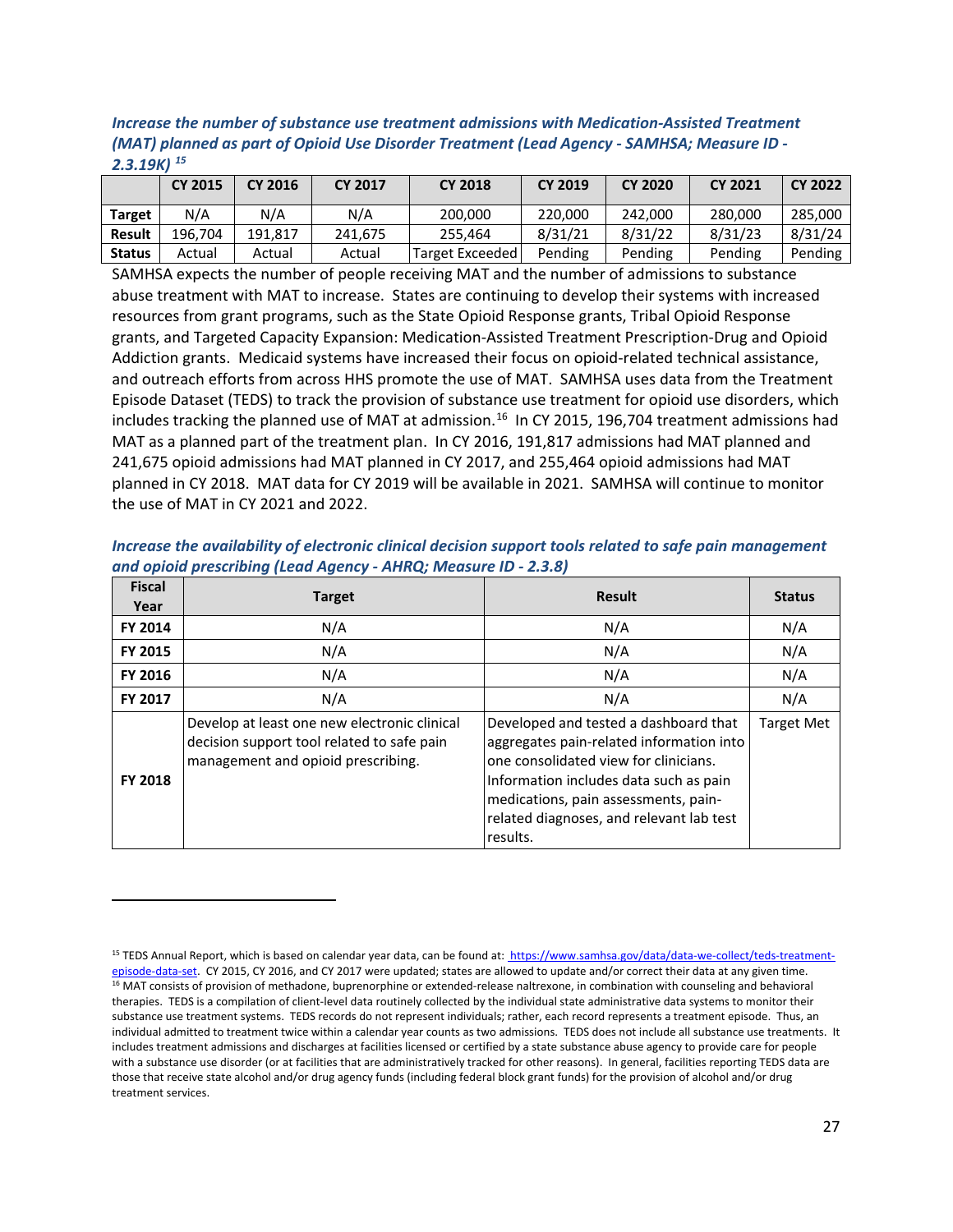***Increase the number of substance use treatment admissions with Medication-Assisted Treatment (MAT) planned as part of Opioid Use Disorder Treatment (Lead Agency - SAMHSA; Measure ID - 2.3.19K)*** [15]

| | CY 2015 | CY 2016 | CY 2017 | CY 2018 | CY 2019 | CY 2020 | CY 2021 | CY 2022 |
|---|---|---|---|---|---|---|---|---|
| **Target** | N/A | N/A | N/A | 200,000 | 220,000 | 242,000 | 280,000 | 285,000 |
| **Result** | 196,704 | 191,817 | 241,675 | 255,464 | 8/31/21 | 8/31/22 | 8/31/23 | 8/31/24 |
| **Status** | Actual | Actual | Actual | Target Exceeded | Pending | Pending | Pending | Pending |

SAMHSA expects the number of people receiving MAT and the number of admissions to substance abuse treatment with MAT to increase. States are continuing to develop their systems with increased resources from grant programs, such as the State Opioid Response grants, Tribal Opioid Response grants, and Targeted Capacity Expansion: Medication-Assisted Treatment Prescription-Drug and Opioid Addiction grants. Medicaid systems have increased their focus on opioid-related technical assistance, and outreach efforts from across HHS promote the use of MAT. SAMHSA uses data from the Treatment Episode Dataset (TEDS) to track the provision of substance use treatment for opioid use disorders, which includes tracking the planned use of MAT at admission.[16] In CY 2015, 196,704 treatment admissions had MAT as a planned part of the treatment plan. In CY 2016, 191,817 admissions had MAT planned and 241,675 opioid admissions had MAT planned in CY 2017, and 255,464 opioid admissions had MAT planned in CY 2018. MAT data for CY 2019 will be available in 2021. SAMHSA will continue to monitor the use of MAT in CY 2021 and 2022.

***Increase the availability of electronic clinical decision support tools related to safe pain management and opioid prescribing (Lead Agency - AHRQ; Measure ID - 2.3.8)***

| Fiscal Year | Target | Result | Status |
|---|---|---|---|
| **FY 2014** | N/A | N/A | N/A |
| **FY 2015** | N/A | N/A | N/A |
| **FY 2016** | N/A | N/A | N/A |
| **FY 2017** | N/A | N/A | N/A |
| **FY 2018** | Develop at least one new electronic clinical decision support tool related to safe pain management and opioid prescribing. | Developed and tested a dashboard that aggregates pain-related information into one consolidated view for clinicians. Information includes data such as pain medications, pain assessments, pain-related diagnoses, and relevant lab test results. | Target Met |

---

[15] TEDS Annual Report, which is based on calendar year data, can be found at: https://www.samhsa.gov/data/data-we-collect/teds-treatment-episode-data-set. CY 2015, CY 2016, and CY 2017 were updated; states are allowed to update and/or correct their data at any given time.

[16] MAT consists of provision of methadone, buprenorphine or extended-release naltrexone, in combination with counseling and behavioral therapies. TEDS is a compilation of client-level data routinely collected by the individual state administrative data systems to monitor their substance use treatment systems. TEDS records do not represent individuals; rather, each record represents a treatment episode. Thus, an individual admitted to treatment twice within a calendar year counts as two admissions. TEDS does not include all substance use treatments. It includes treatment admissions and discharges at facilities licensed or certified by a state substance abuse agency to provide care for people with a substance use disorder (or at facilities that are administratively tracked for other reasons). In general, facilities reporting TEDS data are those that receive state alcohol and/or drug agency funds (including federal block grant funds) for the provision of alcohol and/or drug treatment services.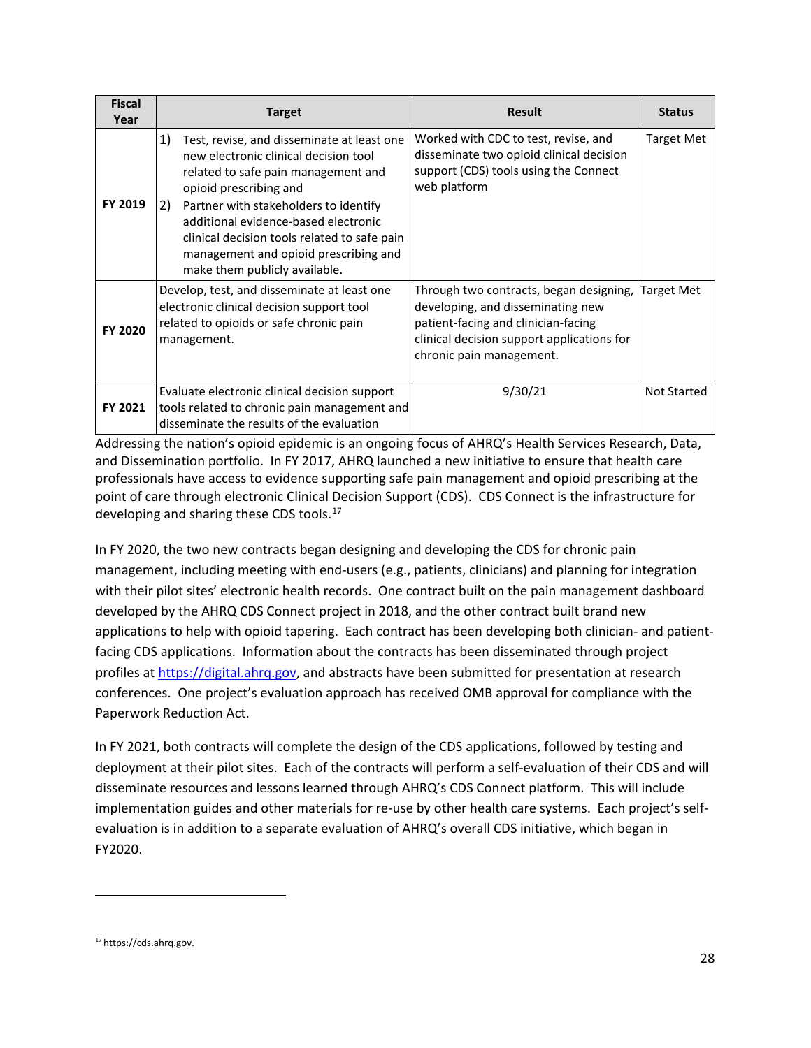| Fiscal Year | Target | Result | Status |
|---|---|---|---|
| **FY 2019** | 1) Test, revise, and disseminate at least one new electronic clinical decision tool related to safe pain management and opioid prescribing and 2) Partner with stakeholders to identify additional evidence-based electronic clinical decision tools related to safe pain management and opioid prescribing and make them publicly available. | Worked with CDC to test, revise, and disseminate two opioid clinical decision support (CDS) tools using the Connect web platform | Target Met |
| **FY 2020** | Develop, test, and disseminate at least one electronic clinical decision support tool related to opioids or safe chronic pain management. | Through two contracts, began designing, developing, and disseminating new patient-facing and clinician-facing clinical decision support applications for chronic pain management. | Target Met |
| **FY 2021** | Evaluate electronic clinical decision support tools related to chronic pain management and disseminate the results of the evaluation | 9/30/21 | Not Started |

Addressing the nation's opioid epidemic is an ongoing focus of AHRQ's Health Services Research, Data, and Dissemination portfolio. In FY 2017, AHRQ launched a new initiative to ensure that health care professionals have access to evidence supporting safe pain management and opioid prescribing at the point of care through electronic Clinical Decision Support (CDS). CDS Connect is the infrastructure for developing and sharing these CDS tools.[17]

In FY 2020, the two new contracts began designing and developing the CDS for chronic pain management, including meeting with end-users (e.g., patients, clinicians) and planning for integration with their pilot sites' electronic health records. One contract built on the pain management dashboard developed by the AHRQ CDS Connect project in 2018, and the other contract built brand new applications to help with opioid tapering. Each contract has been developing both clinician- and patient-facing CDS applications. Information about the contracts has been disseminated through project profiles at https://digital.ahrq.gov, and abstracts have been submitted for presentation at research conferences. One project's evaluation approach has received OMB approval for compliance with the Paperwork Reduction Act.

In FY 2021, both contracts will complete the design of the CDS applications, followed by testing and deployment at their pilot sites. Each of the contracts will perform a self-evaluation of their CDS and will disseminate resources and lessons learned through AHRQ's CDS Connect platform. This will include implementation guides and other materials for re-use by other health care systems. Each project's self-evaluation is in addition to a separate evaluation of AHRQ's overall CDS initiative, which began in FY2020.

[17] https://cds.ahrq.gov.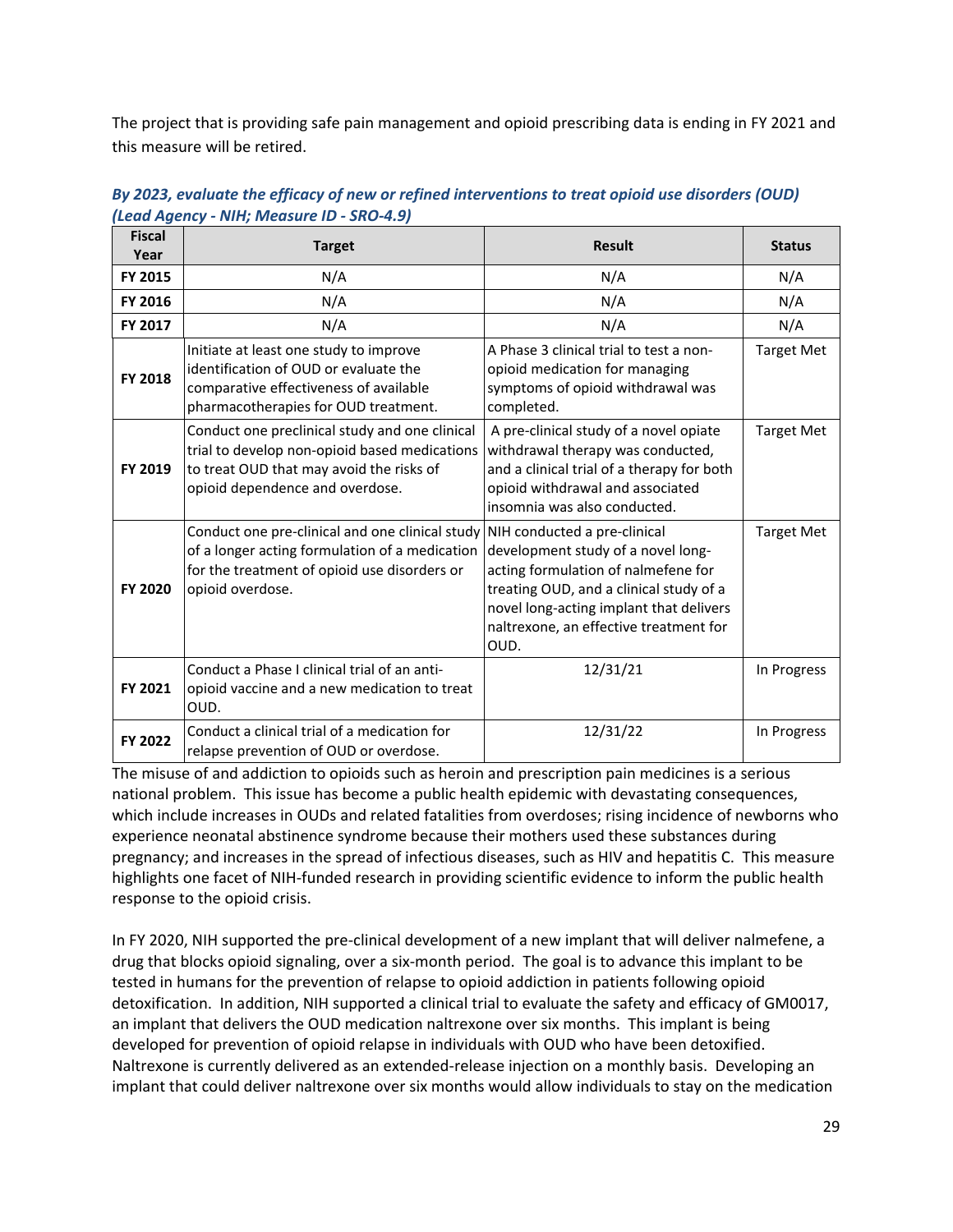The project that is providing safe pain management and opioid prescribing data is ending in FY 2021 and this measure will be retired.

***By 2023, evaluate the efficacy of new or refined interventions to treat opioid use disorders (OUD) (Lead Agency - NIH; Measure ID - SRO-4.9)***

| Fiscal Year | Target | Result | Status |
|---|---|---|---|
| **FY 2015** | N/A | N/A | N/A |
| **FY 2016** | N/A | N/A | N/A |
| **FY 2017** | N/A | N/A | N/A |
| **FY 2018** | Initiate at least one study to improve identification of OUD or evaluate the comparative effectiveness of available pharmacotherapies for OUD treatment. | A Phase 3 clinical trial to test a non-opioid medication for managing symptoms of opioid withdrawal was completed. | Target Met |
| **FY 2019** | Conduct one preclinical study and one clinical trial to develop non-opioid based medications to treat OUD that may avoid the risks of opioid dependence and overdose. | A pre-clinical study of a novel opiate withdrawal therapy was conducted, and a clinical trial of a therapy for both opioid withdrawal and associated insomnia was also conducted. | Target Met |
| **FY 2020** | Conduct one pre-clinical and one clinical study of a longer acting formulation of a medication for the treatment of opioid use disorders or opioid overdose. | NIH conducted a pre-clinical development study of a novel long-acting formulation of nalmefene for treating OUD, and a clinical study of a novel long-acting implant that delivers naltrexone, an effective treatment for OUD. | Target Met |
| **FY 2021** | Conduct a Phase I clinical trial of an anti-opioid vaccine and a new medication to treat OUD. | 12/31/21 | In Progress |
| **FY 2022** | Conduct a clinical trial of a medication for relapse prevention of OUD or overdose. | 12/31/22 | In Progress |

The misuse of and addiction to opioids such as heroin and prescription pain medicines is a serious national problem. This issue has become a public health epidemic with devastating consequences, which include increases in OUDs and related fatalities from overdoses; rising incidence of newborns who experience neonatal abstinence syndrome because their mothers used these substances during pregnancy; and increases in the spread of infectious diseases, such as HIV and hepatitis C. This measure highlights one facet of NIH-funded research in providing scientific evidence to inform the public health response to the opioid crisis.

In FY 2020, NIH supported the pre-clinical development of a new implant that will deliver nalmefene, a drug that blocks opioid signaling, over a six-month period. The goal is to advance this implant to be tested in humans for the prevention of relapse to opioid addiction in patients following opioid detoxification. In addition, NIH supported a clinical trial to evaluate the safety and efficacy of GM0017, an implant that delivers the OUD medication naltrexone over six months. This implant is being developed for prevention of opioid relapse in individuals with OUD who have been detoxified. Naltrexone is currently delivered as an extended-release injection on a monthly basis. Developing an implant that could deliver naltrexone over six months would allow individuals to stay on the medication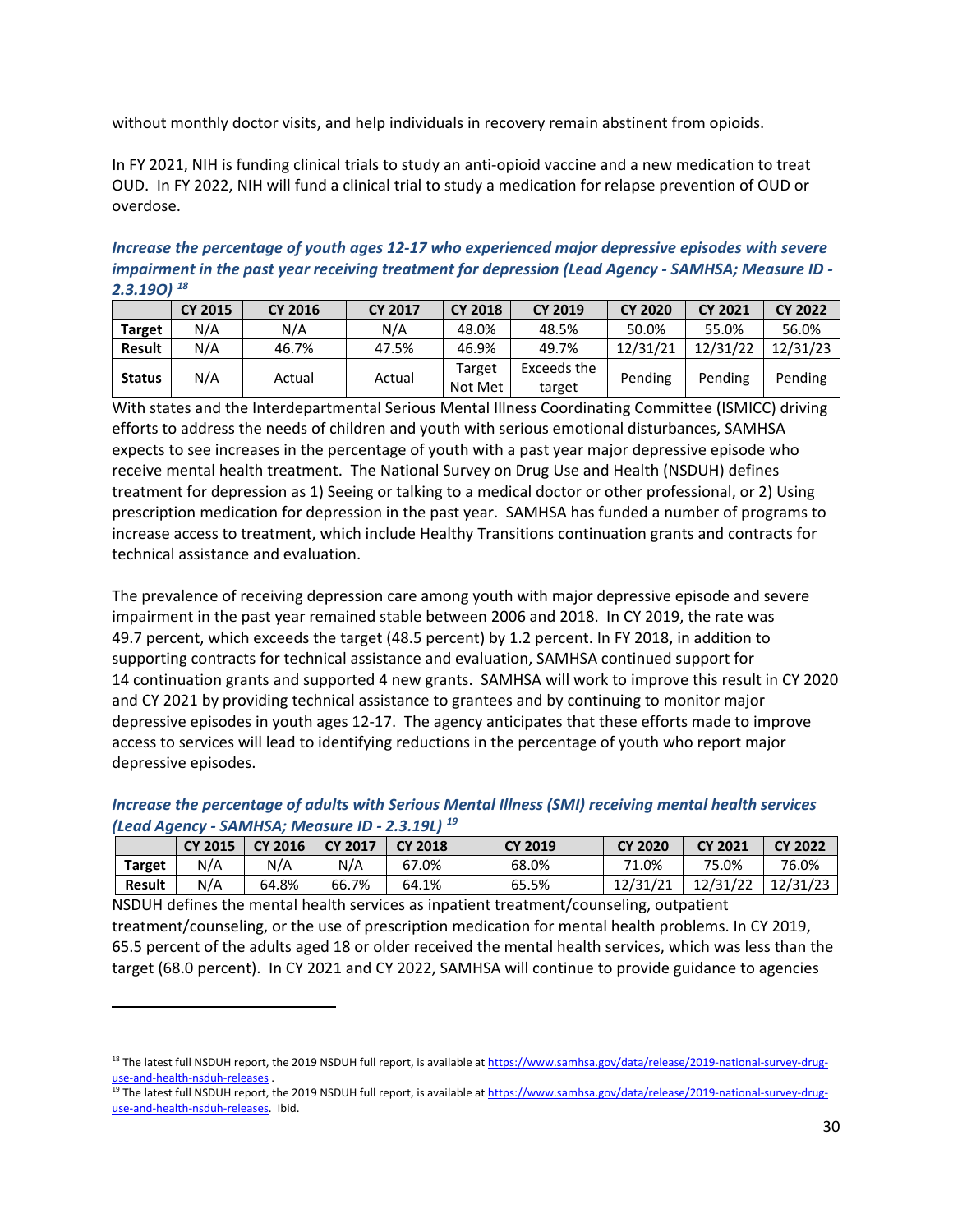without monthly doctor visits, and help individuals in recovery remain abstinent from opioids.

In FY 2021, NIH is funding clinical trials to study an anti-opioid vaccine and a new medication to treat OUD. In FY 2022, NIH will fund a clinical trial to study a medication for relapse prevention of OUD or overdose.

***Increase the percentage of youth ages 12-17 who experienced major depressive episodes with severe impairment in the past year receiving treatment for depression (Lead Agency - SAMHSA; Measure ID - 2.3.19O)*** [18]

| | CY 2015 | CY 2016 | CY 2017 | CY 2018 | CY 2019 | CY 2020 | CY 2021 | CY 2022 |
|---|---|---|---|---|---|---|---|---|
| **Target** | N/A | N/A | N/A | 48.0% | 48.5% | 50.0% | 55.0% | 56.0% |
| **Result** | N/A | 46.7% | 47.5% | 46.9% | 49.7% | 12/31/21 | 12/31/22 | 12/31/23 |
| **Status** | N/A | Actual | Actual | Target Not Met | Exceeds the target | Pending | Pending | Pending |

With states and the Interdepartmental Serious Mental Illness Coordinating Committee (ISMICC) driving efforts to address the needs of children and youth with serious emotional disturbances, SAMHSA expects to see increases in the percentage of youth with a past year major depressive episode who receive mental health treatment. The National Survey on Drug Use and Health (NSDUH) defines treatment for depression as 1) Seeing or talking to a medical doctor or other professional, or 2) Using prescription medication for depression in the past year. SAMHSA has funded a number of programs to increase access to treatment, which include Healthy Transitions continuation grants and contracts for technical assistance and evaluation.

The prevalence of receiving depression care among youth with major depressive episode and severe impairment in the past year remained stable between 2006 and 2018. In CY 2019, the rate was 49.7 percent, which exceeds the target (48.5 percent) by 1.2 percent. In FY 2018, in addition to supporting contracts for technical assistance and evaluation, SAMHSA continued support for 14 continuation grants and supported 4 new grants. SAMHSA will work to improve this result in CY 2020 and CY 2021 by providing technical assistance to grantees and by continuing to monitor major depressive episodes in youth ages 12-17. The agency anticipates that these efforts made to improve access to services will lead to identifying reductions in the percentage of youth who report major depressive episodes.

***Increase the percentage of adults with Serious Mental Illness (SMI) receiving mental health services (Lead Agency - SAMHSA; Measure ID - 2.3.19L)*** [19]

| | CY 2015 | CY 2016 | CY 2017 | CY 2018 | CY 2019 | CY 2020 | CY 2021 | CY 2022 |
|---|---|---|---|---|---|---|---|---|
| **Target** | N/A | N/A | N/A | 67.0% | 68.0% | 71.0% | 75.0% | 76.0% |
| **Result** | N/A | 64.8% | 66.7% | 64.1% | 65.5% | 12/31/21 | 12/31/22 | 12/31/23 |

NSDUH defines the mental health services as inpatient treatment/counseling, outpatient treatment/counseling, or the use of prescription medication for mental health problems. In CY 2019, 65.5 percent of the adults aged 18 or older received the mental health services, which was less than the target (68.0 percent). In CY 2021 and CY 2022, SAMHSA will continue to provide guidance to agencies

---

[18] The latest full NSDUH report, the 2019 NSDUH full report, is available at https://www.samhsa.gov/data/release/2019-national-survey-drug-use-and-health-nsduh-releases .

[19] The latest full NSDUH report, the 2019 NSDUH full report, is available at https://www.samhsa.gov/data/release/2019-national-survey-drug-use-and-health-nsduh-releases. Ibid.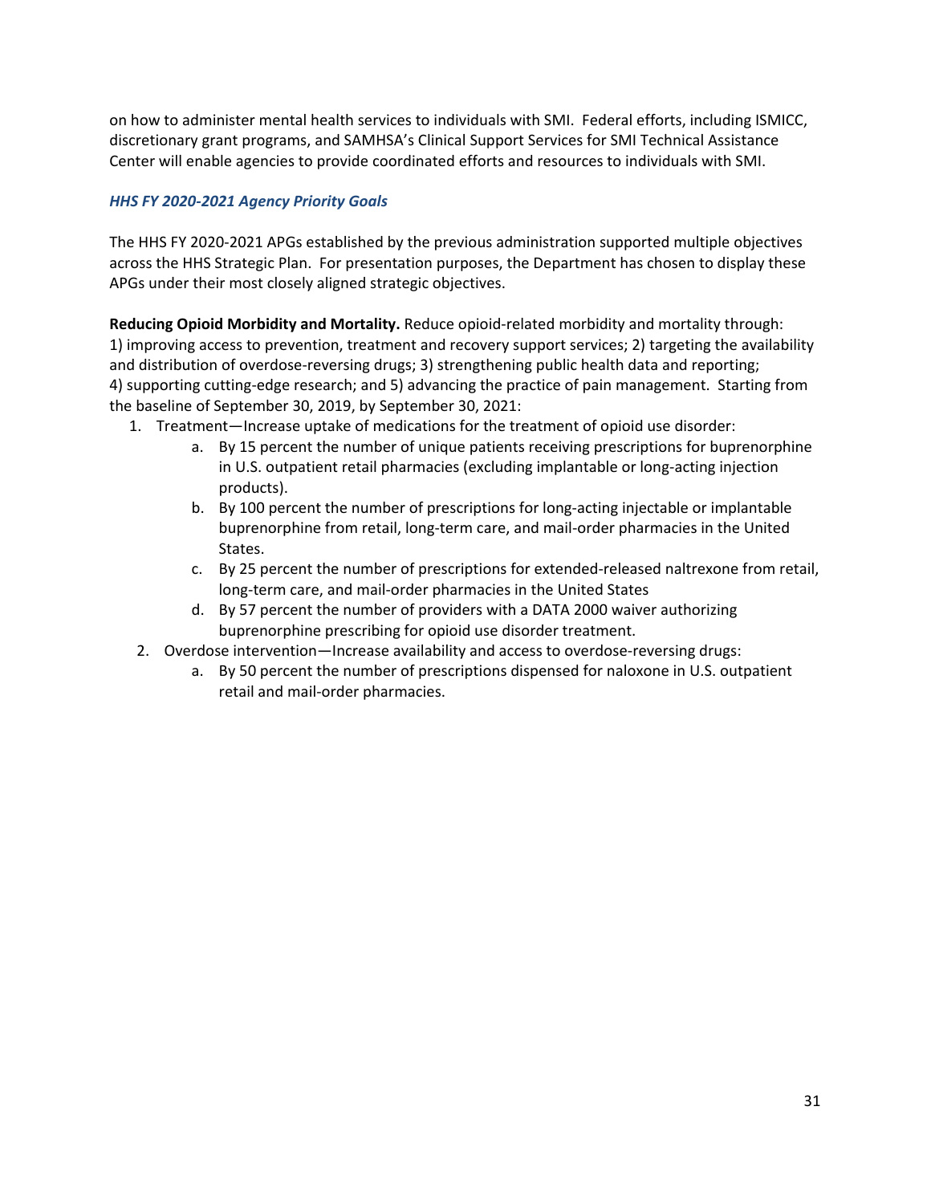on how to administer mental health services to individuals with SMI. Federal efforts, including ISMICC, discretionary grant programs, and SAMHSA's Clinical Support Services for SMI Technical Assistance Center will enable agencies to provide coordinated efforts and resources to individuals with SMI.

### *HHS FY 2020-2021 Agency Priority Goals*

The HHS FY 2020-2021 APGs established by the previous administration supported multiple objectives across the HHS Strategic Plan. For presentation purposes, the Department has chosen to display these APGs under their most closely aligned strategic objectives.

**Reducing Opioid Morbidity and Mortality.** Reduce opioid-related morbidity and mortality through: 1) improving access to prevention, treatment and recovery support services; 2) targeting the availability and distribution of overdose-reversing drugs; 3) strengthening public health data and reporting; 4) supporting cutting-edge research; and 5) advancing the practice of pain management. Starting from the baseline of September 30, 2019, by September 30, 2021:

1. Treatment—Increase uptake of medications for the treatment of opioid use disorder:
    a. By 15 percent the number of unique patients receiving prescriptions for buprenorphine in U.S. outpatient retail pharmacies (excluding implantable or long-acting injection products).
    b. By 100 percent the number of prescriptions for long-acting injectable or implantable buprenorphine from retail, long-term care, and mail-order pharmacies in the United States.
    c. By 25 percent the number of prescriptions for extended-released naltrexone from retail, long-term care, and mail-order pharmacies in the United States
    d. By 57 percent the number of providers with a DATA 2000 waiver authorizing buprenorphine prescribing for opioid use disorder treatment.
2. Overdose intervention—Increase availability and access to overdose-reversing drugs:
    a. By 50 percent the number of prescriptions dispensed for naloxone in U.S. outpatient retail and mail-order pharmacies.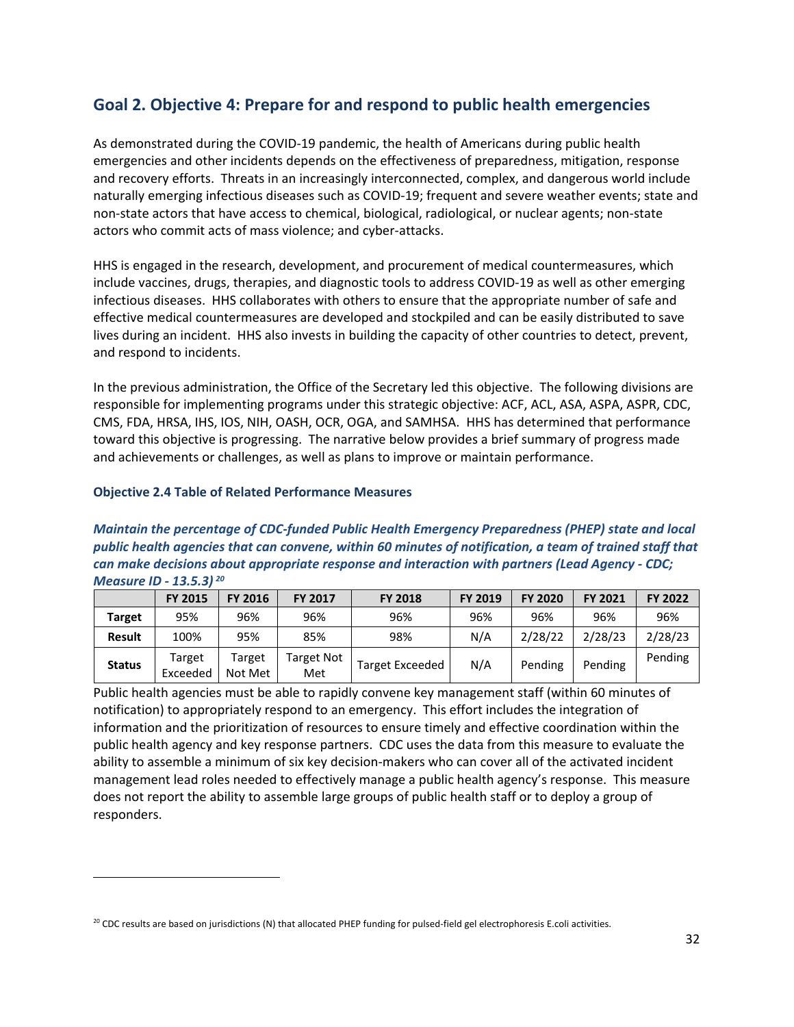## Goal 2. Objective 4: Prepare for and respond to public health emergencies

As demonstrated during the COVID-19 pandemic, the health of Americans during public health emergencies and other incidents depends on the effectiveness of preparedness, mitigation, response and recovery efforts. Threats in an increasingly interconnected, complex, and dangerous world include naturally emerging infectious diseases such as COVID-19; frequent and severe weather events; state and non-state actors that have access to chemical, biological, radiological, or nuclear agents; non-state actors who commit acts of mass violence; and cyber-attacks.

HHS is engaged in the research, development, and procurement of medical countermeasures, which include vaccines, drugs, therapies, and diagnostic tools to address COVID-19 as well as other emerging infectious diseases. HHS collaborates with others to ensure that the appropriate number of safe and effective medical countermeasures are developed and stockpiled and can be easily distributed to save lives during an incident. HHS also invests in building the capacity of other countries to detect, prevent, and respond to incidents.

In the previous administration, the Office of the Secretary led this objective. The following divisions are responsible for implementing programs under this strategic objective: ACF, ACL, ASA, ASPA, ASPR, CDC, CMS, FDA, HRSA, IHS, IOS, NIH, OASH, OCR, OGA, and SAMHSA. HHS has determined that performance toward this objective is progressing. The narrative below provides a brief summary of progress made and achievements or challenges, as well as plans to improve or maintain performance.

### Objective 2.4 Table of Related Performance Measures

***Maintain the percentage of CDC-funded Public Health Emergency Preparedness (PHEP) state and local public health agencies that can convene, within 60 minutes of notification, a team of trained staff that can make decisions about appropriate response and interaction with partners (Lead Agency - CDC; Measure ID - 13.5.3)*** [20]

| | FY 2015 | FY 2016 | FY 2017 | FY 2018 | FY 2019 | FY 2020 | FY 2021 | FY 2022 |
|---|---|---|---|---|---|---|---|---|
| **Target** | 95% | 96% | 96% | 96% | 96% | 96% | 96% | 96% |
| **Result** | 100% | 95% | 85% | 98% | N/A | 2/28/22 | 2/28/23 | 2/28/23 |
| **Status** | Target Exceeded | Target Not Met | Target Not Met | Target Exceeded | N/A | Pending | Pending | Pending |

Public health agencies must be able to rapidly convene key management staff (within 60 minutes of notification) to appropriately respond to an emergency. This effort includes the integration of information and the prioritization of resources to ensure timely and effective coordination within the public health agency and key response partners. CDC uses the data from this measure to evaluate the ability to assemble a minimum of six key decision-makers who can cover all of the activated incident management lead roles needed to effectively manage a public health agency's response. This measure does not report the ability to assemble large groups of public health staff or to deploy a group of responders.

[20] CDC results are based on jurisdictions (N) that allocated PHEP funding for pulsed-field gel electrophoresis E.coli activities.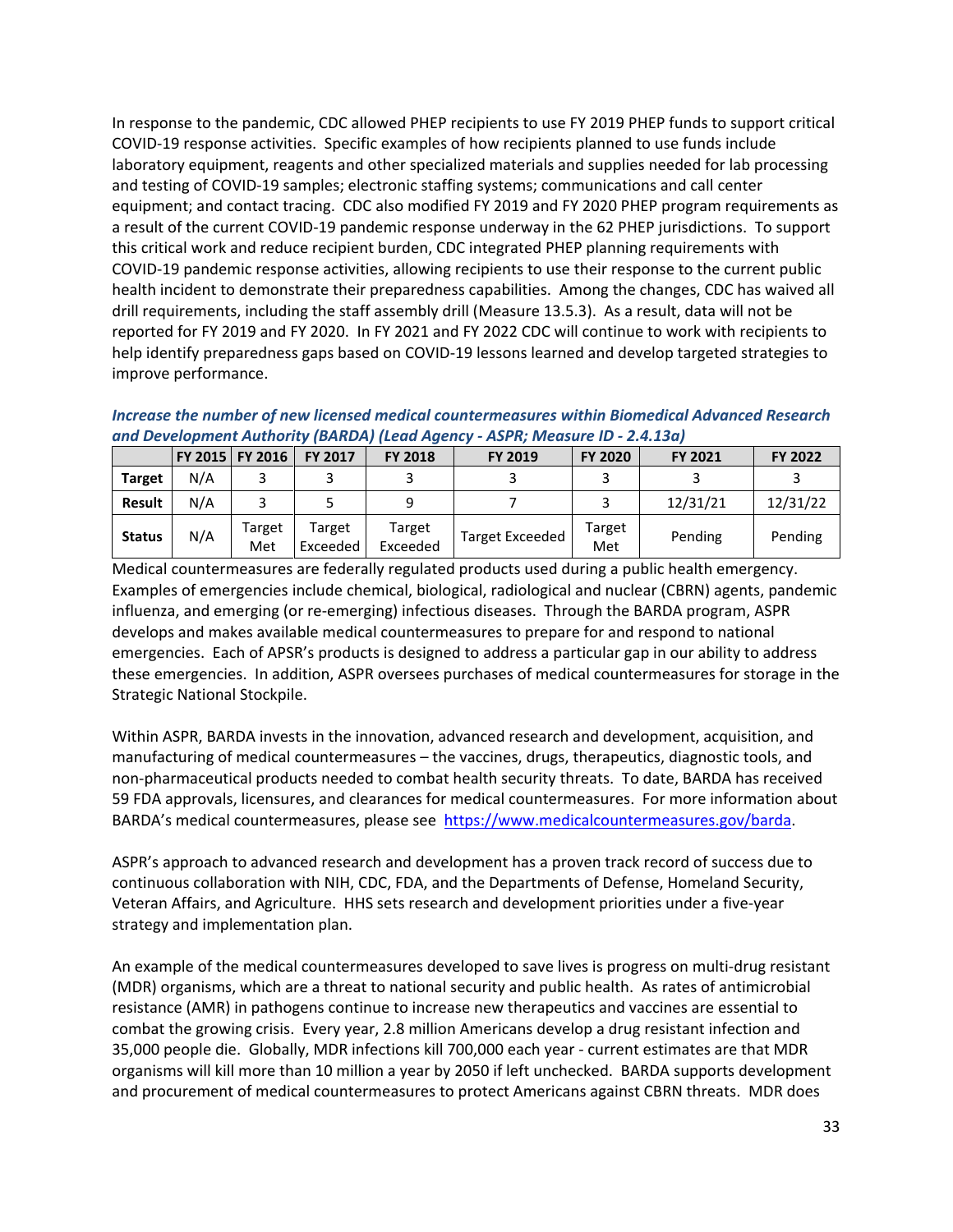In response to the pandemic, CDC allowed PHEP recipients to use FY 2019 PHEP funds to support critical COVID-19 response activities. Specific examples of how recipients planned to use funds include laboratory equipment, reagents and other specialized materials and supplies needed for lab processing and testing of COVID-19 samples; electronic staffing systems; communications and call center equipment; and contact tracing. CDC also modified FY 2019 and FY 2020 PHEP program requirements as a result of the current COVID-19 pandemic response underway in the 62 PHEP jurisdictions. To support this critical work and reduce recipient burden, CDC integrated PHEP planning requirements with COVID-19 pandemic response activities, allowing recipients to use their response to the current public health incident to demonstrate their preparedness capabilities. Among the changes, CDC has waived all drill requirements, including the staff assembly drill (Measure 13.5.3). As a result, data will not be reported for FY 2019 and FY 2020. In FY 2021 and FY 2022 CDC will continue to work with recipients to help identify preparedness gaps based on COVID-19 lessons learned and develop targeted strategies to improve performance.

***Increase the number of new licensed medical countermeasures within Biomedical Advanced Research and Development Authority (BARDA) (Lead Agency - ASPR; Measure ID - 2.4.13a)***

| | FY 2015 | FY 2016 | FY 2017 | FY 2018 | FY 2019 | FY 2020 | FY 2021 | FY 2022 |
|---|---|---|---|---|---|---|---|---|
| **Target** | N/A | 3 | 3 | 3 | 3 | 3 | 3 | 3 |
| **Result** | N/A | 3 | 5 | 9 | 7 | 3 | 12/31/21 | 12/31/22 |
| **Status** | N/A | Target Met | Target Exceeded | Target Exceeded | Target Exceeded | Target Met | Pending | Pending |

Medical countermeasures are federally regulated products used during a public health emergency. Examples of emergencies include chemical, biological, radiological and nuclear (CBRN) agents, pandemic influenza, and emerging (or re-emerging) infectious diseases. Through the BARDA program, ASPR develops and makes available medical countermeasures to prepare for and respond to national emergencies. Each of APSR's products is designed to address a particular gap in our ability to address these emergencies. In addition, ASPR oversees purchases of medical countermeasures for storage in the Strategic National Stockpile.

Within ASPR, BARDA invests in the innovation, advanced research and development, acquisition, and manufacturing of medical countermeasures – the vaccines, drugs, therapeutics, diagnostic tools, and non-pharmaceutical products needed to combat health security threats. To date, BARDA has received 59 FDA approvals, licensures, and clearances for medical countermeasures. For more information about BARDA's medical countermeasures, please see https://www.medicalcountermeasures.gov/barda.

ASPR's approach to advanced research and development has a proven track record of success due to continuous collaboration with NIH, CDC, FDA, and the Departments of Defense, Homeland Security, Veteran Affairs, and Agriculture. HHS sets research and development priorities under a five-year strategy and implementation plan.

An example of the medical countermeasures developed to save lives is progress on multi-drug resistant (MDR) organisms, which are a threat to national security and public health. As rates of antimicrobial resistance (AMR) in pathogens continue to increase new therapeutics and vaccines are essential to combat the growing crisis. Every year, 2.8 million Americans develop a drug resistant infection and 35,000 people die. Globally, MDR infections kill 700,000 each year - current estimates are that MDR organisms will kill more than 10 million a year by 2050 if left unchecked. BARDA supports development and procurement of medical countermeasures to protect Americans against CBRN threats. MDR does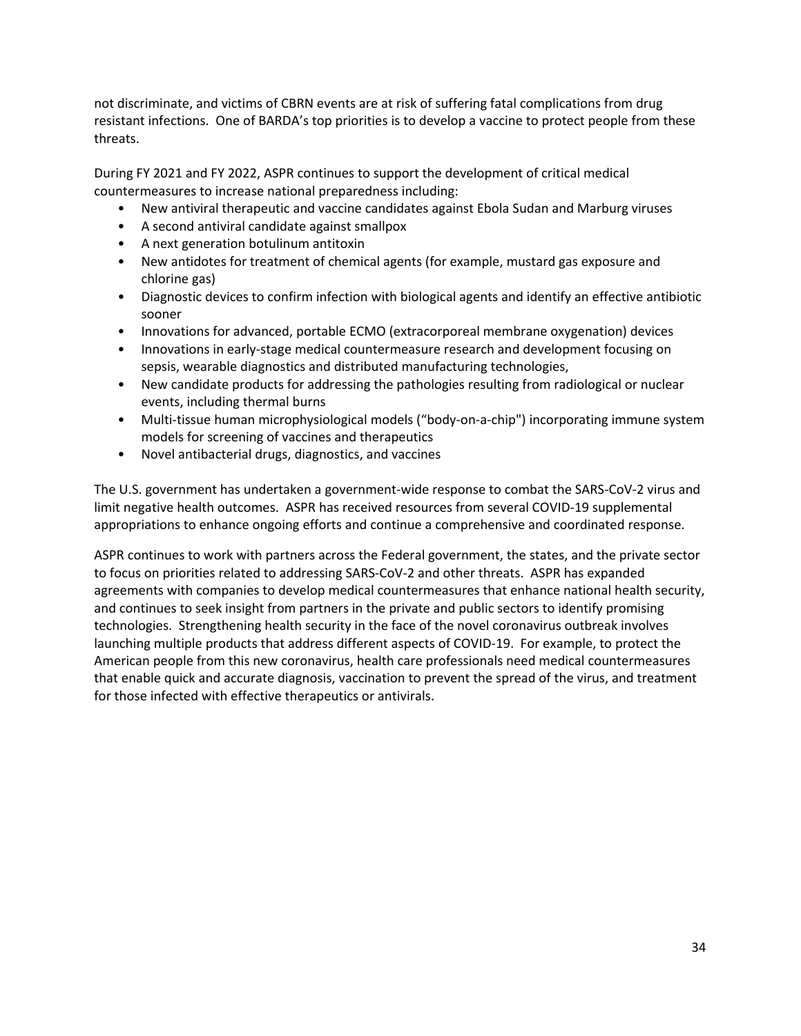not discriminate, and victims of CBRN events are at risk of suffering fatal complications from drug resistant infections. One of BARDA's top priorities is to develop a vaccine to protect people from these threats.

During FY 2021 and FY 2022, ASPR continues to support the development of critical medical countermeasures to increase national preparedness including:

- New antiviral therapeutic and vaccine candidates against Ebola Sudan and Marburg viruses
- A second antiviral candidate against smallpox
- A next generation botulinum antitoxin
- New antidotes for treatment of chemical agents (for example, mustard gas exposure and chlorine gas)
- Diagnostic devices to confirm infection with biological agents and identify an effective antibiotic sooner
- Innovations for advanced, portable ECMO (extracorporeal membrane oxygenation) devices
- Innovations in early-stage medical countermeasure research and development focusing on sepsis, wearable diagnostics and distributed manufacturing technologies,
- New candidate products for addressing the pathologies resulting from radiological or nuclear events, including thermal burns
- Multi-tissue human microphysiological models ("body-on-a-chip") incorporating immune system models for screening of vaccines and therapeutics
- Novel antibacterial drugs, diagnostics, and vaccines

The U.S. government has undertaken a government-wide response to combat the SARS-CoV-2 virus and limit negative health outcomes. ASPR has received resources from several COVID-19 supplemental appropriations to enhance ongoing efforts and continue a comprehensive and coordinated response.

ASPR continues to work with partners across the Federal government, the states, and the private sector to focus on priorities related to addressing SARS-CoV-2 and other threats. ASPR has expanded agreements with companies to develop medical countermeasures that enhance national health security, and continues to seek insight from partners in the private and public sectors to identify promising technologies. Strengthening health security in the face of the novel coronavirus outbreak involves launching multiple products that address different aspects of COVID-19. For example, to protect the American people from this new coronavirus, health care professionals need medical countermeasures that enable quick and accurate diagnosis, vaccination to prevent the spread of the virus, and treatment for those infected with effective therapeutics or antivirals.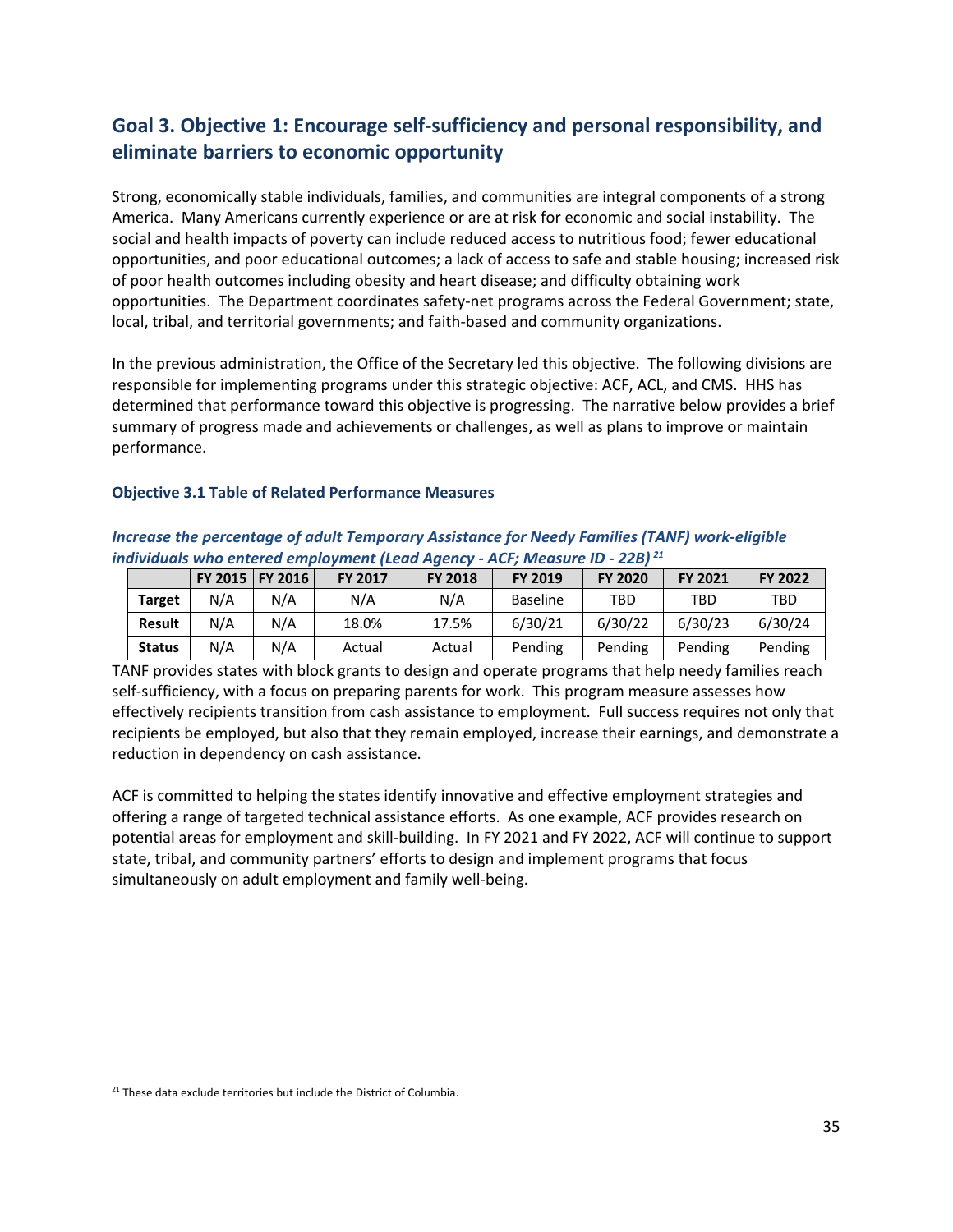## Goal 3. Objective 1: Encourage self-sufficiency and personal responsibility, and eliminate barriers to economic opportunity

Strong, economically stable individuals, families, and communities are integral components of a strong America. Many Americans currently experience or are at risk for economic and social instability. The social and health impacts of poverty can include reduced access to nutritious food; fewer educational opportunities, and poor educational outcomes; a lack of access to safe and stable housing; increased risk of poor health outcomes including obesity and heart disease; and difficulty obtaining work opportunities. The Department coordinates safety-net programs across the Federal Government; state, local, tribal, and territorial governments; and faith-based and community organizations.

In the previous administration, the Office of the Secretary led this objective. The following divisions are responsible for implementing programs under this strategic objective: ACF, ACL, and CMS. HHS has determined that performance toward this objective is progressing. The narrative below provides a brief summary of progress made and achievements or challenges, as well as plans to improve or maintain performance.

#### Objective 3.1 Table of Related Performance Measures

***Increase the percentage of adult Temporary Assistance for Needy Families (TANF) work-eligible individuals who entered employment (Lead Agency - ACF; Measure ID - 22B)*** [21]

| | FY 2015 | FY 2016 | FY 2017 | FY 2018 | FY 2019 | FY 2020 | FY 2021 | FY 2022 |
|---|---|---|---|---|---|---|---|---|
| **Target** | N/A | N/A | N/A | N/A | Baseline | TBD | TBD | TBD |
| **Result** | N/A | N/A | 18.0% | 17.5% | 6/30/21 | 6/30/22 | 6/30/23 | 6/30/24 |
| **Status** | N/A | N/A | Actual | Actual | Pending | Pending | Pending | Pending |

TANF provides states with block grants to design and operate programs that help needy families reach self-sufficiency, with a focus on preparing parents for work. This program measure assesses how effectively recipients transition from cash assistance to employment. Full success requires not only that recipients be employed, but also that they remain employed, increase their earnings, and demonstrate a reduction in dependency on cash assistance.

ACF is committed to helping the states identify innovative and effective employment strategies and offering a range of targeted technical assistance efforts. As one example, ACF provides research on potential areas for employment and skill-building. In FY 2021 and FY 2022, ACF will continue to support state, tribal, and community partners' efforts to design and implement programs that focus simultaneously on adult employment and family well-being.

[21] These data exclude territories but include the District of Columbia.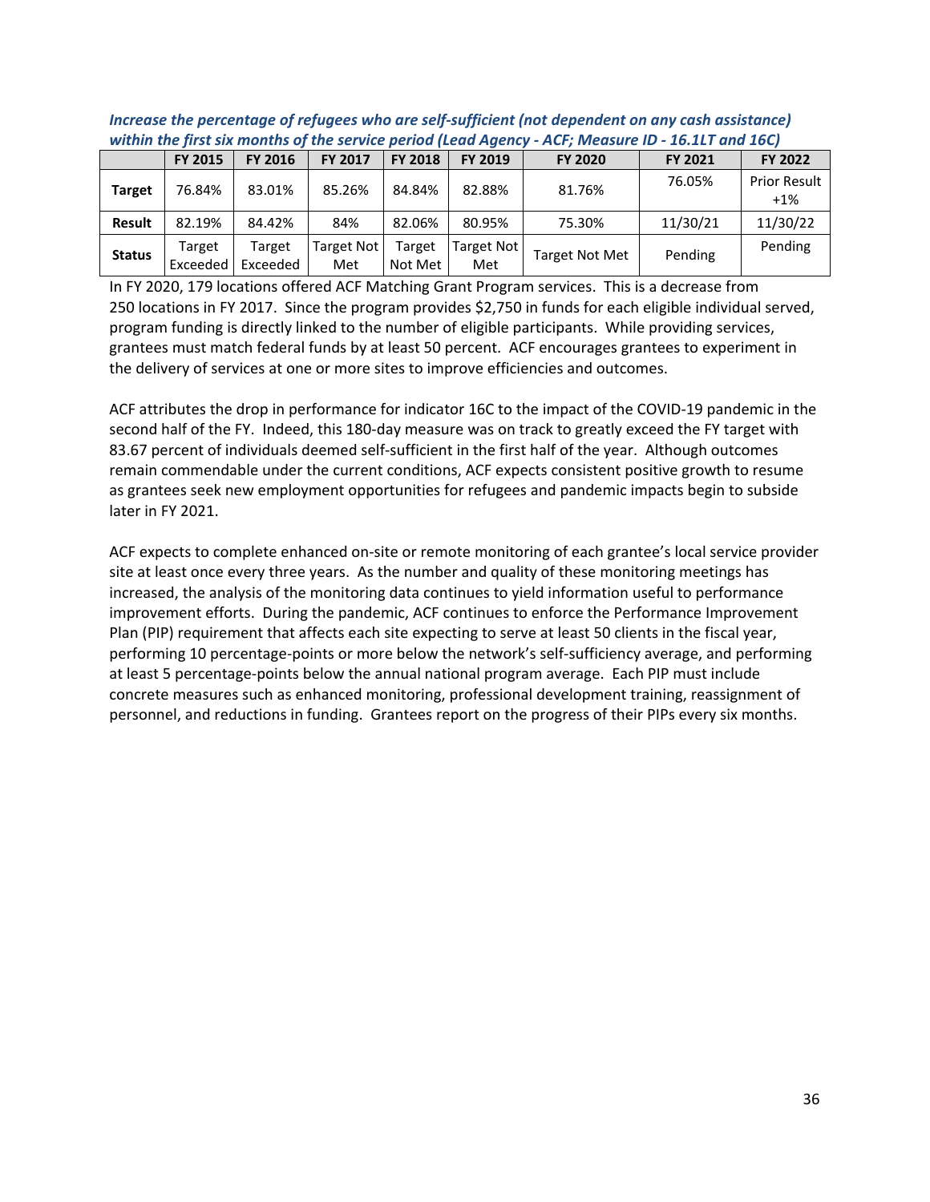***Increase the percentage of refugees who are self-sufficient (not dependent on any cash assistance) within the first six months of the service period (Lead Agency - ACF; Measure ID - 16.1LT and 16C)***

| | FY 2015 | FY 2016 | FY 2017 | FY 2018 | FY 2019 | FY 2020 | FY 2021 | FY 2022 |
|---|---|---|---|---|---|---|---|---|
| **Target** | 76.84% | 83.01% | 85.26% | 84.84% | 82.88% | 81.76% | 76.05% | Prior Result +1% |
| **Result** | 82.19% | 84.42% | 84% | 82.06% | 80.95% | 75.30% | 11/30/21 | 11/30/22 |
| **Status** | Target Exceeded | Target Exceeded | Target Not Met | Target Not Met | Target Not Met | Target Not Met | Pending | Pending |

In FY 2020, 179 locations offered ACF Matching Grant Program services. This is a decrease from 250 locations in FY 2017. Since the program provides $2,750 in funds for each eligible individual served, program funding is directly linked to the number of eligible participants. While providing services, grantees must match federal funds by at least 50 percent. ACF encourages grantees to experiment in the delivery of services at one or more sites to improve efficiencies and outcomes.

ACF attributes the drop in performance for indicator 16C to the impact of the COVID-19 pandemic in the second half of the FY. Indeed, this 180-day measure was on track to greatly exceed the FY target with 83.67 percent of individuals deemed self-sufficient in the first half of the year. Although outcomes remain commendable under the current conditions, ACF expects consistent positive growth to resume as grantees seek new employment opportunities for refugees and pandemic impacts begin to subside later in FY 2021.

ACF expects to complete enhanced on-site or remote monitoring of each grantee's local service provider site at least once every three years. As the number and quality of these monitoring meetings has increased, the analysis of the monitoring data continues to yield information useful to performance improvement efforts. During the pandemic, ACF continues to enforce the Performance Improvement Plan (PIP) requirement that affects each site expecting to serve at least 50 clients in the fiscal year, performing 10 percentage-points or more below the network's self-sufficiency average, and performing at least 5 percentage-points below the annual national program average. Each PIP must include concrete measures such as enhanced monitoring, professional development training, reassignment of personnel, and reductions in funding. Grantees report on the progress of their PIPs every six months.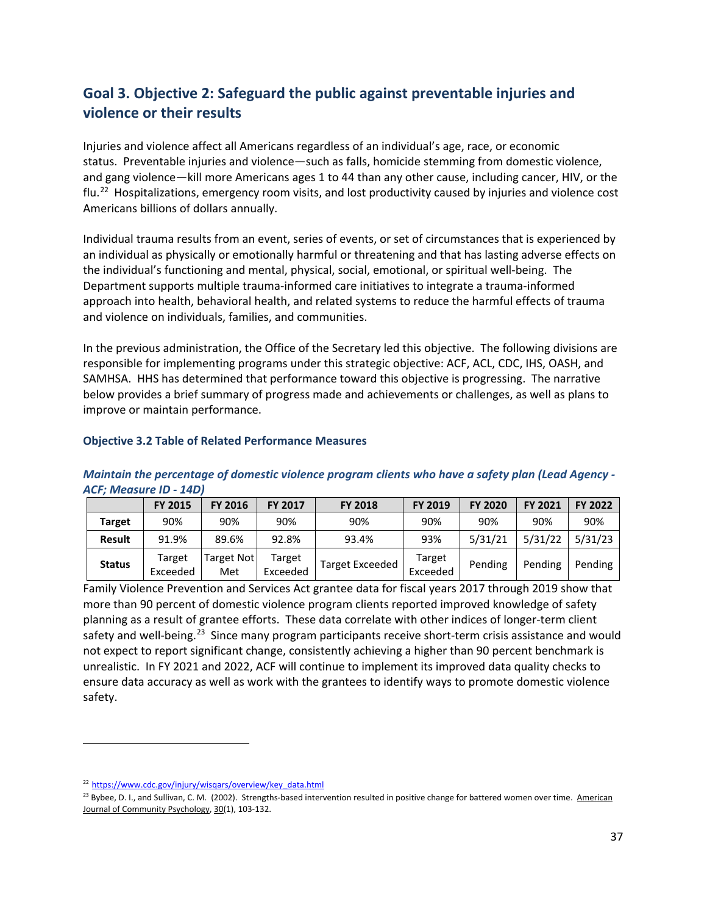## Goal 3. Objective 2: Safeguard the public against preventable injuries and violence or their results

Injuries and violence affect all Americans regardless of an individual's age, race, or economic status. Preventable injuries and violence—such as falls, homicide stemming from domestic violence, and gang violence—kill more Americans ages 1 to 44 than any other cause, including cancer, HIV, or the flu.[22] Hospitalizations, emergency room visits, and lost productivity caused by injuries and violence cost Americans billions of dollars annually.

Individual trauma results from an event, series of events, or set of circumstances that is experienced by an individual as physically or emotionally harmful or threatening and that has lasting adverse effects on the individual's functioning and mental, physical, social, emotional, or spiritual well-being. The Department supports multiple trauma-informed care initiatives to integrate a trauma-informed approach into health, behavioral health, and related systems to reduce the harmful effects of trauma and violence on individuals, families, and communities.

In the previous administration, the Office of the Secretary led this objective. The following divisions are responsible for implementing programs under this strategic objective: ACF, ACL, CDC, IHS, OASH, and SAMHSA. HHS has determined that performance toward this objective is progressing. The narrative below provides a brief summary of progress made and achievements or challenges, as well as plans to improve or maintain performance.

### Objective 3.2 Table of Related Performance Measures

***Maintain the percentage of domestic violence program clients who have a safety plan (Lead Agency - ACF; Measure ID - 14D)***

| | FY 2015 | FY 2016 | FY 2017 | FY 2018 | FY 2019 | FY 2020 | FY 2021 | FY 2022 |
|---|---|---|---|---|---|---|---|---|
| **Target** | 90% | 90% | 90% | 90% | 90% | 90% | 90% | 90% |
| **Result** | 91.9% | 89.6% | 92.8% | 93.4% | 93% | 5/31/21 | 5/31/22 | 5/31/23 |
| **Status** | Target Exceeded | Target Not Met | Target Exceeded | Target Exceeded | Target Exceeded | Pending | Pending | Pending |

Family Violence Prevention and Services Act grantee data for fiscal years 2017 through 2019 show that more than 90 percent of domestic violence program clients reported improved knowledge of safety planning as a result of grantee efforts. These data correlate with other indices of longer-term client safety and well-being.[23] Since many program participants receive short-term crisis assistance and would not expect to report significant change, consistently achieving a higher than 90 percent benchmark is unrealistic. In FY 2021 and 2022, ACF will continue to implement its improved data quality checks to ensure data accuracy as well as work with the grantees to identify ways to promote domestic violence safety.

---

[22] https://www.cdc.gov/injury/wisqars/overview/key_data.html

[23] Bybee, D. I., and Sullivan, C. M. (2002). Strengths-based intervention resulted in positive change for battered women over time. American Journal of Community Psychology, 30(1), 103-132.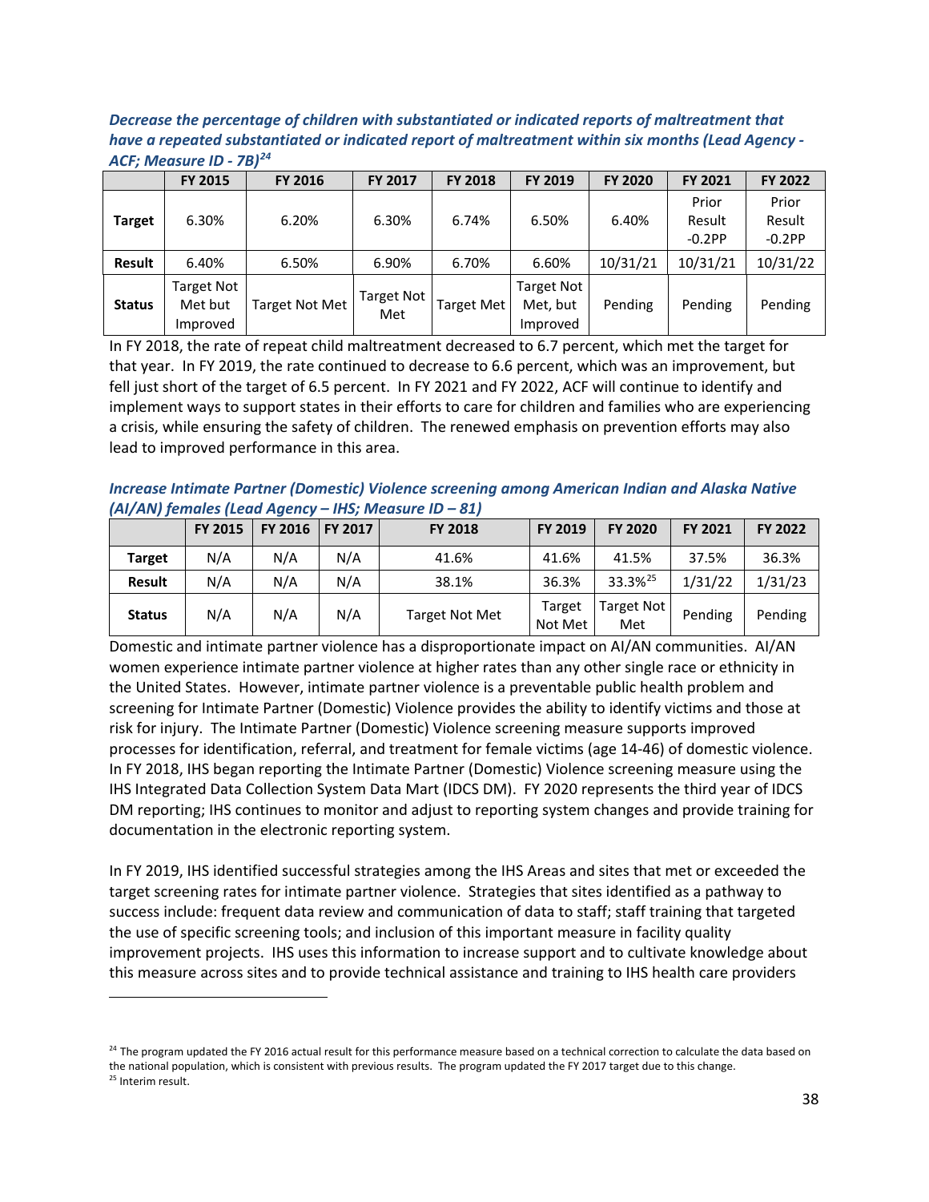***Decrease the percentage of children with substantiated or indicated reports of maltreatment that have a repeated substantiated or indicated report of maltreatment within six months (Lead Agency - ACF; Measure ID - 7B)***[24]

| | FY 2015 | FY 2016 | FY 2017 | FY 2018 | FY 2019 | FY 2020 | FY 2021 | FY 2022 |
|---|---|---|---|---|---|---|---|---|
| **Target** | 6.30% | 6.20% | 6.30% | 6.74% | 6.50% | 6.40% | Prior Result -0.2PP | Prior Result -0.2PP |
| **Result** | 6.40% | 6.50% | 6.90% | 6.70% | 6.60% | 10/31/21 | 10/31/21 | 10/31/22 |
| **Status** | Target Not Met but Improved | Target Not Met | Target Not Met | Target Met | Target Not Met, but Improved | Pending | Pending | Pending |

In FY 2018, the rate of repeat child maltreatment decreased to 6.7 percent, which met the target for that year. In FY 2019, the rate continued to decrease to 6.6 percent, which was an improvement, but fell just short of the target of 6.5 percent. In FY 2021 and FY 2022, ACF will continue to identify and implement ways to support states in their efforts to care for children and families who are experiencing a crisis, while ensuring the safety of children. The renewed emphasis on prevention efforts may also lead to improved performance in this area.

***Increase Intimate Partner (Domestic) Violence screening among American Indian and Alaska Native (AI/AN) females (Lead Agency – IHS; Measure ID – 81)***

| | FY 2015 | FY 2016 | FY 2017 | FY 2018 | FY 2019 | FY 2020 | FY 2021 | FY 2022 |
|---|---|---|---|---|---|---|---|---|
| **Target** | N/A | N/A | N/A | 41.6% | 41.6% | 41.5% | 37.5% | 36.3% |
| **Result** | N/A | N/A | N/A | 38.1% | 36.3% | 33.3%[25] | 1/31/22 | 1/31/23 |
| **Status** | N/A | N/A | N/A | Target Not Met | Target Not Met | Target Not Met | Pending | Pending |

Domestic and intimate partner violence has a disproportionate impact on AI/AN communities. AI/AN women experience intimate partner violence at higher rates than any other single race or ethnicity in the United States. However, intimate partner violence is a preventable public health problem and screening for Intimate Partner (Domestic) Violence provides the ability to identify victims and those at risk for injury. The Intimate Partner (Domestic) Violence screening measure supports improved processes for identification, referral, and treatment for female victims (age 14-46) of domestic violence. In FY 2018, IHS began reporting the Intimate Partner (Domestic) Violence screening measure using the IHS Integrated Data Collection System Data Mart (IDCS DM). FY 2020 represents the third year of IDCS DM reporting; IHS continues to monitor and adjust to reporting system changes and provide training for documentation in the electronic reporting system.

In FY 2019, IHS identified successful strategies among the IHS Areas and sites that met or exceeded the target screening rates for intimate partner violence. Strategies that sites identified as a pathway to success include: frequent data review and communication of data to staff; staff training that targeted the use of specific screening tools; and inclusion of this important measure in facility quality improvement projects. IHS uses this information to increase support and to cultivate knowledge about this measure across sites and to provide technical assistance and training to IHS health care providers

[24] The program updated the FY 2016 actual result for this performance measure based on a technical correction to calculate the data based on the national population, which is consistent with previous results. The program updated the FY 2017 target due to this change.

[25] Interim result.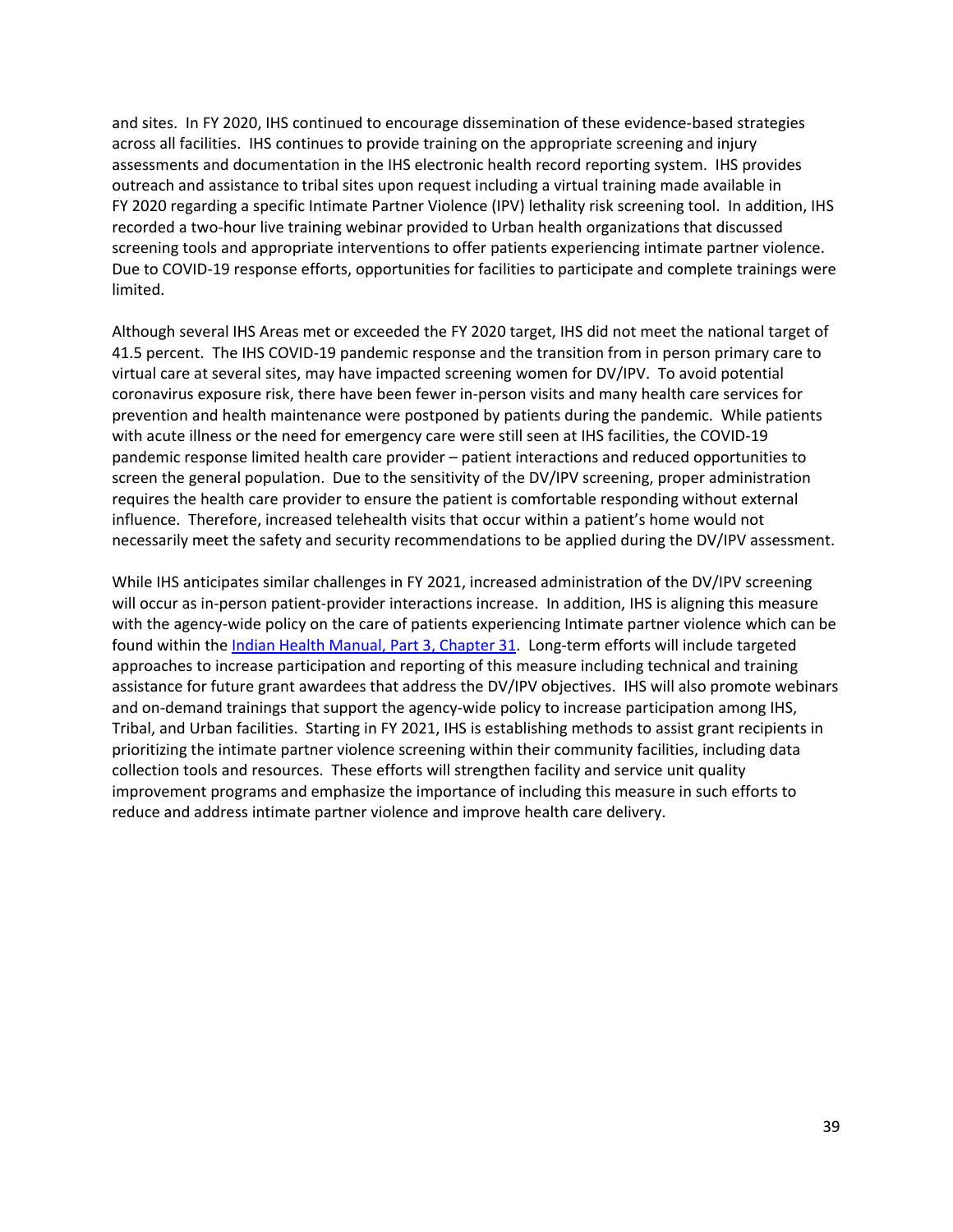and sites. In FY 2020, IHS continued to encourage dissemination of these evidence-based strategies across all facilities. IHS continues to provide training on the appropriate screening and injury assessments and documentation in the IHS electronic health record reporting system. IHS provides outreach and assistance to tribal sites upon request including a virtual training made available in FY 2020 regarding a specific Intimate Partner Violence (IPV) lethality risk screening tool. In addition, IHS recorded a two-hour live training webinar provided to Urban health organizations that discussed screening tools and appropriate interventions to offer patients experiencing intimate partner violence. Due to COVID-19 response efforts, opportunities for facilities to participate and complete trainings were limited.

Although several IHS Areas met or exceeded the FY 2020 target, IHS did not meet the national target of 41.5 percent. The IHS COVID-19 pandemic response and the transition from in person primary care to virtual care at several sites, may have impacted screening women for DV/IPV. To avoid potential coronavirus exposure risk, there have been fewer in-person visits and many health care services for prevention and health maintenance were postponed by patients during the pandemic. While patients with acute illness or the need for emergency care were still seen at IHS facilities, the COVID-19 pandemic response limited health care provider – patient interactions and reduced opportunities to screen the general population. Due to the sensitivity of the DV/IPV screening, proper administration requires the health care provider to ensure the patient is comfortable responding without external influence. Therefore, increased telehealth visits that occur within a patient's home would not necessarily meet the safety and security recommendations to be applied during the DV/IPV assessment.

While IHS anticipates similar challenges in FY 2021, increased administration of the DV/IPV screening will occur as in-person patient-provider interactions increase. In addition, IHS is aligning this measure with the agency-wide policy on the care of patients experiencing Intimate partner violence which can be found within the [Indian Health Manual, Part 3, Chapter 31](). Long-term efforts will include targeted approaches to increase participation and reporting of this measure including technical and training assistance for future grant awardees that address the DV/IPV objectives. IHS will also promote webinars and on-demand trainings that support the agency-wide policy to increase participation among IHS, Tribal, and Urban facilities. Starting in FY 2021, IHS is establishing methods to assist grant recipients in prioritizing the intimate partner violence screening within their community facilities, including data collection tools and resources. These efforts will strengthen facility and service unit quality improvement programs and emphasize the importance of including this measure in such efforts to reduce and address intimate partner violence and improve health care delivery.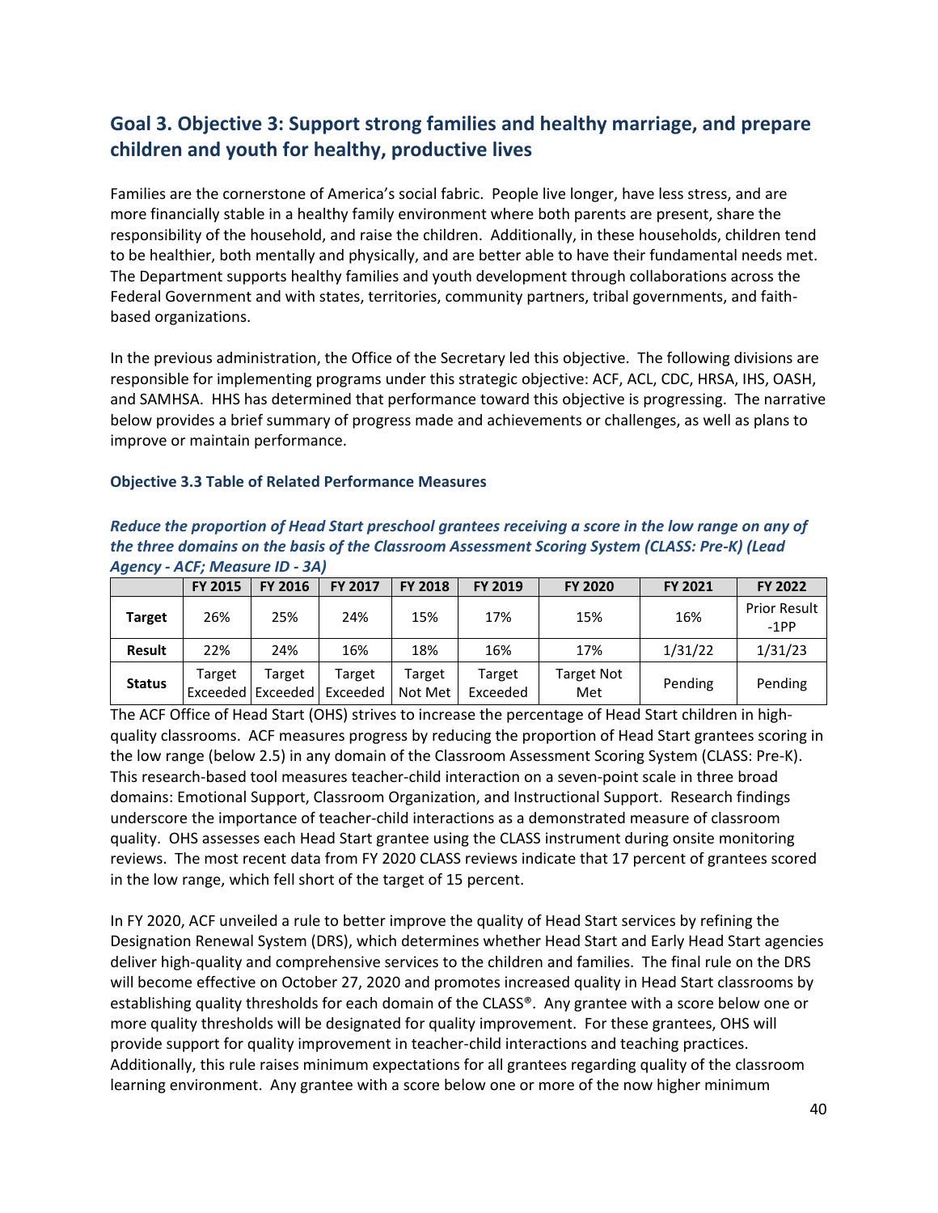## Goal 3. Objective 3: Support strong families and healthy marriage, and prepare children and youth for healthy, productive lives

Families are the cornerstone of America's social fabric. People live longer, have less stress, and are more financially stable in a healthy family environment where both parents are present, share the responsibility of the household, and raise the children. Additionally, in these households, children tend to be healthier, both mentally and physically, and are better able to have their fundamental needs met. The Department supports healthy families and youth development through collaborations across the Federal Government and with states, territories, community partners, tribal governments, and faith-based organizations.

In the previous administration, the Office of the Secretary led this objective. The following divisions are responsible for implementing programs under this strategic objective: ACF, ACL, CDC, HRSA, IHS, OASH, and SAMHSA. HHS has determined that performance toward this objective is progressing. The narrative below provides a brief summary of progress made and achievements or challenges, as well as plans to improve or maintain performance.

#### Objective 3.3 Table of Related Performance Measures

***Reduce the proportion of Head Start preschool grantees receiving a score in the low range on any of the three domains on the basis of the Classroom Assessment Scoring System (CLASS: Pre-K) (Lead Agency - ACF; Measure ID - 3A)***

| | FY 2015 | FY 2016 | FY 2017 | FY 2018 | FY 2019 | FY 2020 | FY 2021 | FY 2022 |
|---|---|---|---|---|---|---|---|---|
| **Target** | 26% | 25% | 24% | 15% | 17% | 15% | 16% | Prior Result -1PP |
| **Result** | 22% | 24% | 16% | 18% | 16% | 17% | 1/31/22 | 1/31/23 |
| **Status** | Target Exceeded | Target Exceeded | Target Exceeded | Target Not Met | Target Exceeded | Target Not Met | Pending | Pending |

The ACF Office of Head Start (OHS) strives to increase the percentage of Head Start children in high-quality classrooms. ACF measures progress by reducing the proportion of Head Start grantees scoring in the low range (below 2.5) in any domain of the Classroom Assessment Scoring System (CLASS: Pre-K). This research-based tool measures teacher-child interaction on a seven-point scale in three broad domains: Emotional Support, Classroom Organization, and Instructional Support. Research findings underscore the importance of teacher-child interactions as a demonstrated measure of classroom quality. OHS assesses each Head Start grantee using the CLASS instrument during onsite monitoring reviews. The most recent data from FY 2020 CLASS reviews indicate that 17 percent of grantees scored in the low range, which fell short of the target of 15 percent.

In FY 2020, ACF unveiled a rule to better improve the quality of Head Start services by refining the Designation Renewal System (DRS), which determines whether Head Start and Early Head Start agencies deliver high-quality and comprehensive services to the children and families. The final rule on the DRS will become effective on October 27, 2020 and promotes increased quality in Head Start classrooms by establishing quality thresholds for each domain of the CLASS®. Any grantee with a score below one or more quality thresholds will be designated for quality improvement. For these grantees, OHS will provide support for quality improvement in teacher-child interactions and teaching practices. Additionally, this rule raises minimum expectations for all grantees regarding quality of the classroom learning environment. Any grantee with a score below one or more of the now higher minimum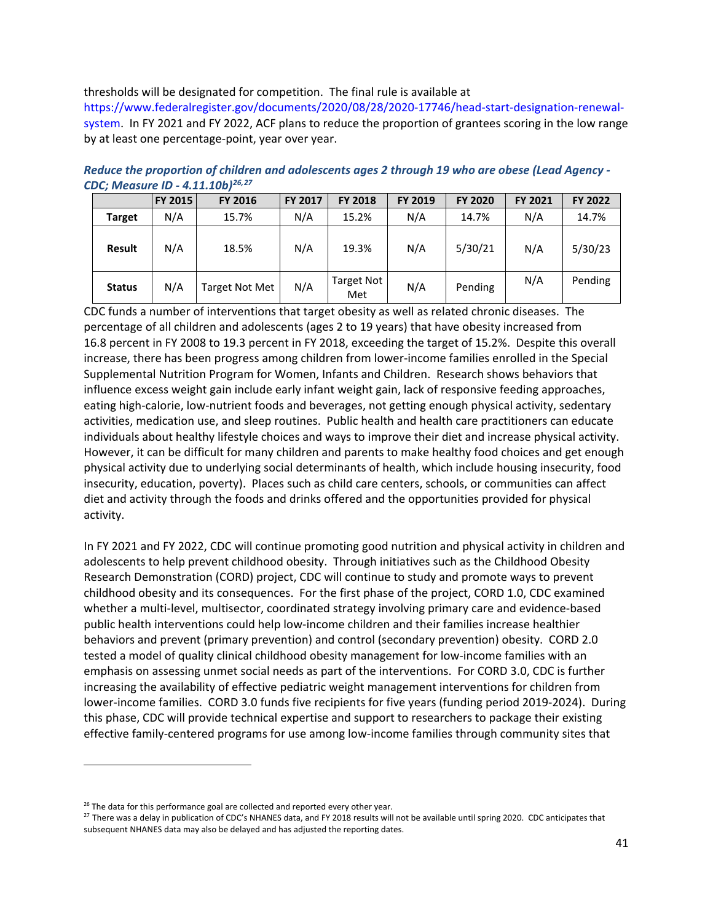thresholds will be designated for competition. The final rule is available at https://www.federalregister.gov/documents/2020/08/28/2020-17746/head-start-designation-renewal-system. In FY 2021 and FY 2022, ACF plans to reduce the proportion of grantees scoring in the low range by at least one percentage-point, year over year.

***Reduce the proportion of children and adolescents ages 2 through 19 who are obese (Lead Agency - CDC; Measure ID - 4.11.10b)[26,27]***

| | FY 2015 | FY 2016 | FY 2017 | FY 2018 | FY 2019 | FY 2020 | FY 2021 | FY 2022 |
|---|---|---|---|---|---|---|---|---|
| **Target** | N/A | 15.7% | N/A | 15.2% | N/A | 14.7% | N/A | 14.7% |
| **Result** | N/A | 18.5% | N/A | 19.3% | N/A | 5/30/21 | N/A | 5/30/23 |
| **Status** | N/A | Target Not Met | N/A | Target Not Met | N/A | Pending | N/A | Pending |

CDC funds a number of interventions that target obesity as well as related chronic diseases. The percentage of all children and adolescents (ages 2 to 19 years) that have obesity increased from 16.8 percent in FY 2008 to 19.3 percent in FY 2018, exceeding the target of 15.2%. Despite this overall increase, there has been progress among children from lower-income families enrolled in the Special Supplemental Nutrition Program for Women, Infants and Children. Research shows behaviors that influence excess weight gain include early infant weight gain, lack of responsive feeding approaches, eating high-calorie, low-nutrient foods and beverages, not getting enough physical activity, sedentary activities, medication use, and sleep routines. Public health and health care practitioners can educate individuals about healthy lifestyle choices and ways to improve their diet and increase physical activity. However, it can be difficult for many children and parents to make healthy food choices and get enough physical activity due to underlying social determinants of health, which include housing insecurity, food insecurity, education, poverty). Places such as child care centers, schools, or communities can affect diet and activity through the foods and drinks offered and the opportunities provided for physical activity.

In FY 2021 and FY 2022, CDC will continue promoting good nutrition and physical activity in children and adolescents to help prevent childhood obesity. Through initiatives such as the Childhood Obesity Research Demonstration (CORD) project, CDC will continue to study and promote ways to prevent childhood obesity and its consequences. For the first phase of the project, CORD 1.0, CDC examined whether a multi-level, multisector, coordinated strategy involving primary care and evidence-based public health interventions could help low-income children and their families increase healthier behaviors and prevent (primary prevention) and control (secondary prevention) obesity. CORD 2.0 tested a model of quality clinical childhood obesity management for low-income families with an emphasis on assessing unmet social needs as part of the interventions. For CORD 3.0, CDC is further increasing the availability of effective pediatric weight management interventions for children from lower-income families. CORD 3.0 funds five recipients for five years (funding period 2019-2024). During this phase, CDC will provide technical expertise and support to researchers to package their existing effective family-centered programs for use among low-income families through community sites that

---

[26] The data for this performance goal are collected and reported every other year.

[27] There was a delay in publication of CDC's NHANES data, and FY 2018 results will not be available until spring 2020. CDC anticipates that subsequent NHANES data may also be delayed and has adjusted the reporting dates.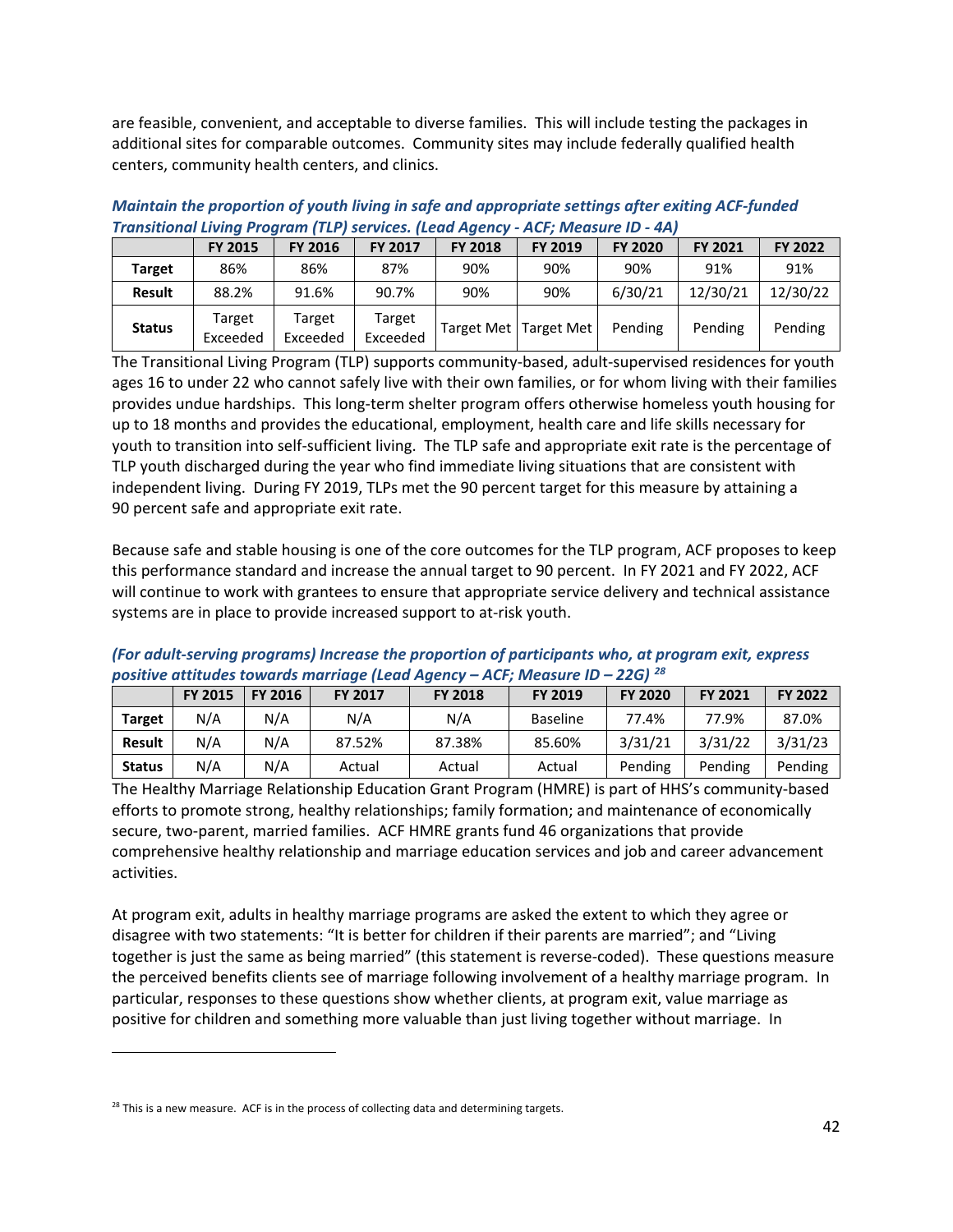are feasible, convenient, and acceptable to diverse families. This will include testing the packages in additional sites for comparable outcomes. Community sites may include federally qualified health centers, community health centers, and clinics.

***Maintain the proportion of youth living in safe and appropriate settings after exiting ACF-funded Transitional Living Program (TLP) services. (Lead Agency - ACF; Measure ID - 4A)***

| | FY 2015 | FY 2016 | FY 2017 | FY 2018 | FY 2019 | FY 2020 | FY 2021 | FY 2022 |
|---|---|---|---|---|---|---|---|---|
| **Target** | 86% | 86% | 87% | 90% | 90% | 90% | 91% | 91% |
| **Result** | 88.2% | 91.6% | 90.7% | 90% | 90% | 6/30/21 | 12/30/21 | 12/30/22 |
| **Status** | Target Exceeded | Target Exceeded | Target Exceeded | Target Met | Target Met | Pending | Pending | Pending |

The Transitional Living Program (TLP) supports community-based, adult-supervised residences for youth ages 16 to under 22 who cannot safely live with their own families, or for whom living with their families provides undue hardships. This long-term shelter program offers otherwise homeless youth housing for up to 18 months and provides the educational, employment, health care and life skills necessary for youth to transition into self-sufficient living. The TLP safe and appropriate exit rate is the percentage of TLP youth discharged during the year who find immediate living situations that are consistent with independent living. During FY 2019, TLPs met the 90 percent target for this measure by attaining a 90 percent safe and appropriate exit rate.

Because safe and stable housing is one of the core outcomes for the TLP program, ACF proposes to keep this performance standard and increase the annual target to 90 percent. In FY 2021 and FY 2022, ACF will continue to work with grantees to ensure that appropriate service delivery and technical assistance systems are in place to provide increased support to at-risk youth.

***(For adult-serving programs) Increase the proportion of participants who, at program exit, express positive attitudes towards marriage (Lead Agency – ACF; Measure ID – 22G)*** [28]

| | FY 2015 | FY 2016 | FY 2017 | FY 2018 | FY 2019 | FY 2020 | FY 2021 | FY 2022 |
|---|---|---|---|---|---|---|---|---|
| **Target** | N/A | N/A | N/A | N/A | Baseline | 77.4% | 77.9% | 87.0% |
| **Result** | N/A | N/A | 87.52% | 87.38% | 85.60% | 3/31/21 | 3/31/22 | 3/31/23 |
| **Status** | N/A | N/A | Actual | Actual | Actual | Pending | Pending | Pending |

The Healthy Marriage Relationship Education Grant Program (HMRE) is part of HHS's community-based efforts to promote strong, healthy relationships; family formation; and maintenance of economically secure, two-parent, married families. ACF HMRE grants fund 46 organizations that provide comprehensive healthy relationship and marriage education services and job and career advancement activities.

At program exit, adults in healthy marriage programs are asked the extent to which they agree or disagree with two statements: "It is better for children if their parents are married"; and "Living together is just the same as being married" (this statement is reverse-coded). These questions measure the perceived benefits clients see of marriage following involvement of a healthy marriage program. In particular, responses to these questions show whether clients, at program exit, value marriage as positive for children and something more valuable than just living together without marriage. In

[28] This is a new measure. ACF is in the process of collecting data and determining targets.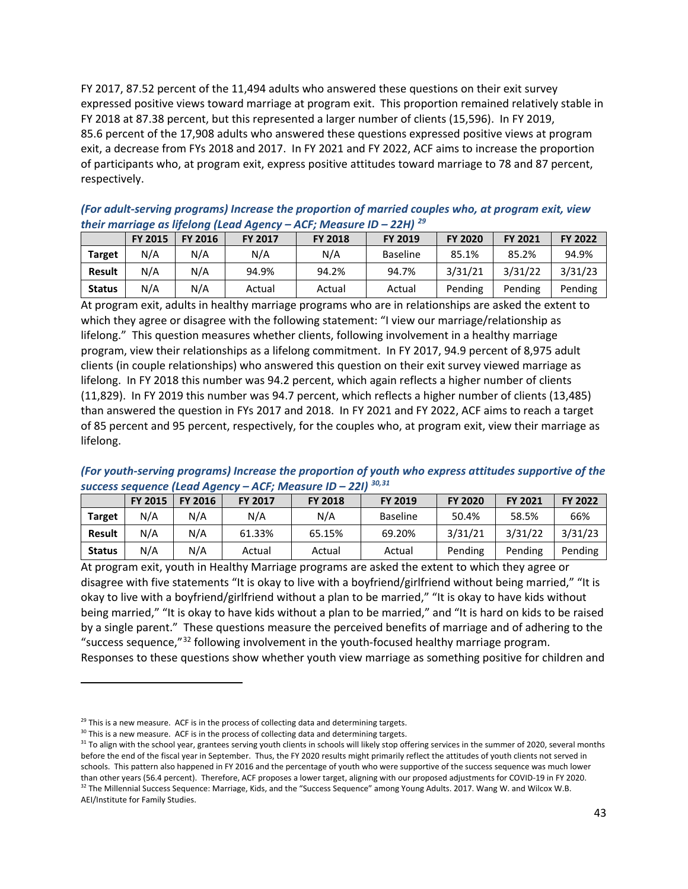FY 2017, 87.52 percent of the 11,494 adults who answered these questions on their exit survey expressed positive views toward marriage at program exit. This proportion remained relatively stable in FY 2018 at 87.38 percent, but this represented a larger number of clients (15,596). In FY 2019, 85.6 percent of the 17,908 adults who answered these questions expressed positive views at program exit, a decrease from FYs 2018 and 2017. In FY 2021 and FY 2022, ACF aims to increase the proportion of participants who, at program exit, express positive attitudes toward marriage to 78 and 87 percent, respectively.

***(For adult-serving programs) Increase the proportion of married couples who, at program exit, view their marriage as lifelong (Lead Agency – ACF; Measure ID – 22H)*** [29]

| | FY 2015 | FY 2016 | FY 2017 | FY 2018 | FY 2019 | FY 2020 | FY 2021 | FY 2022 |
|---|---|---|---|---|---|---|---|---|
| **Target** | N/A | N/A | N/A | N/A | Baseline | 85.1% | 85.2% | 94.9% |
| **Result** | N/A | N/A | 94.9% | 94.2% | 94.7% | 3/31/21 | 3/31/22 | 3/31/23 |
| **Status** | N/A | N/A | Actual | Actual | Actual | Pending | Pending | Pending |

At program exit, adults in healthy marriage programs who are in relationships are asked the extent to which they agree or disagree with the following statement: "I view our marriage/relationship as lifelong." This question measures whether clients, following involvement in a healthy marriage program, view their relationships as a lifelong commitment. In FY 2017, 94.9 percent of 8,975 adult clients (in couple relationships) who answered this question on their exit survey viewed marriage as lifelong. In FY 2018 this number was 94.2 percent, which again reflects a higher number of clients (11,829). In FY 2019 this number was 94.7 percent, which reflects a higher number of clients (13,485) than answered the question in FYs 2017 and 2018. In FY 2021 and FY 2022, ACF aims to reach a target of 85 percent and 95 percent, respectively, for the couples who, at program exit, view their marriage as lifelong.

***(For youth-serving programs) Increase the proportion of youth who express attitudes supportive of the success sequence (Lead Agency – ACF; Measure ID – 22I)*** [30,31]

| | FY 2015 | FY 2016 | FY 2017 | FY 2018 | FY 2019 | FY 2020 | FY 2021 | FY 2022 |
|---|---|---|---|---|---|---|---|---|
| **Target** | N/A | N/A | N/A | N/A | Baseline | 50.4% | 58.5% | 66% |
| **Result** | N/A | N/A | 61.33% | 65.15% | 69.20% | 3/31/21 | 3/31/22 | 3/31/23 |
| **Status** | N/A | N/A | Actual | Actual | Actual | Pending | Pending | Pending |

At program exit, youth in Healthy Marriage programs are asked the extent to which they agree or disagree with five statements "It is okay to live with a boyfriend/girlfriend without being married," "It is okay to live with a boyfriend/girlfriend without a plan to be married," "It is okay to have kids without being married," "It is okay to have kids without a plan to be married," and "It is hard on kids to be raised by a single parent." These questions measure the perceived benefits of marriage and of adhering to the "success sequence,"[32] following involvement in the youth-focused healthy marriage program. Responses to these questions show whether youth view marriage as something positive for children and

---

[29] This is a new measure. ACF is in the process of collecting data and determining targets.

[30] This is a new measure. ACF is in the process of collecting data and determining targets.

[31] To align with the school year, grantees serving youth clients in schools will likely stop offering services in the summer of 2020, several months before the end of the fiscal year in September. Thus, the FY 2020 results might primarily reflect the attitudes of youth clients not served in schools. This pattern also happened in FY 2016 and the percentage of youth who were supportive of the success sequence was much lower than other years (56.4 percent). Therefore, ACF proposes a lower target, aligning with our proposed adjustments for COVID-19 in FY 2020.

[32] The Millennial Success Sequence: Marriage, Kids, and the "Success Sequence" among Young Adults. 2017. Wang W. and Wilcox W.B. AEI/Institute for Family Studies.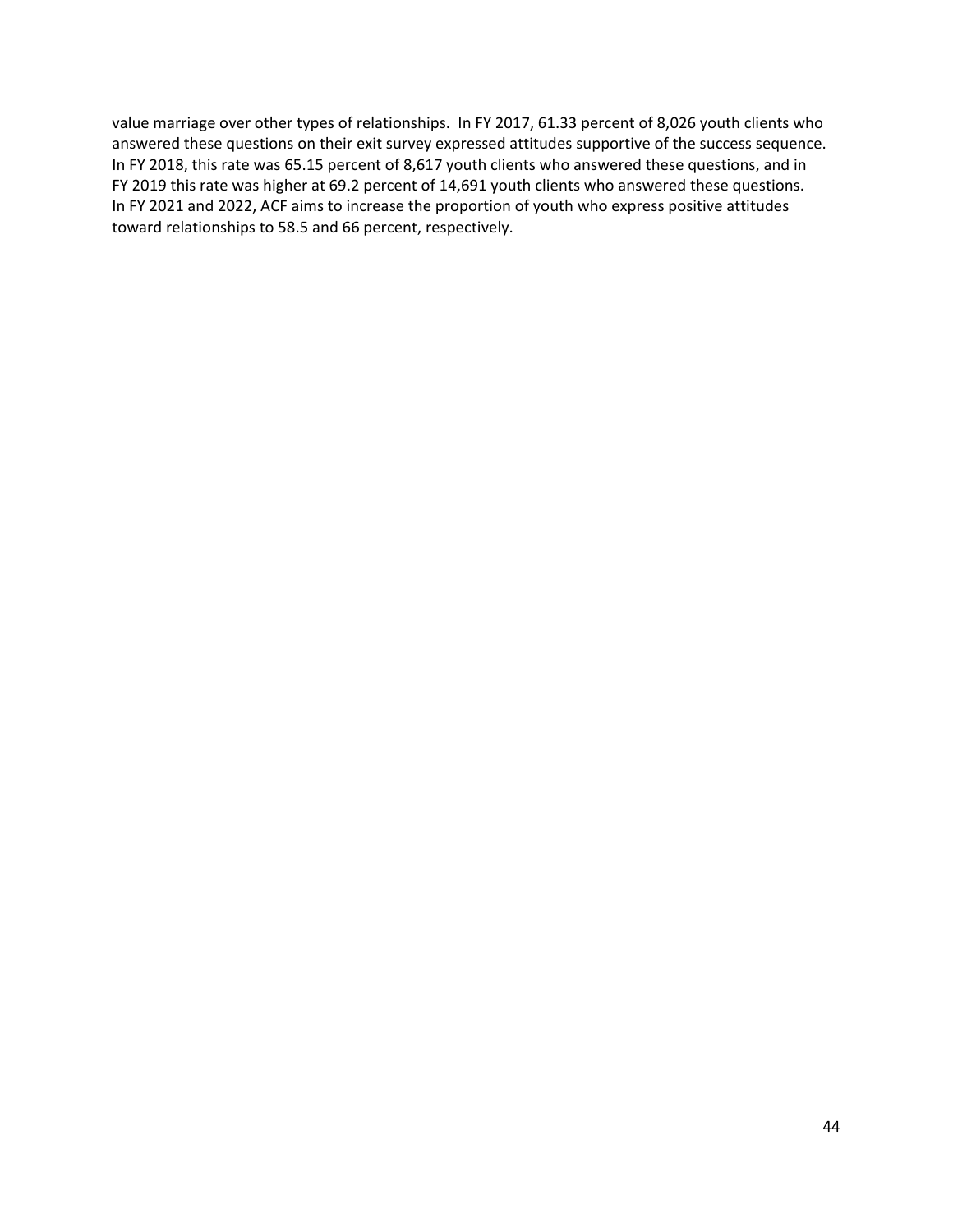value marriage over other types of relationships. In FY 2017, 61.33 percent of 8,026 youth clients who answered these questions on their exit survey expressed attitudes supportive of the success sequence. In FY 2018, this rate was 65.15 percent of 8,617 youth clients who answered these questions, and in FY 2019 this rate was higher at 69.2 percent of 14,691 youth clients who answered these questions. In FY 2021 and 2022, ACF aims to increase the proportion of youth who express positive attitudes toward relationships to 58.5 and 66 percent, respectively.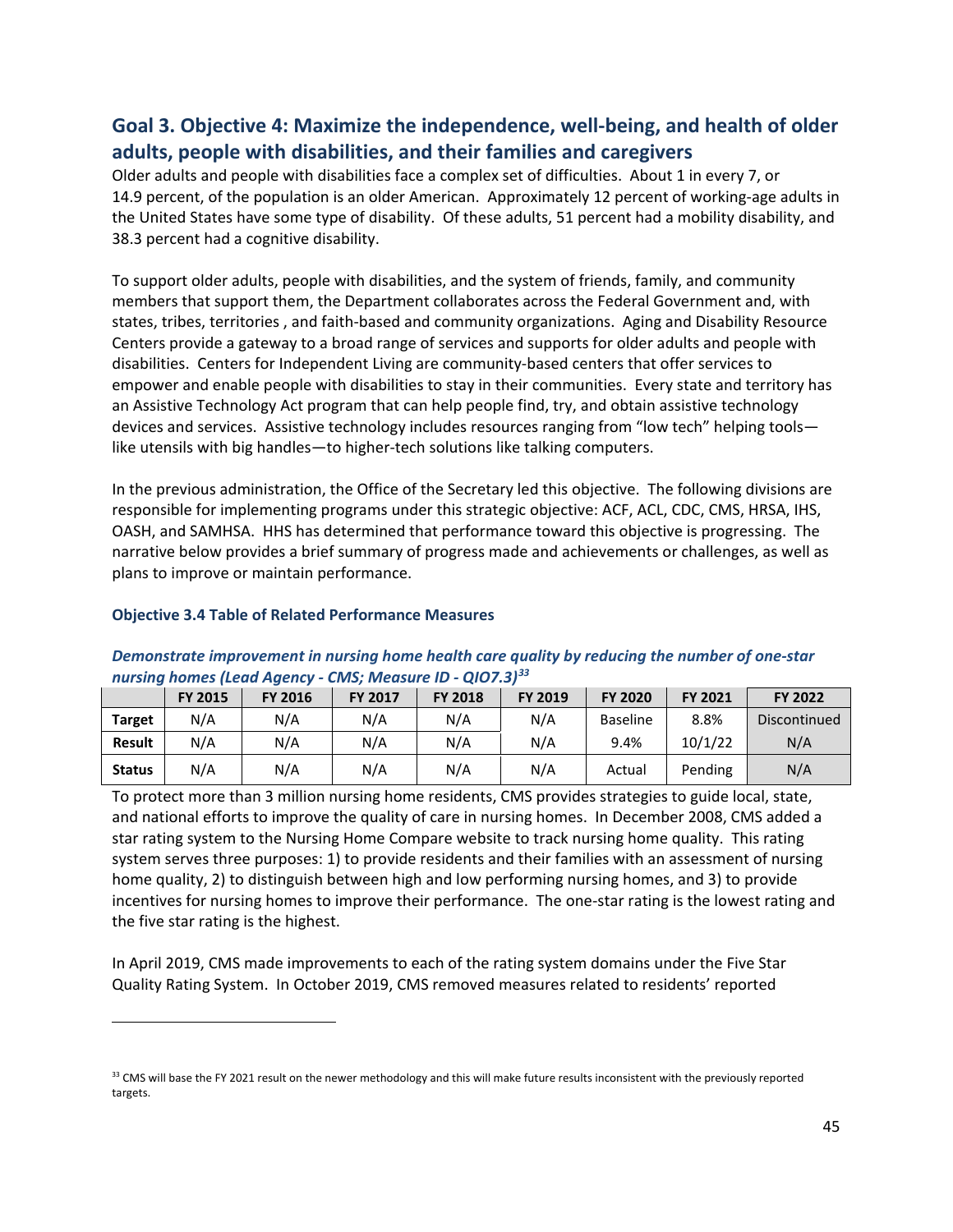## Goal 3. Objective 4: Maximize the independence, well-being, and health of older adults, people with disabilities, and their families and caregivers

Older adults and people with disabilities face a complex set of difficulties. About 1 in every 7, or 14.9 percent, of the population is an older American. Approximately 12 percent of working-age adults in the United States have some type of disability. Of these adults, 51 percent had a mobility disability, and 38.3 percent had a cognitive disability.

To support older adults, people with disabilities, and the system of friends, family, and community members that support them, the Department collaborates across the Federal Government and, with states, tribes, territories , and faith-based and community organizations. Aging and Disability Resource Centers provide a gateway to a broad range of services and supports for older adults and people with disabilities. Centers for Independent Living are community-based centers that offer services to empower and enable people with disabilities to stay in their communities. Every state and territory has an Assistive Technology Act program that can help people find, try, and obtain assistive technology devices and services. Assistive technology includes resources ranging from "low tech" helping tools—like utensils with big handles—to higher-tech solutions like talking computers.

In the previous administration, the Office of the Secretary led this objective. The following divisions are responsible for implementing programs under this strategic objective: ACF, ACL, CDC, CMS, HRSA, IHS, OASH, and SAMHSA. HHS has determined that performance toward this objective is progressing. The narrative below provides a brief summary of progress made and achievements or challenges, as well as plans to improve or maintain performance.

### Objective 3.4 Table of Related Performance Measures

***Demonstrate improvement in nursing home health care quality by reducing the number of one-star nursing homes (Lead Agency - CMS; Measure ID - QIO7.3)[33]***

| | FY 2015 | FY 2016 | FY 2017 | FY 2018 | FY 2019 | FY 2020 | FY 2021 | FY 2022 |
|---|---|---|---|---|---|---|---|---|
| **Target** | N/A | N/A | N/A | N/A | N/A | Baseline | 8.8% | Discontinued |
| **Result** | N/A | N/A | N/A | N/A | N/A | 9.4% | 10/1/22 | N/A |
| **Status** | N/A | N/A | N/A | N/A | N/A | Actual | Pending | N/A |

To protect more than 3 million nursing home residents, CMS provides strategies to guide local, state, and national efforts to improve the quality of care in nursing homes. In December 2008, CMS added a star rating system to the Nursing Home Compare website to track nursing home quality. This rating system serves three purposes: 1) to provide residents and their families with an assessment of nursing home quality, 2) to distinguish between high and low performing nursing homes, and 3) to provide incentives for nursing homes to improve their performance. The one-star rating is the lowest rating and the five star rating is the highest.

In April 2019, CMS made improvements to each of the rating system domains under the Five Star Quality Rating System. In October 2019, CMS removed measures related to residents' reported

---

[33] CMS will base the FY 2021 result on the newer methodology and this will make future results inconsistent with the previously reported targets.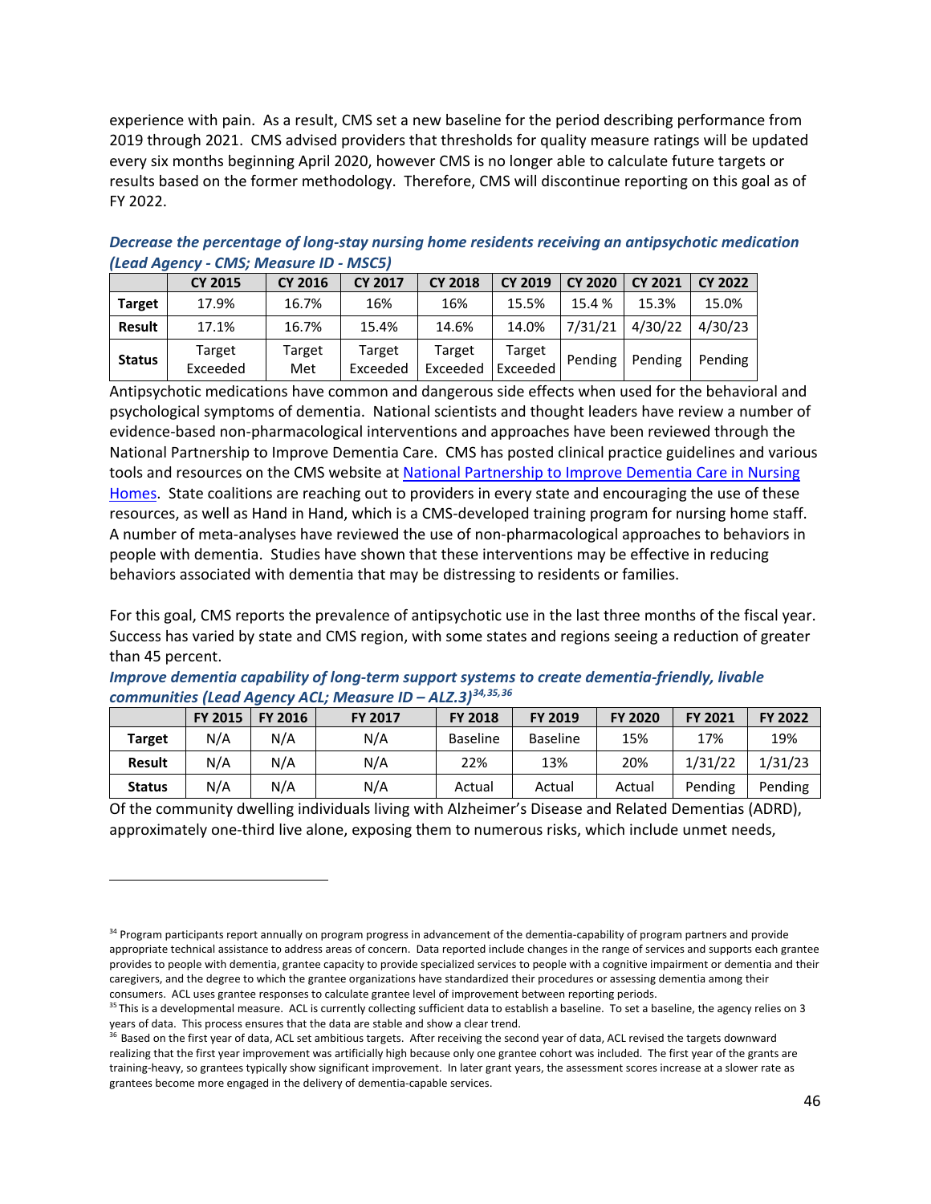experience with pain. As a result, CMS set a new baseline for the period describing performance from 2019 through 2021. CMS advised providers that thresholds for quality measure ratings will be updated every six months beginning April 2020, however CMS is no longer able to calculate future targets or results based on the former methodology. Therefore, CMS will discontinue reporting on this goal as of FY 2022.

***Decrease the percentage of long-stay nursing home residents receiving an antipsychotic medication (Lead Agency - CMS; Measure ID - MSC5)***

| | CY 2015 | CY 2016 | CY 2017 | CY 2018 | CY 2019 | CY 2020 | CY 2021 | CY 2022 |
|---|---|---|---|---|---|---|---|---|
| **Target** | 17.9% | 16.7% | 16% | 16% | 15.5% | 15.4 % | 15.3% | 15.0% |
| **Result** | 17.1% | 16.7% | 15.4% | 14.6% | 14.0% | 7/31/21 | 4/30/22 | 4/30/23 |
| **Status** | Target Exceeded | Target Met | Target Exceeded | Target Exceeded | Target Exceeded | Pending | Pending | Pending |

Antipsychotic medications have common and dangerous side effects when used for the behavioral and psychological symptoms of dementia. National scientists and thought leaders have review a number of evidence-based non-pharmacological interventions and approaches have been reviewed through the National Partnership to Improve Dementia Care. CMS has posted clinical practice guidelines and various tools and resources on the CMS website at [National Partnership to Improve Dementia Care in Nursing Homes](). State coalitions are reaching out to providers in every state and encouraging the use of these resources, as well as Hand in Hand, which is a CMS-developed training program for nursing home staff. A number of meta-analyses have reviewed the use of non-pharmacological approaches to behaviors in people with dementia. Studies have shown that these interventions may be effective in reducing behaviors associated with dementia that may be distressing to residents or families.

For this goal, CMS reports the prevalence of antipsychotic use in the last three months of the fiscal year. Success has varied by state and CMS region, with some states and regions seeing a reduction of greater than 45 percent.

***Improve dementia capability of long-term support systems to create dementia-friendly, livable communities (Lead Agency ACL; Measure ID – ALZ.3)[34,35,36]***

| | FY 2015 | FY 2016 | FY 2017 | FY 2018 | FY 2019 | FY 2020 | FY 2021 | FY 2022 |
|---|---|---|---|---|---|---|---|---|
| **Target** | N/A | N/A | N/A | Baseline | Baseline | 15% | 17% | 19% |
| **Result** | N/A | N/A | N/A | 22% | 13% | 20% | 1/31/22 | 1/31/23 |
| **Status** | N/A | N/A | N/A | Actual | Actual | Actual | Pending | Pending |

Of the community dwelling individuals living with Alzheimer's Disease and Related Dementias (ADRD), approximately one-third live alone, exposing them to numerous risks, which include unmet needs,

---

[34] Program participants report annually on program progress in advancement of the dementia-capability of program partners and provide appropriate technical assistance to address areas of concern. Data reported include changes in the range of services and supports each grantee provides to people with dementia, grantee capacity to provide specialized services to people with a cognitive impairment or dementia and their caregivers, and the degree to which the grantee organizations have standardized their procedures or assessing dementia among their consumers. ACL uses grantee responses to calculate grantee level of improvement between reporting periods.

[35] This is a developmental measure. ACL is currently collecting sufficient data to establish a baseline. To set a baseline, the agency relies on 3 years of data. This process ensures that the data are stable and show a clear trend.

[36] Based on the first year of data, ACL set ambitious targets. After receiving the second year of data, ACL revised the targets downward realizing that the first year improvement was artificially high because only one grantee cohort was included. The first year of the grants are training-heavy, so grantees typically show significant improvement. In later grant years, the assessment scores increase at a slower rate as grantees become more engaged in the delivery of dementia-capable services.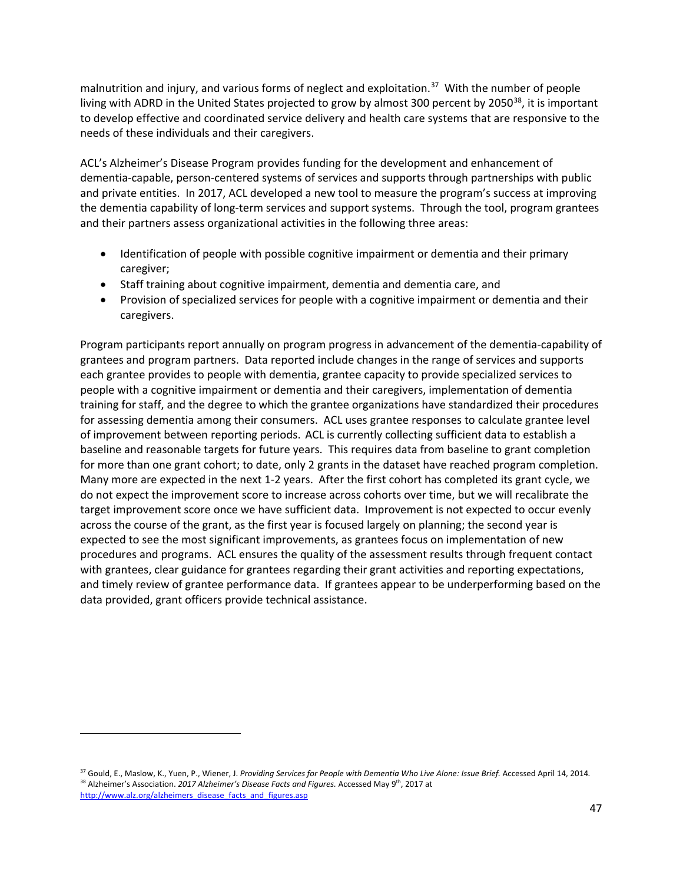malnutrition and injury, and various forms of neglect and exploitation.[37] With the number of people living with ADRD in the United States projected to grow by almost 300 percent by 2050[38], it is important to develop effective and coordinated service delivery and health care systems that are responsive to the needs of these individuals and their caregivers.

ACL's Alzheimer's Disease Program provides funding for the development and enhancement of dementia-capable, person-centered systems of services and supports through partnerships with public and private entities. In 2017, ACL developed a new tool to measure the program's success at improving the dementia capability of long-term services and support systems. Through the tool, program grantees and their partners assess organizational activities in the following three areas:

- Identification of people with possible cognitive impairment or dementia and their primary caregiver;
- Staff training about cognitive impairment, dementia and dementia care, and
- Provision of specialized services for people with a cognitive impairment or dementia and their caregivers.

Program participants report annually on program progress in advancement of the dementia-capability of grantees and program partners. Data reported include changes in the range of services and supports each grantee provides to people with dementia, grantee capacity to provide specialized services to people with a cognitive impairment or dementia and their caregivers, implementation of dementia training for staff, and the degree to which the grantee organizations have standardized their procedures for assessing dementia among their consumers. ACL uses grantee responses to calculate grantee level of improvement between reporting periods. ACL is currently collecting sufficient data to establish a baseline and reasonable targets for future years. This requires data from baseline to grant completion for more than one grant cohort; to date, only 2 grants in the dataset have reached program completion. Many more are expected in the next 1-2 years. After the first cohort has completed its grant cycle, we do not expect the improvement score to increase across cohorts over time, but we will recalibrate the target improvement score once we have sufficient data. Improvement is not expected to occur evenly across the course of the grant, as the first year is focused largely on planning; the second year is expected to see the most significant improvements, as grantees focus on implementation of new procedures and programs. ACL ensures the quality of the assessment results through frequent contact with grantees, clear guidance for grantees regarding their grant activities and reporting expectations, and timely review of grantee performance data. If grantees appear to be underperforming based on the data provided, grant officers provide technical assistance.

---

[37] Gould, E., Maslow, K., Yuen, P., Wiener, J. *Providing Services for People with Dementia Who Live Alone: Issue Brief.* Accessed April 14, 2014.

[38] Alzheimer's Association. *2017 Alzheimer's Disease Facts and Figures.* Accessed May 9th, 2017 at http://www.alz.org/alzheimers_disease_facts_and_figures.asp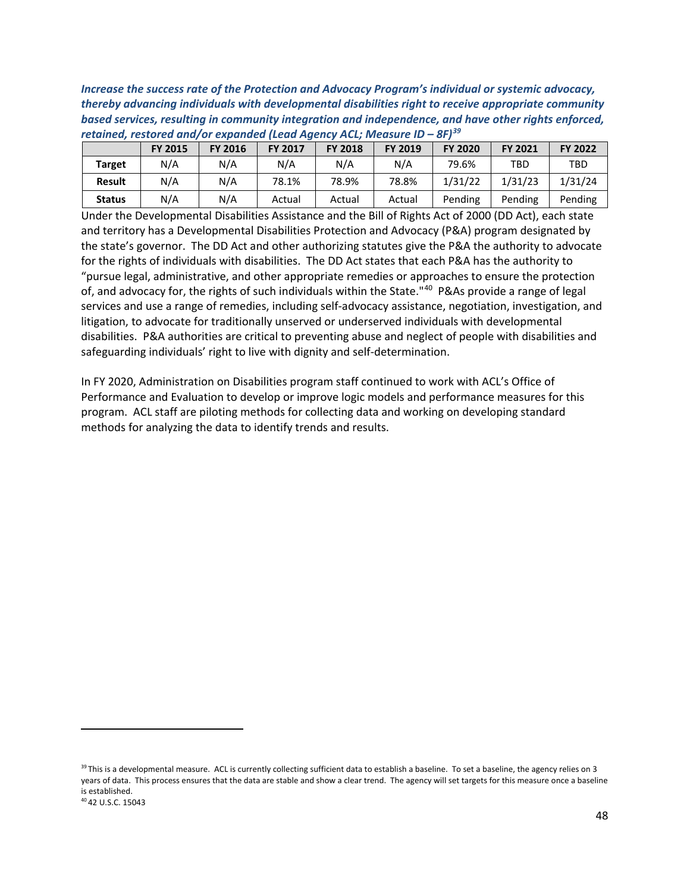***Increase the success rate of the Protection and Advocacy Program's individual or systemic advocacy, thereby advancing individuals with developmental disabilities right to receive appropriate community based services, resulting in community integration and independence, and have other rights enforced, retained, restored and/or expanded (Lead Agency ACL; Measure ID – 8F)[39]***

| | FY 2015 | FY 2016 | FY 2017 | FY 2018 | FY 2019 | FY 2020 | FY 2021 | FY 2022 |
|---|---|---|---|---|---|---|---|---|
| **Target** | N/A | N/A | N/A | N/A | N/A | 79.6% | TBD | TBD |
| **Result** | N/A | N/A | 78.1% | 78.9% | 78.8% | 1/31/22 | 1/31/23 | 1/31/24 |
| **Status** | N/A | N/A | Actual | Actual | Actual | Pending | Pending | Pending |

Under the Developmental Disabilities Assistance and the Bill of Rights Act of 2000 (DD Act), each state and territory has a Developmental Disabilities Protection and Advocacy (P&A) program designated by the state's governor. The DD Act and other authorizing statutes give the P&A the authority to advocate for the rights of individuals with disabilities. The DD Act states that each P&A has the authority to "pursue legal, administrative, and other appropriate remedies or approaches to ensure the protection of, and advocacy for, the rights of such individuals within the State."[40] P&As provide a range of legal services and use a range of remedies, including self-advocacy assistance, negotiation, investigation, and litigation, to advocate for traditionally unserved or underserved individuals with developmental disabilities. P&A authorities are critical to preventing abuse and neglect of people with disabilities and safeguarding individuals' right to live with dignity and self-determination.

In FY 2020, Administration on Disabilities program staff continued to work with ACL's Office of Performance and Evaluation to develop or improve logic models and performance measures for this program. ACL staff are piloting methods for collecting data and working on developing standard methods for analyzing the data to identify trends and results.

---

[39] This is a developmental measure. ACL is currently collecting sufficient data to establish a baseline. To set a baseline, the agency relies on 3 years of data. This process ensures that the data are stable and show a clear trend. The agency will set targets for this measure once a baseline is established.

[40] 42 U.S.C. 15043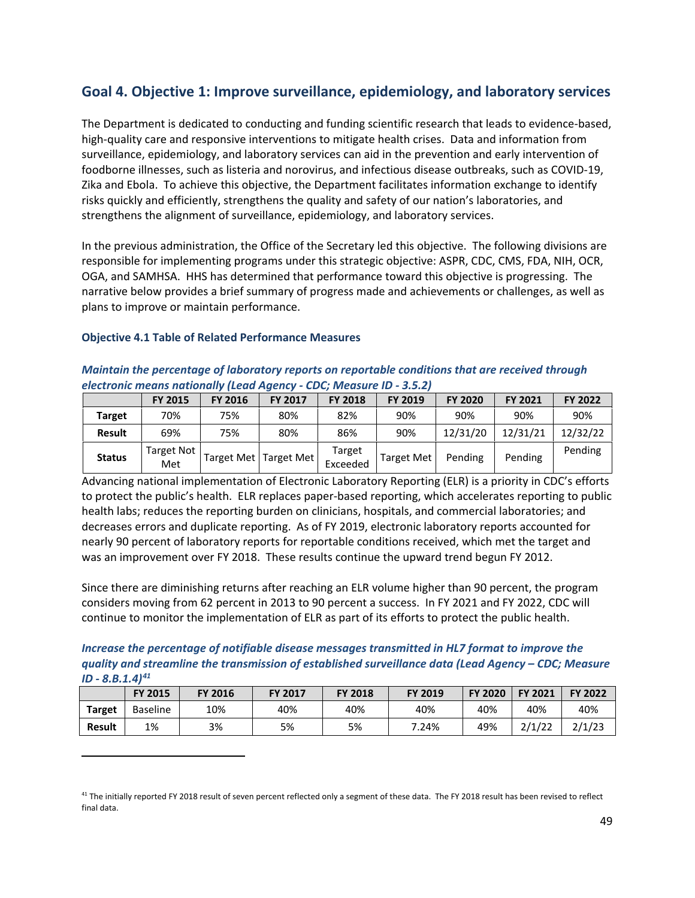## Goal 4. Objective 1: Improve surveillance, epidemiology, and laboratory services

The Department is dedicated to conducting and funding scientific research that leads to evidence-based, high-quality care and responsive interventions to mitigate health crises. Data and information from surveillance, epidemiology, and laboratory services can aid in the prevention and early intervention of foodborne illnesses, such as listeria and norovirus, and infectious disease outbreaks, such as COVID-19, Zika and Ebola. To achieve this objective, the Department facilitates information exchange to identify risks quickly and efficiently, strengthens the quality and safety of our nation's laboratories, and strengthens the alignment of surveillance, epidemiology, and laboratory services.

In the previous administration, the Office of the Secretary led this objective. The following divisions are responsible for implementing programs under this strategic objective: ASPR, CDC, CMS, FDA, NIH, OCR, OGA, and SAMHSA. HHS has determined that performance toward this objective is progressing. The narrative below provides a brief summary of progress made and achievements or challenges, as well as plans to improve or maintain performance.

### Objective 4.1 Table of Related Performance Measures

***Maintain the percentage of laboratory reports on reportable conditions that are received through electronic means nationally (Lead Agency - CDC; Measure ID - 3.5.2)***

| | FY 2015 | FY 2016 | FY 2017 | FY 2018 | FY 2019 | FY 2020 | FY 2021 | FY 2022 |
|---|---|---|---|---|---|---|---|---|
| **Target** | 70% | 75% | 80% | 82% | 90% | 90% | 90% | 90% |
| **Result** | 69% | 75% | 80% | 86% | 90% | 12/31/20 | 12/31/21 | 12/32/22 |
| **Status** | Target Not Met | Target Met | Target Met | Target Exceeded | Target Met | Pending | Pending | Pending |

Advancing national implementation of Electronic Laboratory Reporting (ELR) is a priority in CDC's efforts to protect the public's health. ELR replaces paper-based reporting, which accelerates reporting to public health labs; reduces the reporting burden on clinicians, hospitals, and commercial laboratories; and decreases errors and duplicate reporting. As of FY 2019, electronic laboratory reports accounted for nearly 90 percent of laboratory reports for reportable conditions received, which met the target and was an improvement over FY 2018. These results continue the upward trend begun FY 2012.

Since there are diminishing returns after reaching an ELR volume higher than 90 percent, the program considers moving from 62 percent in 2013 to 90 percent a success. In FY 2021 and FY 2022, CDC will continue to monitor the implementation of ELR as part of its efforts to protect the public health.

***Increase the percentage of notifiable disease messages transmitted in HL7 format to improve the quality and streamline the transmission of established surveillance data (Lead Agency – CDC; Measure ID - 8.B.1.4)[41]***

| | FY 2015 | FY 2016 | FY 2017 | FY 2018 | FY 2019 | FY 2020 | FY 2021 | FY 2022 |
|---|---|---|---|---|---|---|---|---|
| **Target** | Baseline | 10% | 40% | 40% | 40% | 40% | 40% | 40% |
| **Result** | 1% | 3% | 5% | 5% | 7.24% | 49% | 2/1/22 | 2/1/23 |

[41] The initially reported FY 2018 result of seven percent reflected only a segment of these data. The FY 2018 result has been revised to reflect final data.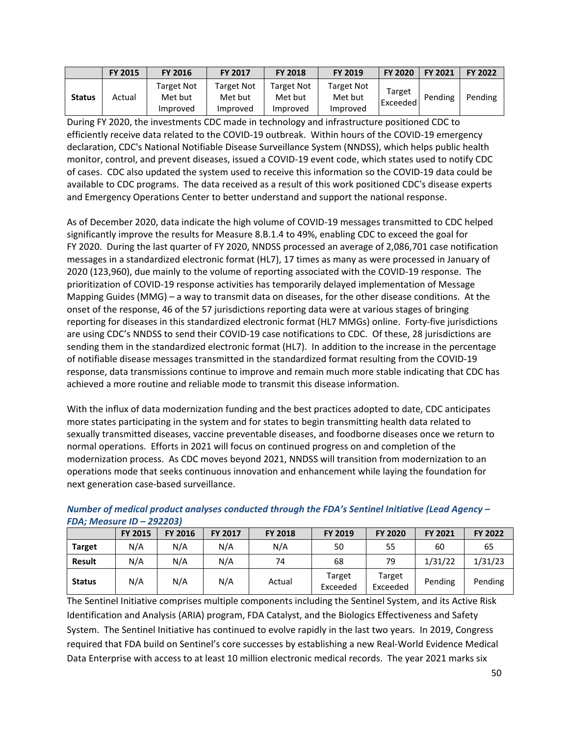| | FY 2015 | FY 2016 | FY 2017 | FY 2018 | FY 2019 | FY 2020 | FY 2021 | FY 2022 |
|---|---|---|---|---|---|---|---|---|
| **Status** | Actual | Target Not Met but Improved | Target Not Met but Improved | Target Not Met but Improved | Target Not Met but Improved | Target Exceeded | Pending | Pending |

During FY 2020, the investments CDC made in technology and infrastructure positioned CDC to efficiently receive data related to the COVID-19 outbreak. Within hours of the COVID-19 emergency declaration, CDC's National Notifiable Disease Surveillance System (NNDSS), which helps public health monitor, control, and prevent diseases, issued a COVID-19 event code, which states used to notify CDC of cases. CDC also updated the system used to receive this information so the COVID-19 data could be available to CDC programs. The data received as a result of this work positioned CDC's disease experts and Emergency Operations Center to better understand and support the national response.

As of December 2020, data indicate the high volume of COVID-19 messages transmitted to CDC helped significantly improve the results for Measure 8.B.1.4 to 49%, enabling CDC to exceed the goal for FY 2020. During the last quarter of FY 2020, NNDSS processed an average of 2,086,701 case notification messages in a standardized electronic format (HL7), 17 times as many as were processed in January of 2020 (123,960), due mainly to the volume of reporting associated with the COVID-19 response. The prioritization of COVID-19 response activities has temporarily delayed implementation of Message Mapping Guides (MMG) – a way to transmit data on diseases, for the other disease conditions. At the onset of the response, 46 of the 57 jurisdictions reporting data were at various stages of bringing reporting for diseases in this standardized electronic format (HL7 MMGs) online. Forty-five jurisdictions are using CDC's NNDSS to send their COVID-19 case notifications to CDC. Of these, 28 jurisdictions are sending them in the standardized electronic format (HL7). In addition to the increase in the percentage of notifiable disease messages transmitted in the standardized format resulting from the COVID-19 response, data transmissions continue to improve and remain much more stable indicating that CDC has achieved a more routine and reliable mode to transmit this disease information.

With the influx of data modernization funding and the best practices adopted to date, CDC anticipates more states participating in the system and for states to begin transmitting health data related to sexually transmitted diseases, vaccine preventable diseases, and foodborne diseases once we return to normal operations. Efforts in 2021 will focus on continued progress on and completion of the modernization process. As CDC moves beyond 2021, NNDSS will transition from modernization to an operations mode that seeks continuous innovation and enhancement while laying the foundation for next generation case-based surveillance.

***Number of medical product analyses conducted through the FDA's Sentinel Initiative (Lead Agency – FDA; Measure ID – 292203)***

| | FY 2015 | FY 2016 | FY 2017 | FY 2018 | FY 2019 | FY 2020 | FY 2021 | FY 2022 |
|---|---|---|---|---|---|---|---|---|
| **Target** | N/A | N/A | N/A | N/A | 50 | 55 | 60 | 65 |
| **Result** | N/A | N/A | N/A | 74 | 68 | 79 | 1/31/22 | 1/31/23 |
| **Status** | N/A | N/A | N/A | Actual | Target Exceeded | Target Exceeded | Pending | Pending |

The Sentinel Initiative comprises multiple components including the Sentinel System, and its Active Risk Identification and Analysis (ARIA) program, FDA Catalyst, and the Biologics Effectiveness and Safety System. The Sentinel Initiative has continued to evolve rapidly in the last two years. In 2019, Congress required that FDA build on Sentinel's core successes by establishing a new Real-World Evidence Medical Data Enterprise with access to at least 10 million electronic medical records. The year 2021 marks six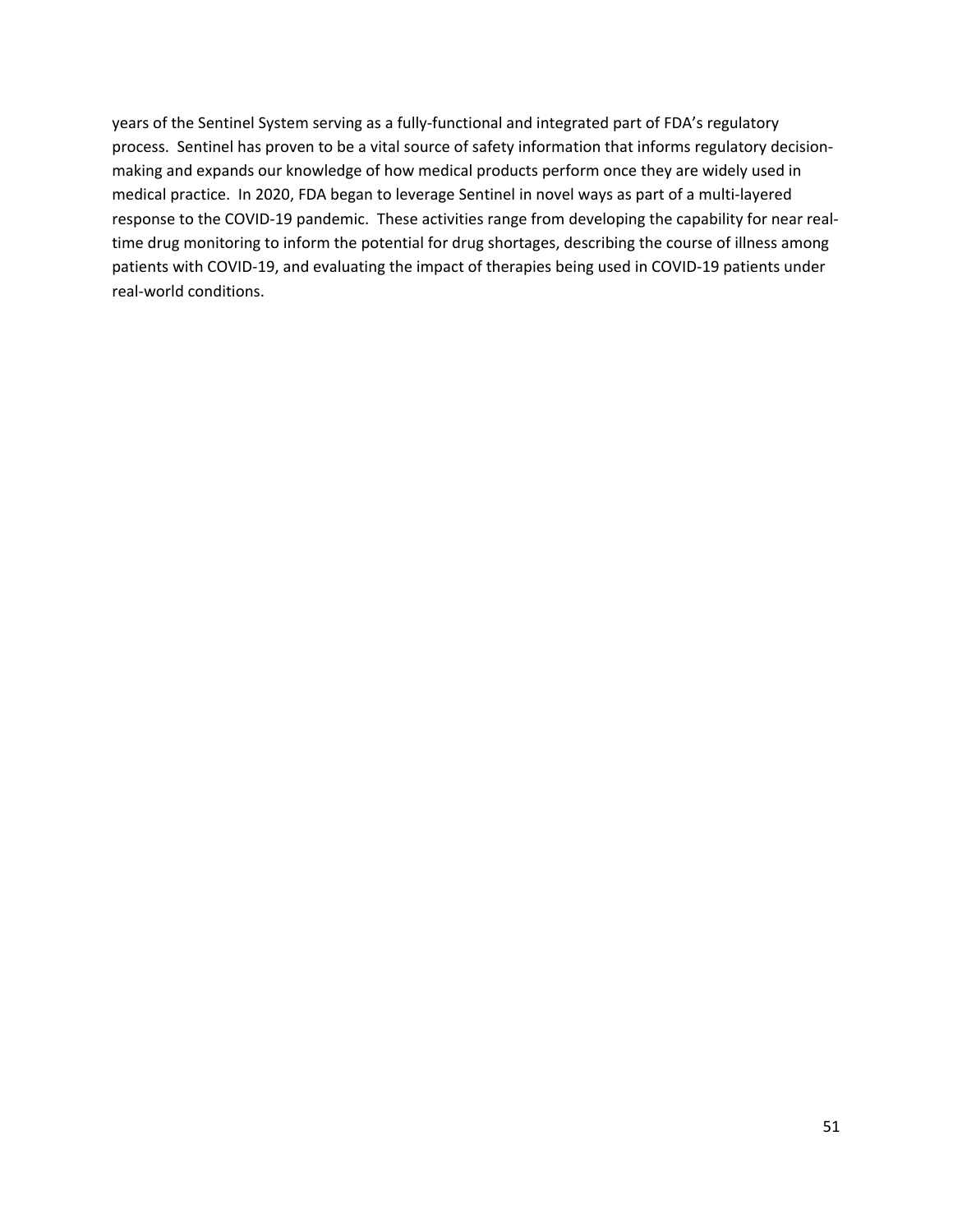years of the Sentinel System serving as a fully-functional and integrated part of FDA's regulatory process. Sentinel has proven to be a vital source of safety information that informs regulatory decision-making and expands our knowledge of how medical products perform once they are widely used in medical practice. In 2020, FDA began to leverage Sentinel in novel ways as part of a multi-layered response to the COVID-19 pandemic. These activities range from developing the capability for near real-time drug monitoring to inform the potential for drug shortages, describing the course of illness among patients with COVID-19, and evaluating the impact of therapies being used in COVID-19 patients under real-world conditions.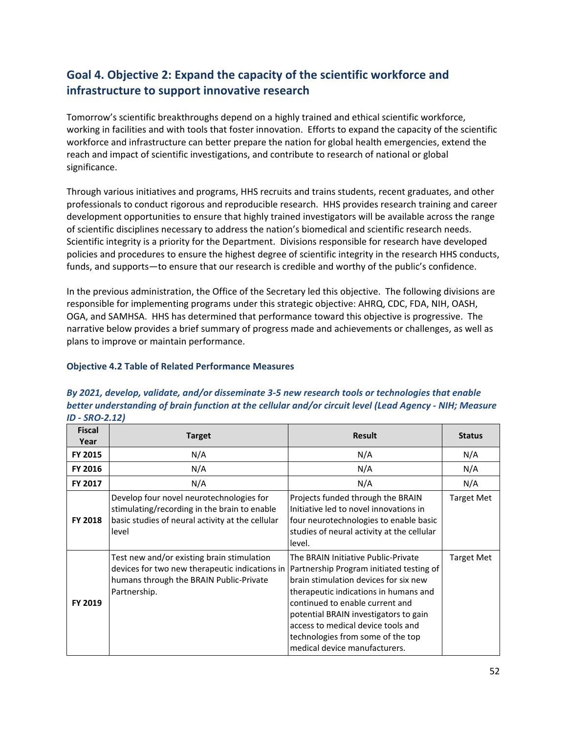## Goal 4. Objective 2: Expand the capacity of the scientific workforce and infrastructure to support innovative research

Tomorrow's scientific breakthroughs depend on a highly trained and ethical scientific workforce, working in facilities and with tools that foster innovation. Efforts to expand the capacity of the scientific workforce and infrastructure can better prepare the nation for global health emergencies, extend the reach and impact of scientific investigations, and contribute to research of national or global significance.

Through various initiatives and programs, HHS recruits and trains students, recent graduates, and other professionals to conduct rigorous and reproducible research. HHS provides research training and career development opportunities to ensure that highly trained investigators will be available across the range of scientific disciplines necessary to address the nation's biomedical and scientific research needs. Scientific integrity is a priority for the Department. Divisions responsible for research have developed policies and procedures to ensure the highest degree of scientific integrity in the research HHS conducts, funds, and supports—to ensure that our research is credible and worthy of the public's confidence.

In the previous administration, the Office of the Secretary led this objective. The following divisions are responsible for implementing programs under this strategic objective: AHRQ, CDC, FDA, NIH, OASH, OGA, and SAMHSA. HHS has determined that performance toward this objective is progressive. The narrative below provides a brief summary of progress made and achievements or challenges, as well as plans to improve or maintain performance.

### Objective 4.2 Table of Related Performance Measures

***By 2021, develop, validate, and/or disseminate 3-5 new research tools or technologies that enable better understanding of brain function at the cellular and/or circuit level (Lead Agency - NIH; Measure ID - SRO-2.12)***

| Fiscal Year | Target | Result | Status |
|---|---|---|---|
| FY 2015 | N/A | N/A | N/A |
| FY 2016 | N/A | N/A | N/A |
| FY 2017 | N/A | N/A | N/A |
| FY 2018 | Develop four novel neurotechnologies for stimulating/recording in the brain to enable basic studies of neural activity at the cellular level | Projects funded through the BRAIN Initiative led to novel innovations in four neurotechnologies to enable basic studies of neural activity at the cellular level. | Target Met |
| FY 2019 | Test new and/or existing brain stimulation devices for two new therapeutic indications in humans through the BRAIN Public-Private Partnership. | The BRAIN Initiative Public-Private Partnership Program initiated testing of brain stimulation devices for six new therapeutic indications in humans and continued to enable current and potential BRAIN investigators to gain access to medical device tools and technologies from some of the top medical device manufacturers. | Target Met |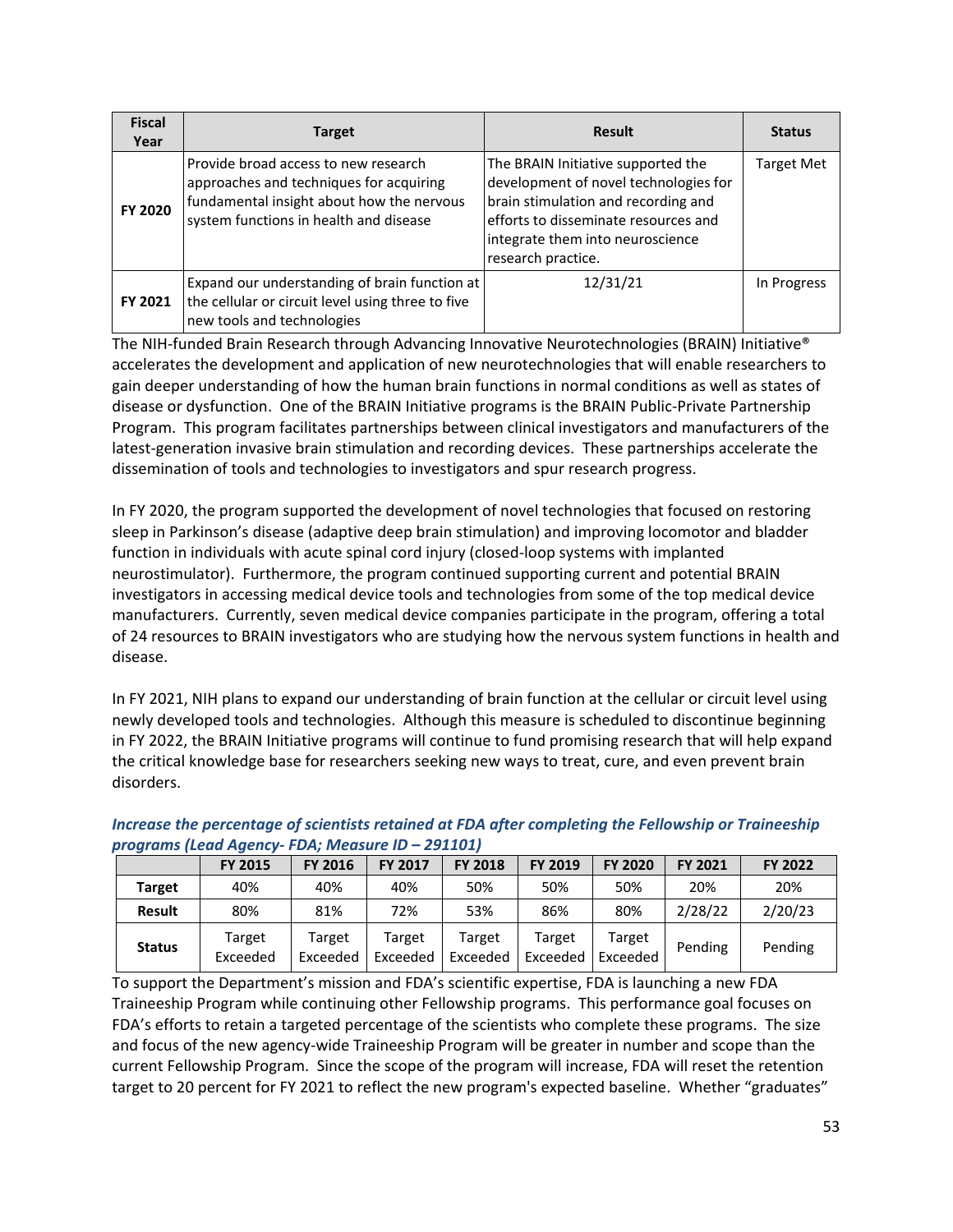| Fiscal Year | Target | Result | Status |
|---|---|---|---|
| FY 2020 | Provide broad access to new research approaches and techniques for acquiring fundamental insight about how the nervous system functions in health and disease | The BRAIN Initiative supported the development of novel technologies for brain stimulation and recording and efforts to disseminate resources and integrate them into neuroscience research practice. | Target Met |
| FY 2021 | Expand our understanding of brain function at the cellular or circuit level using three to five new tools and technologies | 12/31/21 | In Progress |

The NIH-funded Brain Research through Advancing Innovative Neurotechnologies (BRAIN) Initiative® accelerates the development and application of new neurotechnologies that will enable researchers to gain deeper understanding of how the human brain functions in normal conditions as well as states of disease or dysfunction. One of the BRAIN Initiative programs is the BRAIN Public-Private Partnership Program. This program facilitates partnerships between clinical investigators and manufacturers of the latest-generation invasive brain stimulation and recording devices. These partnerships accelerate the dissemination of tools and technologies to investigators and spur research progress.

In FY 2020, the program supported the development of novel technologies that focused on restoring sleep in Parkinson's disease (adaptive deep brain stimulation) and improving locomotor and bladder function in individuals with acute spinal cord injury (closed-loop systems with implanted neurostimulator). Furthermore, the program continued supporting current and potential BRAIN investigators in accessing medical device tools and technologies from some of the top medical device manufacturers. Currently, seven medical device companies participate in the program, offering a total of 24 resources to BRAIN investigators who are studying how the nervous system functions in health and disease.

In FY 2021, NIH plans to expand our understanding of brain function at the cellular or circuit level using newly developed tools and technologies. Although this measure is scheduled to discontinue beginning in FY 2022, the BRAIN Initiative programs will continue to fund promising research that will help expand the critical knowledge base for researchers seeking new ways to treat, cure, and even prevent brain disorders.

***Increase the percentage of scientists retained at FDA after completing the Fellowship or Traineeship programs (Lead Agency- FDA; Measure ID – 291101)***

| | FY 2015 | FY 2016 | FY 2017 | FY 2018 | FY 2019 | FY 2020 | FY 2021 | FY 2022 |
|---|---|---|---|---|---|---|---|---|
| **Target** | 40% | 40% | 40% | 50% | 50% | 50% | 20% | 20% |
| **Result** | 80% | 81% | 72% | 53% | 86% | 80% | 2/28/22 | 2/20/23 |
| **Status** | Target Exceeded | Target Exceeded | Target Exceeded | Target Exceeded | Target Exceeded | Target Exceeded | Pending | Pending |

To support the Department's mission and FDA's scientific expertise, FDA is launching a new FDA Traineeship Program while continuing other Fellowship programs. This performance goal focuses on FDA's efforts to retain a targeted percentage of the scientists who complete these programs. The size and focus of the new agency-wide Traineeship Program will be greater in number and scope than the current Fellowship Program. Since the scope of the program will increase, FDA will reset the retention target to 20 percent for FY 2021 to reflect the new program's expected baseline. Whether "graduates"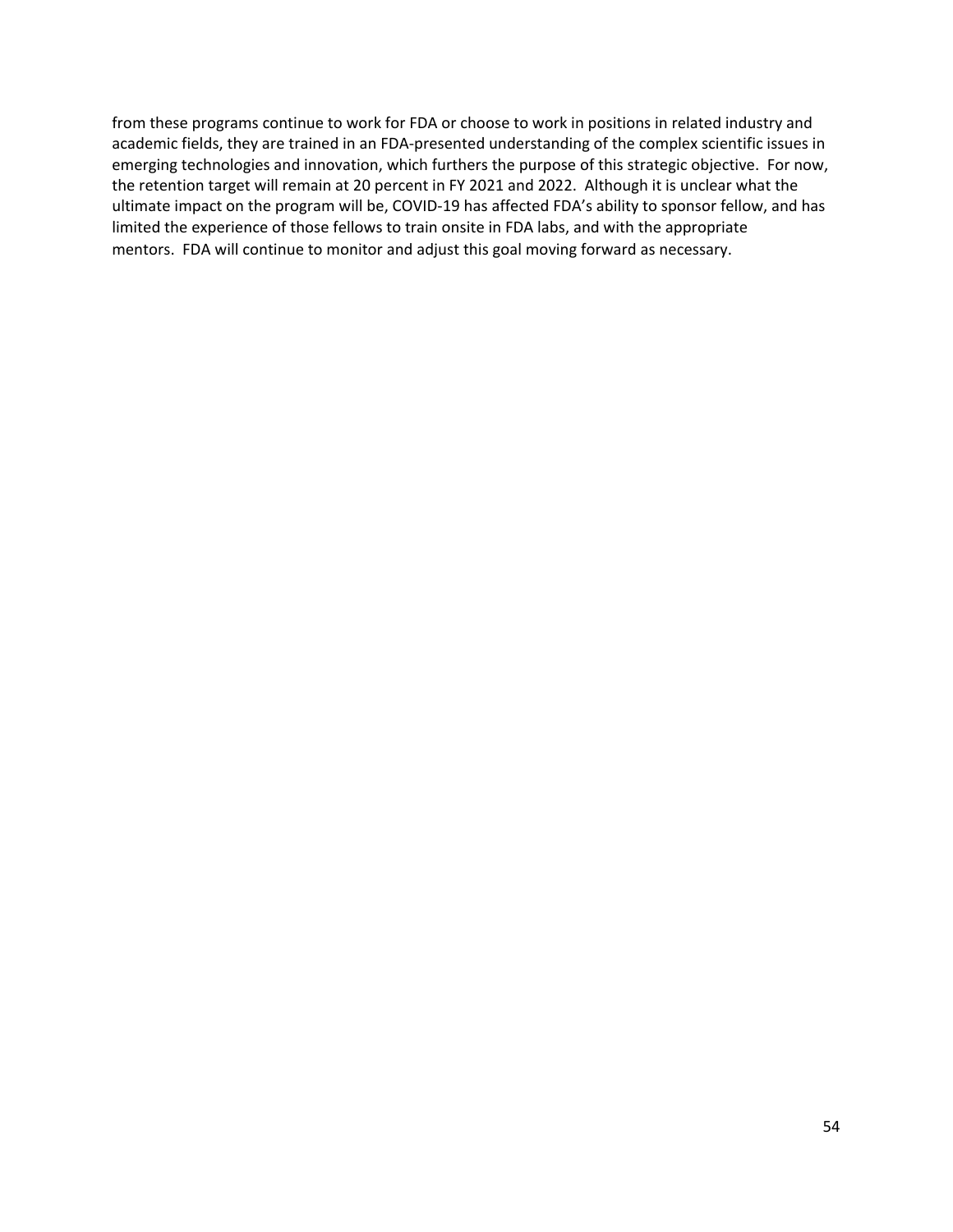from these programs continue to work for FDA or choose to work in positions in related industry and academic fields, they are trained in an FDA-presented understanding of the complex scientific issues in emerging technologies and innovation, which furthers the purpose of this strategic objective. For now, the retention target will remain at 20 percent in FY 2021 and 2022. Although it is unclear what the ultimate impact on the program will be, COVID-19 has affected FDA's ability to sponsor fellow, and has limited the experience of those fellows to train onsite in FDA labs, and with the appropriate mentors. FDA will continue to monitor and adjust this goal moving forward as necessary.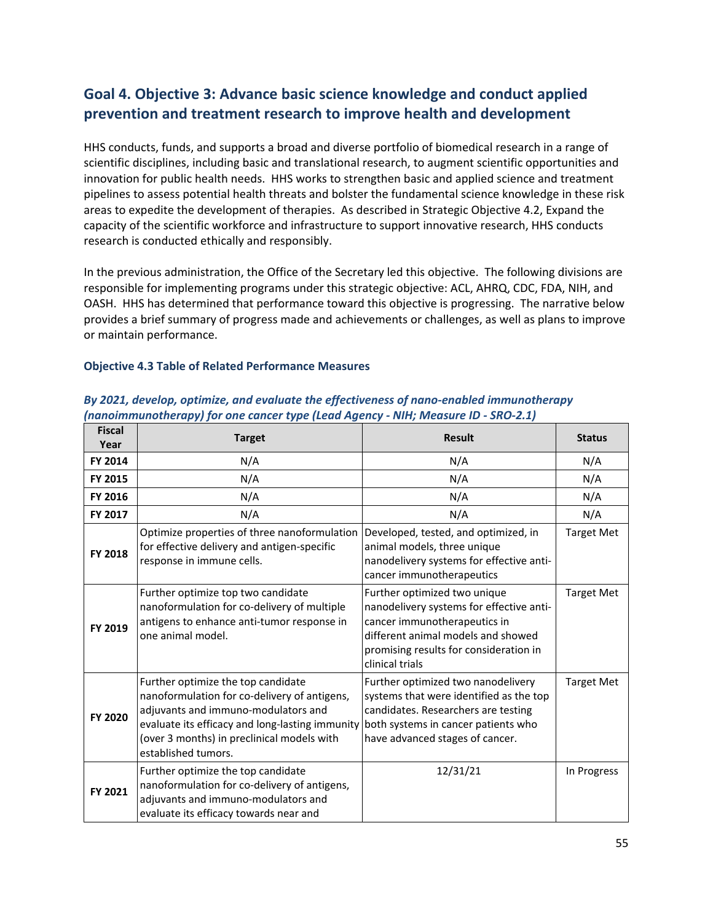## Goal 4. Objective 3: Advance basic science knowledge and conduct applied prevention and treatment research to improve health and development

HHS conducts, funds, and supports a broad and diverse portfolio of biomedical research in a range of scientific disciplines, including basic and translational research, to augment scientific opportunities and innovation for public health needs. HHS works to strengthen basic and applied science and treatment pipelines to assess potential health threats and bolster the fundamental science knowledge in these risk areas to expedite the development of therapies. As described in Strategic Objective 4.2, Expand the capacity of the scientific workforce and infrastructure to support innovative research, HHS conducts research is conducted ethically and responsibly.

In the previous administration, the Office of the Secretary led this objective. The following divisions are responsible for implementing programs under this strategic objective: ACL, AHRQ, CDC, FDA, NIH, and OASH. HHS has determined that performance toward this objective is progressing. The narrative below provides a brief summary of progress made and achievements or challenges, as well as plans to improve or maintain performance.

### Objective 4.3 Table of Related Performance Measures

***By 2021, develop, optimize, and evaluate the effectiveness of nano-enabled immunotherapy (nanoimmunotherapy) for one cancer type (Lead Agency - NIH; Measure ID - SRO-2.1)***

| Fiscal Year | Target | Result | Status |
|---|---|---|---|
| FY 2014 | N/A | N/A | N/A |
| FY 2015 | N/A | N/A | N/A |
| FY 2016 | N/A | N/A | N/A |
| FY 2017 | N/A | N/A | N/A |
| FY 2018 | Optimize properties of three nanoformulation for effective delivery and antigen-specific response in immune cells. | Developed, tested, and optimized, in animal models, three unique nanodelivery systems for effective anti-cancer immunotherapeutics | Target Met |
| FY 2019 | Further optimize top two candidate nanoformulation for co-delivery of multiple antigens to enhance anti-tumor response in one animal model. | Further optimized two unique nanodelivery systems for effective anti-cancer immunotherapeutics in different animal models and showed promising results for consideration in clinical trials | Target Met |
| FY 2020 | Further optimize the top candidate nanoformulation for co-delivery of antigens, adjuvants and immuno-modulators and evaluate its efficacy and long-lasting immunity (over 3 months) in preclinical models with established tumors. | Further optimized two nanodelivery systems that were identified as the top candidates. Researchers are testing both systems in cancer patients who have advanced stages of cancer. | Target Met |
| FY 2021 | Further optimize the top candidate nanoformulation for co-delivery of antigens, adjuvants and immuno-modulators and evaluate its efficacy towards near and | 12/31/21 | In Progress |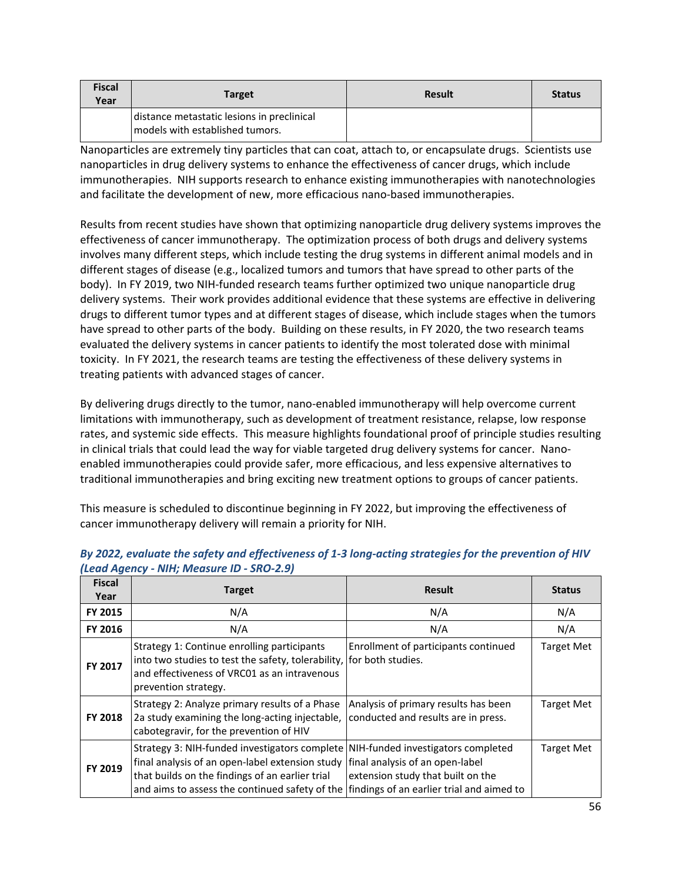| Fiscal Year | Target | Result | Status |
|---|---|---|---|
| | distance metastatic lesions in preclinical models with established tumors. | | |

Nanoparticles are extremely tiny particles that can coat, attach to, or encapsulate drugs. Scientists use nanoparticles in drug delivery systems to enhance the effectiveness of cancer drugs, which include immunotherapies. NIH supports research to enhance existing immunotherapies with nanotechnologies and facilitate the development of new, more efficacious nano-based immunotherapies.

Results from recent studies have shown that optimizing nanoparticle drug delivery systems improves the effectiveness of cancer immunotherapy. The optimization process of both drugs and delivery systems involves many different steps, which include testing the drug systems in different animal models and in different stages of disease (e.g., localized tumors and tumors that have spread to other parts of the body). In FY 2019, two NIH-funded research teams further optimized two unique nanoparticle drug delivery systems. Their work provides additional evidence that these systems are effective in delivering drugs to different tumor types and at different stages of disease, which include stages when the tumors have spread to other parts of the body. Building on these results, in FY 2020, the two research teams evaluated the delivery systems in cancer patients to identify the most tolerated dose with minimal toxicity. In FY 2021, the research teams are testing the effectiveness of these delivery systems in treating patients with advanced stages of cancer.

By delivering drugs directly to the tumor, nano-enabled immunotherapy will help overcome current limitations with immunotherapy, such as development of treatment resistance, relapse, low response rates, and systemic side effects. This measure highlights foundational proof of principle studies resulting in clinical trials that could lead the way for viable targeted drug delivery systems for cancer. Nano-enabled immunotherapies could provide safer, more efficacious, and less expensive alternatives to traditional immunotherapies and bring exciting new treatment options to groups of cancer patients.

This measure is scheduled to discontinue beginning in FY 2022, but improving the effectiveness of cancer immunotherapy delivery will remain a priority for NIH.

***By 2022, evaluate the safety and effectiveness of 1-3 long-acting strategies for the prevention of HIV (Lead Agency - NIH; Measure ID - SRO-2.9)***

| Fiscal Year | Target | Result | Status |
|---|---|---|---|
| FY 2015 | N/A | N/A | N/A |
| FY 2016 | N/A | N/A | N/A |
| FY 2017 | Strategy 1: Continue enrolling participants into two studies to test the safety, tolerability, and effectiveness of VRC01 as an intravenous prevention strategy. | Enrollment of participants continued for both studies. | Target Met |
| FY 2018 | Strategy 2: Analyze primary results of a Phase 2a study examining the long-acting injectable, cabotegravir, for the prevention of HIV | Analysis of primary results has been conducted and results are in press. | Target Met |
| FY 2019 | Strategy 3: NIH-funded investigators complete final analysis of an open-label extension study that builds on the findings of an earlier trial and aims to assess the continued safety of the | NIH-funded investigators completed final analysis of an open-label extension study that built on the findings of an earlier trial and aimed to | Target Met |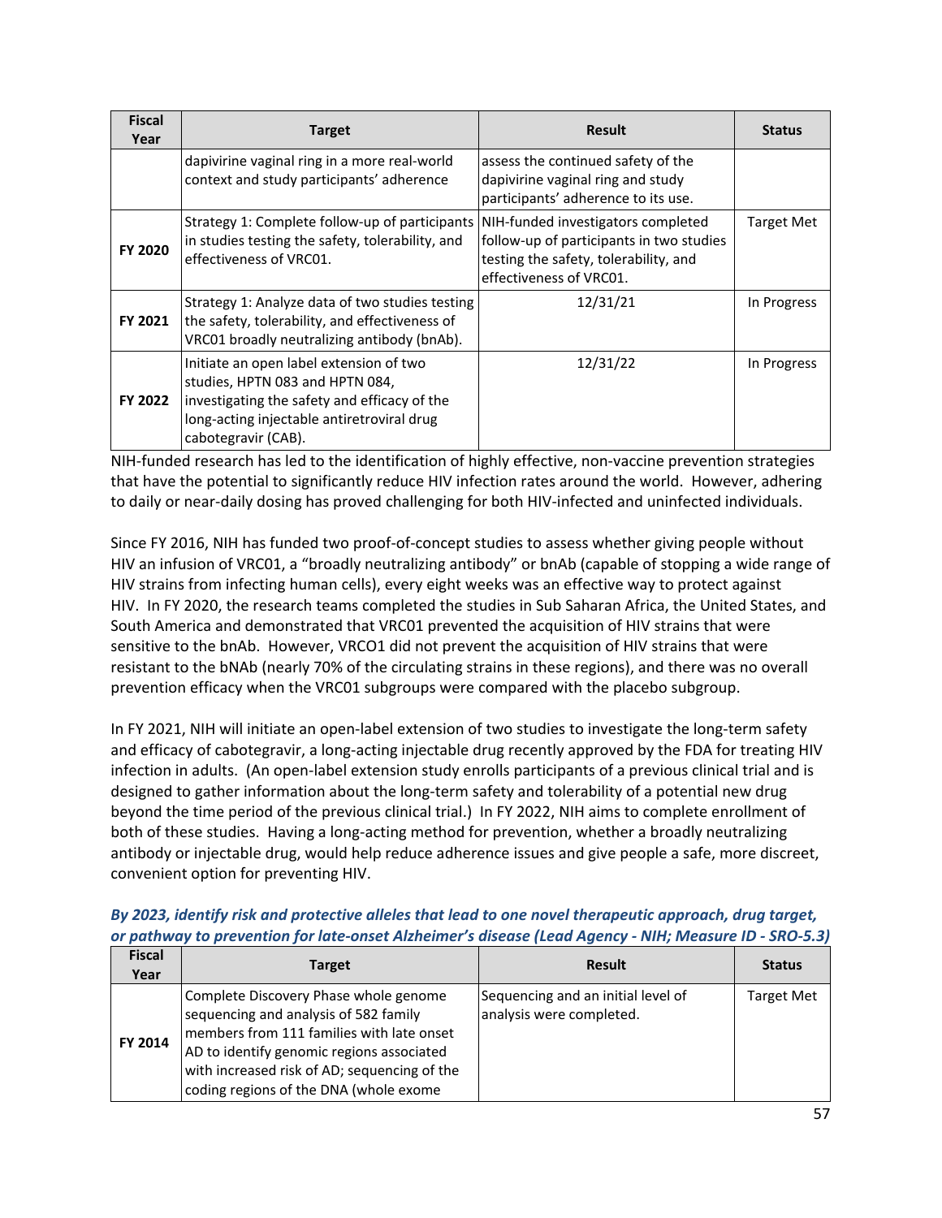| Fiscal Year | Target | Result | Status |
|---|---|---|---|
| | dapivirine vaginal ring in a more real-world context and study participants' adherence | assess the continued safety of the dapivirine vaginal ring and study participants' adherence to its use. | |
| **FY 2020** | Strategy 1: Complete follow-up of participants in studies testing the safety, tolerability, and effectiveness of VRC01. | NIH-funded investigators completed follow-up of participants in two studies testing the safety, tolerability, and effectiveness of VRC01. | Target Met |
| **FY 2021** | Strategy 1: Analyze data of two studies testing the safety, tolerability, and effectiveness of VRC01 broadly neutralizing antibody (bnAb). | 12/31/21 | In Progress |
| **FY 2022** | Initiate an open label extension of two studies, HPTN 083 and HPTN 084, investigating the safety and efficacy of the long-acting injectable antiretroviral drug cabotegravir (CAB). | 12/31/22 | In Progress |

NIH-funded research has led to the identification of highly effective, non-vaccine prevention strategies that have the potential to significantly reduce HIV infection rates around the world. However, adhering to daily or near-daily dosing has proved challenging for both HIV-infected and uninfected individuals.

Since FY 2016, NIH has funded two proof-of-concept studies to assess whether giving people without HIV an infusion of VRC01, a "broadly neutralizing antibody" or bnAb (capable of stopping a wide range of HIV strains from infecting human cells), every eight weeks was an effective way to protect against HIV. In FY 2020, the research teams completed the studies in Sub Saharan Africa, the United States, and South America and demonstrated that VRC01 prevented the acquisition of HIV strains that were sensitive to the bnAb. However, VRCO1 did not prevent the acquisition of HIV strains that were resistant to the bNAb (nearly 70% of the circulating strains in these regions), and there was no overall prevention efficacy when the VRC01 subgroups were compared with the placebo subgroup.

In FY 2021, NIH will initiate an open-label extension of two studies to investigate the long-term safety and efficacy of cabotegravir, a long-acting injectable drug recently approved by the FDA for treating HIV infection in adults. (An open-label extension study enrolls participants of a previous clinical trial and is designed to gather information about the long-term safety and tolerability of a potential new drug beyond the time period of the previous clinical trial.) In FY 2022, NIH aims to complete enrollment of both of these studies. Having a long-acting method for prevention, whether a broadly neutralizing antibody or injectable drug, would help reduce adherence issues and give people a safe, more discreet, convenient option for preventing HIV.

***By 2023, identify risk and protective alleles that lead to one novel therapeutic approach, drug target, or pathway to prevention for late-onset Alzheimer's disease (Lead Agency - NIH; Measure ID - SRO-5.3)***

| Fiscal Year | Target | Result | Status |
|---|---|---|---|
| **FY 2014** | Complete Discovery Phase whole genome sequencing and analysis of 582 family members from 111 families with late onset AD to identify genomic regions associated with increased risk of AD; sequencing of the coding regions of the DNA (whole exome | Sequencing and an initial level of analysis were completed. | Target Met |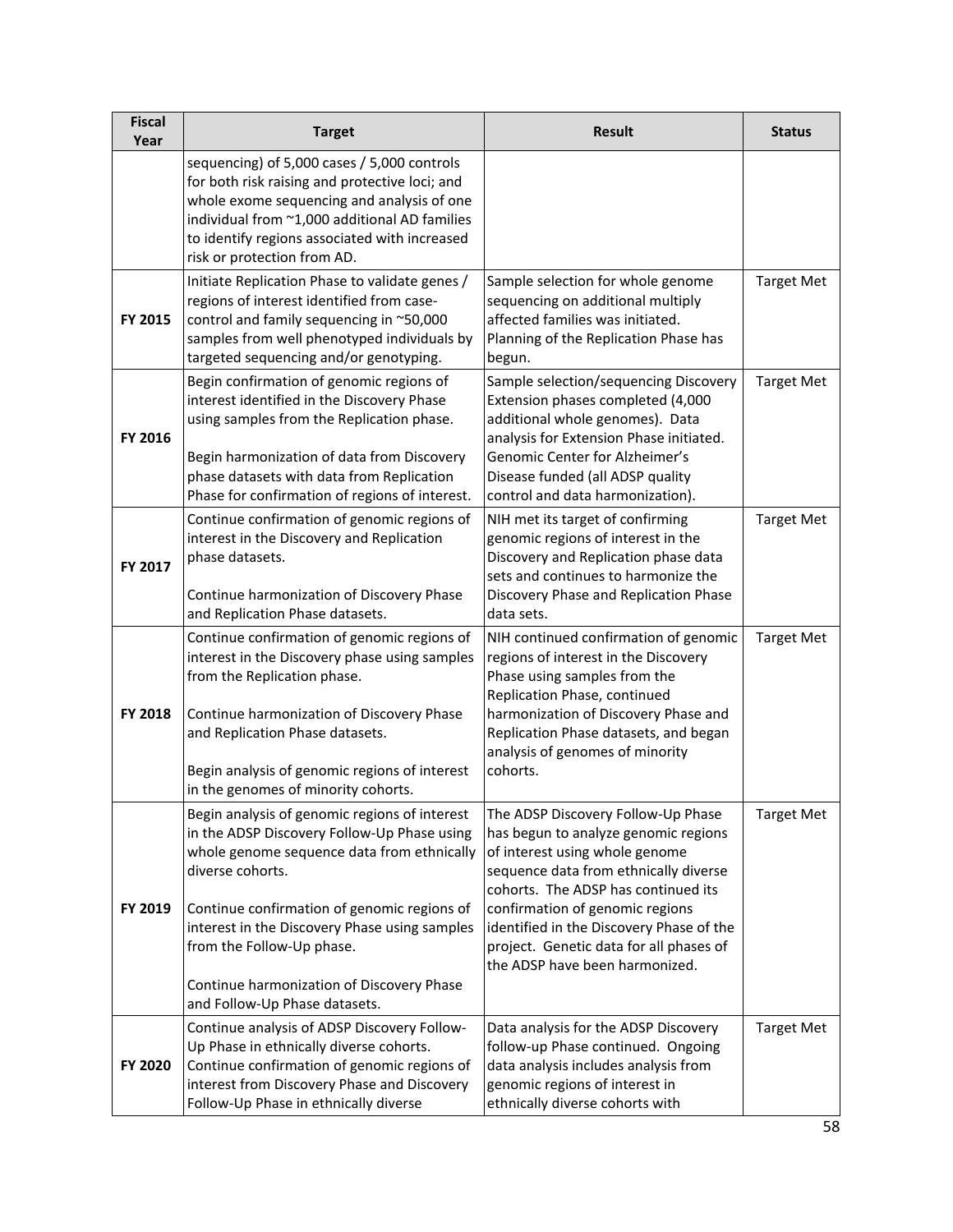| Fiscal Year | Target | Result | Status |
|---|---|---|---|
| | sequencing) of 5,000 cases / 5,000 controls for both risk raising and protective loci; and whole exome sequencing and analysis of one individual from ~1,000 additional AD families to identify regions associated with increased risk or protection from AD. | | |
| FY 2015 | Initiate Replication Phase to validate genes / regions of interest identified from case-control and family sequencing in ~50,000 samples from well phenotyped individuals by targeted sequencing and/or genotyping. | Sample selection for whole genome sequencing on additional multiply affected families was initiated. Planning of the Replication Phase has begun. | Target Met |
| FY 2016 | Begin confirmation of genomic regions of interest identified in the Discovery Phase using samples from the Replication phase.<br><br>Begin harmonization of data from Discovery phase datasets with data from Replication Phase for confirmation of regions of interest. | Sample selection/sequencing Discovery Extension phases completed (4,000 additional whole genomes). Data analysis for Extension Phase initiated. Genomic Center for Alzheimer's Disease funded (all ADSP quality control and data harmonization). | Target Met |
| FY 2017 | Continue confirmation of genomic regions of interest in the Discovery and Replication phase datasets.<br><br>Continue harmonization of Discovery Phase and Replication Phase datasets. | NIH met its target of confirming genomic regions of interest in the Discovery and Replication phase data sets and continues to harmonize the Discovery Phase and Replication Phase data sets. | Target Met |
| FY 2018 | Continue confirmation of genomic regions of interest in the Discovery phase using samples from the Replication phase.<br><br>Continue harmonization of Discovery Phase and Replication Phase datasets.<br><br>Begin analysis of genomic regions of interest in the genomes of minority cohorts. | NIH continued confirmation of genomic regions of interest in the Discovery Phase using samples from the Replication Phase, continued harmonization of Discovery Phase and Replication Phase datasets, and began analysis of genomes of minority cohorts. | Target Met |
| FY 2019 | Begin analysis of genomic regions of interest in the ADSP Discovery Follow-Up Phase using whole genome sequence data from ethnically diverse cohorts.<br><br>Continue confirmation of genomic regions of interest in the Discovery Phase using samples from the Follow-Up phase.<br><br>Continue harmonization of Discovery Phase and Follow-Up Phase datasets. | The ADSP Discovery Follow-Up Phase has begun to analyze genomic regions of interest using whole genome sequence data from ethnically diverse cohorts. The ADSP has continued its confirmation of genomic regions identified in the Discovery Phase of the project. Genetic data for all phases of the ADSP have been harmonized. | Target Met |
| FY 2020 | Continue analysis of ADSP Discovery Follow-Up Phase in ethnically diverse cohorts. Continue confirmation of genomic regions of interest from Discovery Phase and Discovery Follow-Up Phase in ethnically diverse | Data analysis for the ADSP Discovery follow-up Phase continued. Ongoing data analysis includes analysis from genomic regions of interest in ethnically diverse cohorts with | Target Met |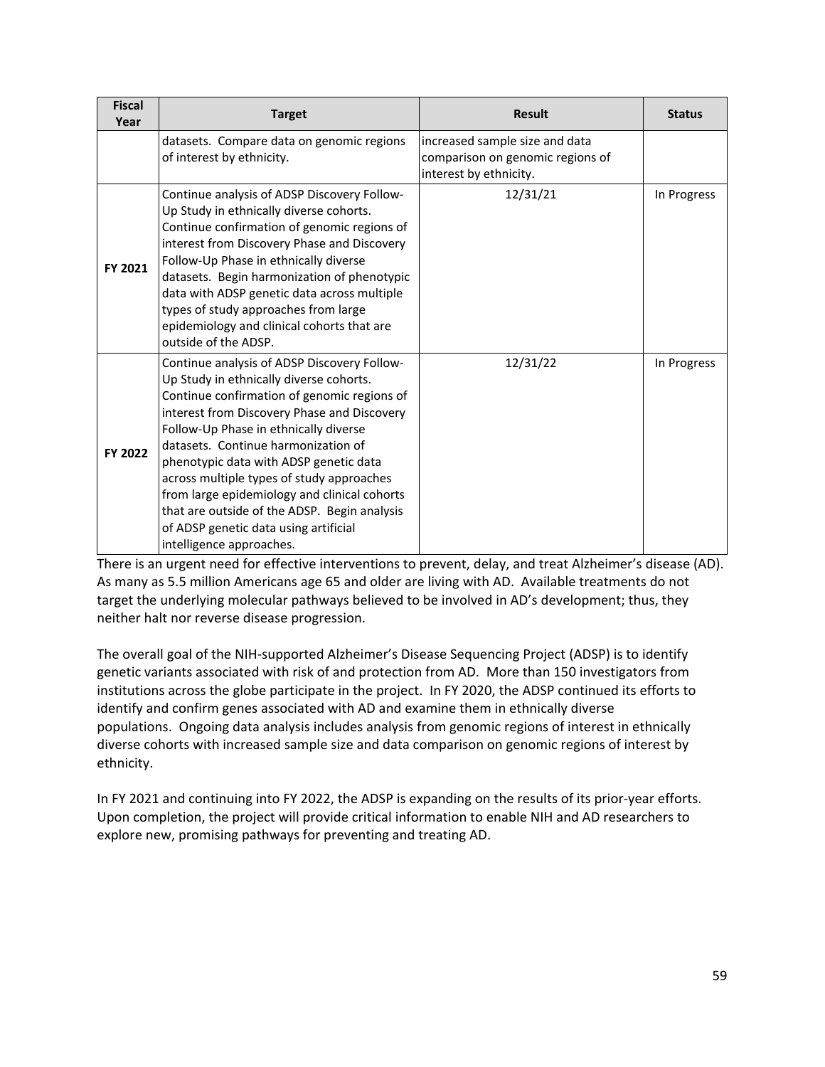| Fiscal Year | Target | Result | Status |
|---|---|---|---|
| | datasets. Compare data on genomic regions of interest by ethnicity. | increased sample size and data comparison on genomic regions of interest by ethnicity. | |
| FY 2021 | Continue analysis of ADSP Discovery Follow-Up Study in ethnically diverse cohorts. Continue confirmation of genomic regions of interest from Discovery Phase and Discovery Follow-Up Phase in ethnically diverse datasets. Begin harmonization of phenotypic data with ADSP genetic data across multiple types of study approaches from large epidemiology and clinical cohorts that are outside of the ADSP. | 12/31/21 | In Progress |
| FY 2022 | Continue analysis of ADSP Discovery Follow-Up Study in ethnically diverse cohorts. Continue confirmation of genomic regions of interest from Discovery Phase and Discovery Follow-Up Phase in ethnically diverse datasets. Continue harmonization of phenotypic data with ADSP genetic data across multiple types of study approaches from large epidemiology and clinical cohorts that are outside of the ADSP. Begin analysis of ADSP genetic data using artificial intelligence approaches. | 12/31/22 | In Progress |

There is an urgent need for effective interventions to prevent, delay, and treat Alzheimer's disease (AD). As many as 5.5 million Americans age 65 and older are living with AD. Available treatments do not target the underlying molecular pathways believed to be involved in AD's development; thus, they neither halt nor reverse disease progression.

The overall goal of the NIH-supported Alzheimer's Disease Sequencing Project (ADSP) is to identify genetic variants associated with risk of and protection from AD. More than 150 investigators from institutions across the globe participate in the project. In FY 2020, the ADSP continued its efforts to identify and confirm genes associated with AD and examine them in ethnically diverse populations. Ongoing data analysis includes analysis from genomic regions of interest in ethnically diverse cohorts with increased sample size and data comparison on genomic regions of interest by ethnicity.

In FY 2021 and continuing into FY 2022, the ADSP is expanding on the results of its prior-year efforts. Upon completion, the project will provide critical information to enable NIH and AD researchers to explore new, promising pathways for preventing and treating AD.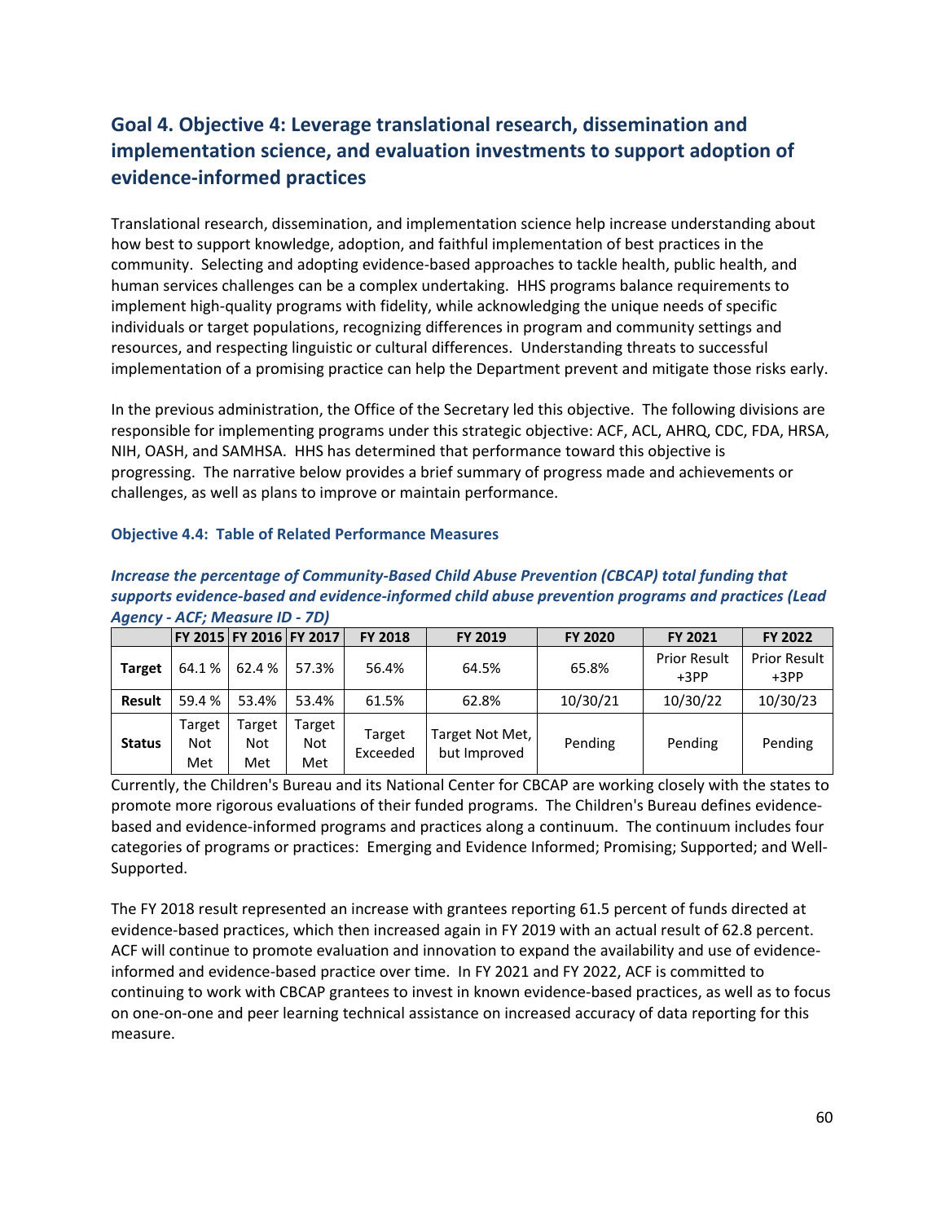## Goal 4. Objective 4: Leverage translational research, dissemination and implementation science, and evaluation investments to support adoption of evidence-informed practices

Translational research, dissemination, and implementation science help increase understanding about how best to support knowledge, adoption, and faithful implementation of best practices in the community. Selecting and adopting evidence-based approaches to tackle health, public health, and human services challenges can be a complex undertaking. HHS programs balance requirements to implement high-quality programs with fidelity, while acknowledging the unique needs of specific individuals or target populations, recognizing differences in program and community settings and resources, and respecting linguistic or cultural differences. Understanding threats to successful implementation of a promising practice can help the Department prevent and mitigate those risks early.

In the previous administration, the Office of the Secretary led this objective. The following divisions are responsible for implementing programs under this strategic objective: ACF, ACL, AHRQ, CDC, FDA, HRSA, NIH, OASH, and SAMHSA. HHS has determined that performance toward this objective is progressing. The narrative below provides a brief summary of progress made and achievements or challenges, as well as plans to improve or maintain performance.

### Objective 4.4: Table of Related Performance Measures

***Increase the percentage of Community-Based Child Abuse Prevention (CBCAP) total funding that supports evidence-based and evidence-informed child abuse prevention programs and practices (Lead Agency - ACF; Measure ID - 7D)***

| | FY 2015 | FY 2016 | FY 2017 | FY 2018 | FY 2019 | FY 2020 | FY 2021 | FY 2022 |
|---|---|---|---|---|---|---|---|---|
| **Target** | 64.1 % | 62.4 % | 57.3% | 56.4% | 64.5% | 65.8% | Prior Result +3PP | Prior Result +3PP |
| **Result** | 59.4 % | 53.4% | 53.4% | 61.5% | 62.8% | 10/30/21 | 10/30/22 | 10/30/23 |
| **Status** | Target Not Met | Target Not Met | Target Not Met | Target Exceeded | Target Not Met, but Improved | Pending | Pending | Pending |

Currently, the Children's Bureau and its National Center for CBCAP are working closely with the states to promote more rigorous evaluations of their funded programs. The Children's Bureau defines evidence-based and evidence-informed programs and practices along a continuum. The continuum includes four categories of programs or practices: Emerging and Evidence Informed; Promising; Supported; and Well-Supported.

The FY 2018 result represented an increase with grantees reporting 61.5 percent of funds directed at evidence-based practices, which then increased again in FY 2019 with an actual result of 62.8 percent. ACF will continue to promote evaluation and innovation to expand the availability and use of evidence-informed and evidence-based practice over time. In FY 2021 and FY 2022, ACF is committed to continuing to work with CBCAP grantees to invest in known evidence-based practices, as well as to focus on one-on-one and peer learning technical assistance on increased accuracy of data reporting for this measure.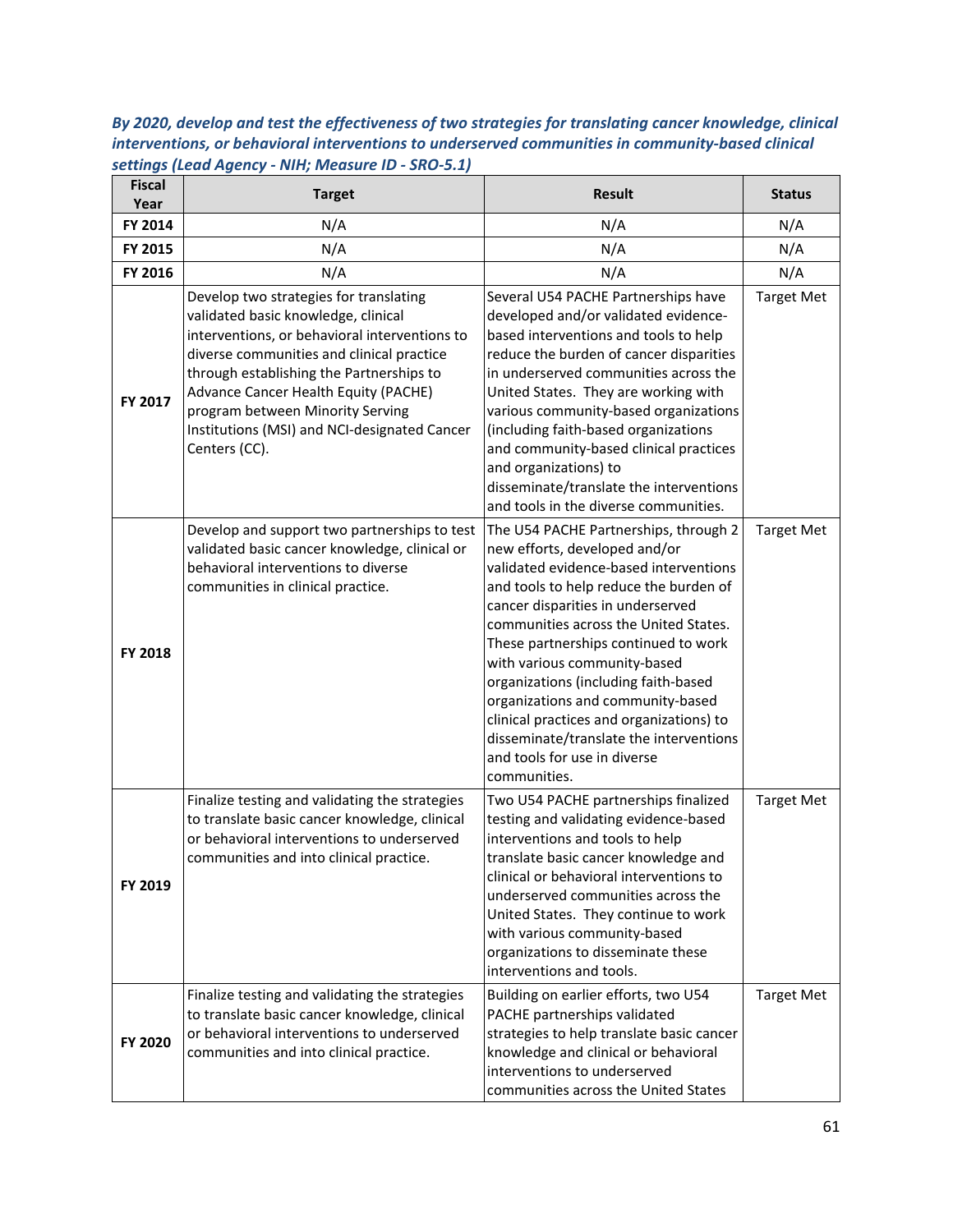***By 2020, develop and test the effectiveness of two strategies for translating cancer knowledge, clinical interventions, or behavioral interventions to underserved communities in community-based clinical settings (Lead Agency - NIH; Measure ID - SRO-5.1)***

| Fiscal Year | Target | Result | Status |
|---|---|---|---|
| FY 2014 | N/A | N/A | N/A |
| FY 2015 | N/A | N/A | N/A |
| FY 2016 | N/A | N/A | N/A |
| FY 2017 | Develop two strategies for translating validated basic knowledge, clinical interventions, or behavioral interventions to diverse communities and clinical practice through establishing the Partnerships to Advance Cancer Health Equity (PACHE) program between Minority Serving Institutions (MSI) and NCI-designated Cancer Centers (CC). | Several U54 PACHE Partnerships have developed and/or validated evidence-based interventions and tools to help reduce the burden of cancer disparities in underserved communities across the United States. They are working with various community-based organizations (including faith-based organizations and community-based clinical practices and organizations) to disseminate/translate the interventions and tools in the diverse communities. | Target Met |
| FY 2018 | Develop and support two partnerships to test validated basic cancer knowledge, clinical or behavioral interventions to diverse communities in clinical practice. | The U54 PACHE Partnerships, through 2 new efforts, developed and/or validated evidence-based interventions and tools to help reduce the burden of cancer disparities in underserved communities across the United States. These partnerships continued to work with various community-based organizations (including faith-based organizations and community-based clinical practices and organizations) to disseminate/translate the interventions and tools for use in diverse communities. | Target Met |
| FY 2019 | Finalize testing and validating the strategies to translate basic cancer knowledge, clinical or behavioral interventions to underserved communities and into clinical practice. | Two U54 PACHE partnerships finalized testing and validating evidence-based interventions and tools to help translate basic cancer knowledge and clinical or behavioral interventions to underserved communities across the United States. They continue to work with various community-based organizations to disseminate these interventions and tools. | Target Met |
| FY 2020 | Finalize testing and validating the strategies to translate basic cancer knowledge, clinical or behavioral interventions to underserved communities and into clinical practice. | Building on earlier efforts, two U54 PACHE partnerships validated strategies to help translate basic cancer knowledge and clinical or behavioral interventions to underserved communities across the United States | Target Met |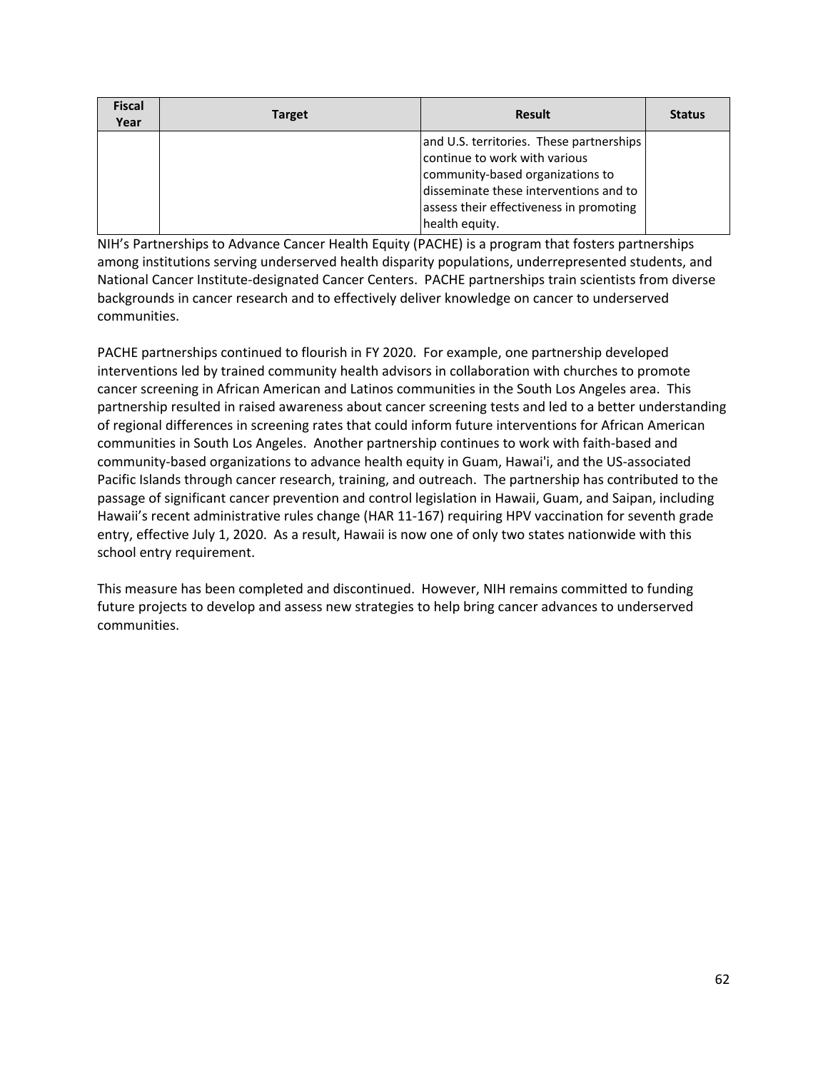| Fiscal Year | Target | Result | Status |
|---|---|---|---|
| | | and U.S. territories. These partnerships continue to work with various community-based organizations to disseminate these interventions and to assess their effectiveness in promoting health equity. | |

NIH's Partnerships to Advance Cancer Health Equity (PACHE) is a program that fosters partnerships among institutions serving underserved health disparity populations, underrepresented students, and National Cancer Institute-designated Cancer Centers. PACHE partnerships train scientists from diverse backgrounds in cancer research and to effectively deliver knowledge on cancer to underserved communities.

PACHE partnerships continued to flourish in FY 2020. For example, one partnership developed interventions led by trained community health advisors in collaboration with churches to promote cancer screening in African American and Latinos communities in the South Los Angeles area. This partnership resulted in raised awareness about cancer screening tests and led to a better understanding of regional differences in screening rates that could inform future interventions for African American communities in South Los Angeles. Another partnership continues to work with faith-based and community-based organizations to advance health equity in Guam, Hawai'i, and the US-associated Pacific Islands through cancer research, training, and outreach. The partnership has contributed to the passage of significant cancer prevention and control legislation in Hawaii, Guam, and Saipan, including Hawaii's recent administrative rules change (HAR 11-167) requiring HPV vaccination for seventh grade entry, effective July 1, 2020. As a result, Hawaii is now one of only two states nationwide with this school entry requirement.

This measure has been completed and discontinued. However, NIH remains committed to funding future projects to develop and assess new strategies to help bring cancer advances to underserved communities.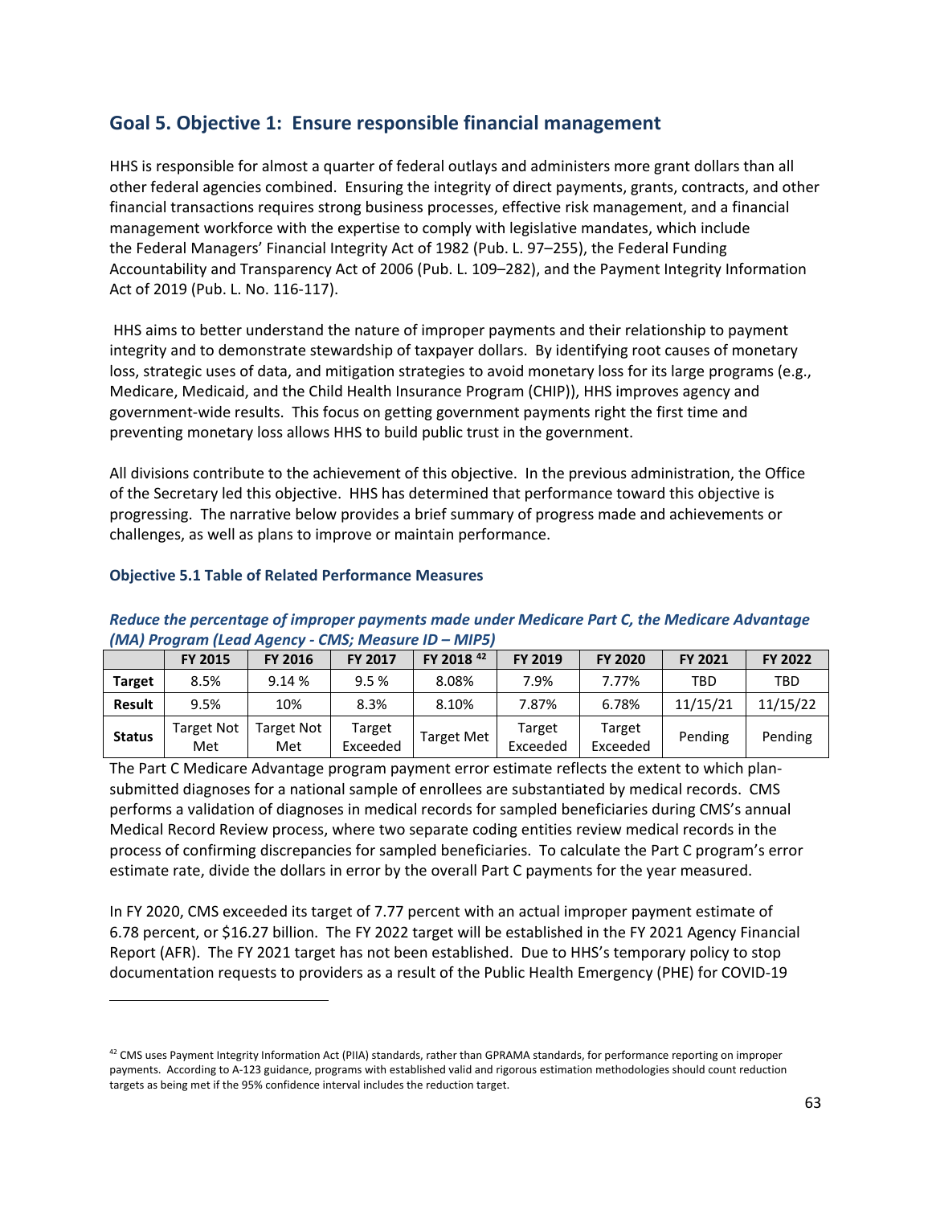## Goal 5. Objective 1: Ensure responsible financial management

HHS is responsible for almost a quarter of federal outlays and administers more grant dollars than all other federal agencies combined. Ensuring the integrity of direct payments, grants, contracts, and other financial transactions requires strong business processes, effective risk management, and a financial management workforce with the expertise to comply with legislative mandates, which include the Federal Managers' Financial Integrity Act of 1982 (Pub. L. 97–255), the Federal Funding Accountability and Transparency Act of 2006 (Pub. L. 109–282), and the Payment Integrity Information Act of 2019 (Pub. L. No. 116-117).

HHS aims to better understand the nature of improper payments and their relationship to payment integrity and to demonstrate stewardship of taxpayer dollars. By identifying root causes of monetary loss, strategic uses of data, and mitigation strategies to avoid monetary loss for its large programs (e.g., Medicare, Medicaid, and the Child Health Insurance Program (CHIP)), HHS improves agency and government-wide results. This focus on getting government payments right the first time and preventing monetary loss allows HHS to build public trust in the government.

All divisions contribute to the achievement of this objective. In the previous administration, the Office of the Secretary led this objective. HHS has determined that performance toward this objective is progressing. The narrative below provides a brief summary of progress made and achievements or challenges, as well as plans to improve or maintain performance.

#### Objective 5.1 Table of Related Performance Measures

***Reduce the percentage of improper payments made under Medicare Part C, the Medicare Advantage (MA) Program (Lead Agency - CMS; Measure ID – MIP5)***

| | FY 2015 | FY 2016 | FY 2017 | FY 2018 [42] | FY 2019 | FY 2020 | FY 2021 | FY 2022 |
|---|---|---|---|---|---|---|---|---|
| **Target** | 8.5% | 9.14 % | 9.5 % | 8.08% | 7.9% | 7.77% | TBD | TBD |
| **Result** | 9.5% | 10% | 8.3% | 8.10% | 7.87% | 6.78% | 11/15/21 | 11/15/22 |
| **Status** | Target Not Met | Target Not Met | Target Exceeded | Target Met | Target Exceeded | Target Exceeded | Pending | Pending |

The Part C Medicare Advantage program payment error estimate reflects the extent to which plan-submitted diagnoses for a national sample of enrollees are substantiated by medical records. CMS performs a validation of diagnoses in medical records for sampled beneficiaries during CMS's annual Medical Record Review process, where two separate coding entities review medical records in the process of confirming discrepancies for sampled beneficiaries. To calculate the Part C program's error estimate rate, divide the dollars in error by the overall Part C payments for the year measured.

In FY 2020, CMS exceeded its target of 7.77 percent with an actual improper payment estimate of 6.78 percent, or $16.27 billion. The FY 2022 target will be established in the FY 2021 Agency Financial Report (AFR). The FY 2021 target has not been established. Due to HHS's temporary policy to stop documentation requests to providers as a result of the Public Health Emergency (PHE) for COVID-19

[42] CMS uses Payment Integrity Information Act (PIIA) standards, rather than GPRAMA standards, for performance reporting on improper payments. According to A-123 guidance, programs with established valid and rigorous estimation methodologies should count reduction targets as being met if the 95% confidence interval includes the reduction target.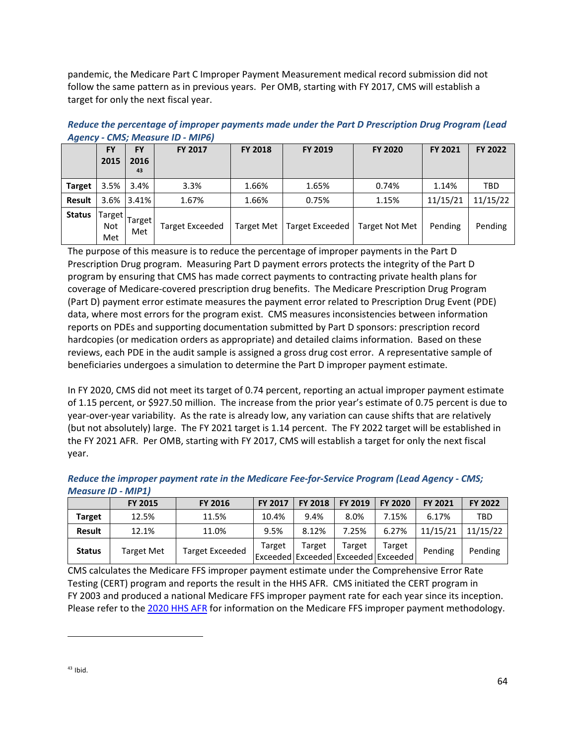pandemic, the Medicare Part C Improper Payment Measurement medical record submission did not follow the same pattern as in previous years. Per OMB, starting with FY 2017, CMS will establish a target for only the next fiscal year.

***Reduce the percentage of improper payments made under the Part D Prescription Drug Program (Lead Agency - CMS; Measure ID - MIP6)***

| | FY 2015 | FY 2016 [43] | FY 2017 | FY 2018 | FY 2019 | FY 2020 | FY 2021 | FY 2022 |
|---|---|---|---|---|---|---|---|---|
| **Target** | 3.5% | 3.4% | 3.3% | 1.66% | 1.65% | 0.74% | 1.14% | TBD |
| **Result** | 3.6% | 3.41% | 1.67% | 1.66% | 0.75% | 1.15% | 11/15/21 | 11/15/22 |
| **Status** | Target Not Met | Target Met | Target Exceeded | Target Met | Target Exceeded | Target Not Met | Pending | Pending |

The purpose of this measure is to reduce the percentage of improper payments in the Part D Prescription Drug program. Measuring Part D payment errors protects the integrity of the Part D program by ensuring that CMS has made correct payments to contracting private health plans for coverage of Medicare-covered prescription drug benefits. The Medicare Prescription Drug Program (Part D) payment error estimate measures the payment error related to Prescription Drug Event (PDE) data, where most errors for the program exist. CMS measures inconsistencies between information reports on PDEs and supporting documentation submitted by Part D sponsors: prescription record hardcopies (or medication orders as appropriate) and detailed claims information. Based on these reviews, each PDE in the audit sample is assigned a gross drug cost error. A representative sample of beneficiaries undergoes a simulation to determine the Part D improper payment estimate.

In FY 2020, CMS did not meet its target of 0.74 percent, reporting an actual improper payment estimate of 1.15 percent, or $927.50 million. The increase from the prior year's estimate of 0.75 percent is due to year-over-year variability. As the rate is already low, any variation can cause shifts that are relatively (but not absolutely) large. The FY 2021 target is 1.14 percent. The FY 2022 target will be established in the FY 2021 AFR. Per OMB, starting with FY 2017, CMS will establish a target for only the next fiscal year.

***Reduce the improper payment rate in the Medicare Fee-for-Service Program (Lead Agency - CMS; Measure ID - MIP1)***

| | FY 2015 | FY 2016 | FY 2017 | FY 2018 | FY 2019 | FY 2020 | FY 2021 | FY 2022 |
|---|---|---|---|---|---|---|---|---|
| **Target** | 12.5% | 11.5% | 10.4% | 9.4% | 8.0% | 7.15% | 6.17% | TBD |
| **Result** | 12.1% | 11.0% | 9.5% | 8.12% | 7.25% | 6.27% | 11/15/21 | 11/15/22 |
| **Status** | Target Met | Target Exceeded | Target Exceeded | Target Exceeded | Target Exceeded | Target Exceeded | Pending | Pending |

CMS calculates the Medicare FFS improper payment estimate under the Comprehensive Error Rate Testing (CERT) program and reports the result in the HHS AFR. CMS initiated the CERT program in FY 2003 and produced a national Medicare FFS improper payment rate for each year since its inception. Please refer to the [2020 HHS AFR] for information on the Medicare FFS improper payment methodology.

---

[43] Ibid.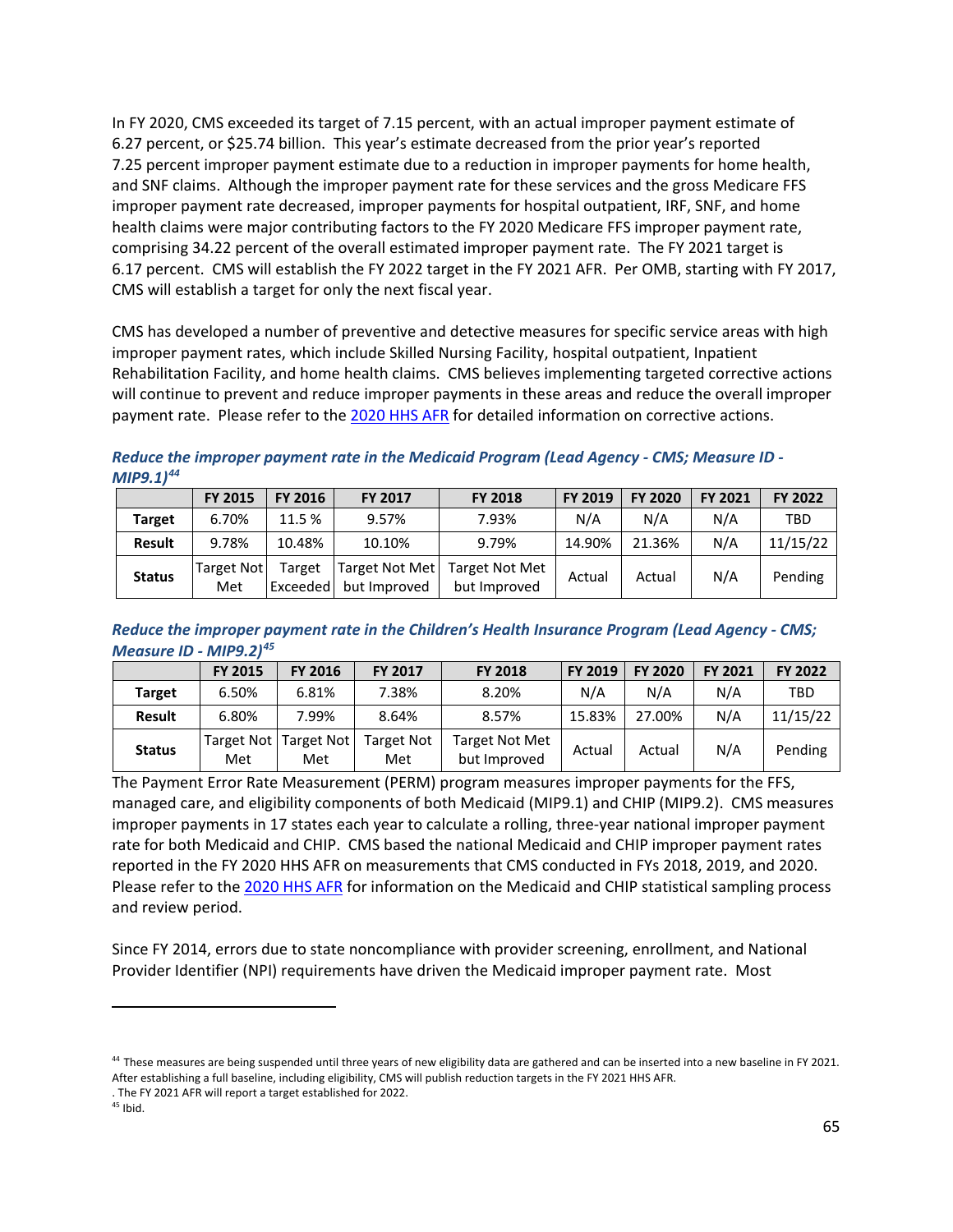In FY 2020, CMS exceeded its target of 7.15 percent, with an actual improper payment estimate of 6.27 percent, or $25.74 billion. This year's estimate decreased from the prior year's reported 7.25 percent improper payment estimate due to a reduction in improper payments for home health, and SNF claims. Although the improper payment rate for these services and the gross Medicare FFS improper payment rate decreased, improper payments for hospital outpatient, IRF, SNF, and home health claims were major contributing factors to the FY 2020 Medicare FFS improper payment rate, comprising 34.22 percent of the overall estimated improper payment rate. The FY 2021 target is 6.17 percent. CMS will establish the FY 2022 target in the FY 2021 AFR. Per OMB, starting with FY 2017, CMS will establish a target for only the next fiscal year.

CMS has developed a number of preventive and detective measures for specific service areas with high improper payment rates, which include Skilled Nursing Facility, hospital outpatient, Inpatient Rehabilitation Facility, and home health claims. CMS believes implementing targeted corrective actions will continue to prevent and reduce improper payments in these areas and reduce the overall improper payment rate. Please refer to the 2020 HHS AFR for detailed information on corrective actions.

***Reduce the improper payment rate in the Medicaid Program (Lead Agency - CMS; Measure ID - MIP9.1)[44]***

| | FY 2015 | FY 2016 | FY 2017 | FY 2018 | FY 2019 | FY 2020 | FY 2021 | FY 2022 |
|---|---|---|---|---|---|---|---|---|
| **Target** | 6.70% | 11.5 % | 9.57% | 7.93% | N/A | N/A | N/A | TBD |
| **Result** | 9.78% | 10.48% | 10.10% | 9.79% | 14.90% | 21.36% | N/A | 11/15/22 |
| **Status** | Target Not Met | Target Exceeded | Target Not Met but Improved | Target Not Met but Improved | Actual | Actual | N/A | Pending |

***Reduce the improper payment rate in the Children's Health Insurance Program (Lead Agency - CMS; Measure ID - MIP9.2)[45]***

| | FY 2015 | FY 2016 | FY 2017 | FY 2018 | FY 2019 | FY 2020 | FY 2021 | FY 2022 |
|---|---|---|---|---|---|---|---|---|
| **Target** | 6.50% | 6.81% | 7.38% | 8.20% | N/A | N/A | N/A | TBD |
| **Result** | 6.80% | 7.99% | 8.64% | 8.57% | 15.83% | 27.00% | N/A | 11/15/22 |
| **Status** | Target Not Met | Target Not Met | Target Not Met | Target Not Met but Improved | Actual | Actual | N/A | Pending |

The Payment Error Rate Measurement (PERM) program measures improper payments for the FFS, managed care, and eligibility components of both Medicaid (MIP9.1) and CHIP (MIP9.2). CMS measures improper payments in 17 states each year to calculate a rolling, three-year national improper payment rate for both Medicaid and CHIP. CMS based the national Medicaid and CHIP improper payment rates reported in the FY 2020 HHS AFR on measurements that CMS conducted in FYs 2018, 2019, and 2020. Please refer to the 2020 HHS AFR for information on the Medicaid and CHIP statistical sampling process and review period.

Since FY 2014, errors due to state noncompliance with provider screening, enrollment, and National Provider Identifier (NPI) requirements have driven the Medicaid improper payment rate. Most

---

[44] These measures are being suspended until three years of new eligibility data are gathered and can be inserted into a new baseline in FY 2021. After establishing a full baseline, including eligibility, CMS will publish reduction targets in the FY 2021 HHS AFR.
. The FY 2021 AFR will report a target established for 2022.

[45] Ibid.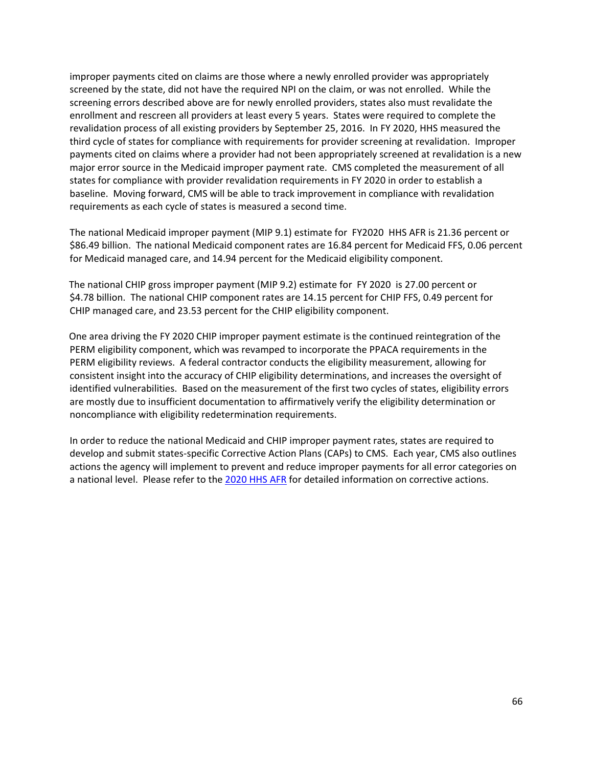improper payments cited on claims are those where a newly enrolled provider was appropriately screened by the state, did not have the required NPI on the claim, or was not enrolled. While the screening errors described above are for newly enrolled providers, states also must revalidate the enrollment and rescreen all providers at least every 5 years. States were required to complete the revalidation process of all existing providers by September 25, 2016. In FY 2020, HHS measured the third cycle of states for compliance with requirements for provider screening at revalidation. Improper payments cited on claims where a provider had not been appropriately screened at revalidation is a new major error source in the Medicaid improper payment rate. CMS completed the measurement of all states for compliance with provider revalidation requirements in FY 2020 in order to establish a baseline. Moving forward, CMS will be able to track improvement in compliance with revalidation requirements as each cycle of states is measured a second time.

The national Medicaid improper payment (MIP 9.1) estimate for FY2020 HHS AFR is 21.36 percent or $86.49 billion. The national Medicaid component rates are 16.84 percent for Medicaid FFS, 0.06 percent for Medicaid managed care, and 14.94 percent for the Medicaid eligibility component.

The national CHIP gross improper payment (MIP 9.2) estimate for FY 2020 is 27.00 percent or $4.78 billion. The national CHIP component rates are 14.15 percent for CHIP FFS, 0.49 percent for CHIP managed care, and 23.53 percent for the CHIP eligibility component.

One area driving the FY 2020 CHIP improper payment estimate is the continued reintegration of the PERM eligibility component, which was revamped to incorporate the PPACA requirements in the PERM eligibility reviews. A federal contractor conducts the eligibility measurement, allowing for consistent insight into the accuracy of CHIP eligibility determinations, and increases the oversight of identified vulnerabilities. Based on the measurement of the first two cycles of states, eligibility errors are mostly due to insufficient documentation to affirmatively verify the eligibility determination or noncompliance with eligibility redetermination requirements.

In order to reduce the national Medicaid and CHIP improper payment rates, states are required to develop and submit states-specific Corrective Action Plans (CAPs) to CMS. Each year, CMS also outlines actions the agency will implement to prevent and reduce improper payments for all error categories on a national level. Please refer to the 2020 HHS AFR for detailed information on corrective actions.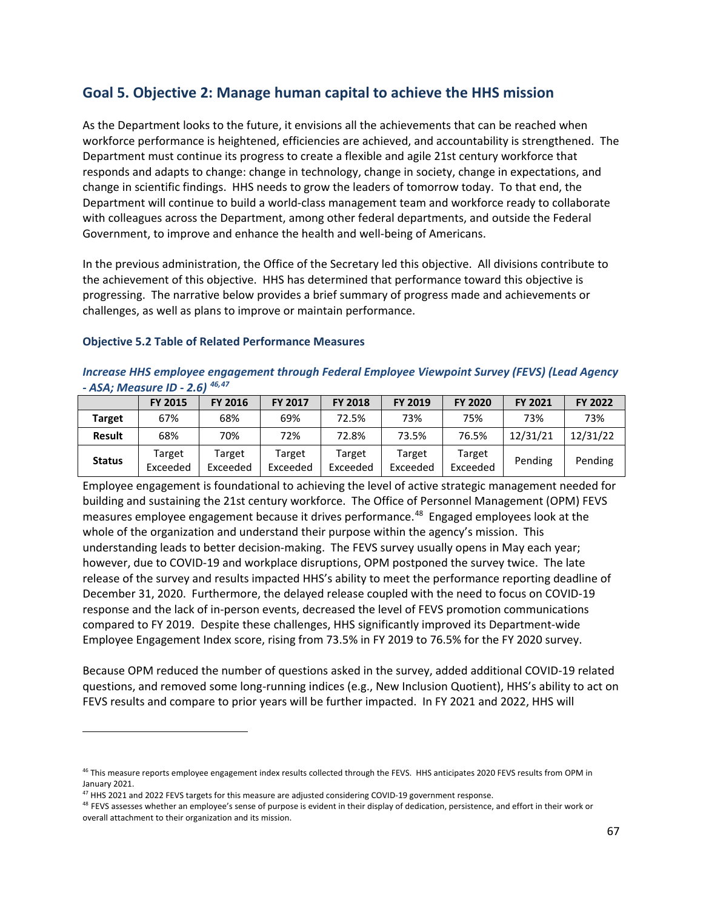## Goal 5. Objective 2: Manage human capital to achieve the HHS mission

As the Department looks to the future, it envisions all the achievements that can be reached when workforce performance is heightened, efficiencies are achieved, and accountability is strengthened. The Department must continue its progress to create a flexible and agile 21st century workforce that responds and adapts to change: change in technology, change in society, change in expectations, and change in scientific findings. HHS needs to grow the leaders of tomorrow today. To that end, the Department will continue to build a world-class management team and workforce ready to collaborate with colleagues across the Department, among other federal departments, and outside the Federal Government, to improve and enhance the health and well-being of Americans.

In the previous administration, the Office of the Secretary led this objective. All divisions contribute to the achievement of this objective. HHS has determined that performance toward this objective is progressing. The narrative below provides a brief summary of progress made and achievements or challenges, as well as plans to improve or maintain performance.

#### Objective 5.2 Table of Related Performance Measures

***Increase HHS employee engagement through Federal Employee Viewpoint Survey (FEVS) (Lead Agency - ASA; Measure ID - 2.6)*** [46,47]

| | FY 2015 | FY 2016 | FY 2017 | FY 2018 | FY 2019 | FY 2020 | FY 2021 | FY 2022 |
|---|---|---|---|---|---|---|---|---|
| **Target** | 67% | 68% | 69% | 72.5% | 73% | 75% | 73% | 73% |
| **Result** | 68% | 70% | 72% | 72.8% | 73.5% | 76.5% | 12/31/21 | 12/31/22 |
| **Status** | Target Exceeded | Target Exceeded | Target Exceeded | Target Exceeded | Target Exceeded | Target Exceeded | Pending | Pending |

Employee engagement is foundational to achieving the level of active strategic management needed for building and sustaining the 21st century workforce. The Office of Personnel Management (OPM) FEVS measures employee engagement because it drives performance.[48] Engaged employees look at the whole of the organization and understand their purpose within the agency's mission. This understanding leads to better decision-making. The FEVS survey usually opens in May each year; however, due to COVID-19 and workplace disruptions, OPM postponed the survey twice. The late release of the survey and results impacted HHS's ability to meet the performance reporting deadline of December 31, 2020. Furthermore, the delayed release coupled with the need to focus on COVID-19 response and the lack of in-person events, decreased the level of FEVS promotion communications compared to FY 2019. Despite these challenges, HHS significantly improved its Department-wide Employee Engagement Index score, rising from 73.5% in FY 2019 to 76.5% for the FY 2020 survey.

Because OPM reduced the number of questions asked in the survey, added additional COVID-19 related questions, and removed some long-running indices (e.g., New Inclusion Quotient), HHS's ability to act on FEVS results and compare to prior years will be further impacted. In FY 2021 and 2022, HHS will

---

[46] This measure reports employee engagement index results collected through the FEVS. HHS anticipates 2020 FEVS results from OPM in January 2021.

[47] HHS 2021 and 2022 FEVS targets for this measure are adjusted considering COVID-19 government response.

[48] FEVS assesses whether an employee's sense of purpose is evident in their display of dedication, persistence, and effort in their work or overall attachment to their organization and its mission.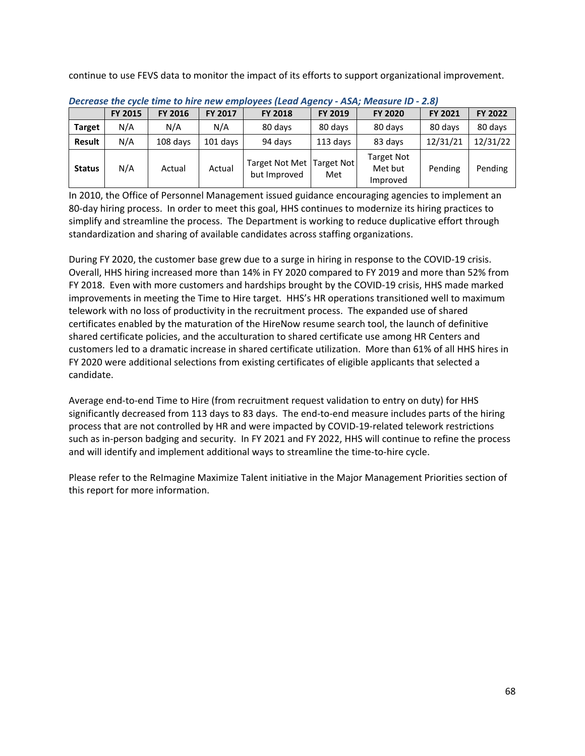continue to use FEVS data to monitor the impact of its efforts to support organizational improvement.

***Decrease the cycle time to hire new employees (Lead Agency - ASA; Measure ID - 2.8)***

| | FY 2015 | FY 2016 | FY 2017 | FY 2018 | FY 2019 | FY 2020 | FY 2021 | FY 2022 |
|---|---|---|---|---|---|---|---|---|
| **Target** | N/A | N/A | N/A | 80 days | 80 days | 80 days | 80 days | 80 days |
| **Result** | N/A | 108 days | 101 days | 94 days | 113 days | 83 days | 12/31/21 | 12/31/22 |
| **Status** | N/A | Actual | Actual | Target Not Met but Improved | Target Not Met | Target Not Met but Improved | Pending | Pending |

In 2010, the Office of Personnel Management issued guidance encouraging agencies to implement an 80-day hiring process. In order to meet this goal, HHS continues to modernize its hiring practices to simplify and streamline the process. The Department is working to reduce duplicative effort through standardization and sharing of available candidates across staffing organizations.

During FY 2020, the customer base grew due to a surge in hiring in response to the COVID-19 crisis. Overall, HHS hiring increased more than 14% in FY 2020 compared to FY 2019 and more than 52% from FY 2018. Even with more customers and hardships brought by the COVID-19 crisis, HHS made marked improvements in meeting the Time to Hire target. HHS's HR operations transitioned well to maximum telework with no loss of productivity in the recruitment process. The expanded use of shared certificates enabled by the maturation of the HireNow resume search tool, the launch of definitive shared certificate policies, and the acculturation to shared certificate use among HR Centers and customers led to a dramatic increase in shared certificate utilization. More than 61% of all HHS hires in FY 2020 were additional selections from existing certificates of eligible applicants that selected a candidate.

Average end-to-end Time to Hire (from recruitment request validation to entry on duty) for HHS significantly decreased from 113 days to 83 days. The end-to-end measure includes parts of the hiring process that are not controlled by HR and were impacted by COVID-19-related telework restrictions such as in-person badging and security. In FY 2021 and FY 2022, HHS will continue to refine the process and will identify and implement additional ways to streamline the time-to-hire cycle.

Please refer to the ReImagine Maximize Talent initiative in the Major Management Priorities section of this report for more information.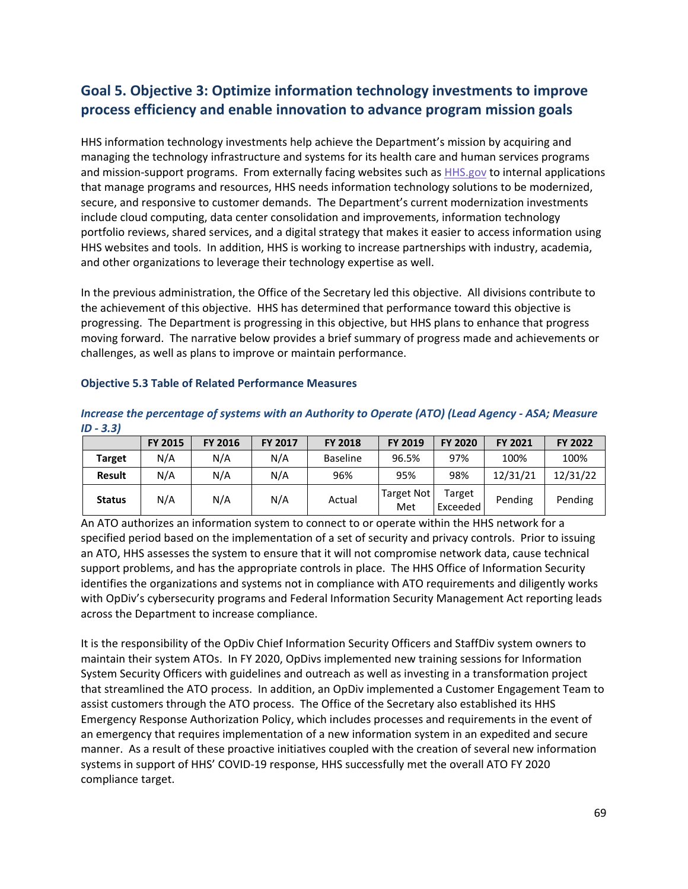## Goal 5. Objective 3: Optimize information technology investments to improve process efficiency and enable innovation to advance program mission goals

HHS information technology investments help achieve the Department's mission by acquiring and managing the technology infrastructure and systems for its health care and human services programs and mission-support programs. From externally facing websites such as [HHS.gov](HHS.gov) to internal applications that manage programs and resources, HHS needs information technology solutions to be modernized, secure, and responsive to customer demands. The Department's current modernization investments include cloud computing, data center consolidation and improvements, information technology portfolio reviews, shared services, and a digital strategy that makes it easier to access information using HHS websites and tools. In addition, HHS is working to increase partnerships with industry, academia, and other organizations to leverage their technology expertise as well.

In the previous administration, the Office of the Secretary led this objective. All divisions contribute to the achievement of this objective. HHS has determined that performance toward this objective is progressing. The Department is progressing in this objective, but HHS plans to enhance that progress moving forward. The narrative below provides a brief summary of progress made and achievements or challenges, as well as plans to improve or maintain performance.

#### Objective 5.3 Table of Related Performance Measures

***Increase the percentage of systems with an Authority to Operate (ATO) (Lead Agency - ASA; Measure ID - 3.3)***

| | FY 2015 | FY 2016 | FY 2017 | FY 2018 | FY 2019 | FY 2020 | FY 2021 | FY 2022 |
|---|---|---|---|---|---|---|---|---|
| **Target** | N/A | N/A | N/A | Baseline | 96.5% | 97% | 100% | 100% |
| **Result** | N/A | N/A | N/A | 96% | 95% | 98% | 12/31/21 | 12/31/22 |
| **Status** | N/A | N/A | N/A | Actual | Target Not Met | Target Exceeded | Pending | Pending |

An ATO authorizes an information system to connect to or operate within the HHS network for a specified period based on the implementation of a set of security and privacy controls. Prior to issuing an ATO, HHS assesses the system to ensure that it will not compromise network data, cause technical support problems, and has the appropriate controls in place. The HHS Office of Information Security identifies the organizations and systems not in compliance with ATO requirements and diligently works with OpDiv's cybersecurity programs and Federal Information Security Management Act reporting leads across the Department to increase compliance.

It is the responsibility of the OpDiv Chief Information Security Officers and StaffDiv system owners to maintain their system ATOs. In FY 2020, OpDivs implemented new training sessions for Information System Security Officers with guidelines and outreach as well as investing in a transformation project that streamlined the ATO process. In addition, an OpDiv implemented a Customer Engagement Team to assist customers through the ATO process. The Office of the Secretary also established its HHS Emergency Response Authorization Policy, which includes processes and requirements in the event of an emergency that requires implementation of a new information system in an expedited and secure manner. As a result of these proactive initiatives coupled with the creation of several new information systems in support of HHS' COVID-19 response, HHS successfully met the overall ATO FY 2020 compliance target.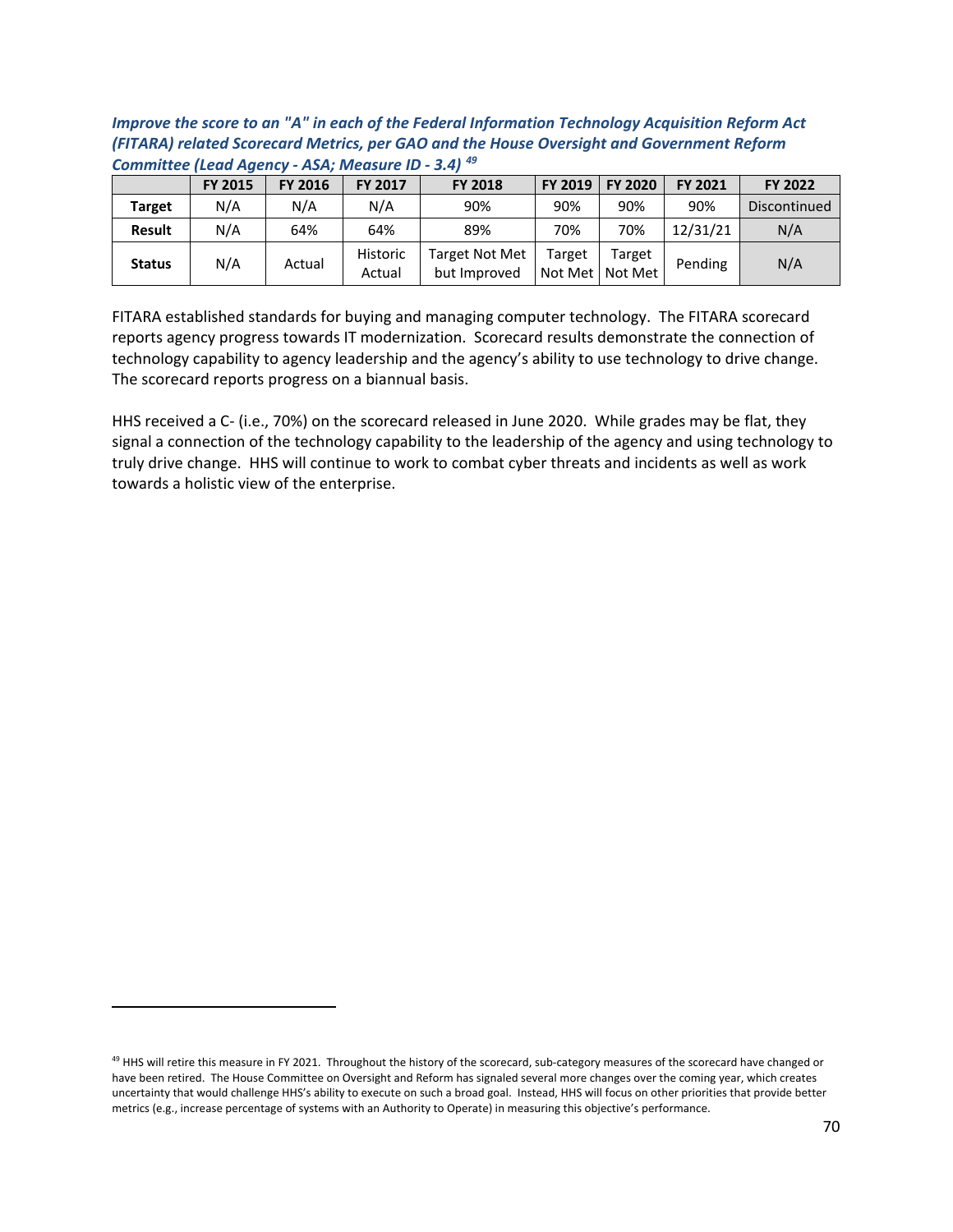***Improve the score to an "A" in each of the Federal Information Technology Acquisition Reform Act (FITARA) related Scorecard Metrics, per GAO and the House Oversight and Government Reform Committee (Lead Agency - ASA; Measure ID - 3.4)*** [49]

| | FY 2015 | FY 2016 | FY 2017 | FY 2018 | FY 2019 | FY 2020 | FY 2021 | FY 2022 |
|---|---|---|---|---|---|---|---|---|
| **Target** | N/A | N/A | N/A | 90% | 90% | 90% | 90% | Discontinued |
| **Result** | N/A | 64% | 64% | 89% | 70% | 70% | 12/31/21 | N/A |
| **Status** | N/A | Actual | Historic Actual | Target Not Met but Improved | Target Not Met | Target Not Met | Pending | N/A |

FITARA established standards for buying and managing computer technology. The FITARA scorecard reports agency progress towards IT modernization. Scorecard results demonstrate the connection of technology capability to agency leadership and the agency's ability to use technology to drive change. The scorecard reports progress on a biannual basis.

HHS received a C- (i.e., 70%) on the scorecard released in June 2020. While grades may be flat, they signal a connection of the technology capability to the leadership of the agency and using technology to truly drive change. HHS will continue to work to combat cyber threats and incidents as well as work towards a holistic view of the enterprise.

---

[49] HHS will retire this measure in FY 2021. Throughout the history of the scorecard, sub-category measures of the scorecard have changed or have been retired. The House Committee on Oversight and Reform has signaled several more changes over the coming year, which creates uncertainty that would challenge HHS's ability to execute on such a broad goal. Instead, HHS will focus on other priorities that provide better metrics (e.g., increase percentage of systems with an Authority to Operate) in measuring this objective's performance.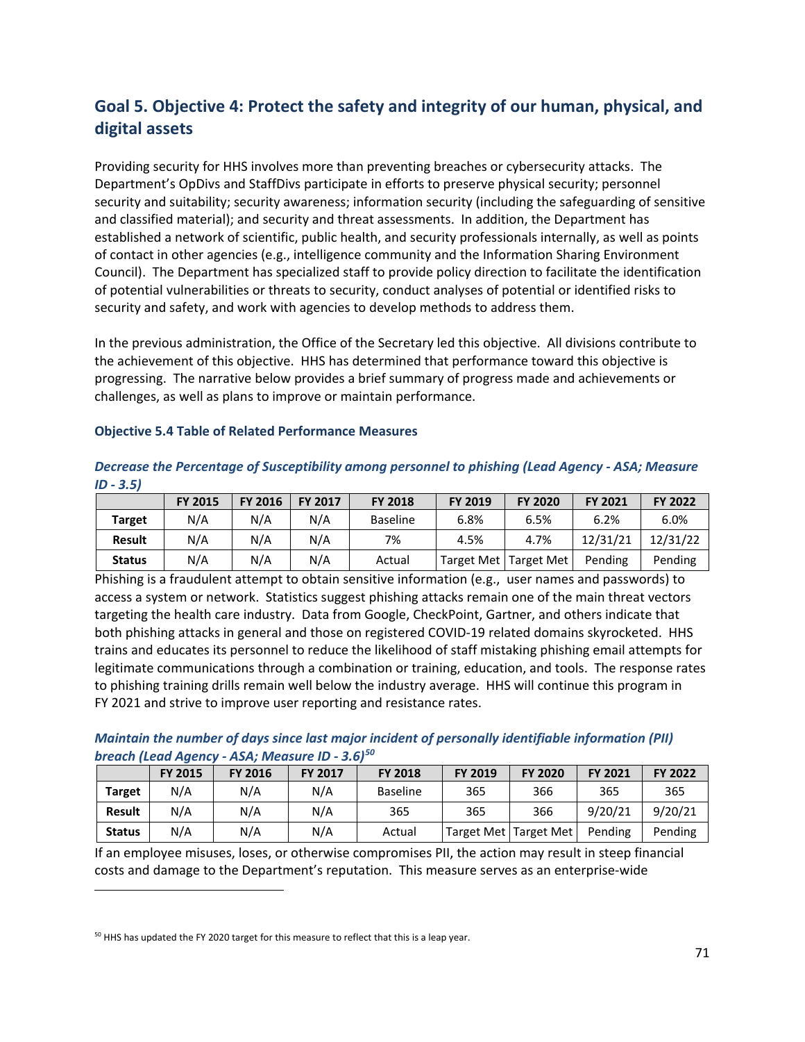## Goal 5. Objective 4: Protect the safety and integrity of our human, physical, and digital assets

Providing security for HHS involves more than preventing breaches or cybersecurity attacks. The Department's OpDivs and StaffDivs participate in efforts to preserve physical security; personnel security and suitability; security awareness; information security (including the safeguarding of sensitive and classified material); and security and threat assessments. In addition, the Department has established a network of scientific, public health, and security professionals internally, as well as points of contact in other agencies (e.g., intelligence community and the Information Sharing Environment Council). The Department has specialized staff to provide policy direction to facilitate the identification of potential vulnerabilities or threats to security, conduct analyses of potential or identified risks to security and safety, and work with agencies to develop methods to address them.

In the previous administration, the Office of the Secretary led this objective. All divisions contribute to the achievement of this objective. HHS has determined that performance toward this objective is progressing. The narrative below provides a brief summary of progress made and achievements or challenges, as well as plans to improve or maintain performance.

### Objective 5.4 Table of Related Performance Measures

***Decrease the Percentage of Susceptibility among personnel to phishing (Lead Agency - ASA; Measure ID - 3.5)***

| | FY 2015 | FY 2016 | FY 2017 | FY 2018 | FY 2019 | FY 2020 | FY 2021 | FY 2022 |
|---|---|---|---|---|---|---|---|---|
| **Target** | N/A | N/A | N/A | Baseline | 6.8% | 6.5% | 6.2% | 6.0% |
| **Result** | N/A | N/A | N/A | 7% | 4.5% | 4.7% | 12/31/21 | 12/31/22 |
| **Status** | N/A | N/A | N/A | Actual | Target Met | Target Met | Pending | Pending |

Phishing is a fraudulent attempt to obtain sensitive information (e.g., user names and passwords) to access a system or network. Statistics suggest phishing attacks remain one of the main threat vectors targeting the health care industry. Data from Google, CheckPoint, Gartner, and others indicate that both phishing attacks in general and those on registered COVID-19 related domains skyrocketed. HHS trains and educates its personnel to reduce the likelihood of staff mistaking phishing email attempts for legitimate communications through a combination or training, education, and tools. The response rates to phishing training drills remain well below the industry average. HHS will continue this program in FY 2021 and strive to improve user reporting and resistance rates.

***Maintain the number of days since last major incident of personally identifiable information (PII) breach (Lead Agency - ASA; Measure ID - 3.6)[50]***

| | FY 2015 | FY 2016 | FY 2017 | FY 2018 | FY 2019 | FY 2020 | FY 2021 | FY 2022 |
|---|---|---|---|---|---|---|---|---|
| **Target** | N/A | N/A | N/A | Baseline | 365 | 366 | 365 | 365 |
| **Result** | N/A | N/A | N/A | 365 | 365 | 366 | 9/20/21 | 9/20/21 |
| **Status** | N/A | N/A | N/A | Actual | Target Met | Target Met | Pending | Pending |

If an employee misuses, loses, or otherwise compromises PII, the action may result in steep financial costs and damage to the Department's reputation. This measure serves as an enterprise-wide

[50] HHS has updated the FY 2020 target for this measure to reflect that this is a leap year.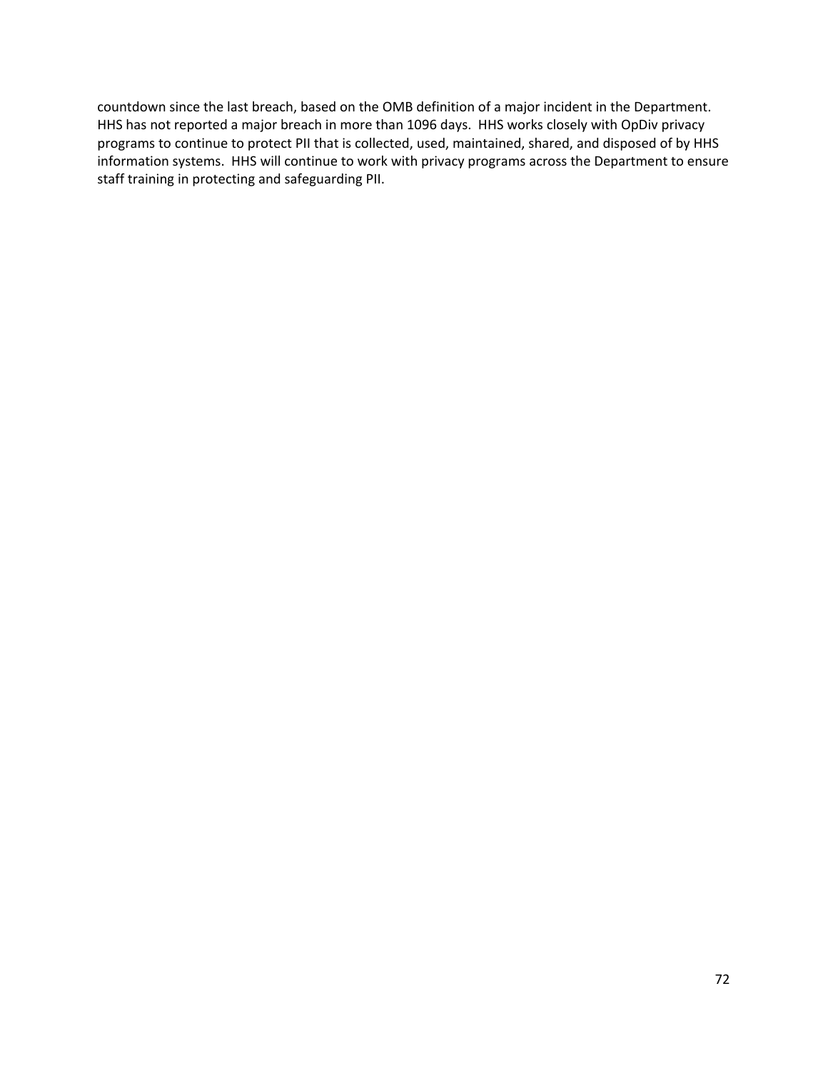countdown since the last breach, based on the OMB definition of a major incident in the Department. HHS has not reported a major breach in more than 1096 days. HHS works closely with OpDiv privacy programs to continue to protect PII that is collected, used, maintained, shared, and disposed of by HHS information systems. HHS will continue to work with privacy programs across the Department to ensure staff training in protecting and safeguarding PII.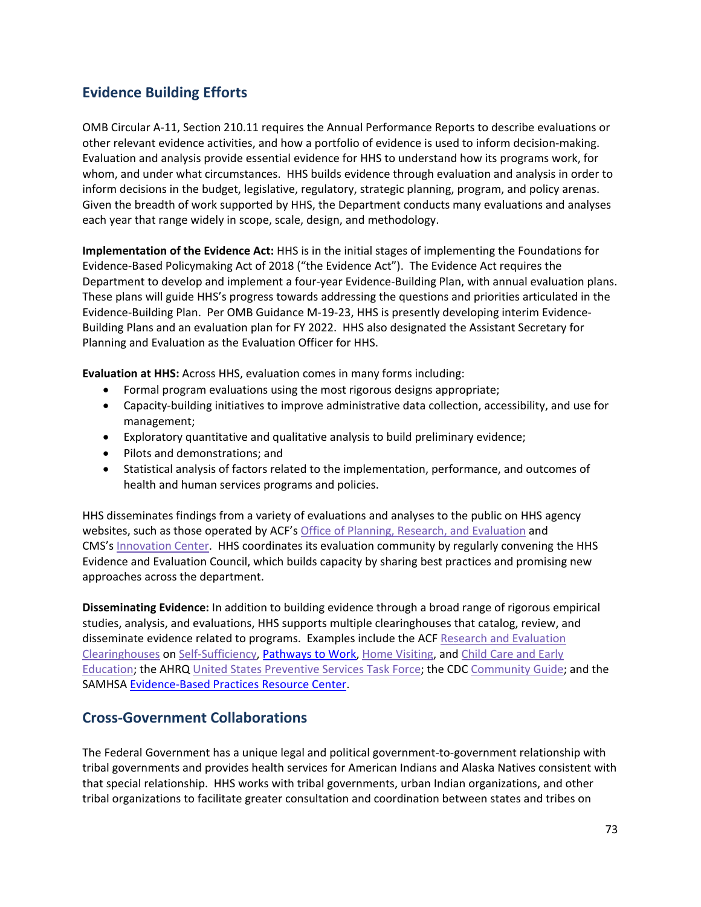## Evidence Building Efforts

OMB Circular A-11, Section 210.11 requires the Annual Performance Reports to describe evaluations or other relevant evidence activities, and how a portfolio of evidence is used to inform decision-making. Evaluation and analysis provide essential evidence for HHS to understand how its programs work, for whom, and under what circumstances. HHS builds evidence through evaluation and analysis in order to inform decisions in the budget, legislative, regulatory, strategic planning, program, and policy arenas. Given the breadth of work supported by HHS, the Department conducts many evaluations and analyses each year that range widely in scope, scale, design, and methodology.

**Implementation of the Evidence Act:** HHS is in the initial stages of implementing the Foundations for Evidence-Based Policymaking Act of 2018 ("the Evidence Act"). The Evidence Act requires the Department to develop and implement a four-year Evidence-Building Plan, with annual evaluation plans. These plans will guide HHS's progress towards addressing the questions and priorities articulated in the Evidence-Building Plan. Per OMB Guidance M-19-23, HHS is presently developing interim Evidence-Building Plans and an evaluation plan for FY 2022. HHS also designated the Assistant Secretary for Planning and Evaluation as the Evaluation Officer for HHS.

**Evaluation at HHS:** Across HHS, evaluation comes in many forms including:

- Formal program evaluations using the most rigorous designs appropriate;
- Capacity-building initiatives to improve administrative data collection, accessibility, and use for management;
- Exploratory quantitative and qualitative analysis to build preliminary evidence;
- Pilots and demonstrations; and
- Statistical analysis of factors related to the implementation, performance, and outcomes of health and human services programs and policies.

HHS disseminates findings from a variety of evaluations and analyses to the public on HHS agency websites, such as those operated by ACF's Office of Planning, Research, and Evaluation and CMS's Innovation Center. HHS coordinates its evaluation community by regularly convening the HHS Evidence and Evaluation Council, which builds capacity by sharing best practices and promising new approaches across the department.

**Disseminating Evidence:** In addition to building evidence through a broad range of rigorous empirical studies, analysis, and evaluations, HHS supports multiple clearinghouses that catalog, review, and disseminate evidence related to programs. Examples include the ACF Research and Evaluation Clearinghouses on Self-Sufficiency, Pathways to Work, Home Visiting, and Child Care and Early Education; the AHRQ United States Preventive Services Task Force; the CDC Community Guide; and the SAMHSA Evidence-Based Practices Resource Center.

## Cross-Government Collaborations

The Federal Government has a unique legal and political government-to-government relationship with tribal governments and provides health services for American Indians and Alaska Natives consistent with that special relationship. HHS works with tribal governments, urban Indian organizations, and other tribal organizations to facilitate greater consultation and coordination between states and tribes on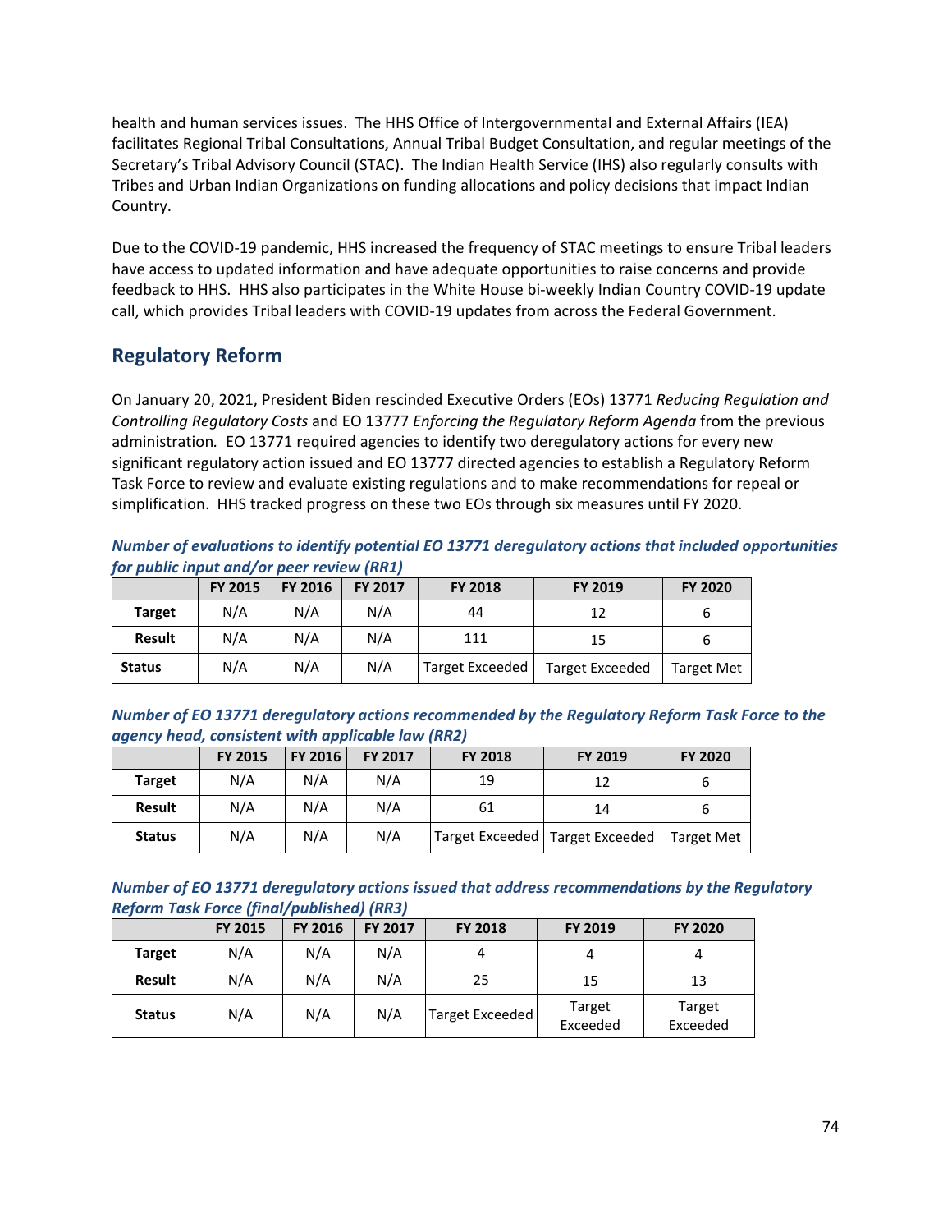health and human services issues. The HHS Office of Intergovernmental and External Affairs (IEA) facilitates Regional Tribal Consultations, Annual Tribal Budget Consultation, and regular meetings of the Secretary's Tribal Advisory Council (STAC). The Indian Health Service (IHS) also regularly consults with Tribes and Urban Indian Organizations on funding allocations and policy decisions that impact Indian Country.

Due to the COVID-19 pandemic, HHS increased the frequency of STAC meetings to ensure Tribal leaders have access to updated information and have adequate opportunities to raise concerns and provide feedback to HHS. HHS also participates in the White House bi-weekly Indian Country COVID-19 update call, which provides Tribal leaders with COVID-19 updates from across the Federal Government.

## Regulatory Reform

On January 20, 2021, President Biden rescinded Executive Orders (EOs) 13771 *Reducing Regulation and Controlling Regulatory Costs* and EO 13777 *Enforcing the Regulatory Reform Agenda* from the previous administration. EO 13771 required agencies to identify two deregulatory actions for every new significant regulatory action issued and EO 13777 directed agencies to establish a Regulatory Reform Task Force to review and evaluate existing regulations and to make recommendations for repeal or simplification. HHS tracked progress on these two EOs through six measures until FY 2020.

***Number of evaluations to identify potential EO 13771 deregulatory actions that included opportunities for public input and/or peer review (RR1)***

| | FY 2015 | FY 2016 | FY 2017 | FY 2018 | FY 2019 | FY 2020 |
|---|---|---|---|---|---|---|
| **Target** | N/A | N/A | N/A | 44 | 12 | 6 |
| **Result** | N/A | N/A | N/A | 111 | 15 | 6 |
| **Status** | N/A | N/A | N/A | Target Exceeded | Target Exceeded | Target Met |

***Number of EO 13771 deregulatory actions recommended by the Regulatory Reform Task Force to the agency head, consistent with applicable law (RR2)***

| | FY 2015 | FY 2016 | FY 2017 | FY 2018 | FY 2019 | FY 2020 |
|---|---|---|---|---|---|---|
| **Target** | N/A | N/A | N/A | 19 | 12 | 6 |
| **Result** | N/A | N/A | N/A | 61 | 14 | 6 |
| **Status** | N/A | N/A | N/A | Target Exceeded | Target Exceeded | Target Met |

***Number of EO 13771 deregulatory actions issued that address recommendations by the Regulatory Reform Task Force (final/published) (RR3)***

| | FY 2015 | FY 2016 | FY 2017 | FY 2018 | FY 2019 | FY 2020 |
|---|---|---|---|---|---|---|
| **Target** | N/A | N/A | N/A | 4 | 4 | 4 |
| **Result** | N/A | N/A | N/A | 25 | 15 | 13 |
| **Status** | N/A | N/A | N/A | Target Exceeded | Target Exceeded | Target Exceeded |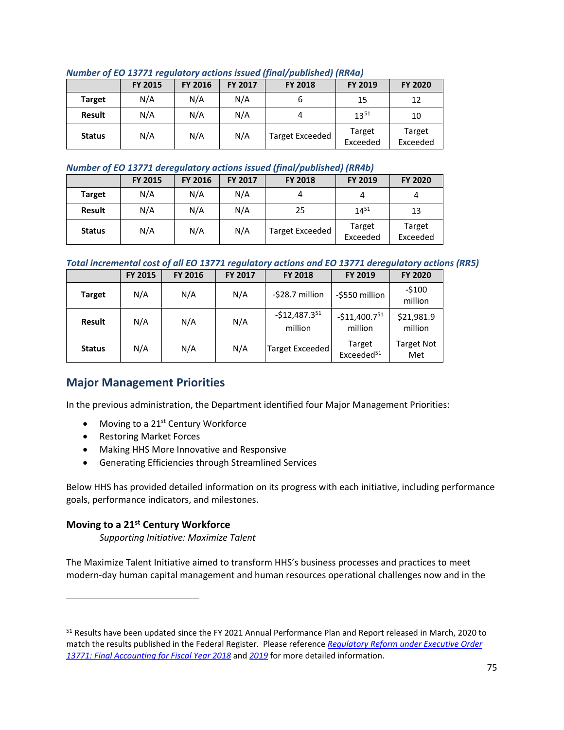*Number of EO 13771 regulatory actions issued (final/published) (RR4a)*

| | FY 2015 | FY 2016 | FY 2017 | FY 2018 | FY 2019 | FY 2020 |
|---|---|---|---|---|---|---|
| **Target** | N/A | N/A | N/A | 6 | 15 | 12 |
| **Result** | N/A | N/A | N/A | 4 | 13[51] | 10 |
| **Status** | N/A | N/A | N/A | Target Exceeded | Target Exceeded | Target Exceeded |

*Number of EO 13771 deregulatory actions issued (final/published) (RR4b)*

| | FY 2015 | FY 2016 | FY 2017 | FY 2018 | FY 2019 | FY 2020 |
|---|---|---|---|---|---|---|
| **Target** | N/A | N/A | N/A | 4 | 4 | 4 |
| **Result** | N/A | N/A | N/A | 25 | 14[51] | 13 |
| **Status** | N/A | N/A | N/A | Target Exceeded | Target Exceeded | Target Exceeded |

*Total incremental cost of all EO 13771 regulatory actions and EO 13771 deregulatory actions (RR5)*

| | FY 2015 | FY 2016 | FY 2017 | FY 2018 | FY 2019 | FY 2020 |
|---|---|---|---|---|---|---|
| **Target** | N/A | N/A | N/A | -$28.7 million | -$550 million | -$100 million |
| **Result** | N/A | N/A | N/A | -$12,487.3[51] million | -$11,400.7[51] million | $21,981.9 million |
| **Status** | N/A | N/A | N/A | Target Exceeded | Target Exceeded[51] | Target Not Met |

## Major Management Priorities

In the previous administration, the Department identified four Major Management Priorities:

- Moving to a 21st Century Workforce
- Restoring Market Forces
- Making HHS More Innovative and Responsive
- Generating Efficiencies through Streamlined Services

Below HHS has provided detailed information on its progress with each initiative, including performance goals, performance indicators, and milestones.

### Moving to a 21st Century Workforce

*Supporting Initiative: Maximize Talent*

The Maximize Talent Initiative aimed to transform HHS's business processes and practices to meet modern-day human capital management and human resources operational challenges now and in the

[51] Results have been updated since the FY 2021 Annual Performance Plan and Report released in March, 2020 to match the results published in the Federal Register. Please reference *Regulatory Reform under Executive Order 13771: Final Accounting for Fiscal Year 2018* and *2019* for more detailed information.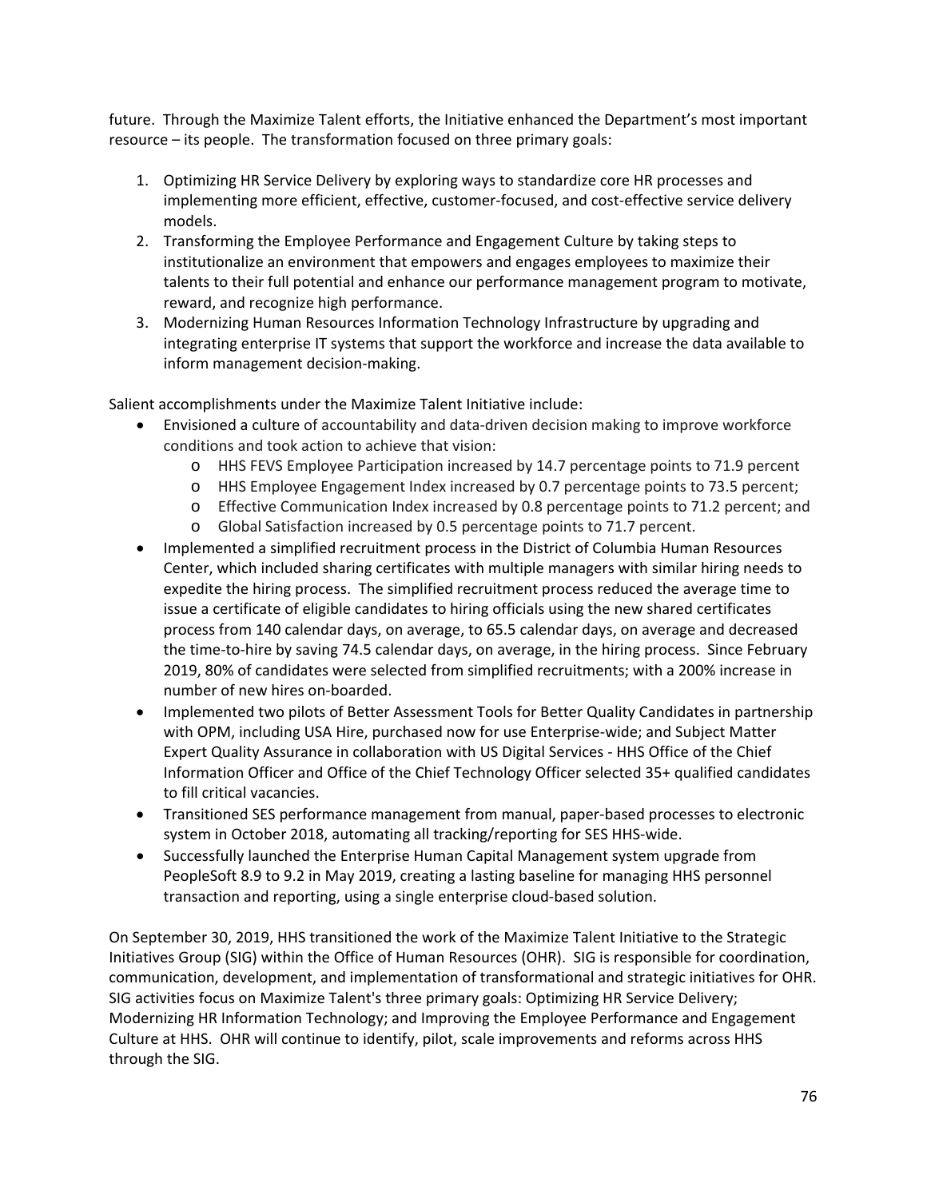future. Through the Maximize Talent efforts, the Initiative enhanced the Department's most important resource – its people. The transformation focused on three primary goals:

1. Optimizing HR Service Delivery by exploring ways to standardize core HR processes and implementing more efficient, effective, customer-focused, and cost-effective service delivery models.
2. Transforming the Employee Performance and Engagement Culture by taking steps to institutionalize an environment that empowers and engages employees to maximize their talents to their full potential and enhance our performance management program to motivate, reward, and recognize high performance.
3. Modernizing Human Resources Information Technology Infrastructure by upgrading and integrating enterprise IT systems that support the workforce and increase the data available to inform management decision-making.

Salient accomplishments under the Maximize Talent Initiative include:

- Envisioned a culture of accountability and data-driven decision making to improve workforce conditions and took action to achieve that vision:
  - HHS FEVS Employee Participation increased by 14.7 percentage points to 71.9 percent
  - HHS Employee Engagement Index increased by 0.7 percentage points to 73.5 percent;
  - Effective Communication Index increased by 0.8 percentage points to 71.2 percent; and
  - Global Satisfaction increased by 0.5 percentage points to 71.7 percent.
- Implemented a simplified recruitment process in the District of Columbia Human Resources Center, which included sharing certificates with multiple managers with similar hiring needs to expedite the hiring process. The simplified recruitment process reduced the average time to issue a certificate of eligible candidates to hiring officials using the new shared certificates process from 140 calendar days, on average, to 65.5 calendar days, on average and decreased the time-to-hire by saving 74.5 calendar days, on average, in the hiring process. Since February 2019, 80% of candidates were selected from simplified recruitments; with a 200% increase in number of new hires on-boarded.
- Implemented two pilots of Better Assessment Tools for Better Quality Candidates in partnership with OPM, including USA Hire, purchased now for use Enterprise-wide; and Subject Matter Expert Quality Assurance in collaboration with US Digital Services - HHS Office of the Chief Information Officer and Office of the Chief Technology Officer selected 35+ qualified candidates to fill critical vacancies.
- Transitioned SES performance management from manual, paper-based processes to electronic system in October 2018, automating all tracking/reporting for SES HHS-wide.
- Successfully launched the Enterprise Human Capital Management system upgrade from PeopleSoft 8.9 to 9.2 in May 2019, creating a lasting baseline for managing HHS personnel transaction and reporting, using a single enterprise cloud-based solution.

On September 30, 2019, HHS transitioned the work of the Maximize Talent Initiative to the Strategic Initiatives Group (SIG) within the Office of Human Resources (OHR). SIG is responsible for coordination, communication, development, and implementation of transformational and strategic initiatives for OHR. SIG activities focus on Maximize Talent's three primary goals: Optimizing HR Service Delivery; Modernizing HR Information Technology; and Improving the Employee Performance and Engagement Culture at HHS. OHR will continue to identify, pilot, scale improvements and reforms across HHS through the SIG.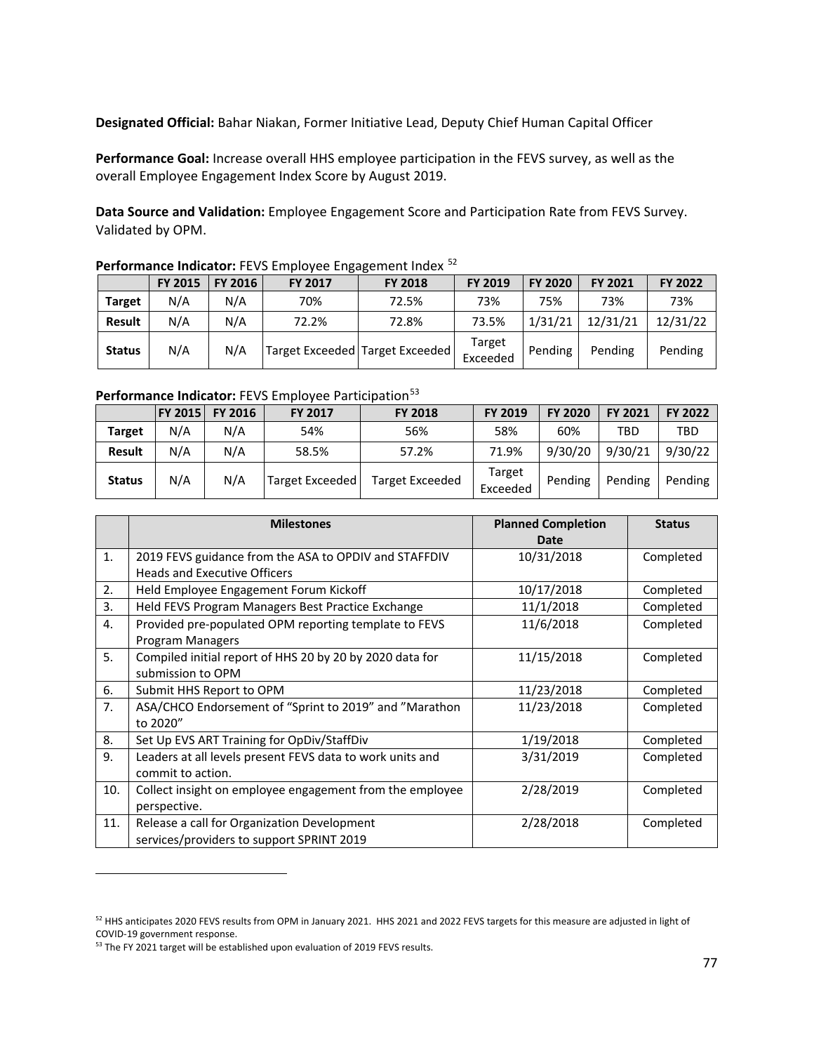**Designated Official:** Bahar Niakan, Former Initiative Lead, Deputy Chief Human Capital Officer

**Performance Goal:** Increase overall HHS employee participation in the FEVS survey, as well as the overall Employee Engagement Index Score by August 2019.

**Data Source and Validation:** Employee Engagement Score and Participation Rate from FEVS Survey. Validated by OPM.

**Performance Indicator:** FEVS Employee Engagement Index [52]

| | FY 2015 | FY 2016 | FY 2017 | FY 2018 | FY 2019 | FY 2020 | FY 2021 | FY 2022 |
|---|---|---|---|---|---|---|---|---|
| **Target** | N/A | N/A | 70% | 72.5% | 73% | 75% | 73% | 73% |
| **Result** | N/A | N/A | 72.2% | 72.8% | 73.5% | 1/31/21 | 12/31/21 | 12/31/22 |
| **Status** | N/A | N/A | Target Exceeded | Target Exceeded | Target Exceeded | Pending | Pending | Pending |

**Performance Indicator:** FEVS Employee Participation[53]

| | FY 2015 | FY 2016 | FY 2017 | FY 2018 | FY 2019 | FY 2020 | FY 2021 | FY 2022 |
|---|---|---|---|---|---|---|---|---|
| **Target** | N/A | N/A | 54% | 56% | 58% | 60% | TBD | TBD |
| **Result** | N/A | N/A | 58.5% | 57.2% | 71.9% | 9/30/20 | 9/30/21 | 9/30/22 |
| **Status** | N/A | N/A | Target Exceeded | Target Exceeded | Target Exceeded | Pending | Pending | Pending |

| | Milestones | Planned Completion Date | Status |
|---|---|---|---|
| 1. | 2019 FEVS guidance from the ASA to OPDIV and STAFFDIV Heads and Executive Officers | 10/31/2018 | Completed |
| 2. | Held Employee Engagement Forum Kickoff | 10/17/2018 | Completed |
| 3. | Held FEVS Program Managers Best Practice Exchange | 11/1/2018 | Completed |
| 4. | Provided pre-populated OPM reporting template to FEVS Program Managers | 11/6/2018 | Completed |
| 5. | Compiled initial report of HHS 20 by 20 by 2020 data for submission to OPM | 11/15/2018 | Completed |
| 6. | Submit HHS Report to OPM | 11/23/2018 | Completed |
| 7. | ASA/CHCO Endorsement of "Sprint to 2019" and "Marathon to 2020" | 11/23/2018 | Completed |
| 8. | Set Up EVS ART Training for OpDiv/StaffDiv | 1/19/2018 | Completed |
| 9. | Leaders at all levels present FEVS data to work units and commit to action. | 3/31/2019 | Completed |
| 10. | Collect insight on employee engagement from the employee perspective. | 2/28/2019 | Completed |
| 11. | Release a call for Organization Development services/providers to support SPRINT 2019 | 2/28/2018 | Completed |

[52] HHS anticipates 2020 FEVS results from OPM in January 2021. HHS 2021 and 2022 FEVS targets for this measure are adjusted in light of COVID-19 government response.

[53] The FY 2021 target will be established upon evaluation of 2019 FEVS results.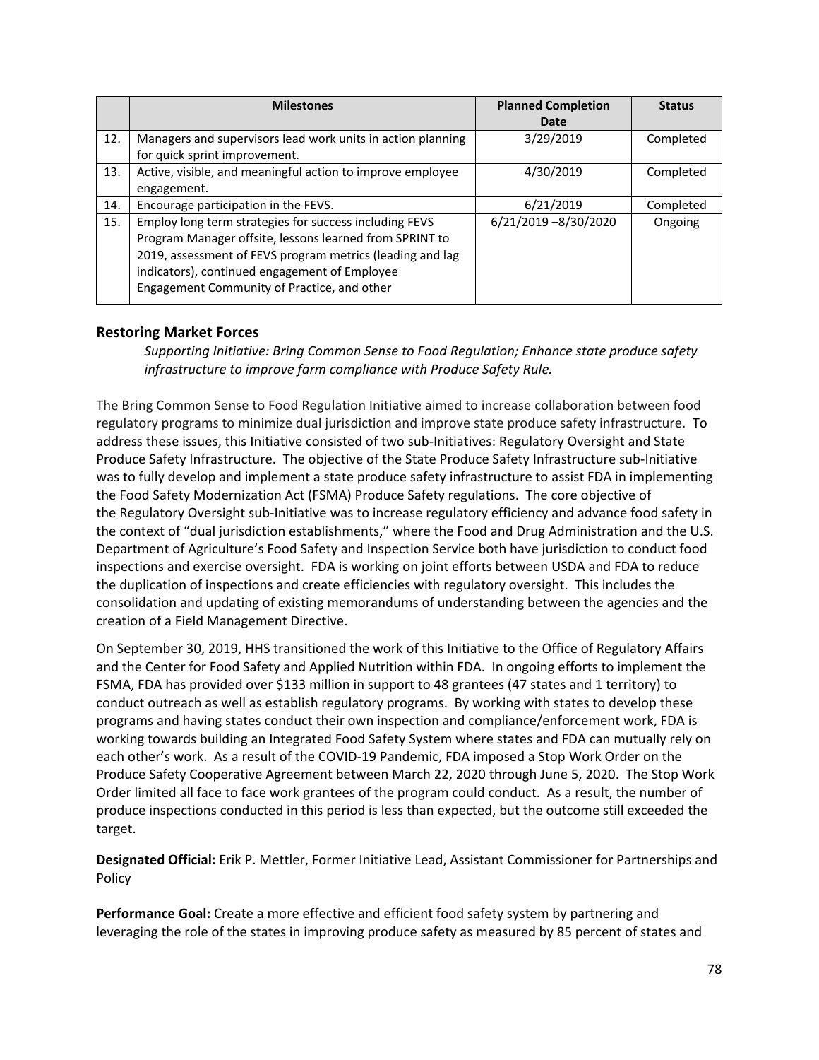| | Milestones | Planned Completion Date | Status |
|---|---|---|---|
| 12. | Managers and supervisors lead work units in action planning for quick sprint improvement. | 3/29/2019 | Completed |
| 13. | Active, visible, and meaningful action to improve employee engagement. | 4/30/2019 | Completed |
| 14. | Encourage participation in the FEVS. | 6/21/2019 | Completed |
| 15. | Employ long term strategies for success including FEVS Program Manager offsite, lessons learned from SPRINT to 2019, assessment of FEVS program metrics (leading and lag indicators), continued engagement of Employee Engagement Community of Practice, and other | 6/21/2019 –8/30/2020 | Ongoing |

## Restoring Market Forces

*Supporting Initiative: Bring Common Sense to Food Regulation; Enhance state produce safety infrastructure to improve farm compliance with Produce Safety Rule.*

The Bring Common Sense to Food Regulation Initiative aimed to increase collaboration between food regulatory programs to minimize dual jurisdiction and improve state produce safety infrastructure. To address these issues, this Initiative consisted of two sub-Initiatives: Regulatory Oversight and State Produce Safety Infrastructure. The objective of the State Produce Safety Infrastructure sub-Initiative was to fully develop and implement a state produce safety infrastructure to assist FDA in implementing the Food Safety Modernization Act (FSMA) Produce Safety regulations. The core objective of the Regulatory Oversight sub-Initiative was to increase regulatory efficiency and advance food safety in the context of "dual jurisdiction establishments," where the Food and Drug Administration and the U.S. Department of Agriculture's Food Safety and Inspection Service both have jurisdiction to conduct food inspections and exercise oversight. FDA is working on joint efforts between USDA and FDA to reduce the duplication of inspections and create efficiencies with regulatory oversight. This includes the consolidation and updating of existing memorandums of understanding between the agencies and the creation of a Field Management Directive.

On September 30, 2019, HHS transitioned the work of this Initiative to the Office of Regulatory Affairs and the Center for Food Safety and Applied Nutrition within FDA. In ongoing efforts to implement the FSMA, FDA has provided over $133 million in support to 48 grantees (47 states and 1 territory) to conduct outreach as well as establish regulatory programs. By working with states to develop these programs and having states conduct their own inspection and compliance/enforcement work, FDA is working towards building an Integrated Food Safety System where states and FDA can mutually rely on each other's work. As a result of the COVID-19 Pandemic, FDA imposed a Stop Work Order on the Produce Safety Cooperative Agreement between March 22, 2020 through June 5, 2020. The Stop Work Order limited all face to face work grantees of the program could conduct. As a result, the number of produce inspections conducted in this period is less than expected, but the outcome still exceeded the target.

**Designated Official:** Erik P. Mettler, Former Initiative Lead, Assistant Commissioner for Partnerships and Policy

**Performance Goal:** Create a more effective and efficient food safety system by partnering and leveraging the role of the states in improving produce safety as measured by 85 percent of states and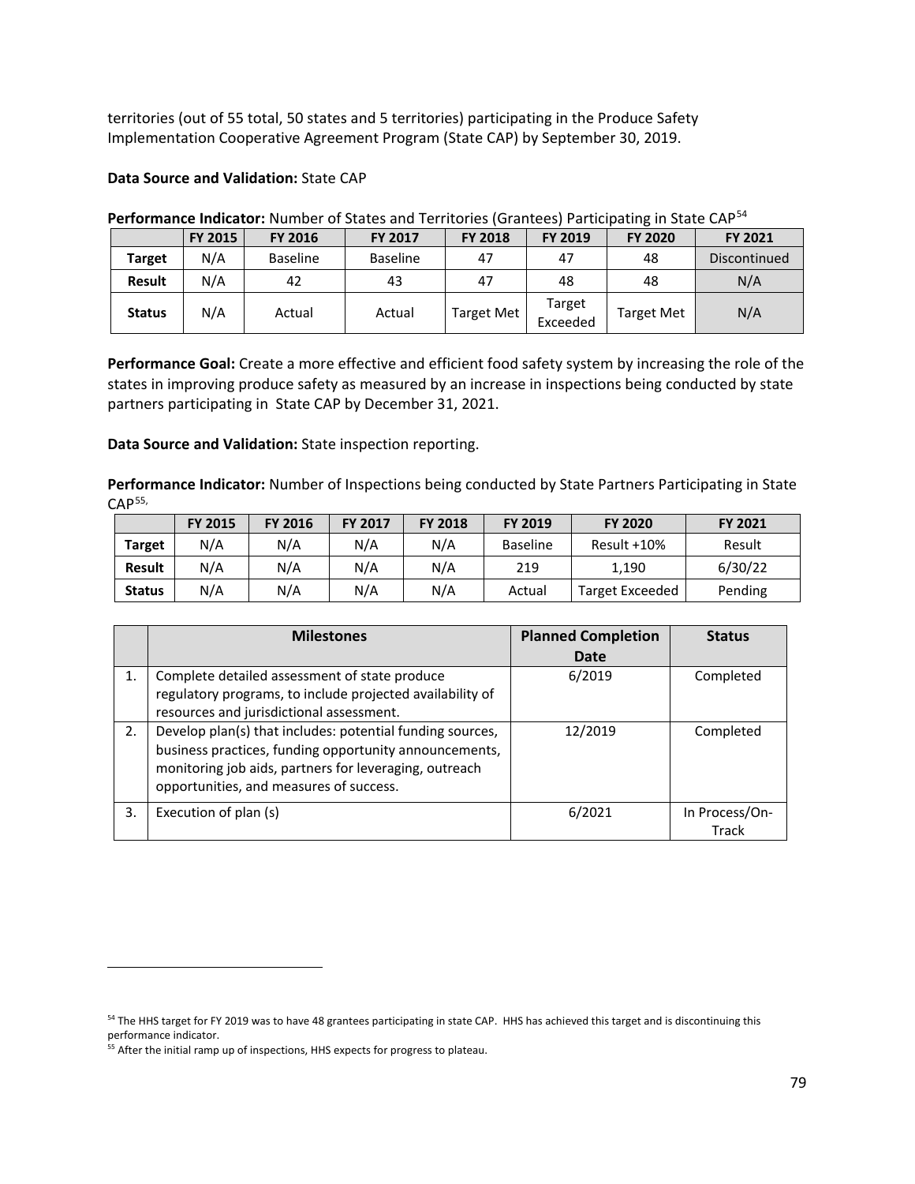territories (out of 55 total, 50 states and 5 territories) participating in the Produce Safety Implementation Cooperative Agreement Program (State CAP) by September 30, 2019.

**Data Source and Validation:** State CAP

**Performance Indicator:** Number of States and Territories (Grantees) Participating in State CAP[54]

| | FY 2015 | FY 2016 | FY 2017 | FY 2018 | FY 2019 | FY 2020 | FY 2021 |
|---|---|---|---|---|---|---|---|
| **Target** | N/A | Baseline | Baseline | 47 | 47 | 48 | Discontinued |
| **Result** | N/A | 42 | 43 | 47 | 48 | 48 | N/A |
| **Status** | N/A | Actual | Actual | Target Met | Target Exceeded | Target Met | N/A |

**Performance Goal:** Create a more effective and efficient food safety system by increasing the role of the states in improving produce safety as measured by an increase in inspections being conducted by state partners participating in State CAP by December 31, 2021.

**Data Source and Validation:** State inspection reporting.

**Performance Indicator:** Number of Inspections being conducted by State Partners Participating in State CAP[55,]

| | FY 2015 | FY 2016 | FY 2017 | FY 2018 | FY 2019 | FY 2020 | FY 2021 |
|---|---|---|---|---|---|---|---|
| **Target** | N/A | N/A | N/A | N/A | Baseline | Result +10% | Result |
| **Result** | N/A | N/A | N/A | N/A | 219 | 1,190 | 6/30/22 |
| **Status** | N/A | N/A | N/A | N/A | Actual | Target Exceeded | Pending |

| | Milestones | Planned Completion Date | Status |
|---|---|---|---|
| 1. | Complete detailed assessment of state produce regulatory programs, to include projected availability of resources and jurisdictional assessment. | 6/2019 | Completed |
| 2. | Develop plan(s) that includes: potential funding sources, business practices, funding opportunity announcements, monitoring job aids, partners for leveraging, outreach opportunities, and measures of success. | 12/2019 | Completed |
| 3. | Execution of plan (s) | 6/2021 | In Process/On-Track |

[54] The HHS target for FY 2019 was to have 48 grantees participating in state CAP. HHS has achieved this target and is discontinuing this performance indicator.

[55] After the initial ramp up of inspections, HHS expects for progress to plateau.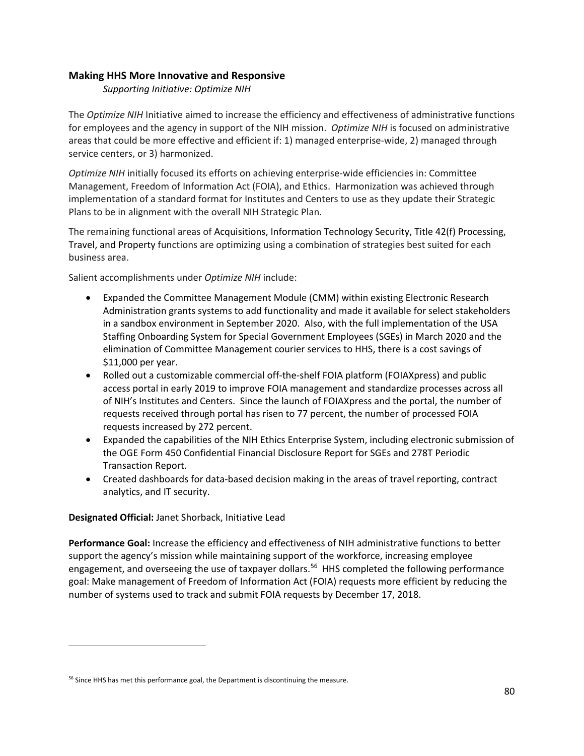## Making HHS More Innovative and Responsive

*Supporting Initiative: Optimize NIH*

The *Optimize NIH* Initiative aimed to increase the efficiency and effectiveness of administrative functions for employees and the agency in support of the NIH mission. *Optimize NIH* is focused on administrative areas that could be more effective and efficient if: 1) managed enterprise-wide, 2) managed through service centers, or 3) harmonized.

*Optimize NIH* initially focused its efforts on achieving enterprise-wide efficiencies in: Committee Management, Freedom of Information Act (FOIA), and Ethics. Harmonization was achieved through implementation of a standard format for Institutes and Centers to use as they update their Strategic Plans to be in alignment with the overall NIH Strategic Plan.

The remaining functional areas of Acquisitions, Information Technology Security, Title 42(f) Processing, Travel, and Property functions are optimizing using a combination of strategies best suited for each business area.

Salient accomplishments under *Optimize NIH* include:

- Expanded the Committee Management Module (CMM) within existing Electronic Research Administration grants systems to add functionality and made it available for select stakeholders in a sandbox environment in September 2020. Also, with the full implementation of the USA Staffing Onboarding System for Special Government Employees (SGEs) in March 2020 and the elimination of Committee Management courier services to HHS, there is a cost savings of $11,000 per year.
- Rolled out a customizable commercial off-the-shelf FOIA platform (FOIAXpress) and public access portal in early 2019 to improve FOIA management and standardize processes across all of NIH's Institutes and Centers. Since the launch of FOIAXpress and the portal, the number of requests received through portal has risen to 77 percent, the number of processed FOIA requests increased by 272 percent.
- Expanded the capabilities of the NIH Ethics Enterprise System, including electronic submission of the OGE Form 450 Confidential Financial Disclosure Report for SGEs and 278T Periodic Transaction Report.
- Created dashboards for data-based decision making in the areas of travel reporting, contract analytics, and IT security.

**Designated Official:** Janet Shorback, Initiative Lead

**Performance Goal:** Increase the efficiency and effectiveness of NIH administrative functions to better support the agency's mission while maintaining support of the workforce, increasing employee engagement, and overseeing the use of taxpayer dollars.[56] HHS completed the following performance goal: Make management of Freedom of Information Act (FOIA) requests more efficient by reducing the number of systems used to track and submit FOIA requests by December 17, 2018.

---

[56] Since HHS has met this performance goal, the Department is discontinuing the measure.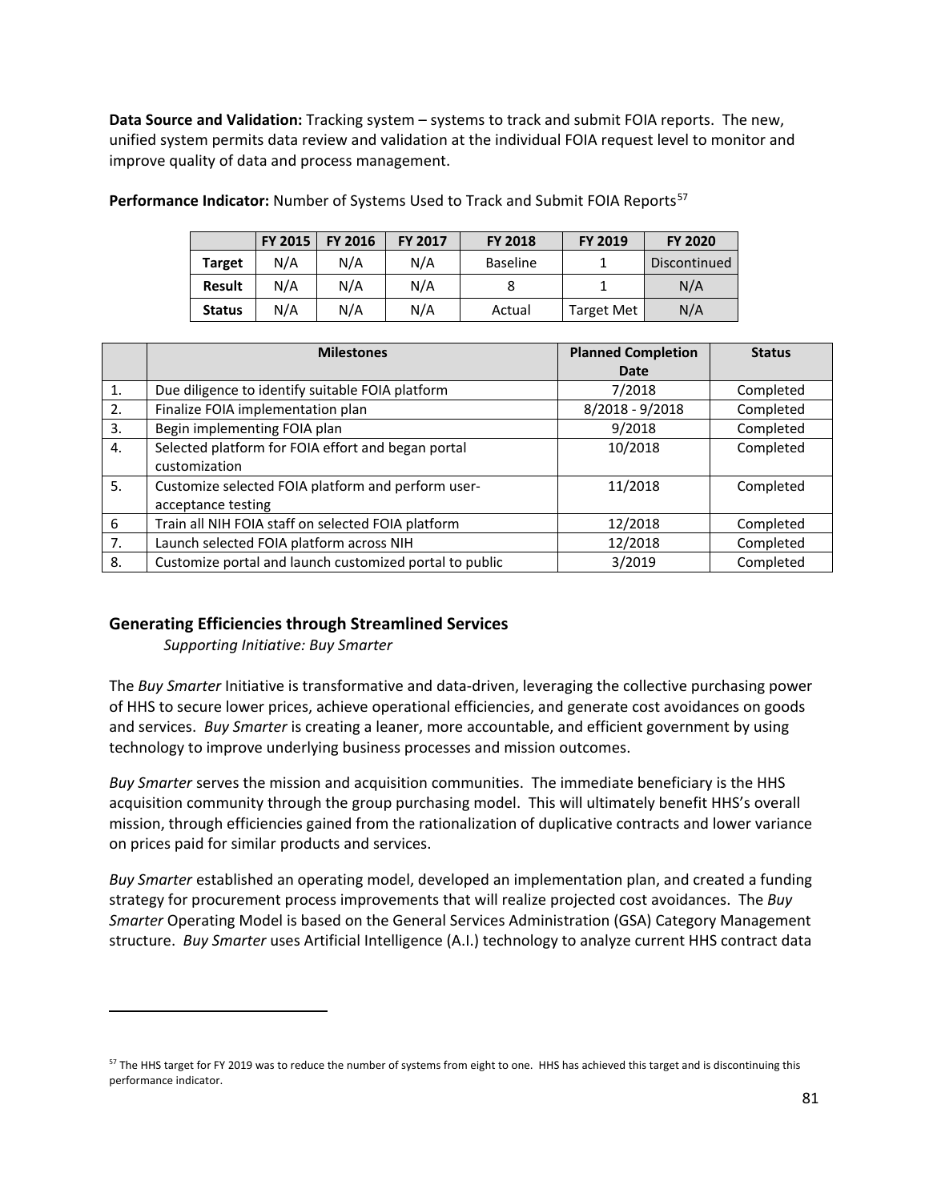**Data Source and Validation:** Tracking system – systems to track and submit FOIA reports. The new, unified system permits data review and validation at the individual FOIA request level to monitor and improve quality of data and process management.

**Performance Indicator:** Number of Systems Used to Track and Submit FOIA Reports[57]

| | FY 2015 | FY 2016 | FY 2017 | FY 2018 | FY 2019 | FY 2020 |
|---|---|---|---|---|---|---|
| **Target** | N/A | N/A | N/A | Baseline | 1 | Discontinued |
| **Result** | N/A | N/A | N/A | 8 | 1 | N/A |
| **Status** | N/A | N/A | N/A | Actual | Target Met | N/A |

| | Milestones | Planned Completion Date | Status |
|---|---|---|---|
| 1. | Due diligence to identify suitable FOIA platform | 7/2018 | Completed |
| 2. | Finalize FOIA implementation plan | 8/2018 - 9/2018 | Completed |
| 3. | Begin implementing FOIA plan | 9/2018 | Completed |
| 4. | Selected platform for FOIA effort and began portal customization | 10/2018 | Completed |
| 5. | Customize selected FOIA platform and perform user-acceptance testing | 11/2018 | Completed |
| 6 | Train all NIH FOIA staff on selected FOIA platform | 12/2018 | Completed |
| 7. | Launch selected FOIA platform across NIH | 12/2018 | Completed |
| 8. | Customize portal and launch customized portal to public | 3/2019 | Completed |

## Generating Efficiencies through Streamlined Services

*Supporting Initiative: Buy Smarter*

The *Buy Smarter* Initiative is transformative and data-driven, leveraging the collective purchasing power of HHS to secure lower prices, achieve operational efficiencies, and generate cost avoidances on goods and services. *Buy Smarter* is creating a leaner, more accountable, and efficient government by using technology to improve underlying business processes and mission outcomes.

*Buy Smarter* serves the mission and acquisition communities. The immediate beneficiary is the HHS acquisition community through the group purchasing model. This will ultimately benefit HHS's overall mission, through efficiencies gained from the rationalization of duplicative contracts and lower variance on prices paid for similar products and services.

*Buy Smarter* established an operating model, developed an implementation plan, and created a funding strategy for procurement process improvements that will realize projected cost avoidances. The *Buy Smarter* Operating Model is based on the General Services Administration (GSA) Category Management structure. *Buy Smarter* uses Artificial Intelligence (A.I.) technology to analyze current HHS contract data

---

[57] The HHS target for FY 2019 was to reduce the number of systems from eight to one. HHS has achieved this target and is discontinuing this performance indicator.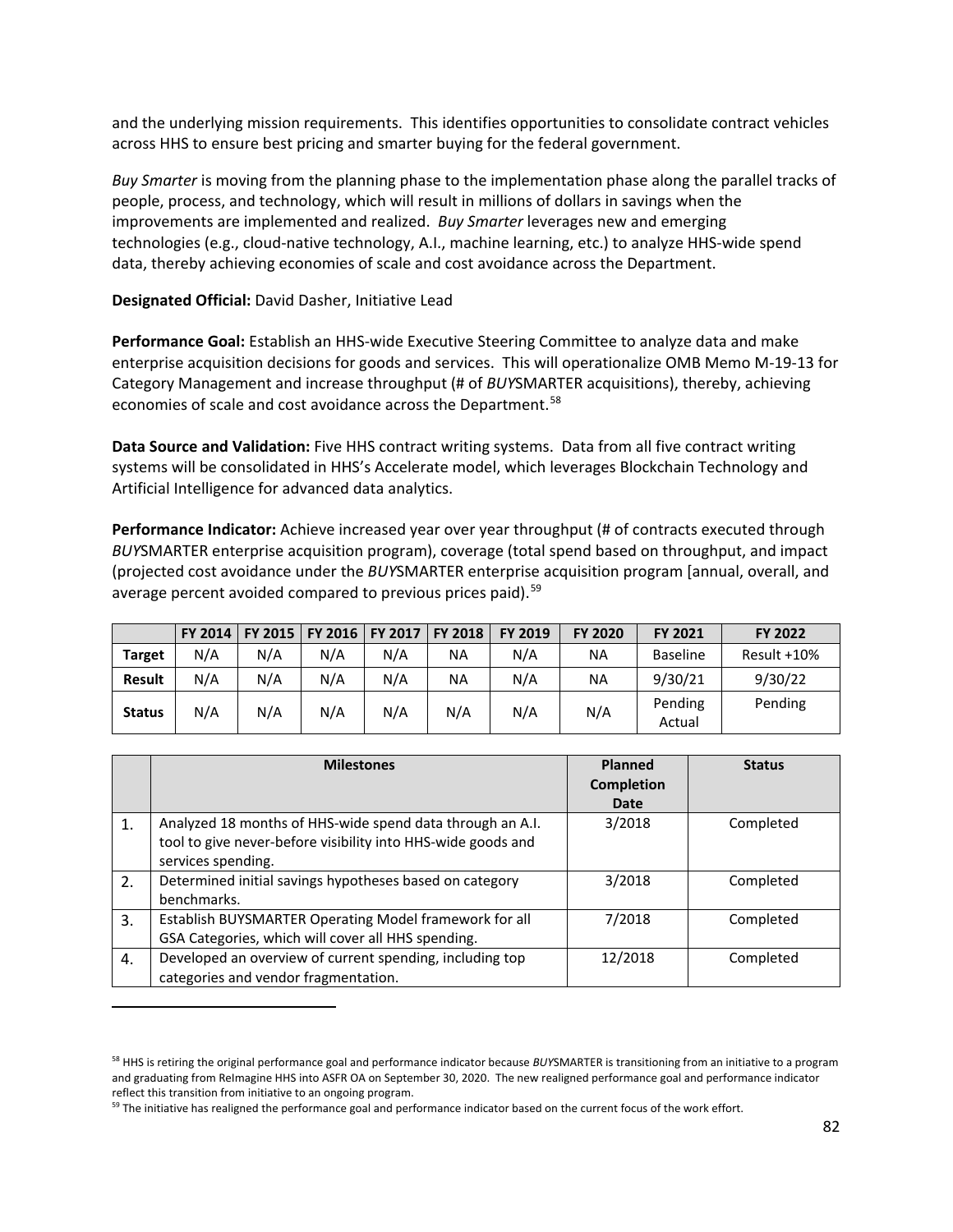and the underlying mission requirements. This identifies opportunities to consolidate contract vehicles across HHS to ensure best pricing and smarter buying for the federal government.

*Buy Smarter* is moving from the planning phase to the implementation phase along the parallel tracks of people, process, and technology, which will result in millions of dollars in savings when the improvements are implemented and realized. *Buy Smarter* leverages new and emerging technologies (e.g., cloud-native technology, A.I., machine learning, etc.) to analyze HHS-wide spend data, thereby achieving economies of scale and cost avoidance across the Department.

**Designated Official:** David Dasher, Initiative Lead

**Performance Goal:** Establish an HHS-wide Executive Steering Committee to analyze data and make enterprise acquisition decisions for goods and services. This will operationalize OMB Memo M-19-13 for Category Management and increase throughput (# of *BUY*SMARTER acquisitions), thereby, achieving economies of scale and cost avoidance across the Department.[58]

**Data Source and Validation:** Five HHS contract writing systems. Data from all five contract writing systems will be consolidated in HHS's Accelerate model, which leverages Blockchain Technology and Artificial Intelligence for advanced data analytics.

**Performance Indicator:** Achieve increased year over year throughput (# of contracts executed through *BUY*SMARTER enterprise acquisition program), coverage (total spend based on throughput, and impact (projected cost avoidance under the *BUY*SMARTER enterprise acquisition program [annual, overall, and average percent avoided compared to previous prices paid).[59]

| | FY 2014 | FY 2015 | FY 2016 | FY 2017 | FY 2018 | FY 2019 | FY 2020 | FY 2021 | FY 2022 |
|---|---|---|---|---|---|---|---|---|---|
| **Target** | N/A | N/A | N/A | N/A | NA | N/A | NA | Baseline | Result +10% |
| **Result** | N/A | N/A | N/A | N/A | NA | N/A | NA | 9/30/21 | 9/30/22 |
| **Status** | N/A | N/A | N/A | N/A | N/A | N/A | N/A | Pending Actual | Pending |

| | Milestones | Planned Completion Date | Status |
|---|---|---|---|
| 1. | Analyzed 18 months of HHS-wide spend data through an A.I. tool to give never-before visibility into HHS-wide goods and services spending. | 3/2018 | Completed |
| 2. | Determined initial savings hypotheses based on category benchmarks. | 3/2018 | Completed |
| 3. | Establish BUYSMARTER Operating Model framework for all GSA Categories, which will cover all HHS spending. | 7/2018 | Completed |
| 4. | Developed an overview of current spending, including top categories and vendor fragmentation. | 12/2018 | Completed |

[58] HHS is retiring the original performance goal and performance indicator because *BUY*SMARTER is transitioning from an initiative to a program and graduating from ReImagine HHS into ASFR OA on September 30, 2020. The new realigned performance goal and performance indicator reflect this transition from initiative to an ongoing program.

[59] The initiative has realigned the performance goal and performance indicator based on the current focus of the work effort.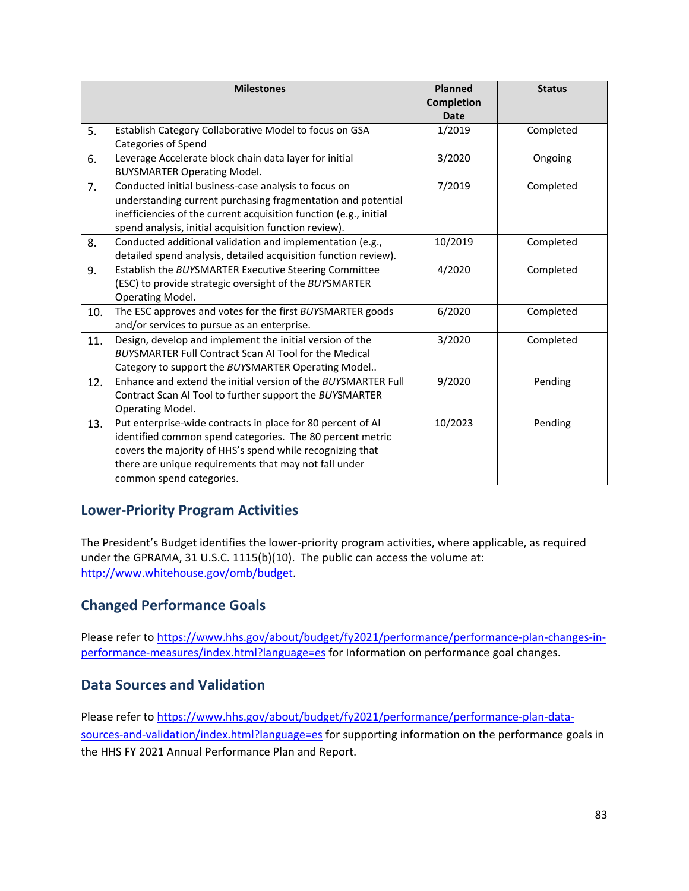| | Milestones | Planned Completion Date | Status |
|---|---|---|---|
| 5. | Establish Category Collaborative Model to focus on GSA Categories of Spend | 1/2019 | Completed |
| 6. | Leverage Accelerate block chain data layer for initial BUYSMARTER Operating Model. | 3/2020 | Ongoing |
| 7. | Conducted initial business-case analysis to focus on understanding current purchasing fragmentation and potential inefficiencies of the current acquisition function (e.g., initial spend analysis, initial acquisition function review). | 7/2019 | Completed |
| 8. | Conducted additional validation and implementation (e.g., detailed spend analysis, detailed acquisition function review). | 10/2019 | Completed |
| 9. | Establish the *BUY*SMARTER Executive Steering Committee (ESC) to provide strategic oversight of the *BUY*SMARTER Operating Model. | 4/2020 | Completed |
| 10. | The ESC approves and votes for the first *BUY*SMARTER goods and/or services to pursue as an enterprise. | 6/2020 | Completed |
| 11. | Design, develop and implement the initial version of the *BUY*SMARTER Full Contract Scan AI Tool for the Medical Category to support the *BUY*SMARTER Operating Model.. | 3/2020 | Completed |
| 12. | Enhance and extend the initial version of the *BUY*SMARTER Full Contract Scan AI Tool to further support the *BUY*SMARTER Operating Model. | 9/2020 | Pending |
| 13. | Put enterprise-wide contracts in place for 80 percent of AI identified common spend categories. The 80 percent metric covers the majority of HHS's spend while recognizing that there are unique requirements that may not fall under common spend categories. | 10/2023 | Pending |

## Lower-Priority Program Activities

The President's Budget identifies the lower-priority program activities, where applicable, as required under the GPRAMA, 31 U.S.C. 1115(b)(10). The public can access the volume at: http://www.whitehouse.gov/omb/budget.

## Changed Performance Goals

Please refer to https://www.hhs.gov/about/budget/fy2021/performance/performance-plan-changes-in-performance-measures/index.html?language=es for Information on performance goal changes.

## Data Sources and Validation

Please refer to https://www.hhs.gov/about/budget/fy2021/performance/performance-plan-data-sources-and-validation/index.html?language=es for supporting information on the performance goals in the HHS FY 2021 Annual Performance Plan and Report.